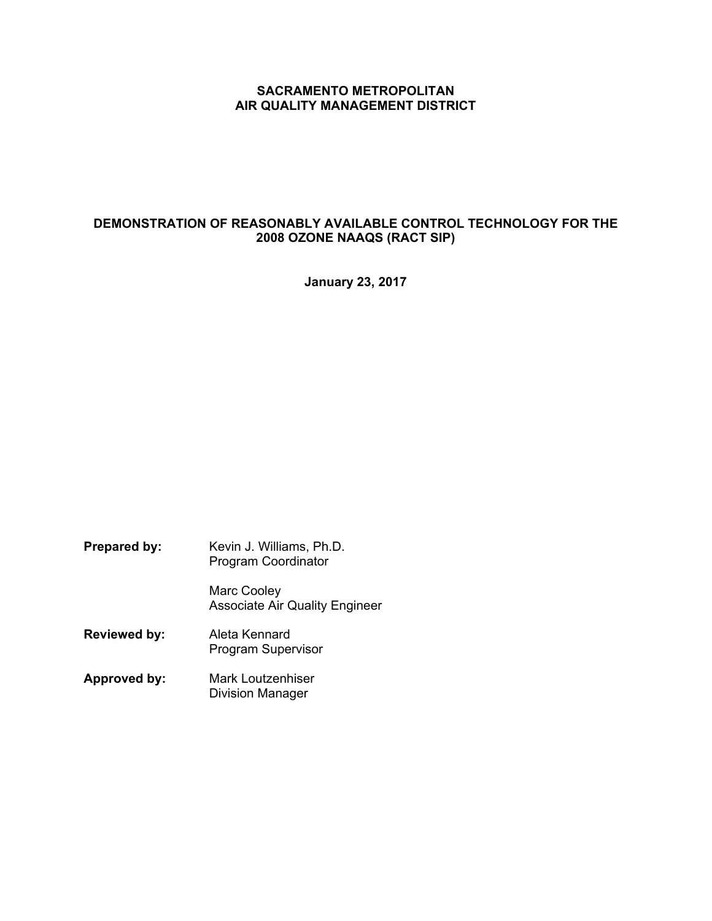# SACRAMENTO METROPOLITAN AIR QUALITY MANAGEMENT DISTRICT

## DEMONSTRATION OF REASONABLY AVAILABLE CONTROL TECHNOLOGY FOR THE 2008 OZONE NAAQS (RACT SIP)

**January 23, 2017**

**Prepared by:** Kevin J. Williams, Ph.D.
Program Coordinator

Marc Cooley
Associate Air Quality Engineer

**Reviewed by:** Aleta Kennard
Program Supervisor

**Approved by:** Mark Loutzenhiser
Division Manager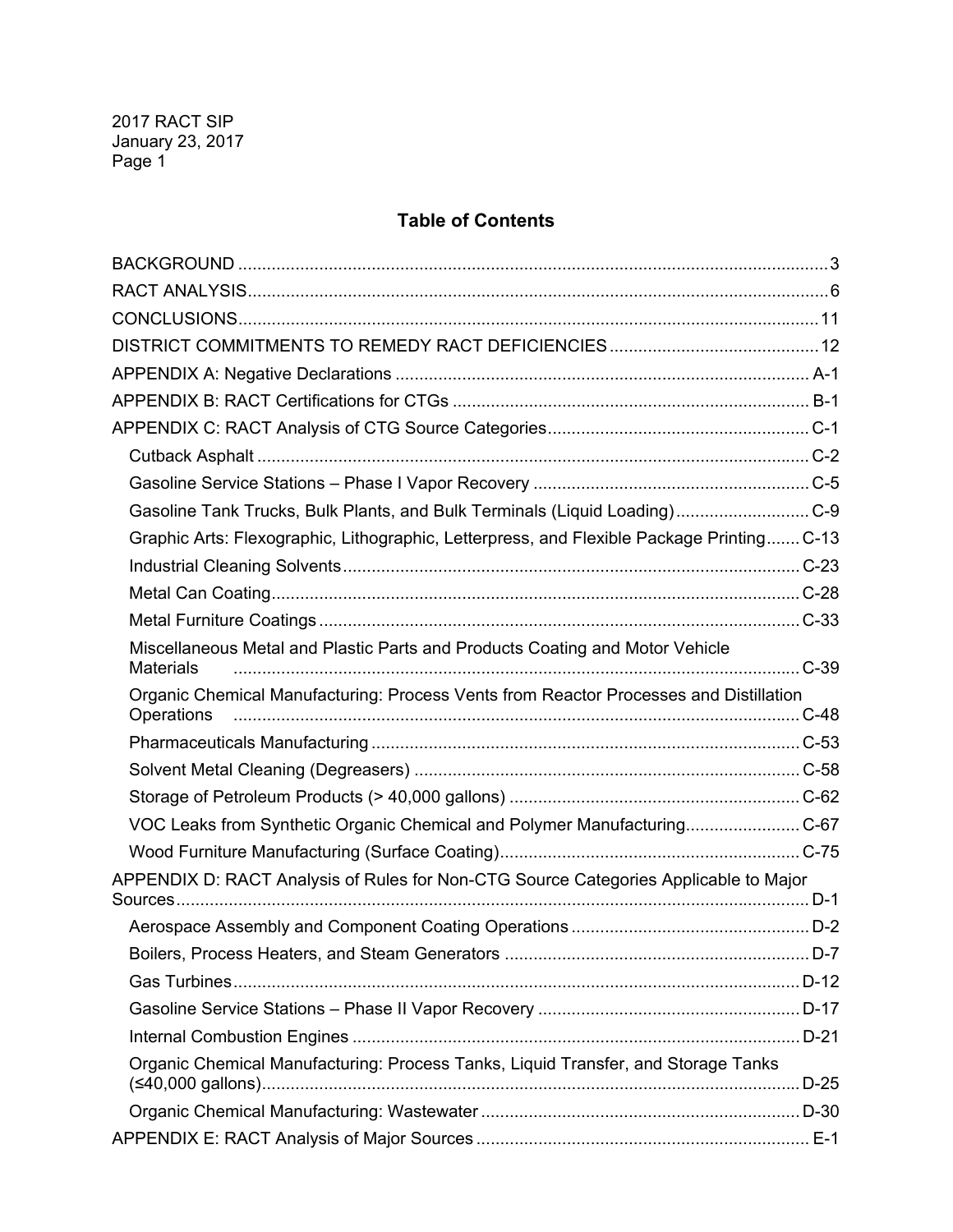## Table of Contents

BACKGROUND .......... 3

RACT ANALYSIS .......... 6

CONCLUSIONS .......... 11

DISTRICT COMMITMENTS TO REMEDY RACT DEFICIENCIES .......... 12

APPENDIX A: Negative Declarations .......... A-1

APPENDIX B: RACT Certifications for CTGs .......... B-1

APPENDIX C: RACT Analysis of CTG Source Categories .......... C-1

- Cutback Asphalt .......... C-2
- Gasoline Service Stations – Phase I Vapor Recovery .......... C-5
- Gasoline Tank Trucks, Bulk Plants, and Bulk Terminals (Liquid Loading) .......... C-9
- Graphic Arts: Flexographic, Lithographic, Letterpress, and Flexible Package Printing .......... C-13
- Industrial Cleaning Solvents .......... C-23
- Metal Can Coating .......... C-28
- Metal Furniture Coatings .......... C-33
- Miscellaneous Metal and Plastic Parts and Products Coating and Motor Vehicle Materials .......... C-39
- Organic Chemical Manufacturing: Process Vents from Reactor Processes and Distillation Operations .......... C-48
- Pharmaceuticals Manufacturing .......... C-53
- Solvent Metal Cleaning (Degreasers) .......... C-58
- Storage of Petroleum Products (> 40,000 gallons) .......... C-62
- VOC Leaks from Synthetic Organic Chemical and Polymer Manufacturing .......... C-67
- Wood Furniture Manufacturing (Surface Coating) .......... C-75

APPENDIX D: RACT Analysis of Rules for Non-CTG Source Categories Applicable to Major Sources .......... D-1

- Aerospace Assembly and Component Coating Operations .......... D-2
- Boilers, Process Heaters, and Steam Generators .......... D-7
- Gas Turbines .......... D-12
- Gasoline Service Stations – Phase II Vapor Recovery .......... D-17
- Internal Combustion Engines .......... D-21
- Organic Chemical Manufacturing: Process Tanks, Liquid Transfer, and Storage Tanks (≤40,000 gallons) .......... D-25
- Organic Chemical Manufacturing: Wastewater .......... D-30

APPENDIX E: RACT Analysis of Major Sources .......... E-1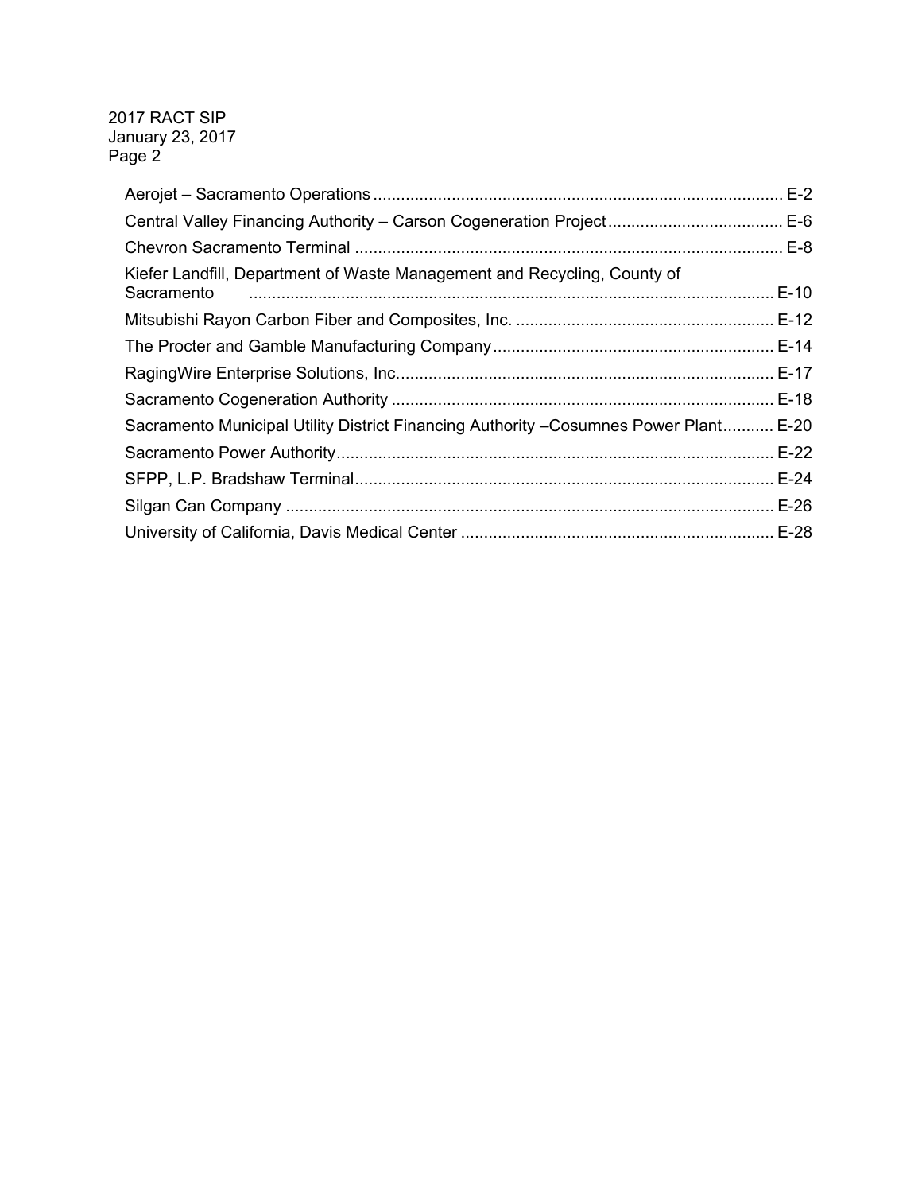Aerojet – Sacramento Operations ........................................................................................ E-2
Central Valley Financing Authority – Carson Cogeneration Project ...................................... E-6
Chevron Sacramento Terminal ............................................................................................ E-8
Kiefer Landfill, Department of Waste Management and Recycling, County of Sacramento ................................................................................................................ E-10
Mitsubishi Rayon Carbon Fiber and Composites, Inc. ....................................................... E-12
The Procter and Gamble Manufacturing Company ............................................................ E-14
RagingWire Enterprise Solutions, Inc. ................................................................................ E-17
Sacramento Cogeneration Authority .................................................................................. E-18
Sacramento Municipal Utility District Financing Authority –Cosumnes Power Plant ........... E-20
Sacramento Power Authority .............................................................................................. E-22
SFPP, L.P. Bradshaw Terminal .......................................................................................... E-24
Silgan Can Company ......................................................................................................... E-26
University of California, Davis Medical Center ................................................................... E-28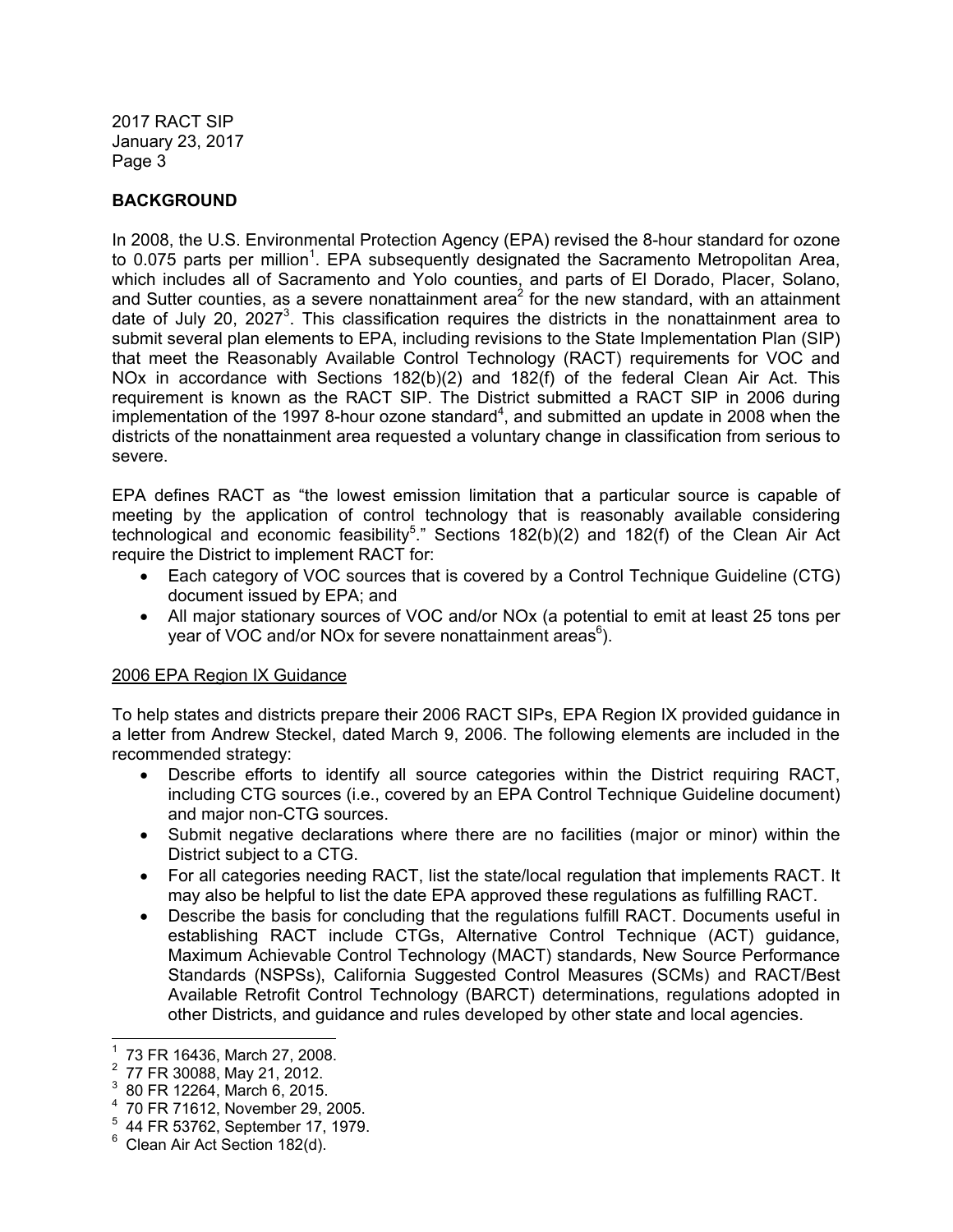## BACKGROUND

In 2008, the U.S. Environmental Protection Agency (EPA) revised the 8-hour standard for ozone to 0.075 parts per million[1]. EPA subsequently designated the Sacramento Metropolitan Area, which includes all of Sacramento and Yolo counties, and parts of El Dorado, Placer, Solano, and Sutter counties, as a severe nonattainment area[2] for the new standard, with an attainment date of July 20, 2027[3]. This classification requires the districts in the nonattainment area to submit several plan elements to EPA, including revisions to the State Implementation Plan (SIP) that meet the Reasonably Available Control Technology (RACT) requirements for VOC and NOx in accordance with Sections 182(b)(2) and 182(f) of the federal Clean Air Act. This requirement is known as the RACT SIP. The District submitted a RACT SIP in 2006 during implementation of the 1997 8-hour ozone standard[4], and submitted an update in 2008 when the districts of the nonattainment area requested a voluntary change in classification from serious to severe.

EPA defines RACT as "the lowest emission limitation that a particular source is capable of meeting by the application of control technology that is reasonably available considering technological and economic feasibility[5]." Sections 182(b)(2) and 182(f) of the Clean Air Act require the District to implement RACT for:

- Each category of VOC sources that is covered by a Control Technique Guideline (CTG) document issued by EPA; and
- All major stationary sources of VOC and/or NOx (a potential to emit at least 25 tons per year of VOC and/or NOx for severe nonattainment areas[6]).

### 2006 EPA Region IX Guidance

To help states and districts prepare their 2006 RACT SIPs, EPA Region IX provided guidance in a letter from Andrew Steckel, dated March 9, 2006. The following elements are included in the recommended strategy:

- Describe efforts to identify all source categories within the District requiring RACT, including CTG sources (i.e., covered by an EPA Control Technique Guideline document) and major non-CTG sources.
- Submit negative declarations where there are no facilities (major or minor) within the District subject to a CTG.
- For all categories needing RACT, list the state/local regulation that implements RACT. It may also be helpful to list the date EPA approved these regulations as fulfilling RACT.
- Describe the basis for concluding that the regulations fulfill RACT. Documents useful in establishing RACT include CTGs, Alternative Control Technique (ACT) guidance, Maximum Achievable Control Technology (MACT) standards, New Source Performance Standards (NSPSs), California Suggested Control Measures (SCMs) and RACT/Best Available Retrofit Control Technology (BARCT) determinations, regulations adopted in other Districts, and guidance and rules developed by other state and local agencies.

---

[1] 73 FR 16436, March 27, 2008.
[2] 77 FR 30088, May 21, 2012.
[3] 80 FR 12264, March 6, 2015.
[4] 70 FR 71612, November 29, 2005.
[5] 44 FR 53762, September 17, 1979.
[6] Clean Air Act Section 182(d).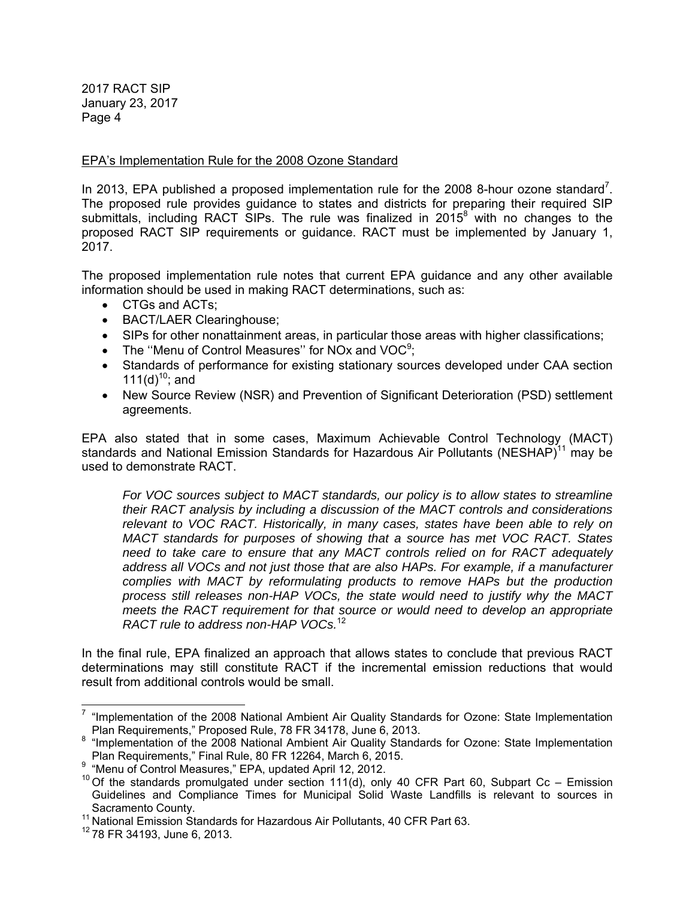EPA's Implementation Rule for the 2008 Ozone Standard

In 2013, EPA published a proposed implementation rule for the 2008 8-hour ozone standard[7]. The proposed rule provides guidance to states and districts for preparing their required SIP submittals, including RACT SIPs. The rule was finalized in 2015[8] with no changes to the proposed RACT SIP requirements or guidance. RACT must be implemented by January 1, 2017.

The proposed implementation rule notes that current EPA guidance and any other available information should be used in making RACT determinations, such as:

- CTGs and ACTs;
- BACT/LAER Clearinghouse;
- SIPs for other nonattainment areas, in particular those areas with higher classifications;
- The ''Menu of Control Measures'' for NOx and VOC[9];
- Standards of performance for existing stationary sources developed under CAA section 111(d)[10]; and
- New Source Review (NSR) and Prevention of Significant Deterioration (PSD) settlement agreements.

EPA also stated that in some cases, Maximum Achievable Control Technology (MACT) standards and National Emission Standards for Hazardous Air Pollutants (NESHAP)[11] may be used to demonstrate RACT.

> *For VOC sources subject to MACT standards, our policy is to allow states to streamline their RACT analysis by including a discussion of the MACT controls and considerations relevant to VOC RACT. Historically, in many cases, states have been able to rely on MACT standards for purposes of showing that a source has met VOC RACT. States need to take care to ensure that any MACT controls relied on for RACT adequately address all VOCs and not just those that are also HAPs. For example, if a manufacturer complies with MACT by reformulating products to remove HAPs but the production process still releases non-HAP VOCs, the state would need to justify why the MACT meets the RACT requirement for that source or would need to develop an appropriate RACT rule to address non-HAP VOCs.*[12]

In the final rule, EPA finalized an approach that allows states to conclude that previous RACT determinations may still constitute RACT if the incremental emission reductions that would result from additional controls would be small.

---

[7] "Implementation of the 2008 National Ambient Air Quality Standards for Ozone: State Implementation Plan Requirements," Proposed Rule, 78 FR 34178, June 6, 2013.

[8] "Implementation of the 2008 National Ambient Air Quality Standards for Ozone: State Implementation Plan Requirements," Final Rule, 80 FR 12264, March 6, 2015.

[9] "Menu of Control Measures," EPA, updated April 12, 2012.

[10] Of the standards promulgated under section 111(d), only 40 CFR Part 60, Subpart Cc – Emission Guidelines and Compliance Times for Municipal Solid Waste Landfills is relevant to sources in Sacramento County.

[11] National Emission Standards for Hazardous Air Pollutants, 40 CFR Part 63.

[12] 78 FR 34193, June 6, 2013.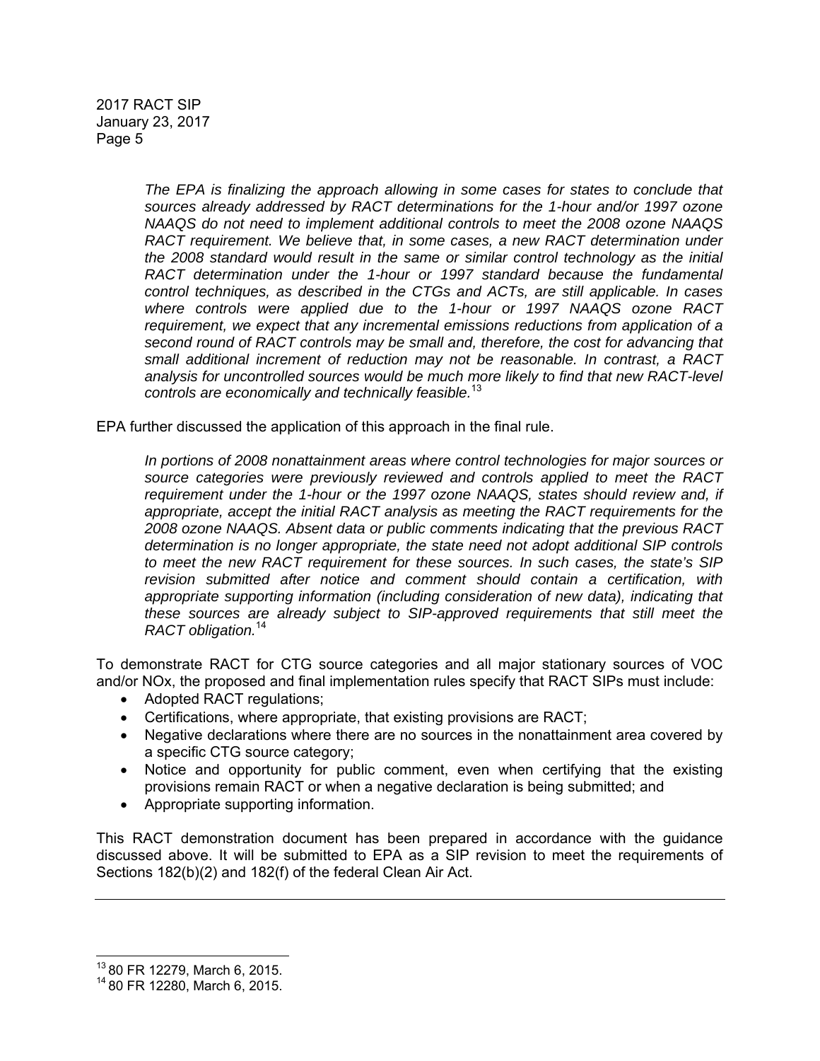*The EPA is finalizing the approach allowing in some cases for states to conclude that sources already addressed by RACT determinations for the 1-hour and/or 1997 ozone NAAQS do not need to implement additional controls to meet the 2008 ozone NAAQS RACT requirement. We believe that, in some cases, a new RACT determination under the 2008 standard would result in the same or similar control technology as the initial RACT determination under the 1-hour or 1997 standard because the fundamental control techniques, as described in the CTGs and ACTs, are still applicable. In cases where controls were applied due to the 1-hour or 1997 NAAQS ozone RACT requirement, we expect that any incremental emissions reductions from application of a second round of RACT controls may be small and, therefore, the cost for advancing that small additional increment of reduction may not be reasonable. In contrast, a RACT analysis for uncontrolled sources would be much more likely to find that new RACT-level controls are economically and technically feasible.*[13]

EPA further discussed the application of this approach in the final rule.

*In portions of 2008 nonattainment areas where control technologies for major sources or source categories were previously reviewed and controls applied to meet the RACT requirement under the 1-hour or the 1997 ozone NAAQS, states should review and, if appropriate, accept the initial RACT analysis as meeting the RACT requirements for the 2008 ozone NAAQS. Absent data or public comments indicating that the previous RACT determination is no longer appropriate, the state need not adopt additional SIP controls to meet the new RACT requirement for these sources. In such cases, the state's SIP revision submitted after notice and comment should contain a certification, with appropriate supporting information (including consideration of new data), indicating that these sources are already subject to SIP-approved requirements that still meet the RACT obligation.*[14]

To demonstrate RACT for CTG source categories and all major stationary sources of VOC and/or NOx, the proposed and final implementation rules specify that RACT SIPs must include:

- Adopted RACT regulations;
- Certifications, where appropriate, that existing provisions are RACT;
- Negative declarations where there are no sources in the nonattainment area covered by a specific CTG source category;
- Notice and opportunity for public comment, even when certifying that the existing provisions remain RACT or when a negative declaration is being submitted; and
- Appropriate supporting information.

This RACT demonstration document has been prepared in accordance with the guidance discussed above. It will be submitted to EPA as a SIP revision to meet the requirements of Sections 182(b)(2) and 182(f) of the federal Clean Air Act.

---

[13] 80 FR 12279, March 6, 2015.
[14] 80 FR 12280, March 6, 2015.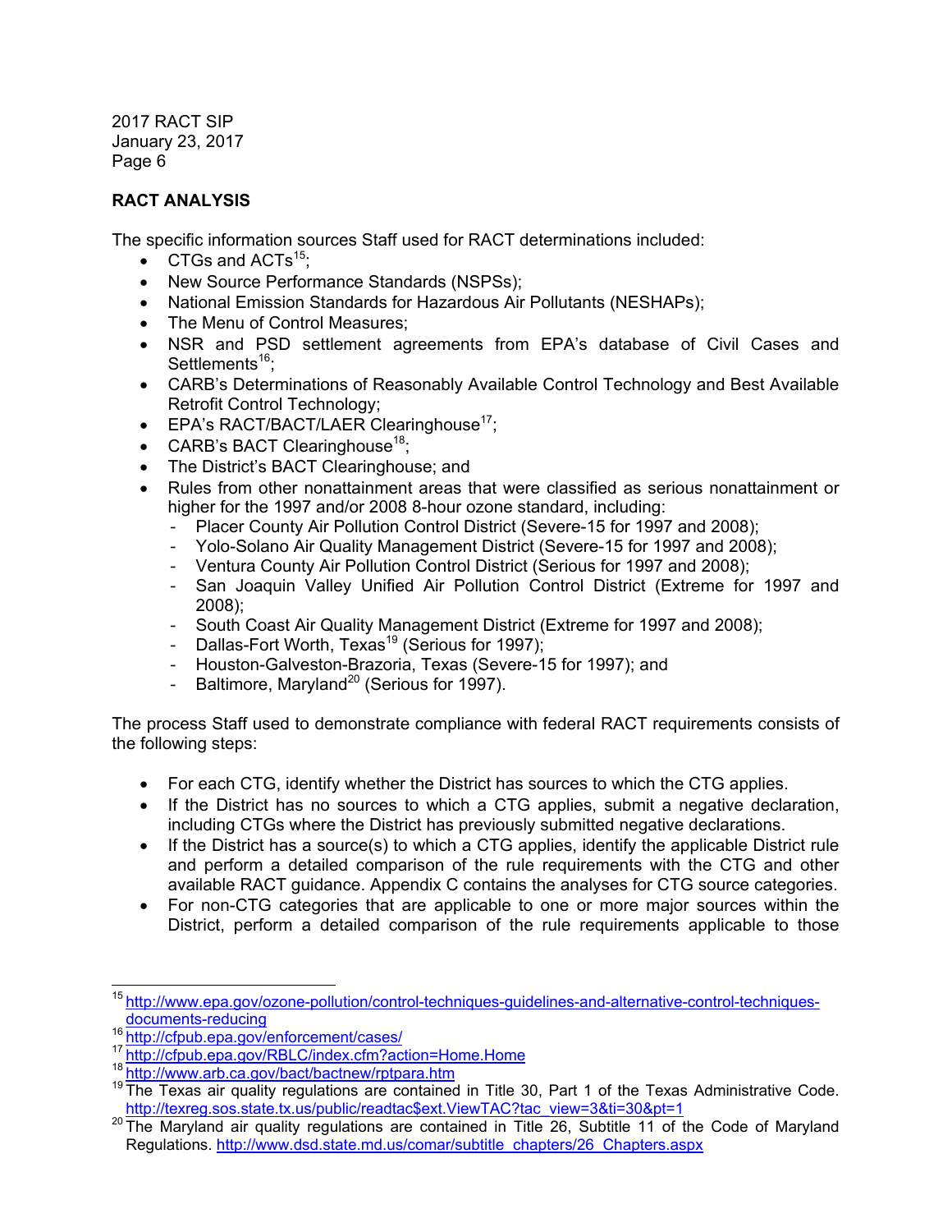## RACT ANALYSIS

The specific information sources Staff used for RACT determinations included:

- CTGs and ACTs[15];
- New Source Performance Standards (NSPSs);
- National Emission Standards for Hazardous Air Pollutants (NESHAPs);
- The Menu of Control Measures;
- NSR and PSD settlement agreements from EPA's database of Civil Cases and Settlements[16];
- CARB's Determinations of Reasonably Available Control Technology and Best Available Retrofit Control Technology;
- EPA's RACT/BACT/LAER Clearinghouse[17];
- CARB's BACT Clearinghouse[18];
- The District's BACT Clearinghouse; and
- Rules from other nonattainment areas that were classified as serious nonattainment or higher for the 1997 and/or 2008 8-hour ozone standard, including:
  - Placer County Air Pollution Control District (Severe-15 for 1997 and 2008);
  - Yolo-Solano Air Quality Management District (Severe-15 for 1997 and 2008);
  - Ventura County Air Pollution Control District (Serious for 1997 and 2008);
  - San Joaquin Valley Unified Air Pollution Control District (Extreme for 1997 and 2008);
  - South Coast Air Quality Management District (Extreme for 1997 and 2008);
  - Dallas-Fort Worth, Texas[19] (Serious for 1997);
  - Houston-Galveston-Brazoria, Texas (Severe-15 for 1997); and
  - Baltimore, Maryland[20] (Serious for 1997).

The process Staff used to demonstrate compliance with federal RACT requirements consists of the following steps:

- For each CTG, identify whether the District has sources to which the CTG applies.
- If the District has no sources to which a CTG applies, submit a negative declaration, including CTGs where the District has previously submitted negative declarations.
- If the District has a source(s) to which a CTG applies, identify the applicable District rule and perform a detailed comparison of the rule requirements with the CTG and other available RACT guidance. Appendix C contains the analyses for CTG source categories.
- For non-CTG categories that are applicable to one or more major sources within the District, perform a detailed comparison of the rule requirements applicable to those

---

[15] http://www.epa.gov/ozone-pollution/control-techniques-guidelines-and-alternative-control-techniques-documents-reducing

[16] http://cfpub.epa.gov/enforcement/cases/

[17] http://cfpub.epa.gov/RBLC/index.cfm?action=Home.Home

[18] http://www.arb.ca.gov/bact/bactnew/rptpara.htm

[19] The Texas air quality regulations are contained in Title 30, Part 1 of the Texas Administrative Code. http://texreg.sos.state.tx.us/public/readtac$ext.ViewTAC?tac_view=3&ti=30&pt=1

[20] The Maryland air quality regulations are contained in Title 26, Subtitle 11 of the Code of Maryland Regulations. http://www.dsd.state.md.us/comar/subtitle_chapters/26_Chapters.aspx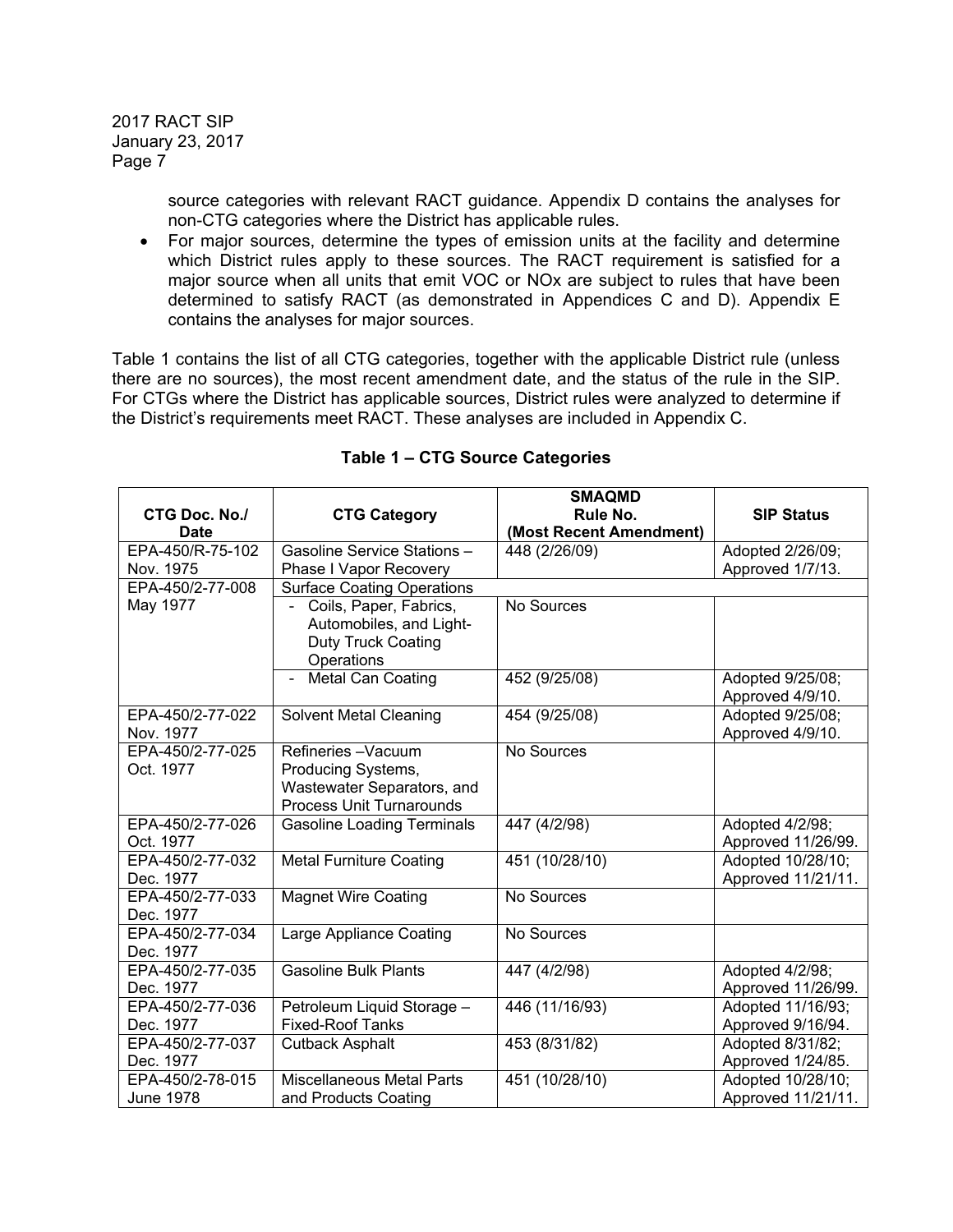source categories with relevant RACT guidance. Appendix D contains the analyses for non-CTG categories where the District has applicable rules.

- For major sources, determine the types of emission units at the facility and determine which District rules apply to these sources. The RACT requirement is satisfied for a major source when all units that emit VOC or NOx are subject to rules that have been determined to satisfy RACT (as demonstrated in Appendices C and D). Appendix E contains the analyses for major sources.

Table 1 contains the list of all CTG categories, together with the applicable District rule (unless there are no sources), the most recent amendment date, and the status of the rule in the SIP. For CTGs where the District has applicable sources, District rules were analyzed to determine if the District's requirements meet RACT. These analyses are included in Appendix C.

**Table 1 – CTG Source Categories**

| CTG Doc. No./ Date | CTG Category | SMAQMD Rule No. (Most Recent Amendment) | SIP Status |
|---|---|---|---|
| EPA-450/R-75-102 Nov. 1975 | Gasoline Service Stations – Phase I Vapor Recovery | 448 (2/26/09) | Adopted 2/26/09; Approved 1/7/13. |
| EPA-450/2-77-008 May 1977 | Surface Coating Operations | | |
| | - Coils, Paper, Fabrics, Automobiles, and Light-Duty Truck Coating Operations | No Sources | |
| | - Metal Can Coating | 452 (9/25/08) | Adopted 9/25/08; Approved 4/9/10. |
| EPA-450/2-77-022 Nov. 1977 | Solvent Metal Cleaning | 454 (9/25/08) | Adopted 9/25/08; Approved 4/9/10. |
| EPA-450/2-77-025 Oct. 1977 | Refineries –Vacuum Producing Systems, Wastewater Separators, and Process Unit Turnarounds | No Sources | |
| EPA-450/2-77-026 Oct. 1977 | Gasoline Loading Terminals | 447 (4/2/98) | Adopted 4/2/98; Approved 11/26/99. |
| EPA-450/2-77-032 Dec. 1977 | Metal Furniture Coating | 451 (10/28/10) | Adopted 10/28/10; Approved 11/21/11. |
| EPA-450/2-77-033 Dec. 1977 | Magnet Wire Coating | No Sources | |
| EPA-450/2-77-034 Dec. 1977 | Large Appliance Coating | No Sources | |
| EPA-450/2-77-035 Dec. 1977 | Gasoline Bulk Plants | 447 (4/2/98) | Adopted 4/2/98; Approved 11/26/99. |
| EPA-450/2-77-036 Dec. 1977 | Petroleum Liquid Storage – Fixed-Roof Tanks | 446 (11/16/93) | Adopted 11/16/93; Approved 9/16/94. |
| EPA-450/2-77-037 Dec. 1977 | Cutback Asphalt | 453 (8/31/82) | Adopted 8/31/82; Approved 1/24/85. |
| EPA-450/2-78-015 June 1978 | Miscellaneous Metal Parts and Products Coating | 451 (10/28/10) | Adopted 10/28/10; Approved 11/21/11. |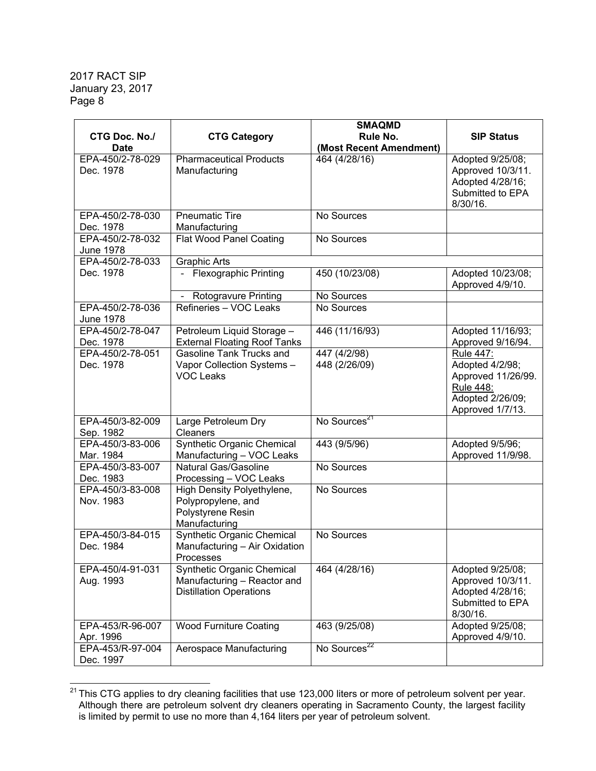| CTG Doc. No./ Date | CTG Category | SMAQMD Rule No. (Most Recent Amendment) | SIP Status |
|---|---|---|---|
| EPA-450/2-78-029 Dec. 1978 | Pharmaceutical Products Manufacturing | 464 (4/28/16) | Adopted 9/25/08; Approved 10/3/11. Adopted 4/28/16; Submitted to EPA 8/30/16. |
| EPA-450/2-78-030 Dec. 1978 | Pneumatic Tire Manufacturing | No Sources | |
| EPA-450/2-78-032 June 1978 | Flat Wood Panel Coating | No Sources | |
| EPA-450/2-78-033 Dec. 1978 | Graphic Arts | | |
| | - Flexographic Printing | 450 (10/23/08) | Adopted 10/23/08; Approved 4/9/10. |
| | - Rotogravure Printing | No Sources | |
| EPA-450/2-78-036 June 1978 | Refineries – VOC Leaks | No Sources | |
| EPA-450/2-78-047 Dec. 1978 | Petroleum Liquid Storage – External Floating Roof Tanks | 446 (11/16/93) | Adopted 11/16/93; Approved 9/16/94. |
| EPA-450/2-78-051 Dec. 1978 | Gasoline Tank Trucks and Vapor Collection Systems – VOC Leaks | 447 (4/2/98)<br>448 (2/26/09) | Rule 447: Adopted 4/2/98; Approved 11/26/99. Rule 448: Adopted 2/26/09; Approved 1/7/13. |
| EPA-450/3-82-009 Sep. 1982 | Large Petroleum Dry Cleaners | No Sources[21] | |
| EPA-450/3-83-006 Mar. 1984 | Synthetic Organic Chemical Manufacturing – VOC Leaks | 443 (9/5/96) | Adopted 9/5/96; Approved 11/9/98. |
| EPA-450/3-83-007 Dec. 1983 | Natural Gas/Gasoline Processing – VOC Leaks | No Sources | |
| EPA-450/3-83-008 Nov. 1983 | High Density Polyethylene, Polypropylene, and Polystyrene Resin Manufacturing | No Sources | |
| EPA-450/3-84-015 Dec. 1984 | Synthetic Organic Chemical Manufacturing – Air Oxidation Processes | No Sources | |
| EPA-450/4-91-031 Aug. 1993 | Synthetic Organic Chemical Manufacturing – Reactor and Distillation Operations | 464 (4/28/16) | Adopted 9/25/08; Approved 10/3/11. Adopted 4/28/16; Submitted to EPA 8/30/16. |
| EPA-453/R-96-007 Apr. 1996 | Wood Furniture Coating | 463 (9/25/08) | Adopted 9/25/08; Approved 4/9/10. |
| EPA-453/R-97-004 Dec. 1997 | Aerospace Manufacturing | No Sources[22] | |

[21] This CTG applies to dry cleaning facilities that use 123,000 liters or more of petroleum solvent per year. Although there are petroleum solvent dry cleaners operating in Sacramento County, the largest facility is limited by permit to use no more than 4,164 liters per year of petroleum solvent.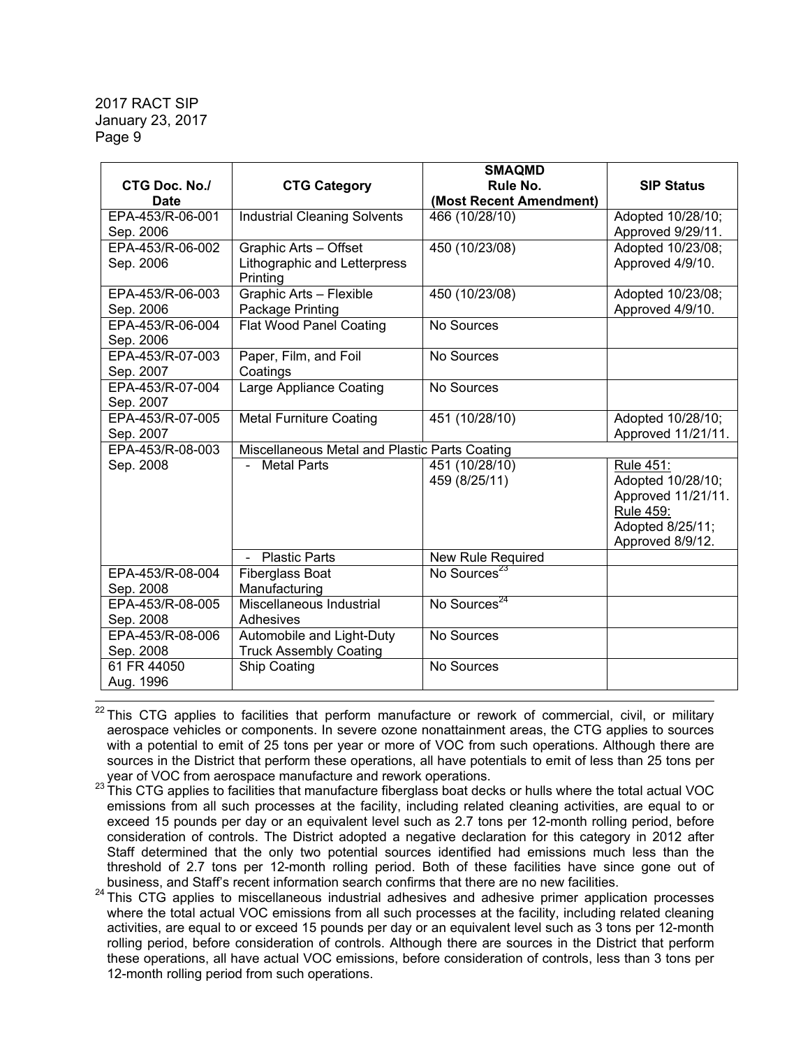| CTG Doc. No./ Date | CTG Category | SMAQMD Rule No. (Most Recent Amendment) | SIP Status |
|---|---|---|---|
| EPA-453/R-06-001 Sep. 2006 | Industrial Cleaning Solvents | 466 (10/28/10) | Adopted 10/28/10; Approved 9/29/11. |
| EPA-453/R-06-002 Sep. 2006 | Graphic Arts – Offset Lithographic and Letterpress Printing | 450 (10/23/08) | Adopted 10/23/08; Approved 4/9/10. |
| EPA-453/R-06-003 Sep. 2006 | Graphic Arts – Flexible Package Printing | 450 (10/23/08) | Adopted 10/23/08; Approved 4/9/10. |
| EPA-453/R-06-004 Sep. 2006 | Flat Wood Panel Coating | No Sources | |
| EPA-453/R-07-003 Sep. 2007 | Paper, Film, and Foil Coatings | No Sources | |
| EPA-453/R-07-004 Sep. 2007 | Large Appliance Coating | No Sources | |
| EPA-453/R-07-005 Sep. 2007 | Metal Furniture Coating | 451 (10/28/10) | Adopted 10/28/10; Approved 11/21/11. |
| EPA-453/R-08-003 Sep. 2008 | Miscellaneous Metal and Plastic Parts Coating | | |
| | - Metal Parts | 451 (10/28/10) 459 (8/25/11) | Rule 451: Adopted 10/28/10; Approved 11/21/11. Rule 459: Adopted 8/25/11; Approved 8/9/12. |
| | - Plastic Parts | New Rule Required | |
| EPA-453/R-08-004 Sep. 2008 | Fiberglass Boat Manufacturing | No Sources[23] | |
| EPA-453/R-08-005 Sep. 2008 | Miscellaneous Industrial Adhesives | No Sources[24] | |
| EPA-453/R-08-006 Sep. 2008 | Automobile and Light-Duty Truck Assembly Coating | No Sources | |
| 61 FR 44050 Aug. 1996 | Ship Coating | No Sources | |

---

[22] This CTG applies to facilities that perform manufacture or rework of commercial, civil, or military aerospace vehicles or components. In severe ozone nonattainment areas, the CTG applies to sources with a potential to emit of 25 tons per year or more of VOC from such operations. Although there are sources in the District that perform these operations, all have potentials to emit of less than 25 tons per year of VOC from aerospace manufacture and rework operations.

[23] This CTG applies to facilities that manufacture fiberglass boat decks or hulls where the total actual VOC emissions from all such processes at the facility, including related cleaning activities, are equal to or exceed 15 pounds per day or an equivalent level such as 2.7 tons per 12-month rolling period, before consideration of controls. The District adopted a negative declaration for this category in 2012 after Staff determined that the only two potential sources identified had emissions much less than the threshold of 2.7 tons per 12-month rolling period. Both of these facilities have since gone out of business, and Staff's recent information search confirms that there are no new facilities.

[24] This CTG applies to miscellaneous industrial adhesives and adhesive primer application processes where the total actual VOC emissions from all such processes at the facility, including related cleaning activities, are equal to or exceed 15 pounds per day or an equivalent level such as 3 tons per 12-month rolling period, before consideration of controls. Although there are sources in the District that perform these operations, all have actual VOC emissions, before consideration of controls, less than 3 tons per 12-month rolling period from such operations.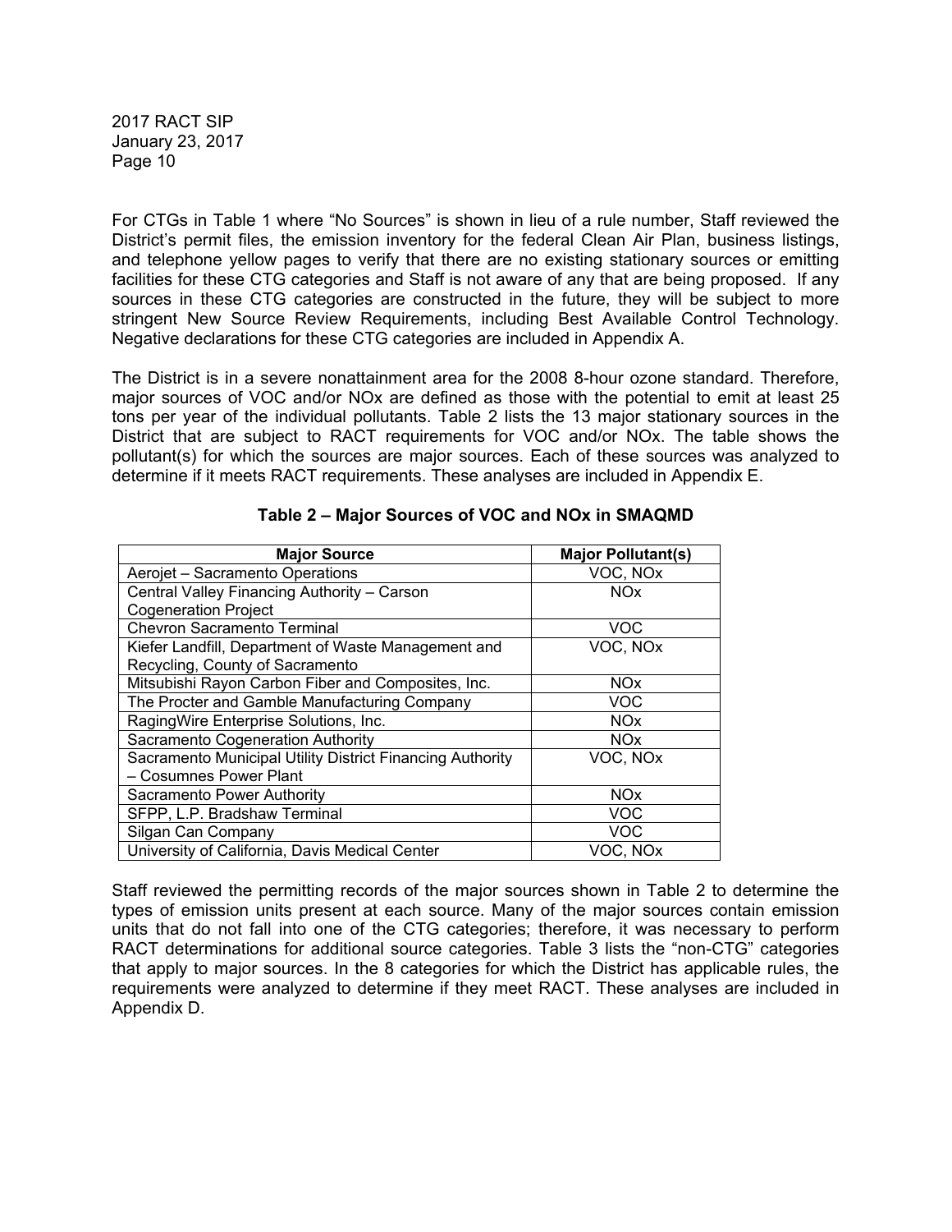For CTGs in Table 1 where "No Sources" is shown in lieu of a rule number, Staff reviewed the District's permit files, the emission inventory for the federal Clean Air Plan, business listings, and telephone yellow pages to verify that there are no existing stationary sources or emitting facilities for these CTG categories and Staff is not aware of any that are being proposed. If any sources in these CTG categories are constructed in the future, they will be subject to more stringent New Source Review Requirements, including Best Available Control Technology. Negative declarations for these CTG categories are included in Appendix A.

The District is in a severe nonattainment area for the 2008 8-hour ozone standard. Therefore, major sources of VOC and/or NOx are defined as those with the potential to emit at least 25 tons per year of the individual pollutants. Table 2 lists the 13 major stationary sources in the District that are subject to RACT requirements for VOC and/or NOx. The table shows the pollutant(s) for which the sources are major sources. Each of these sources was analyzed to determine if it meets RACT requirements. These analyses are included in Appendix E.

**Table 2 – Major Sources of VOC and NOx in SMAQMD**

| Major Source | Major Pollutant(s) |
|---|---|
| Aerojet – Sacramento Operations | VOC, NOx |
| Central Valley Financing Authority – Carson Cogeneration Project | NOx |
| Chevron Sacramento Terminal | VOC |
| Kiefer Landfill, Department of Waste Management and Recycling, County of Sacramento | VOC, NOx |
| Mitsubishi Rayon Carbon Fiber and Composites, Inc. | NOx |
| The Procter and Gamble Manufacturing Company | VOC |
| RagingWire Enterprise Solutions, Inc. | NOx |
| Sacramento Cogeneration Authority | NOx |
| Sacramento Municipal Utility District Financing Authority – Cosumnes Power Plant | VOC, NOx |
| Sacramento Power Authority | NOx |
| SFPP, L.P. Bradshaw Terminal | VOC |
| Silgan Can Company | VOC |
| University of California, Davis Medical Center | VOC, NOx |

Staff reviewed the permitting records of the major sources shown in Table 2 to determine the types of emission units present at each source. Many of the major sources contain emission units that do not fall into one of the CTG categories; therefore, it was necessary to perform RACT determinations for additional source categories. Table 3 lists the "non-CTG" categories that apply to major sources. In the 8 categories for which the District has applicable rules, the requirements were analyzed to determine if they meet RACT. These analyses are included in Appendix D.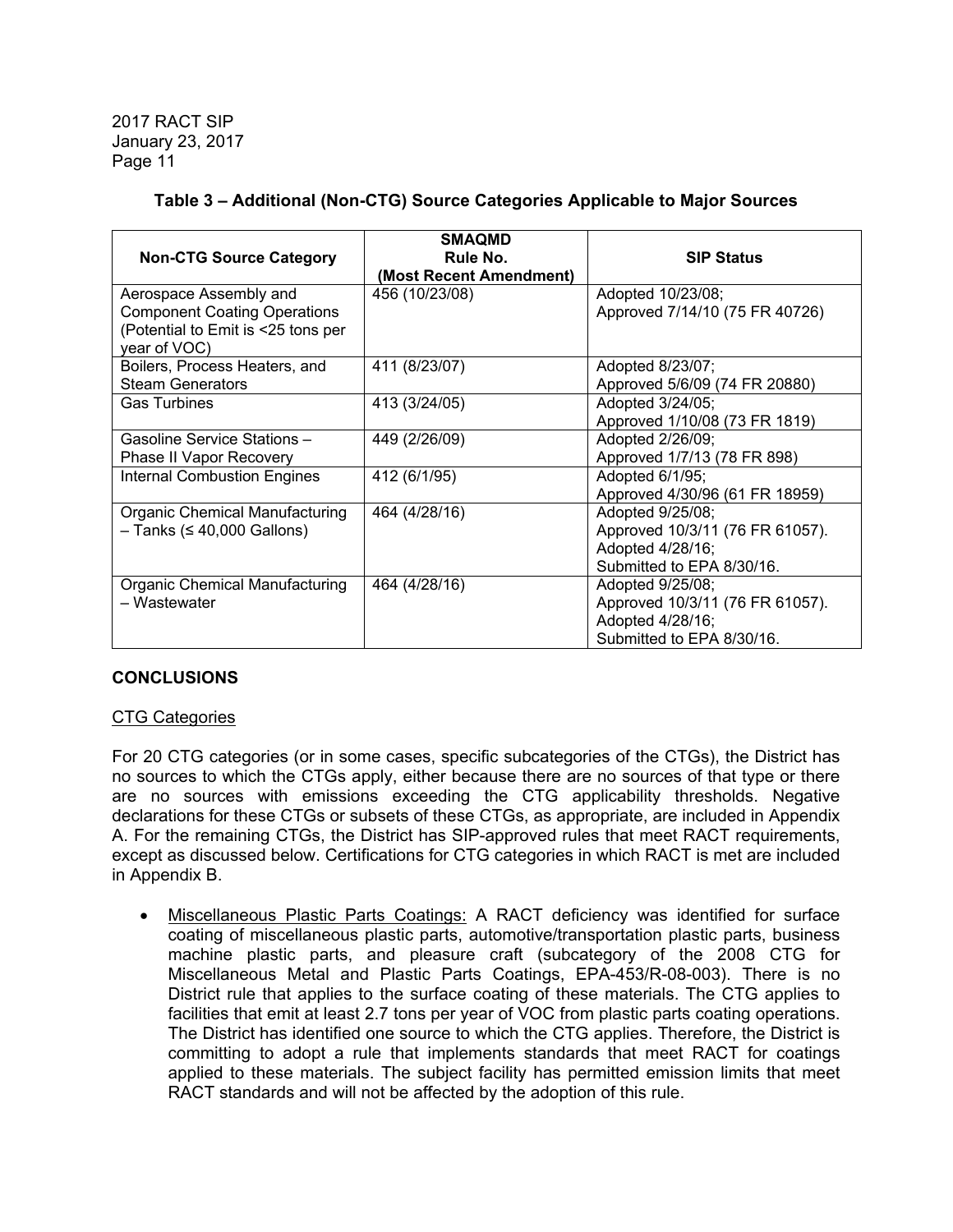**Table 3 – Additional (Non-CTG) Source Categories Applicable to Major Sources**

| Non-CTG Source Category | SMAQMD Rule No. (Most Recent Amendment) | SIP Status |
|---|---|---|
| Aerospace Assembly and Component Coating Operations (Potential to Emit is <25 tons per year of VOC) | 456 (10/23/08) | Adopted 10/23/08; Approved 7/14/10 (75 FR 40726) |
| Boilers, Process Heaters, and Steam Generators | 411 (8/23/07) | Adopted 8/23/07; Approved 5/6/09 (74 FR 20880) |
| Gas Turbines | 413 (3/24/05) | Adopted 3/24/05; Approved 1/10/08 (73 FR 1819) |
| Gasoline Service Stations – Phase II Vapor Recovery | 449 (2/26/09) | Adopted 2/26/09; Approved 1/7/13 (78 FR 898) |
| Internal Combustion Engines | 412 (6/1/95) | Adopted 6/1/95; Approved 4/30/96 (61 FR 18959) |
| Organic Chemical Manufacturing – Tanks (≤ 40,000 Gallons) | 464 (4/28/16) | Adopted 9/25/08; Approved 10/3/11 (76 FR 61057). Adopted 4/28/16; Submitted to EPA 8/30/16. |
| Organic Chemical Manufacturing – Wastewater | 464 (4/28/16) | Adopted 9/25/08; Approved 10/3/11 (76 FR 61057). Adopted 4/28/16; Submitted to EPA 8/30/16. |

## CONCLUSIONS

### CTG Categories

For 20 CTG categories (or in some cases, specific subcategories of the CTGs), the District has no sources to which the CTGs apply, either because there are no sources of that type or there are no sources with emissions exceeding the CTG applicability thresholds. Negative declarations for these CTGs or subsets of these CTGs, as appropriate, are included in Appendix A. For the remaining CTGs, the District has SIP-approved rules that meet RACT requirements, except as discussed below. Certifications for CTG categories in which RACT is met are included in Appendix B.

- Miscellaneous Plastic Parts Coatings: A RACT deficiency was identified for surface coating of miscellaneous plastic parts, automotive/transportation plastic parts, business machine plastic parts, and pleasure craft (subcategory of the 2008 CTG for Miscellaneous Metal and Plastic Parts Coatings, EPA-453/R-08-003). There is no District rule that applies to the surface coating of these materials. The CTG applies to facilities that emit at least 2.7 tons per year of VOC from plastic parts coating operations. The District has identified one source to which the CTG applies. Therefore, the District is committing to adopt a rule that implements standards that meet RACT for coatings applied to these materials. The subject facility has permitted emission limits that meet RACT standards and will not be affected by the adoption of this rule.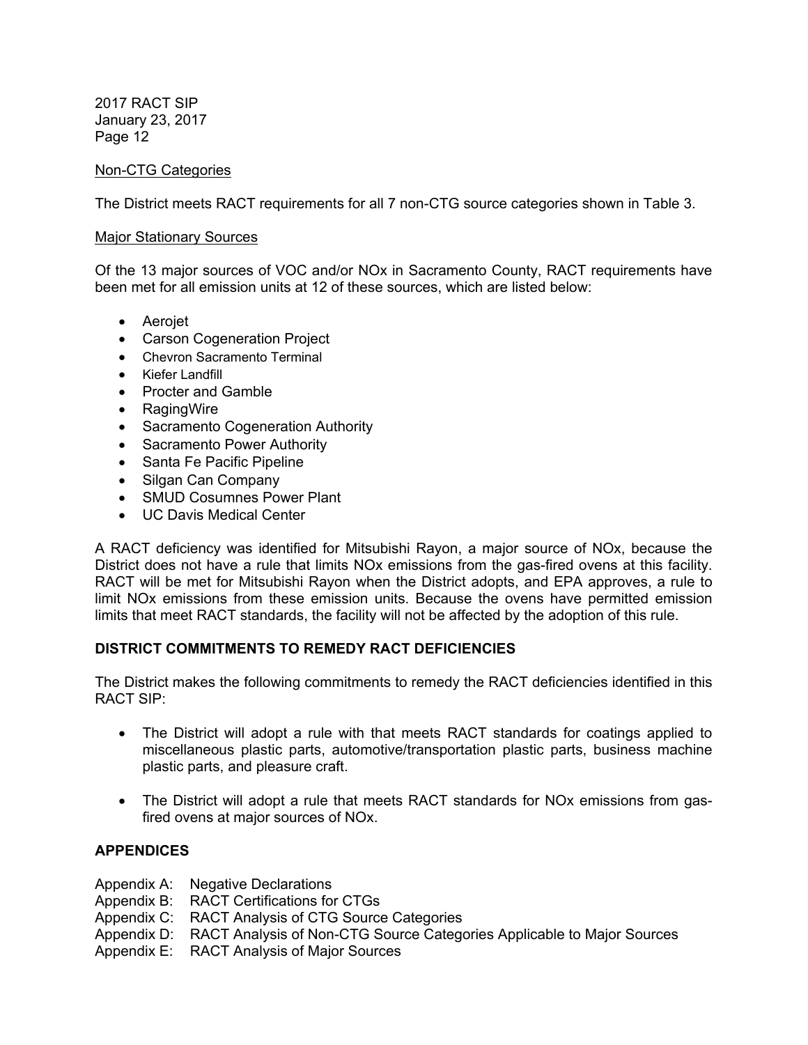Non-CTG Categories

The District meets RACT requirements for all 7 non-CTG source categories shown in Table 3.

Major Stationary Sources

Of the 13 major sources of VOC and/or NOx in Sacramento County, RACT requirements have been met for all emission units at 12 of these sources, which are listed below:

- Aerojet
- Carson Cogeneration Project
- Chevron Sacramento Terminal
- Kiefer Landfill
- Procter and Gamble
- RagingWire
- Sacramento Cogeneration Authority
- Sacramento Power Authority
- Santa Fe Pacific Pipeline
- Silgan Can Company
- SMUD Cosumnes Power Plant
- UC Davis Medical Center

A RACT deficiency was identified for Mitsubishi Rayon, a major source of NOx, because the District does not have a rule that limits NOx emissions from the gas-fired ovens at this facility. RACT will be met for Mitsubishi Rayon when the District adopts, and EPA approves, a rule to limit NOx emissions from these emission units. Because the ovens have permitted emission limits that meet RACT standards, the facility will not be affected by the adoption of this rule.

## DISTRICT COMMITMENTS TO REMEDY RACT DEFICIENCIES

The District makes the following commitments to remedy the RACT deficiencies identified in this RACT SIP:

- The District will adopt a rule with that meets RACT standards for coatings applied to miscellaneous plastic parts, automotive/transportation plastic parts, business machine plastic parts, and pleasure craft.

- The District will adopt a rule that meets RACT standards for NOx emissions from gas-fired ovens at major sources of NOx.

## APPENDICES

Appendix A: Negative Declarations
Appendix B: RACT Certifications for CTGs
Appendix C: RACT Analysis of CTG Source Categories
Appendix D: RACT Analysis of Non-CTG Source Categories Applicable to Major Sources
Appendix E: RACT Analysis of Major Sources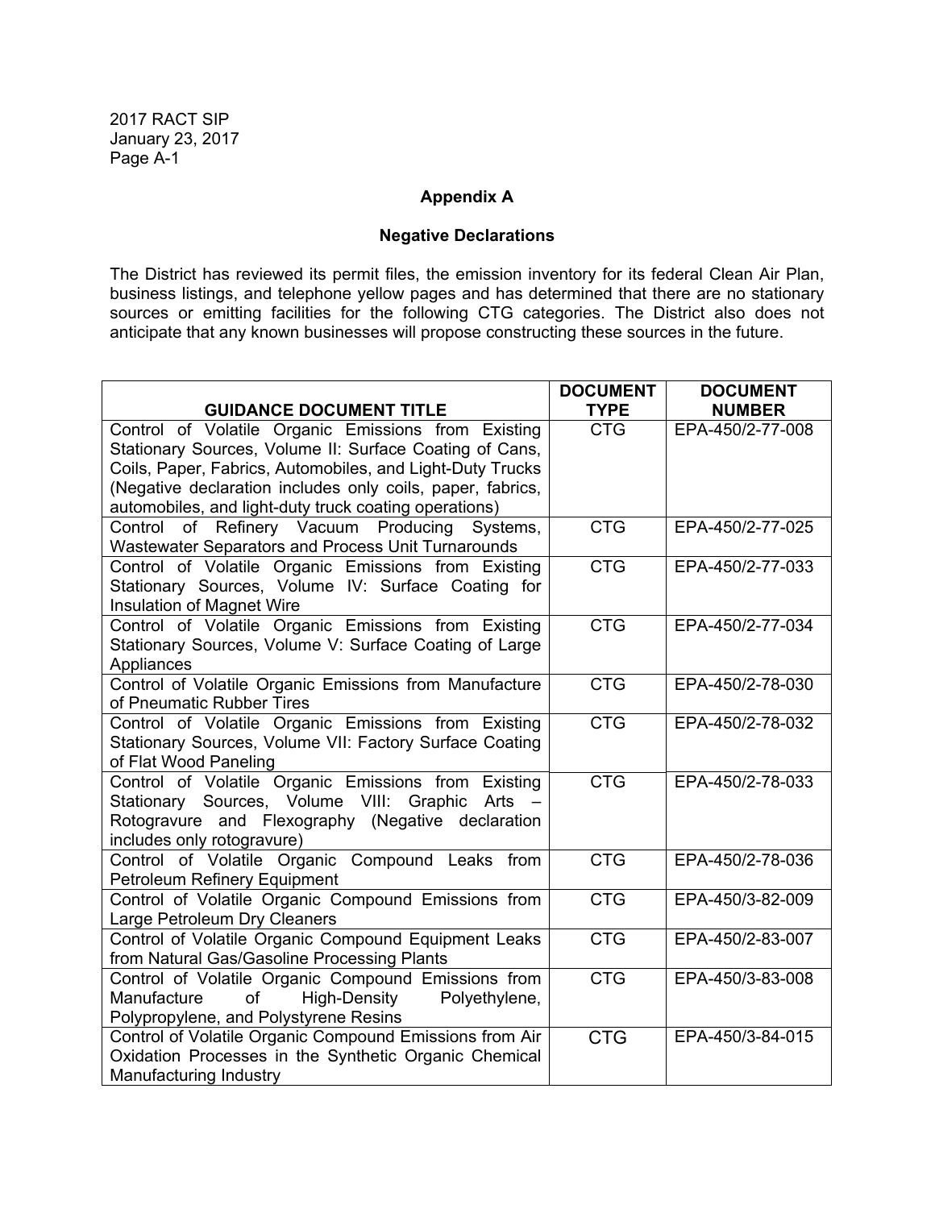## Appendix A

### Negative Declarations

The District has reviewed its permit files, the emission inventory for its federal Clean Air Plan, business listings, and telephone yellow pages and has determined that there are no stationary sources or emitting facilities for the following CTG categories. The District also does not anticipate that any known businesses will propose constructing these sources in the future.

| GUIDANCE DOCUMENT TITLE | DOCUMENT TYPE | DOCUMENT NUMBER |
|---|---|---|
| Control of Volatile Organic Emissions from Existing Stationary Sources, Volume II: Surface Coating of Cans, Coils, Paper, Fabrics, Automobiles, and Light-Duty Trucks (Negative declaration includes only coils, paper, fabrics, automobiles, and light-duty truck coating operations) | CTG | EPA-450/2-77-008 |
| Control of Refinery Vacuum Producing Systems, Wastewater Separators and Process Unit Turnarounds | CTG | EPA-450/2-77-025 |
| Control of Volatile Organic Emissions from Existing Stationary Sources, Volume IV: Surface Coating for Insulation of Magnet Wire | CTG | EPA-450/2-77-033 |
| Control of Volatile Organic Emissions from Existing Stationary Sources, Volume V: Surface Coating of Large Appliances | CTG | EPA-450/2-77-034 |
| Control of Volatile Organic Emissions from Manufacture of Pneumatic Rubber Tires | CTG | EPA-450/2-78-030 |
| Control of Volatile Organic Emissions from Existing Stationary Sources, Volume VII: Factory Surface Coating of Flat Wood Paneling | CTG | EPA-450/2-78-032 |
| Control of Volatile Organic Emissions from Existing Stationary Sources, Volume VIII: Graphic Arts – Rotogravure and Flexography (Negative declaration includes only rotogravure) | CTG | EPA-450/2-78-033 |
| Control of Volatile Organic Compound Leaks from Petroleum Refinery Equipment | CTG | EPA-450/2-78-036 |
| Control of Volatile Organic Compound Emissions from Large Petroleum Dry Cleaners | CTG | EPA-450/3-82-009 |
| Control of Volatile Organic Compound Equipment Leaks from Natural Gas/Gasoline Processing Plants | CTG | EPA-450/2-83-007 |
| Control of Volatile Organic Compound Emissions from Manufacture of High-Density Polyethylene, Polypropylene, and Polystyrene Resins | CTG | EPA-450/3-83-008 |
| Control of Volatile Organic Compound Emissions from Air Oxidation Processes in the Synthetic Organic Chemical Manufacturing Industry | CTG | EPA-450/3-84-015 |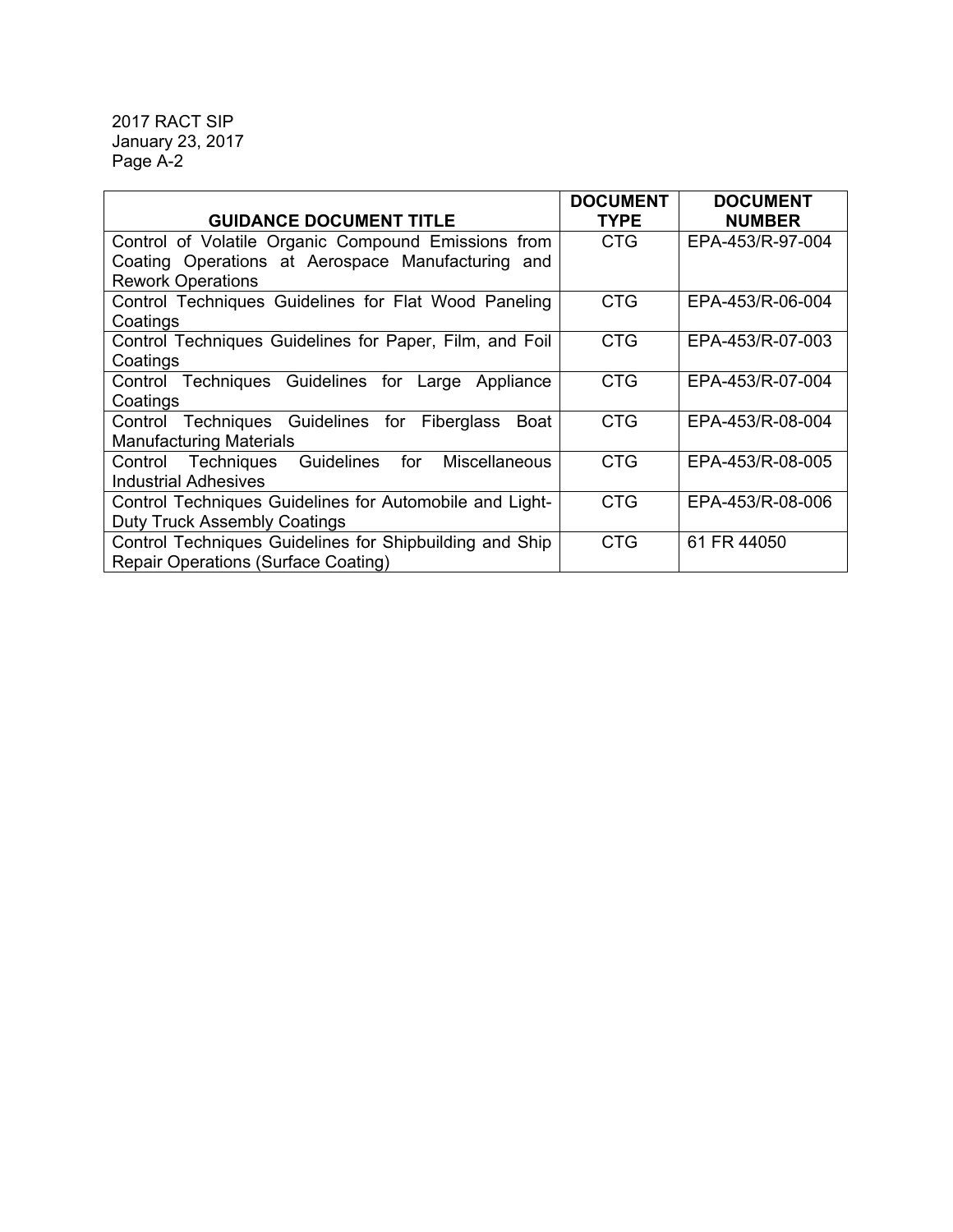| GUIDANCE DOCUMENT TITLE | DOCUMENT TYPE | DOCUMENT NUMBER |
|---|---|---|
| Control of Volatile Organic Compound Emissions from Coating Operations at Aerospace Manufacturing and Rework Operations | CTG | EPA-453/R-97-004 |
| Control Techniques Guidelines for Flat Wood Paneling Coatings | CTG | EPA-453/R-06-004 |
| Control Techniques Guidelines for Paper, Film, and Foil Coatings | CTG | EPA-453/R-07-003 |
| Control Techniques Guidelines for Large Appliance Coatings | CTG | EPA-453/R-07-004 |
| Control Techniques Guidelines for Fiberglass Boat Manufacturing Materials | CTG | EPA-453/R-08-004 |
| Control Techniques Guidelines for Miscellaneous Industrial Adhesives | CTG | EPA-453/R-08-005 |
| Control Techniques Guidelines for Automobile and Light-Duty Truck Assembly Coatings | CTG | EPA-453/R-08-006 |
| Control Techniques Guidelines for Shipbuilding and Ship Repair Operations (Surface Coating) | CTG | 61 FR 44050 |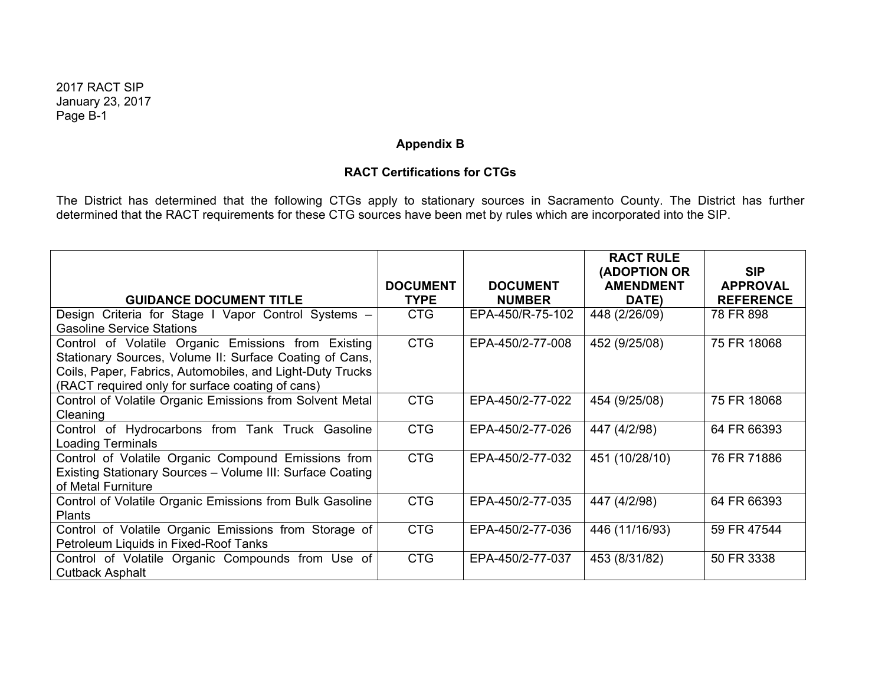## Appendix B

### RACT Certifications for CTGs

The District has determined that the following CTGs apply to stationary sources in Sacramento County. The District has further determined that the RACT requirements for these CTG sources have been met by rules which are incorporated into the SIP.

| GUIDANCE DOCUMENT TITLE | DOCUMENT TYPE | DOCUMENT NUMBER | RACT RULE (ADOPTION OR AMENDMENT DATE) | SIP APPROVAL REFERENCE |
|---|---|---|---|---|
| Design Criteria for Stage I Vapor Control Systems – Gasoline Service Stations | CTG | EPA-450/R-75-102 | 448 (2/26/09) | 78 FR 898 |
| Control of Volatile Organic Emissions from Existing Stationary Sources, Volume II: Surface Coating of Cans, Coils, Paper, Fabrics, Automobiles, and Light-Duty Trucks (RACT required only for surface coating of cans) | CTG | EPA-450/2-77-008 | 452 (9/25/08) | 75 FR 18068 |
| Control of Volatile Organic Emissions from Solvent Metal Cleaning | CTG | EPA-450/2-77-022 | 454 (9/25/08) | 75 FR 18068 |
| Control of Hydrocarbons from Tank Truck Gasoline Loading Terminals | CTG | EPA-450/2-77-026 | 447 (4/2/98) | 64 FR 66393 |
| Control of Volatile Organic Compound Emissions from Existing Stationary Sources – Volume III: Surface Coating of Metal Furniture | CTG | EPA-450/2-77-032 | 451 (10/28/10) | 76 FR 71886 |
| Control of Volatile Organic Emissions from Bulk Gasoline Plants | CTG | EPA-450/2-77-035 | 447 (4/2/98) | 64 FR 66393 |
| Control of Volatile Organic Emissions from Storage of Petroleum Liquids in Fixed-Roof Tanks | CTG | EPA-450/2-77-036 | 446 (11/16/93) | 59 FR 47544 |
| Control of Volatile Organic Compounds from Use of Cutback Asphalt | CTG | EPA-450/2-77-037 | 453 (8/31/82) | 50 FR 3338 |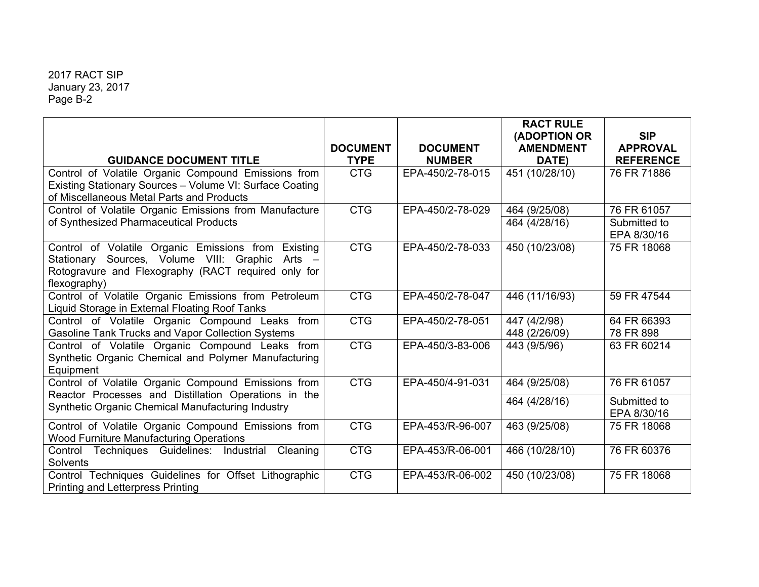| GUIDANCE DOCUMENT TITLE | DOCUMENT TYPE | DOCUMENT NUMBER | RACT RULE (ADOPTION OR AMENDMENT DATE) | SIP APPROVAL REFERENCE |
|---|---|---|---|---|
| Control of Volatile Organic Compound Emissions from Existing Stationary Sources – Volume VI: Surface Coating of Miscellaneous Metal Parts and Products | CTG | EPA-450/2-78-015 | 451 (10/28/10) | 76 FR 71886 |
| Control of Volatile Organic Emissions from Manufacture of Synthesized Pharmaceutical Products | CTG | EPA-450/2-78-029 | 464 (9/25/08) | 76 FR 61057 |
| | | | 464 (4/28/16) | Submitted to EPA 8/30/16 |
| Control of Volatile Organic Emissions from Existing Stationary Sources, Volume VIII: Graphic Arts – Rotogravure and Flexography (RACT required only for flexography) | CTG | EPA-450/2-78-033 | 450 (10/23/08) | 75 FR 18068 |
| Control of Volatile Organic Emissions from Petroleum Liquid Storage in External Floating Roof Tanks | CTG | EPA-450/2-78-047 | 446 (11/16/93) | 59 FR 47544 |
| Control of Volatile Organic Compound Leaks from Gasoline Tank Trucks and Vapor Collection Systems | CTG | EPA-450/2-78-051 | 447 (4/2/98)<br>448 (2/26/09) | 64 FR 66393<br>78 FR 898 |
| Control of Volatile Organic Compound Leaks from Synthetic Organic Chemical and Polymer Manufacturing Equipment | CTG | EPA-450/3-83-006 | 443 (9/5/96) | 63 FR 60214 |
| Control of Volatile Organic Compound Emissions from Reactor Processes and Distillation Operations in the Synthetic Organic Chemical Manufacturing Industry | CTG | EPA-450/4-91-031 | 464 (9/25/08) | 76 FR 61057 |
| | | | 464 (4/28/16) | Submitted to EPA 8/30/16 |
| Control of Volatile Organic Compound Emissions from Wood Furniture Manufacturing Operations | CTG | EPA-453/R-96-007 | 463 (9/25/08) | 75 FR 18068 |
| Control Techniques Guidelines: Industrial Cleaning Solvents | CTG | EPA-453/R-06-001 | 466 (10/28/10) | 76 FR 60376 |
| Control Techniques Guidelines for Offset Lithographic Printing and Letterpress Printing | CTG | EPA-453/R-06-002 | 450 (10/23/08) | 75 FR 18068 |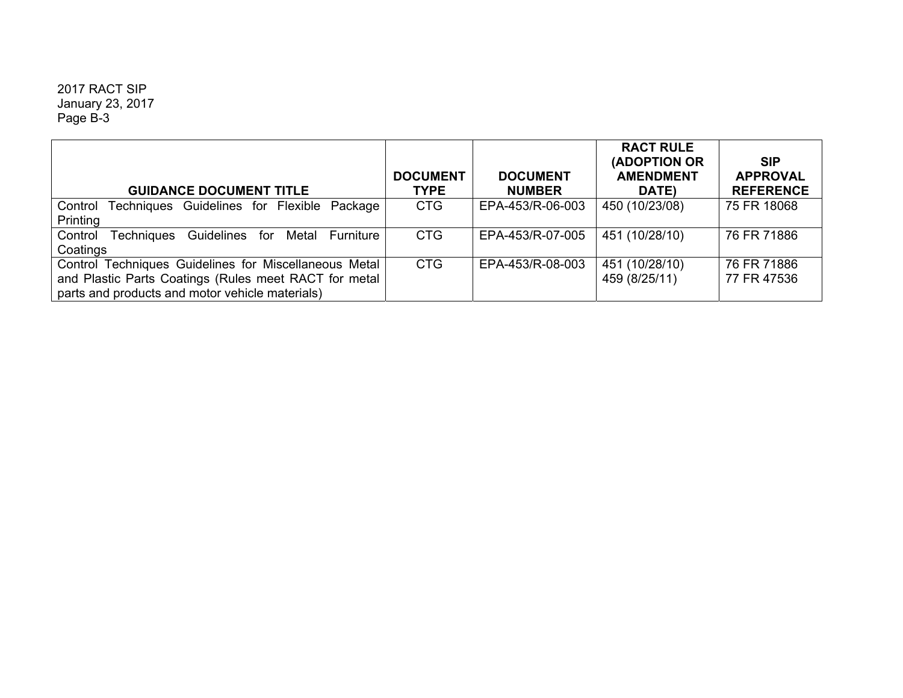| GUIDANCE DOCUMENT TITLE | DOCUMENT TYPE | DOCUMENT NUMBER | RACT RULE (ADOPTION OR AMENDMENT DATE) | SIP APPROVAL REFERENCE |
|---|---|---|---|---|
| Control Techniques Guidelines for Flexible Package Printing | CTG | EPA-453/R-06-003 | 450 (10/23/08) | 75 FR 18068 |
| Control Techniques Guidelines for Metal Furniture Coatings | CTG | EPA-453/R-07-005 | 451 (10/28/10) | 76 FR 71886 |
| Control Techniques Guidelines for Miscellaneous Metal and Plastic Parts Coatings (Rules meet RACT for metal parts and products and motor vehicle materials) | CTG | EPA-453/R-08-003 | 451 (10/28/10)<br>459 (8/25/11) | 76 FR 71886<br>77 FR 47536 |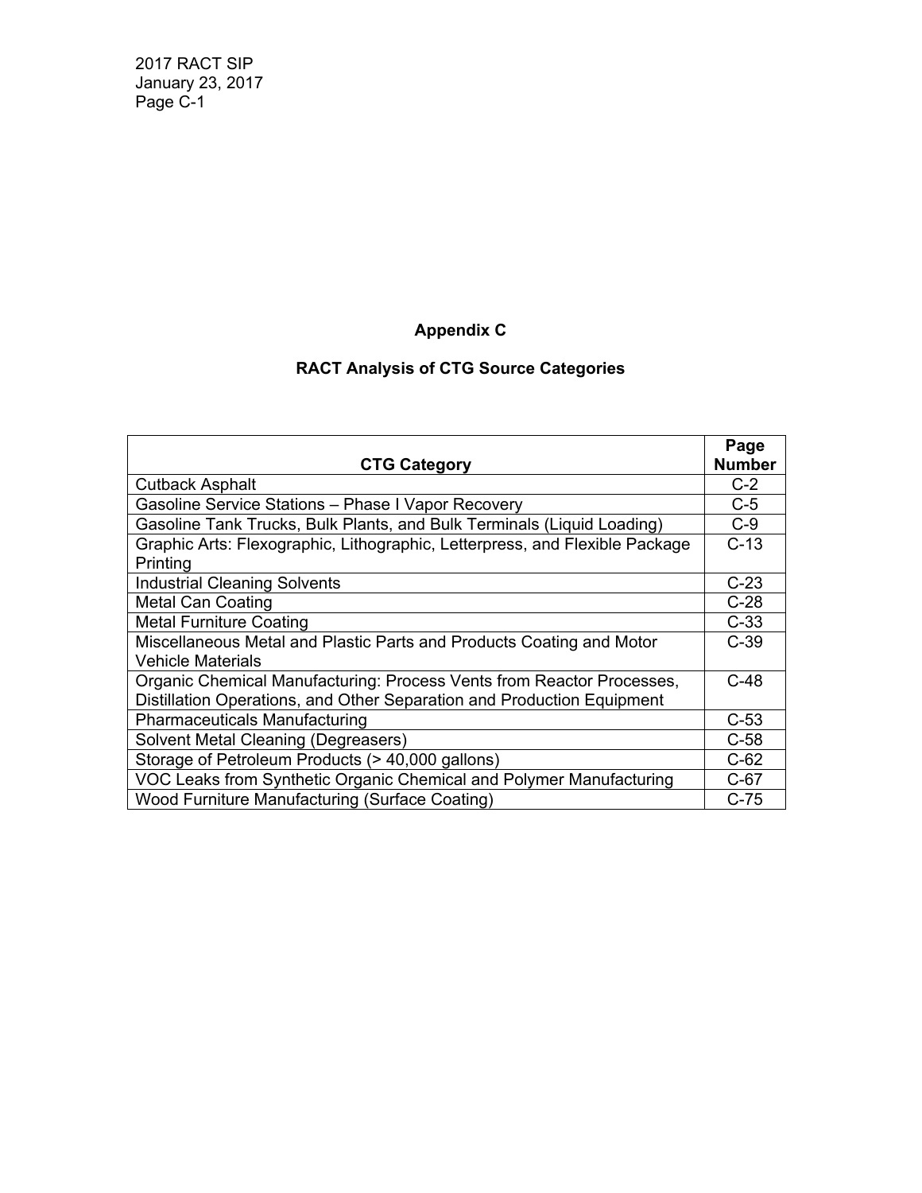# Appendix C

## RACT Analysis of CTG Source Categories

| CTG Category | Page Number |
| --- | --- |
| Cutback Asphalt | C-2 |
| Gasoline Service Stations – Phase I Vapor Recovery | C-5 |
| Gasoline Tank Trucks, Bulk Plants, and Bulk Terminals (Liquid Loading) | C-9 |
| Graphic Arts: Flexographic, Lithographic, Letterpress, and Flexible Package Printing | C-13 |
| Industrial Cleaning Solvents | C-23 |
| Metal Can Coating | C-28 |
| Metal Furniture Coating | C-33 |
| Miscellaneous Metal and Plastic Parts and Products Coating and Motor Vehicle Materials | C-39 |
| Organic Chemical Manufacturing: Process Vents from Reactor Processes, Distillation Operations, and Other Separation and Production Equipment | C-48 |
| Pharmaceuticals Manufacturing | C-53 |
| Solvent Metal Cleaning (Degreasers) | C-58 |
| Storage of Petroleum Products (> 40,000 gallons) | C-62 |
| VOC Leaks from Synthetic Organic Chemical and Polymer Manufacturing | C-67 |
| Wood Furniture Manufacturing (Surface Coating) | C-75 |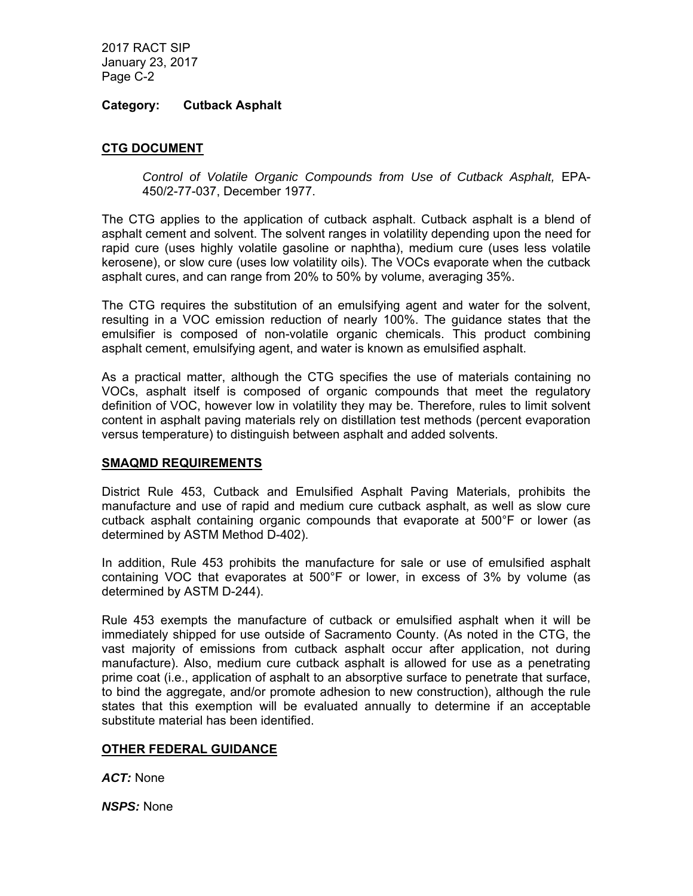**Category: Cutback Asphalt**

## CTG DOCUMENT

*Control of Volatile Organic Compounds from Use of Cutback Asphalt,* EPA-450/2-77-037, December 1977.

The CTG applies to the application of cutback asphalt. Cutback asphalt is a blend of asphalt cement and solvent. The solvent ranges in volatility depending upon the need for rapid cure (uses highly volatile gasoline or naphtha), medium cure (uses less volatile kerosene), or slow cure (uses low volatility oils). The VOCs evaporate when the cutback asphalt cures, and can range from 20% to 50% by volume, averaging 35%.

The CTG requires the substitution of an emulsifying agent and water for the solvent, resulting in a VOC emission reduction of nearly 100%. The guidance states that the emulsifier is composed of non-volatile organic chemicals. This product combining asphalt cement, emulsifying agent, and water is known as emulsified asphalt.

As a practical matter, although the CTG specifies the use of materials containing no VOCs, asphalt itself is composed of organic compounds that meet the regulatory definition of VOC, however low in volatility they may be. Therefore, rules to limit solvent content in asphalt paving materials rely on distillation test methods (percent evaporation versus temperature) to distinguish between asphalt and added solvents.

## SMAQMD REQUIREMENTS

District Rule 453, Cutback and Emulsified Asphalt Paving Materials, prohibits the manufacture and use of rapid and medium cure cutback asphalt, as well as slow cure cutback asphalt containing organic compounds that evaporate at 500°F or lower (as determined by ASTM Method D-402).

In addition, Rule 453 prohibits the manufacture for sale or use of emulsified asphalt containing VOC that evaporates at 500°F or lower, in excess of 3% by volume (as determined by ASTM D-244).

Rule 453 exempts the manufacture of cutback or emulsified asphalt when it will be immediately shipped for use outside of Sacramento County. (As noted in the CTG, the vast majority of emissions from cutback asphalt occur after application, not during manufacture). Also, medium cure cutback asphalt is allowed for use as a penetrating prime coat (i.e., application of asphalt to an absorptive surface to penetrate that surface, to bind the aggregate, and/or promote adhesion to new construction), although the rule states that this exemption will be evaluated annually to determine if an acceptable substitute material has been identified.

## OTHER FEDERAL GUIDANCE

***ACT:*** None

***NSPS:*** None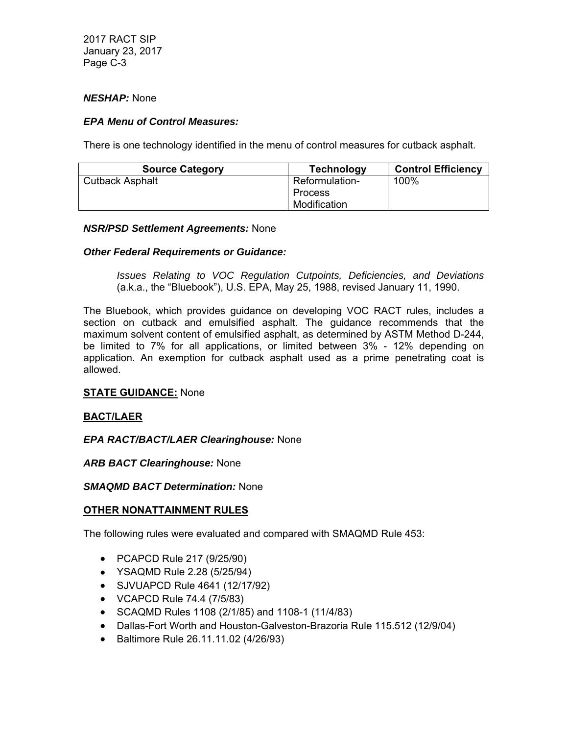***NESHAP:*** None

***EPA Menu of Control Measures:***

There is one technology identified in the menu of control measures for cutback asphalt.

| Source Category | Technology | Control Efficiency |
|---|---|---|
| Cutback Asphalt | Reformulation-Process Modification | 100% |

***NSR/PSD Settlement Agreements:*** None

***Other Federal Requirements or Guidance:***

> *Issues Relating to VOC Regulation Cutpoints, Deficiencies, and Deviations* (a.k.a., the "Bluebook"), U.S. EPA, May 25, 1988, revised January 11, 1990.

The Bluebook, which provides guidance on developing VOC RACT rules, includes a section on cutback and emulsified asphalt. The guidance recommends that the maximum solvent content of emulsified asphalt, as determined by ASTM Method D-244, be limited to 7% for all applications, or limited between 3% - 12% depending on application. An exemption for cutback asphalt used as a prime penetrating coat is allowed.

**STATE GUIDANCE:** None

**BACT/LAER**

***EPA RACT/BACT/LAER Clearinghouse:*** None

***ARB BACT Clearinghouse:*** None

***SMAQMD BACT Determination:*** None

**OTHER NONATTAINMENT RULES**

The following rules were evaluated and compared with SMAQMD Rule 453:

- PCAPCD Rule 217 (9/25/90)
- YSAQMD Rule 2.28 (5/25/94)
- SJVUAPCD Rule 4641 (12/17/92)
- VCAPCD Rule 74.4 (7/5/83)
- SCAQMD Rules 1108 (2/1/85) and 1108-1 (11/4/83)
- Dallas-Fort Worth and Houston-Galveston-Brazoria Rule 115.512 (12/9/04)
- Baltimore Rule 26.11.11.02 (4/26/93)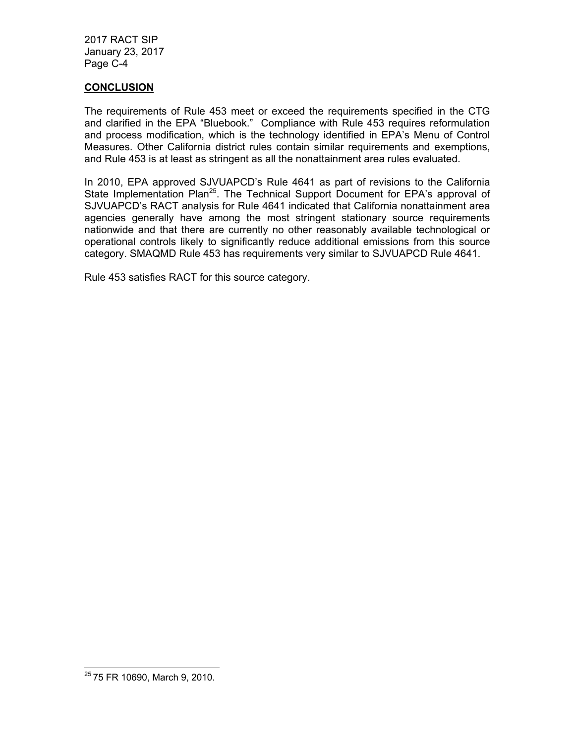## CONCLUSION

The requirements of Rule 453 meet or exceed the requirements specified in the CTG and clarified in the EPA "Bluebook." Compliance with Rule 453 requires reformulation and process modification, which is the technology identified in EPA's Menu of Control Measures. Other California district rules contain similar requirements and exemptions, and Rule 453 is at least as stringent as all the nonattainment area rules evaluated.

In 2010, EPA approved SJVUAPCD's Rule 4641 as part of revisions to the California State Implementation Plan[25]. The Technical Support Document for EPA's approval of SJVUAPCD's RACT analysis for Rule 4641 indicated that California nonattainment area agencies generally have among the most stringent stationary source requirements nationwide and that there are currently no other reasonably available technological or operational controls likely to significantly reduce additional emissions from this source category. SMAQMD Rule 453 has requirements very similar to SJVUAPCD Rule 4641.

Rule 453 satisfies RACT for this source category.

---

[25] 75 FR 10690, March 9, 2010.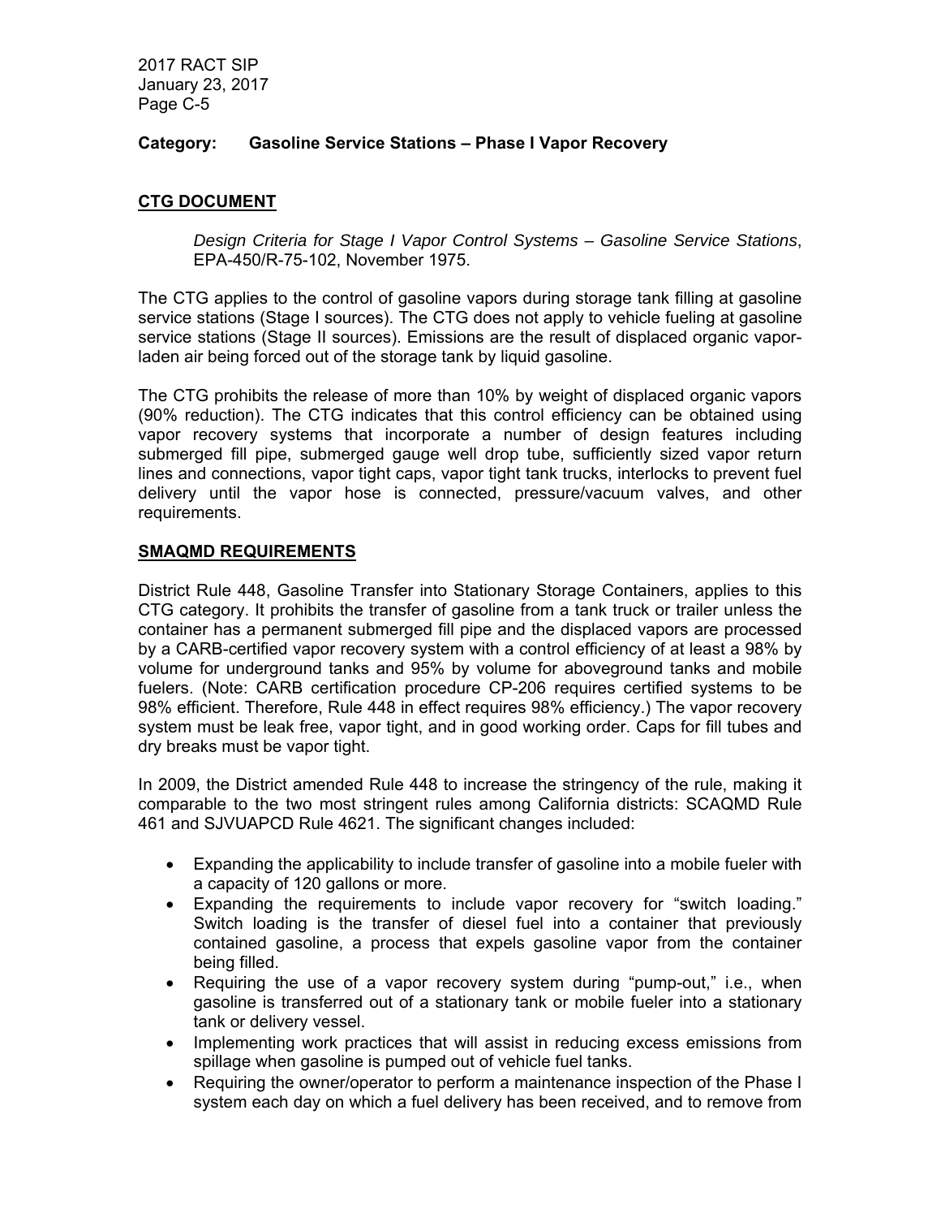**Category: Gasoline Service Stations – Phase I Vapor Recovery**

## CTG DOCUMENT

*Design Criteria for Stage I Vapor Control Systems – Gasoline Service Stations*, EPA-450/R-75-102, November 1975.

The CTG applies to the control of gasoline vapors during storage tank filling at gasoline service stations (Stage I sources). The CTG does not apply to vehicle fueling at gasoline service stations (Stage II sources). Emissions are the result of displaced organic vapor-laden air being forced out of the storage tank by liquid gasoline.

The CTG prohibits the release of more than 10% by weight of displaced organic vapors (90% reduction). The CTG indicates that this control efficiency can be obtained using vapor recovery systems that incorporate a number of design features including submerged fill pipe, submerged gauge well drop tube, sufficiently sized vapor return lines and connections, vapor tight caps, vapor tight tank trucks, interlocks to prevent fuel delivery until the vapor hose is connected, pressure/vacuum valves, and other requirements.

## SMAQMD REQUIREMENTS

District Rule 448, Gasoline Transfer into Stationary Storage Containers, applies to this CTG category. It prohibits the transfer of gasoline from a tank truck or trailer unless the container has a permanent submerged fill pipe and the displaced vapors are processed by a CARB-certified vapor recovery system with a control efficiency of at least a 98% by volume for underground tanks and 95% by volume for aboveground tanks and mobile fuelers. (Note: CARB certification procedure CP-206 requires certified systems to be 98% efficient. Therefore, Rule 448 in effect requires 98% efficiency.) The vapor recovery system must be leak free, vapor tight, and in good working order. Caps for fill tubes and dry breaks must be vapor tight.

In 2009, the District amended Rule 448 to increase the stringency of the rule, making it comparable to the two most stringent rules among California districts: SCAQMD Rule 461 and SJVUAPCD Rule 4621. The significant changes included:

- Expanding the applicability to include transfer of gasoline into a mobile fueler with a capacity of 120 gallons or more.
- Expanding the requirements to include vapor recovery for "switch loading." Switch loading is the transfer of diesel fuel into a container that previously contained gasoline, a process that expels gasoline vapor from the container being filled.
- Requiring the use of a vapor recovery system during "pump-out," i.e., when gasoline is transferred out of a stationary tank or mobile fueler into a stationary tank or delivery vessel.
- Implementing work practices that will assist in reducing excess emissions from spillage when gasoline is pumped out of vehicle fuel tanks.
- Requiring the owner/operator to perform a maintenance inspection of the Phase I system each day on which a fuel delivery has been received, and to remove from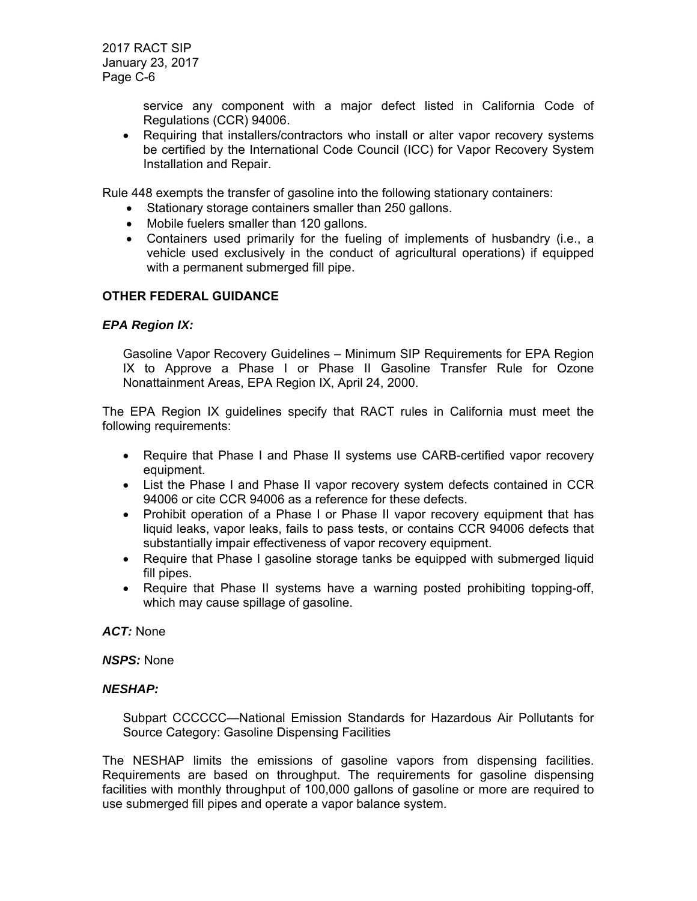service any component with a major defect listed in California Code of Regulations (CCR) 94006.
- Requiring that installers/contractors who install or alter vapor recovery systems be certified by the International Code Council (ICC) for Vapor Recovery System Installation and Repair.

Rule 448 exempts the transfer of gasoline into the following stationary containers:

- Stationary storage containers smaller than 250 gallons.
- Mobile fuelers smaller than 120 gallons.
- Containers used primarily for the fueling of implements of husbandry (i.e., a vehicle used exclusively in the conduct of agricultural operations) if equipped with a permanent submerged fill pipe.

**OTHER FEDERAL GUIDANCE**

***EPA Region IX:***

Gasoline Vapor Recovery Guidelines – Minimum SIP Requirements for EPA Region IX to Approve a Phase I or Phase II Gasoline Transfer Rule for Ozone Nonattainment Areas, EPA Region IX, April 24, 2000.

The EPA Region IX guidelines specify that RACT rules in California must meet the following requirements:

- Require that Phase I and Phase II systems use CARB-certified vapor recovery equipment.
- List the Phase I and Phase II vapor recovery system defects contained in CCR 94006 or cite CCR 94006 as a reference for these defects.
- Prohibit operation of a Phase I or Phase II vapor recovery equipment that has liquid leaks, vapor leaks, fails to pass tests, or contains CCR 94006 defects that substantially impair effectiveness of vapor recovery equipment.
- Require that Phase I gasoline storage tanks be equipped with submerged liquid fill pipes.
- Require that Phase II systems have a warning posted prohibiting topping-off, which may cause spillage of gasoline.

***ACT:*** None

***NSPS:*** None

***NESHAP:***

Subpart CCCCCC—National Emission Standards for Hazardous Air Pollutants for Source Category: Gasoline Dispensing Facilities

The NESHAP limits the emissions of gasoline vapors from dispensing facilities. Requirements are based on throughput. The requirements for gasoline dispensing facilities with monthly throughput of 100,000 gallons of gasoline or more are required to use submerged fill pipes and operate a vapor balance system.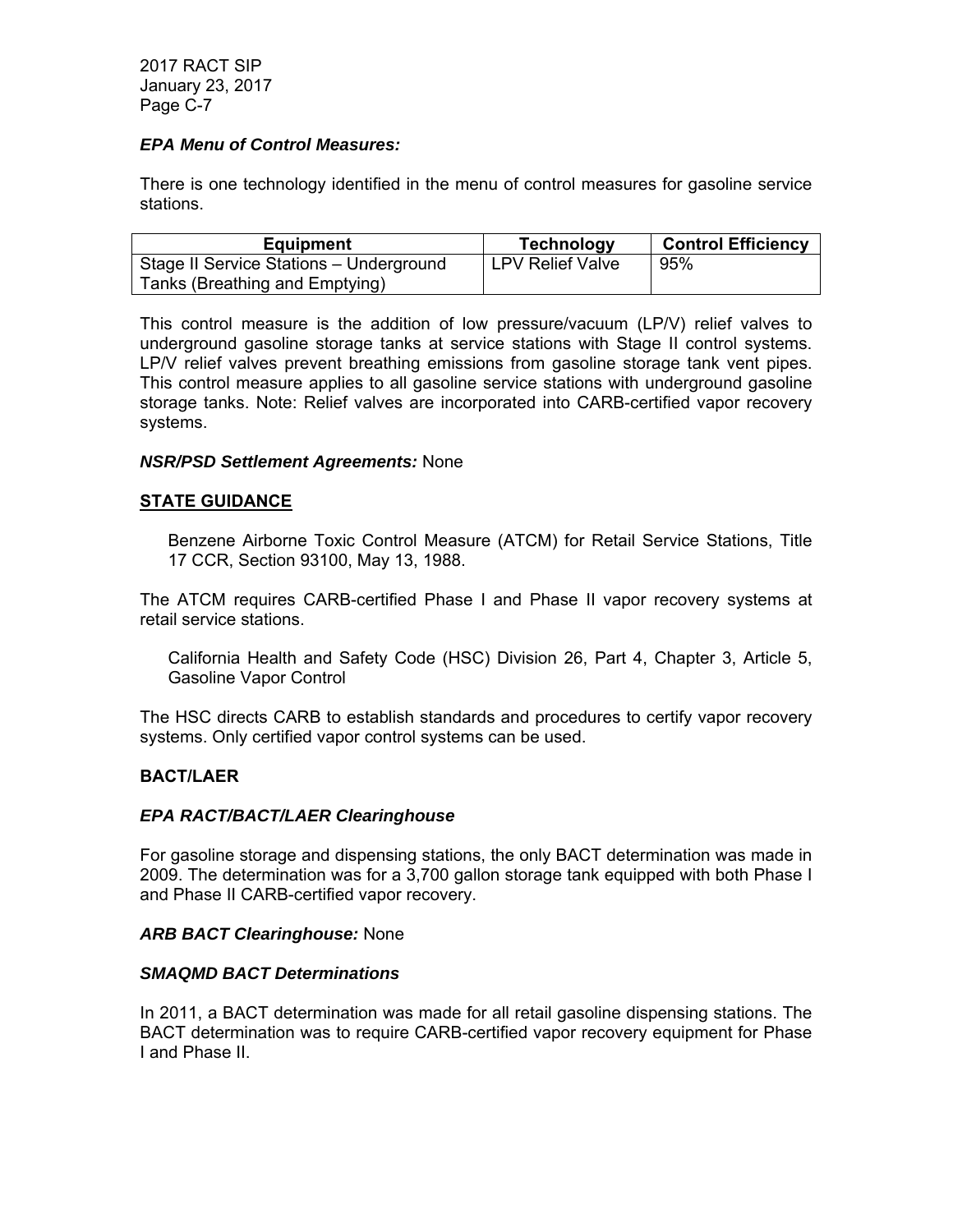***EPA Menu of Control Measures:***

There is one technology identified in the menu of control measures for gasoline service stations.

| Equipment | Technology | Control Efficiency |
|---|---|---|
| Stage II Service Stations – Underground Tanks (Breathing and Emptying) | LPV Relief Valve | 95% |

This control measure is the addition of low pressure/vacuum (LP/V) relief valves to underground gasoline storage tanks at service stations with Stage II control systems. LP/V relief valves prevent breathing emissions from gasoline storage tank vent pipes. This control measure applies to all gasoline service stations with underground gasoline storage tanks. Note: Relief valves are incorporated into CARB-certified vapor recovery systems.

***NSR/PSD Settlement Agreements:*** None

## STATE GUIDANCE

> Benzene Airborne Toxic Control Measure (ATCM) for Retail Service Stations, Title 17 CCR, Section 93100, May 13, 1988.

The ATCM requires CARB-certified Phase I and Phase II vapor recovery systems at retail service stations.

> California Health and Safety Code (HSC) Division 26, Part 4, Chapter 3, Article 5, Gasoline Vapor Control

The HSC directs CARB to establish standards and procedures to certify vapor recovery systems. Only certified vapor control systems can be used.

## BACT/LAER

***EPA RACT/BACT/LAER Clearinghouse***

For gasoline storage and dispensing stations, the only BACT determination was made in 2009. The determination was for a 3,700 gallon storage tank equipped with both Phase I and Phase II CARB-certified vapor recovery.

***ARB BACT Clearinghouse:*** None

***SMAQMD BACT Determinations***

In 2011, a BACT determination was made for all retail gasoline dispensing stations. The BACT determination was to require CARB-certified vapor recovery equipment for Phase I and Phase II.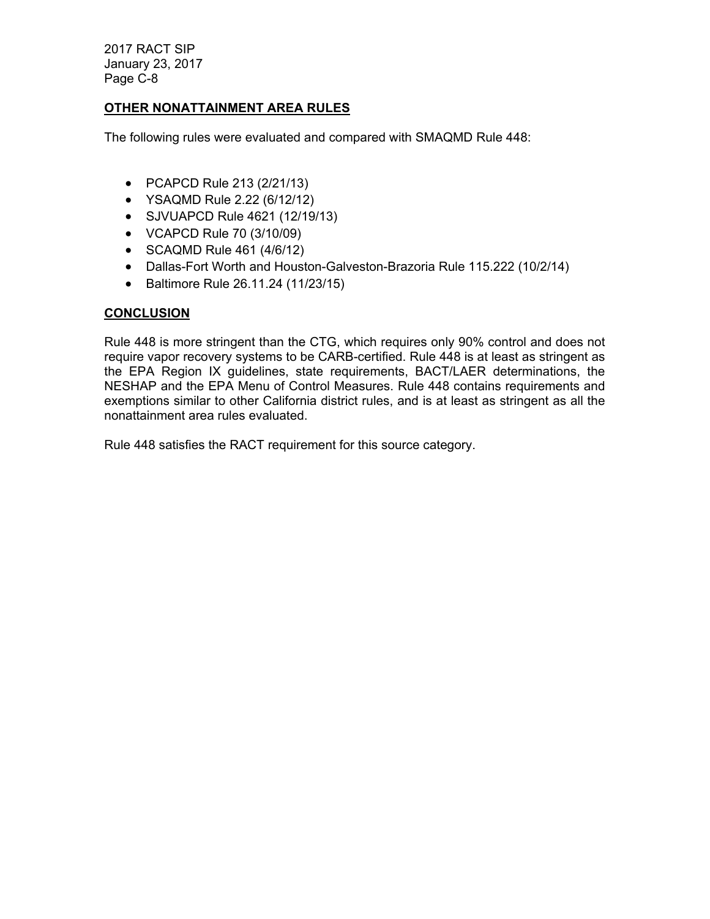## OTHER NONATTAINMENT AREA RULES

The following rules were evaluated and compared with SMAQMD Rule 448:

- PCAPCD Rule 213 (2/21/13)
- YSAQMD Rule 2.22 (6/12/12)
- SJVUAPCD Rule 4621 (12/19/13)
- VCAPCD Rule 70 (3/10/09)
- SCAQMD Rule 461 (4/6/12)
- Dallas-Fort Worth and Houston-Galveston-Brazoria Rule 115.222 (10/2/14)
- Baltimore Rule 26.11.24 (11/23/15)

## CONCLUSION

Rule 448 is more stringent than the CTG, which requires only 90% control and does not require vapor recovery systems to be CARB-certified. Rule 448 is at least as stringent as the EPA Region IX guidelines, state requirements, BACT/LAER determinations, the NESHAP and the EPA Menu of Control Measures. Rule 448 contains requirements and exemptions similar to other California district rules, and is at least as stringent as all the nonattainment area rules evaluated.

Rule 448 satisfies the RACT requirement for this source category.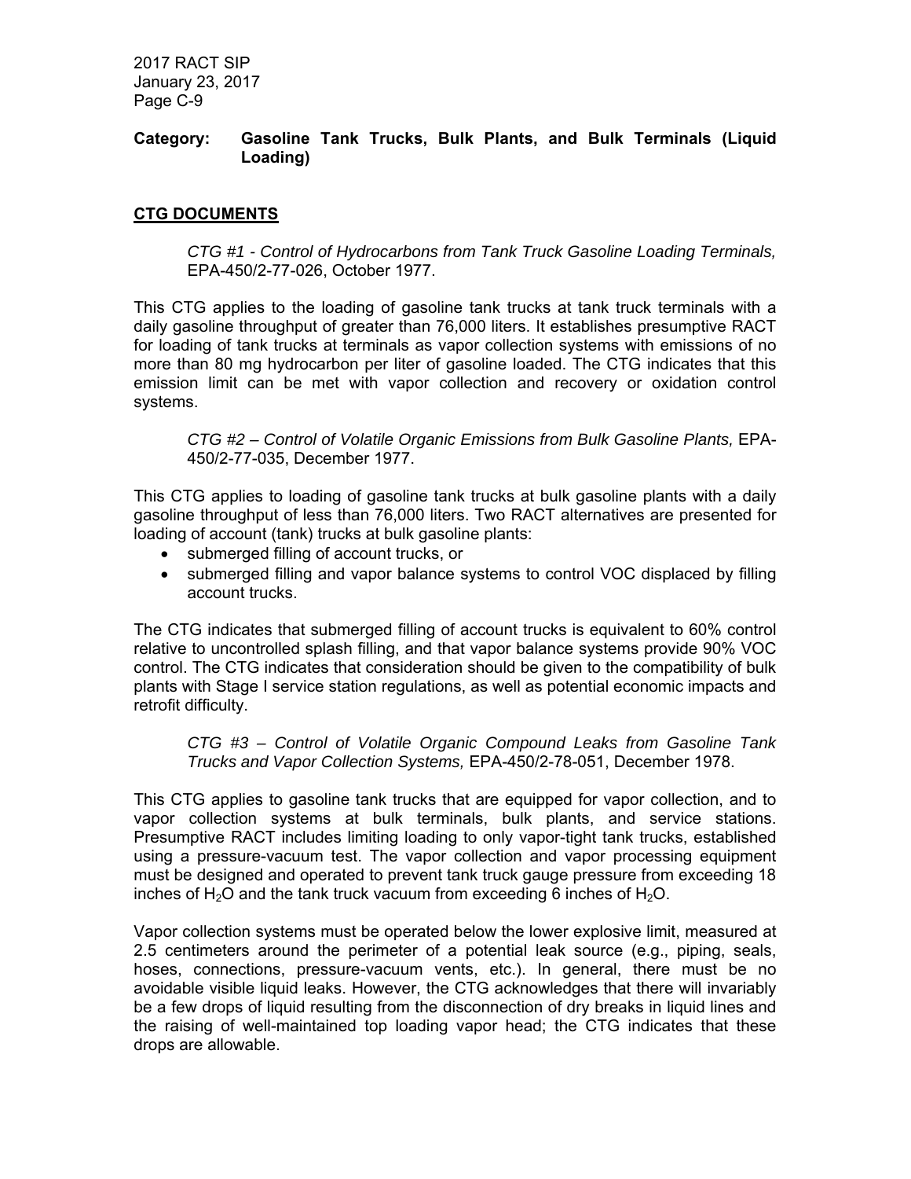**Category: Gasoline Tank Trucks, Bulk Plants, and Bulk Terminals (Liquid Loading)**

## CTG DOCUMENTS

*CTG #1 - Control of Hydrocarbons from Tank Truck Gasoline Loading Terminals,* EPA-450/2-77-026, October 1977.

This CTG applies to the loading of gasoline tank trucks at tank truck terminals with a daily gasoline throughput of greater than 76,000 liters. It establishes presumptive RACT for loading of tank trucks at terminals as vapor collection systems with emissions of no more than 80 mg hydrocarbon per liter of gasoline loaded. The CTG indicates that this emission limit can be met with vapor collection and recovery or oxidation control systems.

*CTG #2 – Control of Volatile Organic Emissions from Bulk Gasoline Plants,* EPA-450/2-77-035, December 1977.

This CTG applies to loading of gasoline tank trucks at bulk gasoline plants with a daily gasoline throughput of less than 76,000 liters. Two RACT alternatives are presented for loading of account (tank) trucks at bulk gasoline plants:

- submerged filling of account trucks, or
- submerged filling and vapor balance systems to control VOC displaced by filling account trucks.

The CTG indicates that submerged filling of account trucks is equivalent to 60% control relative to uncontrolled splash filling, and that vapor balance systems provide 90% VOC control. The CTG indicates that consideration should be given to the compatibility of bulk plants with Stage I service station regulations, as well as potential economic impacts and retrofit difficulty.

*CTG #3 – Control of Volatile Organic Compound Leaks from Gasoline Tank Trucks and Vapor Collection Systems,* EPA-450/2-78-051, December 1978.

This CTG applies to gasoline tank trucks that are equipped for vapor collection, and to vapor collection systems at bulk terminals, bulk plants, and service stations. Presumptive RACT includes limiting loading to only vapor-tight tank trucks, established using a pressure-vacuum test. The vapor collection and vapor processing equipment must be designed and operated to prevent tank truck gauge pressure from exceeding 18 inches of $H_2O$ and the tank truck vacuum from exceeding 6 inches of $H_2O$.

Vapor collection systems must be operated below the lower explosive limit, measured at 2.5 centimeters around the perimeter of a potential leak source (e.g., piping, seals, hoses, connections, pressure-vacuum vents, etc.). In general, there must be no avoidable visible liquid leaks. However, the CTG acknowledges that there will invariably be a few drops of liquid resulting from the disconnection of dry breaks in liquid lines and the raising of well-maintained top loading vapor head; the CTG indicates that these drops are allowable.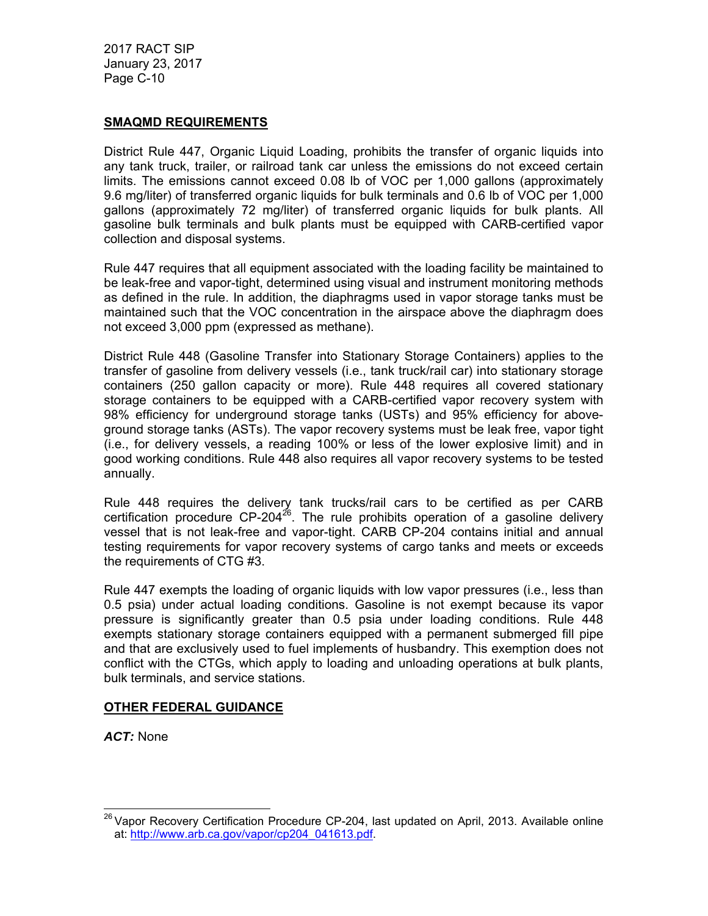## SMAQMD REQUIREMENTS

District Rule 447, Organic Liquid Loading, prohibits the transfer of organic liquids into any tank truck, trailer, or railroad tank car unless the emissions do not exceed certain limits. The emissions cannot exceed 0.08 lb of VOC per 1,000 gallons (approximately 9.6 mg/liter) of transferred organic liquids for bulk terminals and 0.6 lb of VOC per 1,000 gallons (approximately 72 mg/liter) of transferred organic liquids for bulk plants. All gasoline bulk terminals and bulk plants must be equipped with CARB-certified vapor collection and disposal systems.

Rule 447 requires that all equipment associated with the loading facility be maintained to be leak-free and vapor-tight, determined using visual and instrument monitoring methods as defined in the rule. In addition, the diaphragms used in vapor storage tanks must be maintained such that the VOC concentration in the airspace above the diaphragm does not exceed 3,000 ppm (expressed as methane).

District Rule 448 (Gasoline Transfer into Stationary Storage Containers) applies to the transfer of gasoline from delivery vessels (i.e., tank truck/rail car) into stationary storage containers (250 gallon capacity or more). Rule 448 requires all covered stationary storage containers to be equipped with a CARB-certified vapor recovery system with 98% efficiency for underground storage tanks (USTs) and 95% efficiency for above-ground storage tanks (ASTs). The vapor recovery systems must be leak free, vapor tight (i.e., for delivery vessels, a reading 100% or less of the lower explosive limit) and in good working conditions. Rule 448 also requires all vapor recovery systems to be tested annually.

Rule 448 requires the delivery tank trucks/rail cars to be certified as per CARB certification procedure CP-204[26]. The rule prohibits operation of a gasoline delivery vessel that is not leak-free and vapor-tight. CARB CP-204 contains initial and annual testing requirements for vapor recovery systems of cargo tanks and meets or exceeds the requirements of CTG #3.

Rule 447 exempts the loading of organic liquids with low vapor pressures (i.e., less than 0.5 psia) under actual loading conditions. Gasoline is not exempt because its vapor pressure is significantly greater than 0.5 psia under loading conditions. Rule 448 exempts stationary storage containers equipped with a permanent submerged fill pipe and that are exclusively used to fuel implements of husbandry. This exemption does not conflict with the CTGs, which apply to loading and unloading operations at bulk plants, bulk terminals, and service stations.

## OTHER FEDERAL GUIDANCE

***ACT:*** None

[26] Vapor Recovery Certification Procedure CP-204, last updated on April, 2013. Available online at: http://www.arb.ca.gov/vapor/cp204_041613.pdf.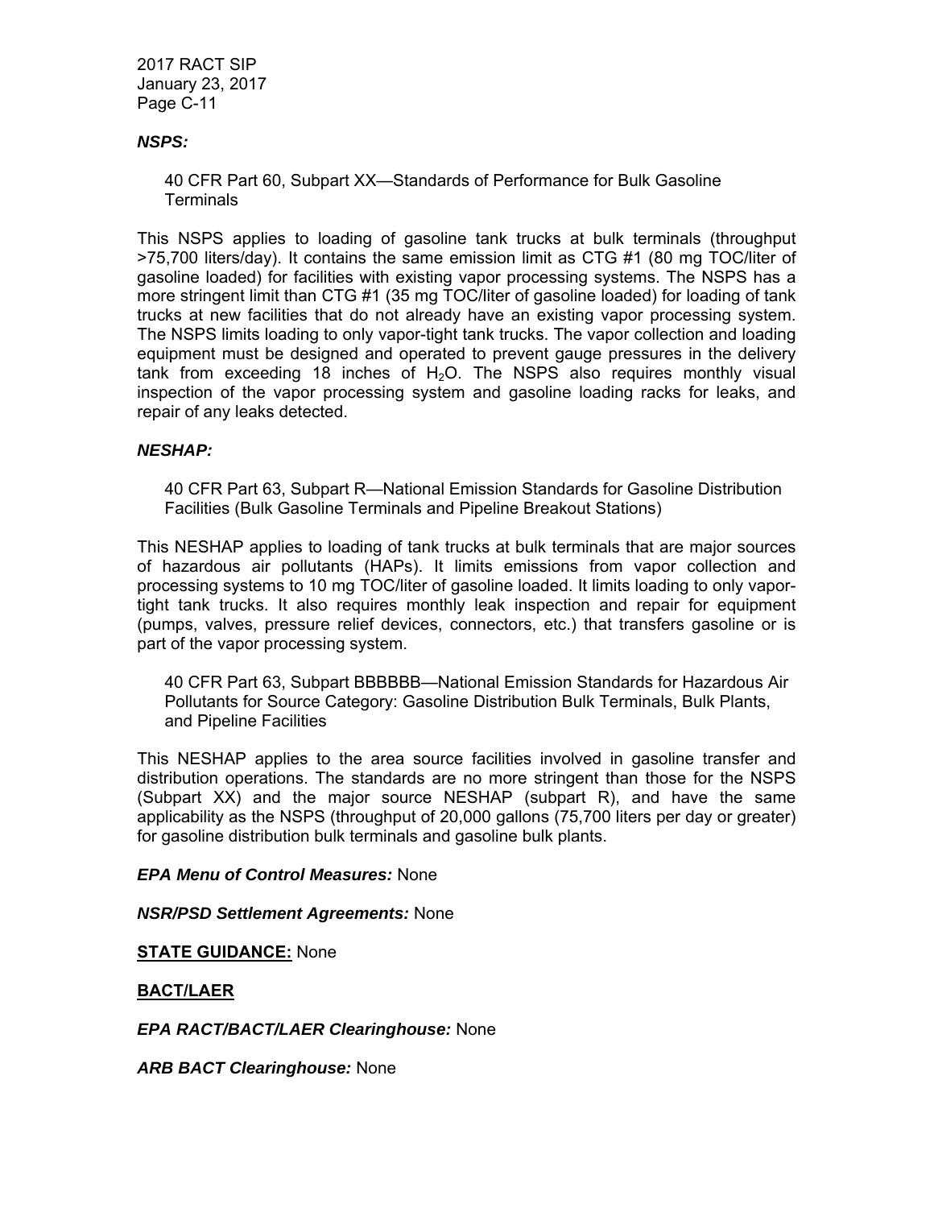***NSPS:***

40 CFR Part 60, Subpart XX—Standards of Performance for Bulk Gasoline Terminals

This NSPS applies to loading of gasoline tank trucks at bulk terminals (throughput >75,700 liters/day). It contains the same emission limit as CTG #1 (80 mg TOC/liter of gasoline loaded) for facilities with existing vapor processing systems. The NSPS has a more stringent limit than CTG #1 (35 mg TOC/liter of gasoline loaded) for loading of tank trucks at new facilities that do not already have an existing vapor processing system. The NSPS limits loading to only vapor-tight tank trucks. The vapor collection and loading equipment must be designed and operated to prevent gauge pressures in the delivery tank from exceeding 18 inches of $H_2O$. The NSPS also requires monthly visual inspection of the vapor processing system and gasoline loading racks for leaks, and repair of any leaks detected.

***NESHAP:***

40 CFR Part 63, Subpart R—National Emission Standards for Gasoline Distribution Facilities (Bulk Gasoline Terminals and Pipeline Breakout Stations)

This NESHAP applies to loading of tank trucks at bulk terminals that are major sources of hazardous air pollutants (HAPs). It limits emissions from vapor collection and processing systems to 10 mg TOC/liter of gasoline loaded. It limits loading to only vapor-tight tank trucks. It also requires monthly leak inspection and repair for equipment (pumps, valves, pressure relief devices, connectors, etc.) that transfers gasoline or is part of the vapor processing system.

40 CFR Part 63, Subpart BBBBBB—National Emission Standards for Hazardous Air Pollutants for Source Category: Gasoline Distribution Bulk Terminals, Bulk Plants, and Pipeline Facilities

This NESHAP applies to the area source facilities involved in gasoline transfer and distribution operations. The standards are no more stringent than those for the NSPS (Subpart XX) and the major source NESHAP (subpart R), and have the same applicability as the NSPS (throughput of 20,000 gallons (75,700 liters per day or greater) for gasoline distribution bulk terminals and gasoline bulk plants.

***EPA Menu of Control Measures:*** None

***NSR/PSD Settlement Agreements:*** None

**STATE GUIDANCE:** None

**BACT/LAER**

***EPA RACT/BACT/LAER Clearinghouse:*** None

***ARB BACT Clearinghouse:*** None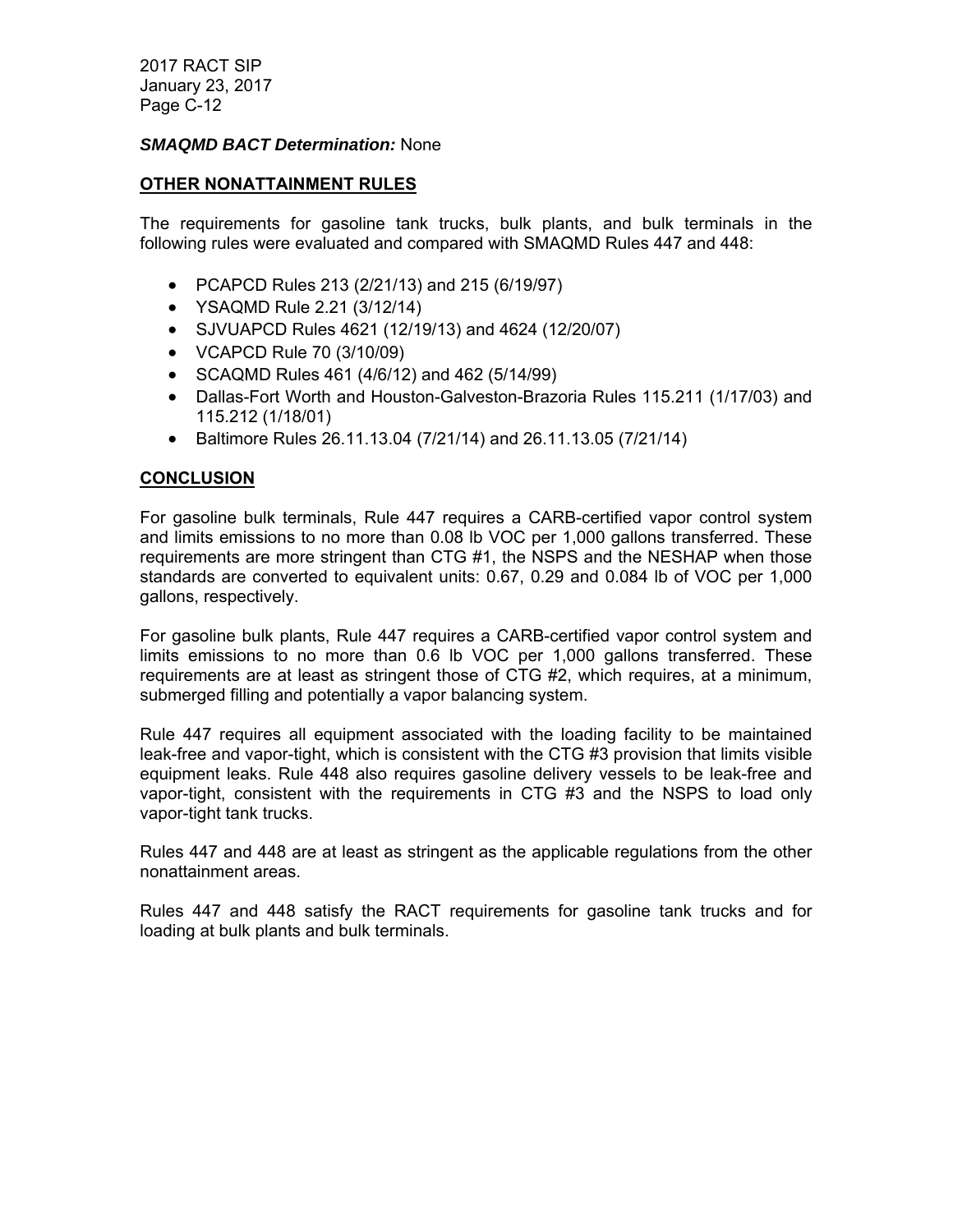***SMAQMD BACT Determination:*** None

## OTHER NONATTAINMENT RULES

The requirements for gasoline tank trucks, bulk plants, and bulk terminals in the following rules were evaluated and compared with SMAQMD Rules 447 and 448:

- PCAPCD Rules 213 (2/21/13) and 215 (6/19/97)
- YSAQMD Rule 2.21 (3/12/14)
- SJVUAPCD Rules 4621 (12/19/13) and 4624 (12/20/07)
- VCAPCD Rule 70 (3/10/09)
- SCAQMD Rules 461 (4/6/12) and 462 (5/14/99)
- Dallas-Fort Worth and Houston-Galveston-Brazoria Rules 115.211 (1/17/03) and 115.212 (1/18/01)
- Baltimore Rules 26.11.13.04 (7/21/14) and 26.11.13.05 (7/21/14)

## CONCLUSION

For gasoline bulk terminals, Rule 447 requires a CARB-certified vapor control system and limits emissions to no more than 0.08 lb VOC per 1,000 gallons transferred. These requirements are more stringent than CTG #1, the NSPS and the NESHAP when those standards are converted to equivalent units: 0.67, 0.29 and 0.084 lb of VOC per 1,000 gallons, respectively.

For gasoline bulk plants, Rule 447 requires a CARB-certified vapor control system and limits emissions to no more than 0.6 lb VOC per 1,000 gallons transferred. These requirements are at least as stringent those of CTG #2, which requires, at a minimum, submerged filling and potentially a vapor balancing system.

Rule 447 requires all equipment associated with the loading facility to be maintained leak-free and vapor-tight, which is consistent with the CTG #3 provision that limits visible equipment leaks. Rule 448 also requires gasoline delivery vessels to be leak-free and vapor-tight, consistent with the requirements in CTG #3 and the NSPS to load only vapor-tight tank trucks.

Rules 447 and 448 are at least as stringent as the applicable regulations from the other nonattainment areas.

Rules 447 and 448 satisfy the RACT requirements for gasoline tank trucks and for loading at bulk plants and bulk terminals.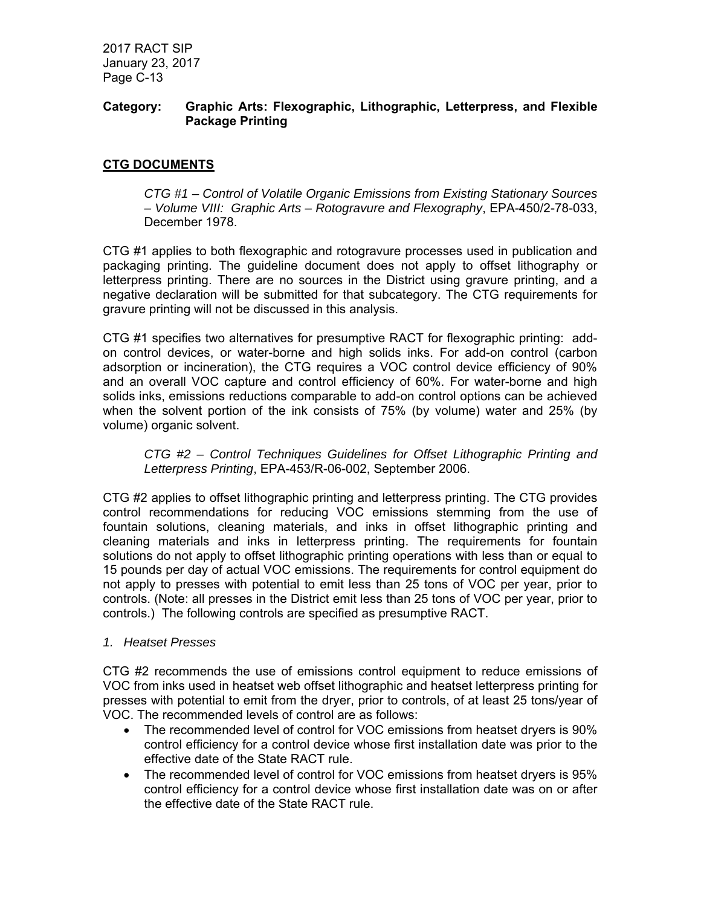**Category: Graphic Arts: Flexographic, Lithographic, Letterpress, and Flexible Package Printing**

## CTG DOCUMENTS

> *CTG #1 – Control of Volatile Organic Emissions from Existing Stationary Sources – Volume VIII: Graphic Arts – Rotogravure and Flexography*, EPA-450/2-78-033, December 1978.

CTG #1 applies to both flexographic and rotogravure processes used in publication and packaging printing. The guideline document does not apply to offset lithography or letterpress printing. There are no sources in the District using gravure printing, and a negative declaration will be submitted for that subcategory. The CTG requirements for gravure printing will not be discussed in this analysis.

CTG #1 specifies two alternatives for presumptive RACT for flexographic printing: add-on control devices, or water-borne and high solids inks. For add-on control (carbon adsorption or incineration), the CTG requires a VOC control device efficiency of 90% and an overall VOC capture and control efficiency of 60%. For water-borne and high solids inks, emissions reductions comparable to add-on control options can be achieved when the solvent portion of the ink consists of 75% (by volume) water and 25% (by volume) organic solvent.

> *CTG #2 – Control Techniques Guidelines for Offset Lithographic Printing and Letterpress Printing*, EPA-453/R-06-002, September 2006.

CTG #2 applies to offset lithographic printing and letterpress printing. The CTG provides control recommendations for reducing VOC emissions stemming from the use of fountain solutions, cleaning materials, and inks in offset lithographic printing and cleaning materials and inks in letterpress printing. The requirements for fountain solutions do not apply to offset lithographic printing operations with less than or equal to 15 pounds per day of actual VOC emissions. The requirements for control equipment do not apply to presses with potential to emit less than 25 tons of VOC per year, prior to controls. (Note: all presses in the District emit less than 25 tons of VOC per year, prior to controls.) The following controls are specified as presumptive RACT.

*1. Heatset Presses*

CTG #2 recommends the use of emissions control equipment to reduce emissions of VOC from inks used in heatset web offset lithographic and heatset letterpress printing for presses with potential to emit from the dryer, prior to controls, of at least 25 tons/year of VOC. The recommended levels of control are as follows:

- The recommended level of control for VOC emissions from heatset dryers is 90% control efficiency for a control device whose first installation date was prior to the effective date of the State RACT rule.
- The recommended level of control for VOC emissions from heatset dryers is 95% control efficiency for a control device whose first installation date was on or after the effective date of the State RACT rule.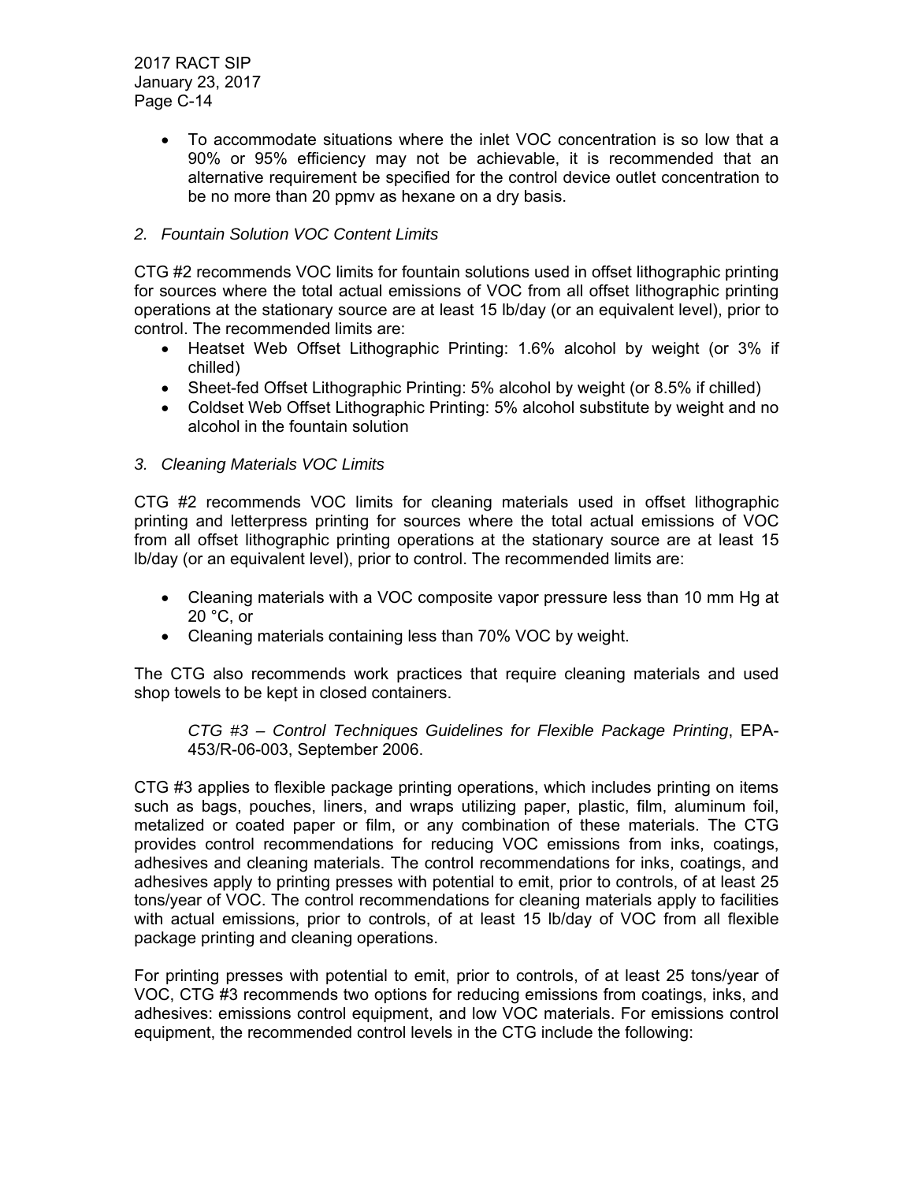- To accommodate situations where the inlet VOC concentration is so low that a 90% or 95% efficiency may not be achievable, it is recommended that an alternative requirement be specified for the control device outlet concentration to be no more than 20 ppmv as hexane on a dry basis.

*2. Fountain Solution VOC Content Limits*

CTG #2 recommends VOC limits for fountain solutions used in offset lithographic printing for sources where the total actual emissions of VOC from all offset lithographic printing operations at the stationary source are at least 15 lb/day (or an equivalent level), prior to control. The recommended limits are:

- Heatset Web Offset Lithographic Printing: 1.6% alcohol by weight (or 3% if chilled)
- Sheet-fed Offset Lithographic Printing: 5% alcohol by weight (or 8.5% if chilled)
- Coldset Web Offset Lithographic Printing: 5% alcohol substitute by weight and no alcohol in the fountain solution

*3. Cleaning Materials VOC Limits*

CTG #2 recommends VOC limits for cleaning materials used in offset lithographic printing and letterpress printing for sources where the total actual emissions of VOC from all offset lithographic printing operations at the stationary source are at least 15 lb/day (or an equivalent level), prior to control. The recommended limits are:

- Cleaning materials with a VOC composite vapor pressure less than 10 mm Hg at 20 °C, or
- Cleaning materials containing less than 70% VOC by weight.

The CTG also recommends work practices that require cleaning materials and used shop towels to be kept in closed containers.

> *CTG #3 – Control Techniques Guidelines for Flexible Package Printing*, EPA-453/R-06-003, September 2006.

CTG #3 applies to flexible package printing operations, which includes printing on items such as bags, pouches, liners, and wraps utilizing paper, plastic, film, aluminum foil, metalized or coated paper or film, or any combination of these materials. The CTG provides control recommendations for reducing VOC emissions from inks, coatings, adhesives and cleaning materials. The control recommendations for inks, coatings, and adhesives apply to printing presses with potential to emit, prior to controls, of at least 25 tons/year of VOC. The control recommendations for cleaning materials apply to facilities with actual emissions, prior to controls, of at least 15 lb/day of VOC from all flexible package printing and cleaning operations.

For printing presses with potential to emit, prior to controls, of at least 25 tons/year of VOC, CTG #3 recommends two options for reducing emissions from coatings, inks, and adhesives: emissions control equipment, and low VOC materials. For emissions control equipment, the recommended control levels in the CTG include the following: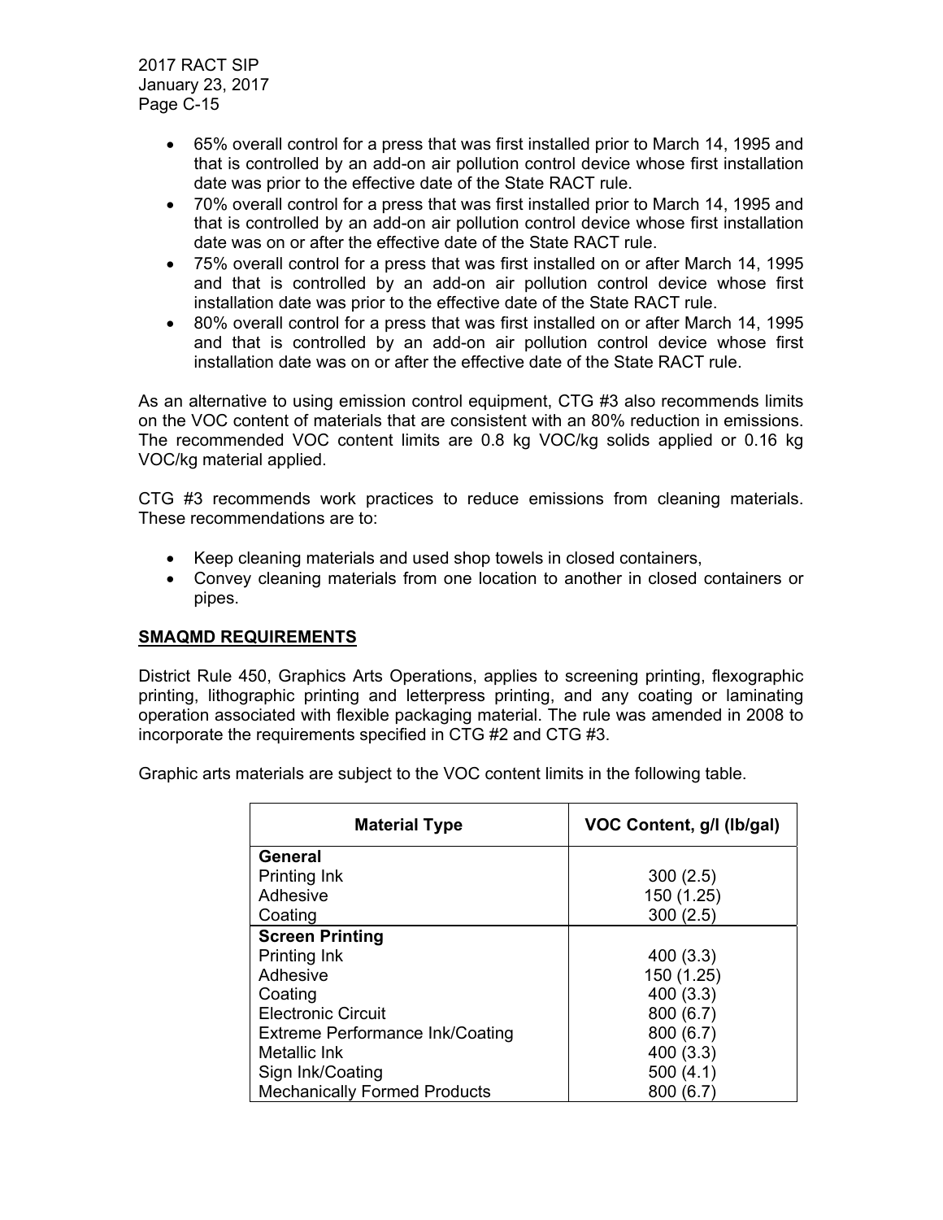- 65% overall control for a press that was first installed prior to March 14, 1995 and that is controlled by an add-on air pollution control device whose first installation date was prior to the effective date of the State RACT rule.
- 70% overall control for a press that was first installed prior to March 14, 1995 and that is controlled by an add-on air pollution control device whose first installation date was on or after the effective date of the State RACT rule.
- 75% overall control for a press that was first installed on or after March 14, 1995 and that is controlled by an add-on air pollution control device whose first installation date was prior to the effective date of the State RACT rule.
- 80% overall control for a press that was first installed on or after March 14, 1995 and that is controlled by an add-on air pollution control device whose first installation date was on or after the effective date of the State RACT rule.

As an alternative to using emission control equipment, CTG #3 also recommends limits on the VOC content of materials that are consistent with an 80% reduction in emissions. The recommended VOC content limits are 0.8 kg VOC/kg solids applied or 0.16 kg VOC/kg material applied.

CTG #3 recommends work practices to reduce emissions from cleaning materials. These recommendations are to:

- Keep cleaning materials and used shop towels in closed containers,
- Convey cleaning materials from one location to another in closed containers or pipes.

## SMAQMD REQUIREMENTS

District Rule 450, Graphics Arts Operations, applies to screening printing, flexographic printing, lithographic printing and letterpress printing, and any coating or laminating operation associated with flexible packaging material. The rule was amended in 2008 to incorporate the requirements specified in CTG #2 and CTG #3.

Graphic arts materials are subject to the VOC content limits in the following table.

| Material Type | VOC Content, g/l (lb/gal) |
|---|---|
| **General** | |
| Printing Ink | 300 (2.5) |
| Adhesive | 150 (1.25) |
| Coating | 300 (2.5) |
| **Screen Printing** | |
| Printing Ink | 400 (3.3) |
| Adhesive | 150 (1.25) |
| Coating | 400 (3.3) |
| Electronic Circuit | 800 (6.7) |
| Extreme Performance Ink/Coating | 800 (6.7) |
| Metallic Ink | 400 (3.3) |
| Sign Ink/Coating | 500 (4.1) |
| Mechanically Formed Products | 800 (6.7) |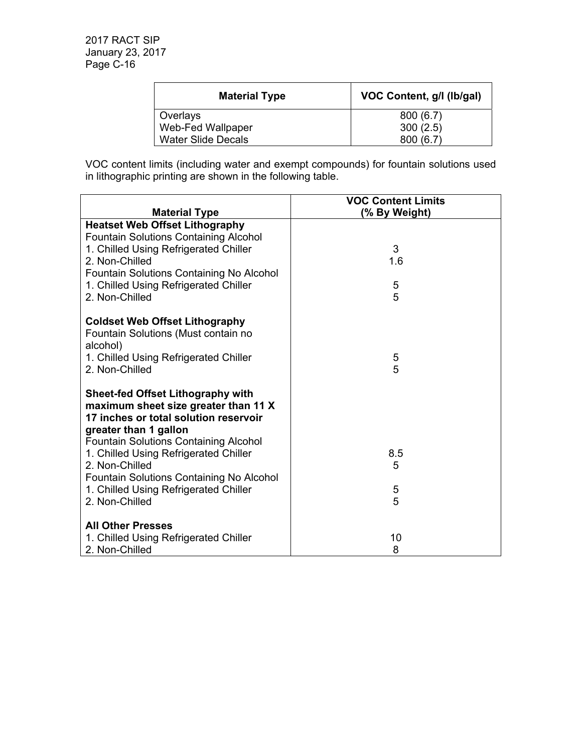| Material Type | VOC Content, g/l (lb/gal) |
|---|---|
| Overlays | 800 (6.7) |
| Web-Fed Wallpaper | 300 (2.5) |
| Water Slide Decals | 800 (6.7) |

VOC content limits (including water and exempt compounds) for fountain solutions used in lithographic printing are shown in the following table.

| Material Type | VOC Content Limits (% By Weight) |
|---|---|
| **Heatset Web Offset Lithography** | |
| Fountain Solutions Containing Alcohol | |
| 1. Chilled Using Refrigerated Chiller | 3 |
| 2. Non-Chilled | 1.6 |
| Fountain Solutions Containing No Alcohol | |
| 1. Chilled Using Refrigerated Chiller | 5 |
| 2. Non-Chilled | 5 |
| **Coldset Web Offset Lithography** | |
| Fountain Solutions (Must contain no alcohol) | |
| 1. Chilled Using Refrigerated Chiller | 5 |
| 2. Non-Chilled | 5 |
| **Sheet-fed Offset Lithography with maximum sheet size greater than 11 X 17 inches or total solution reservoir greater than 1 gallon** | |
| Fountain Solutions Containing Alcohol | |
| 1. Chilled Using Refrigerated Chiller | 8.5 |
| 2. Non-Chilled | 5 |
| Fountain Solutions Containing No Alcohol | |
| 1. Chilled Using Refrigerated Chiller | 5 |
| 2. Non-Chilled | 5 |
| **All Other Presses** | |
| 1. Chilled Using Refrigerated Chiller | 10 |
| 2. Non-Chilled | 8 |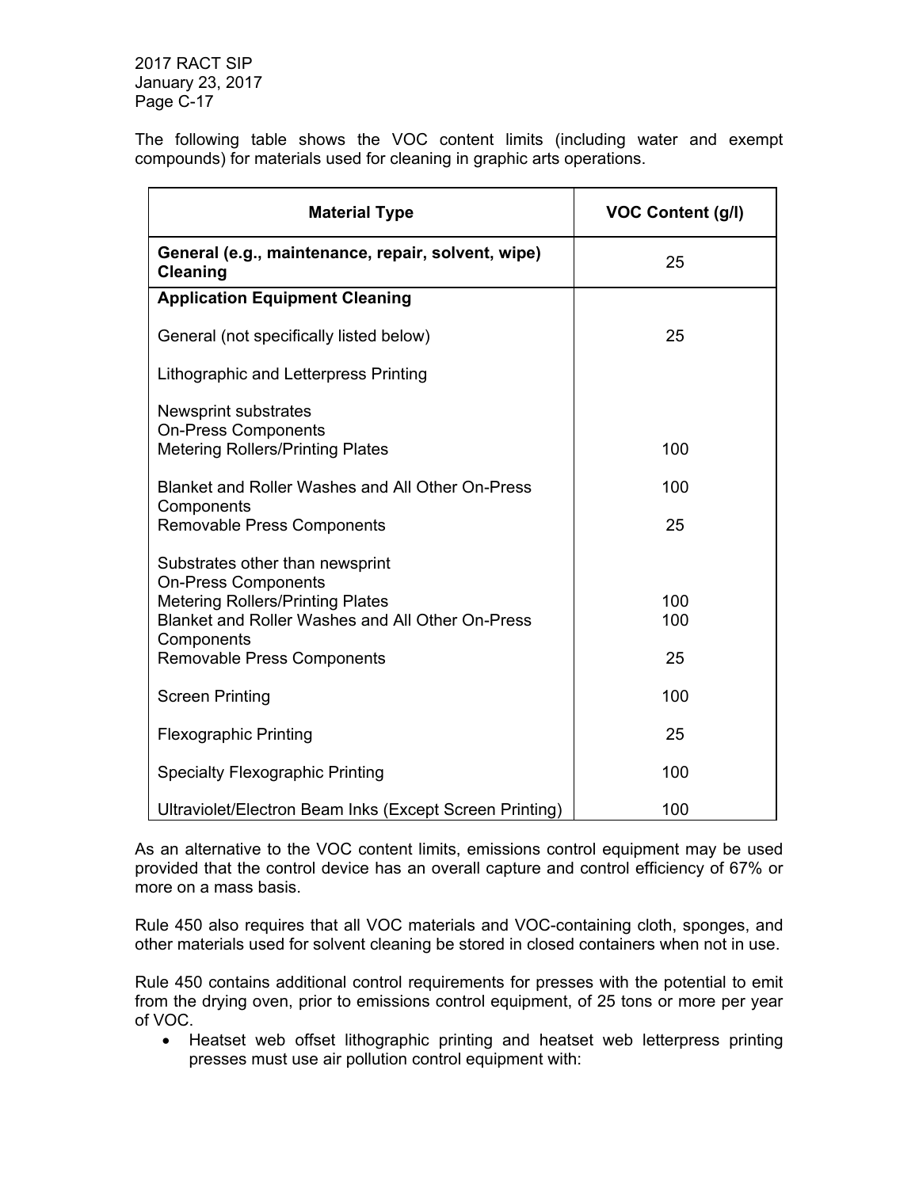The following table shows the VOC content limits (including water and exempt compounds) for materials used for cleaning in graphic arts operations.

| Material Type | VOC Content (g/l) |
|---|---|
| **General (e.g., maintenance, repair, solvent, wipe) Cleaning** | 25 |
| **Application Equipment Cleaning** | |
| General (not specifically listed below) | 25 |
| Lithographic and Letterpress Printing | |
| Newsprint substrates | |
| On-Press Components | |
| Metering Rollers/Printing Plates | 100 |
| Blanket and Roller Washes and All Other On-Press Components | 100 |
| Removable Press Components | 25 |
| Substrates other than newsprint | |
| On-Press Components | |
| Metering Rollers/Printing Plates | 100 |
| Blanket and Roller Washes and All Other On-Press Components | 100 |
| Removable Press Components | 25 |
| Screen Printing | 100 |
| Flexographic Printing | 25 |
| Specialty Flexographic Printing | 100 |
| Ultraviolet/Electron Beam Inks (Except Screen Printing) | 100 |

As an alternative to the VOC content limits, emissions control equipment may be used provided that the control device has an overall capture and control efficiency of 67% or more on a mass basis.

Rule 450 also requires that all VOC materials and VOC-containing cloth, sponges, and other materials used for solvent cleaning be stored in closed containers when not in use.

Rule 450 contains additional control requirements for presses with the potential to emit from the drying oven, prior to emissions control equipment, of 25 tons or more per year of VOC.

- Heatset web offset lithographic printing and heatset web letterpress printing presses must use air pollution control equipment with: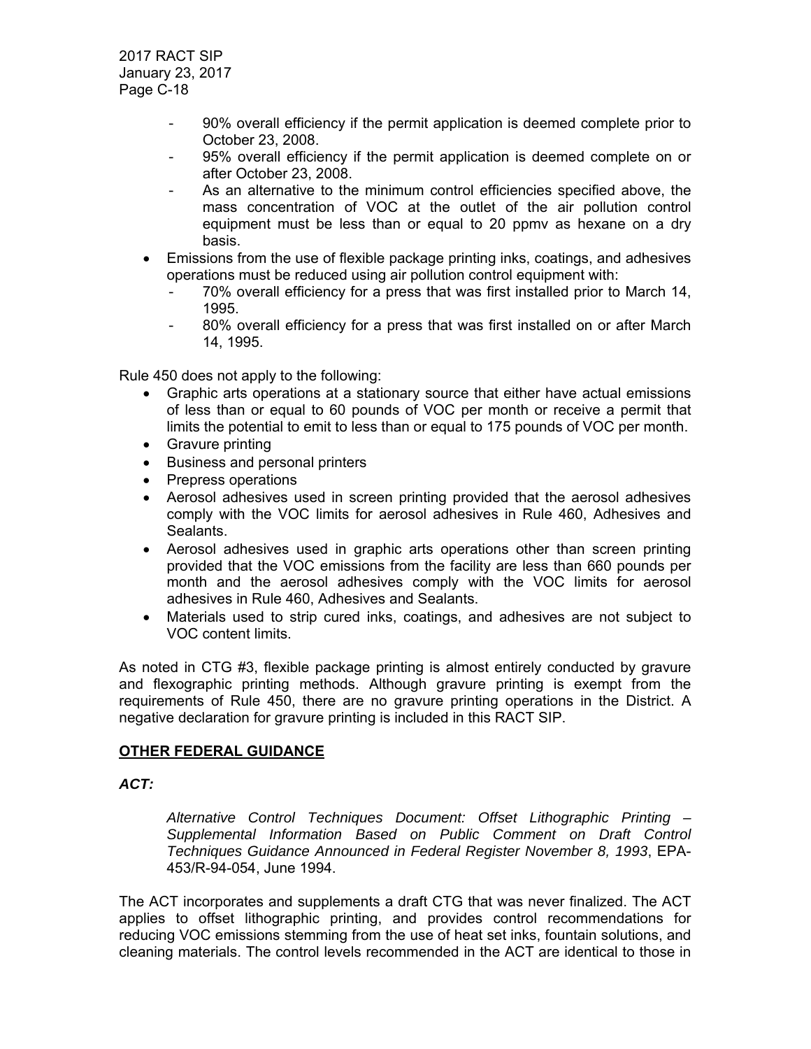- 90% overall efficiency if the permit application is deemed complete prior to October 23, 2008.
  - 95% overall efficiency if the permit application is deemed complete on or after October 23, 2008.
  - As an alternative to the minimum control efficiencies specified above, the mass concentration of VOC at the outlet of the air pollution control equipment must be less than or equal to 20 ppmv as hexane on a dry basis.
- Emissions from the use of flexible package printing inks, coatings, and adhesives operations must be reduced using air pollution control equipment with:
  - 70% overall efficiency for a press that was first installed prior to March 14, 1995.
  - 80% overall efficiency for a press that was first installed on or after March 14, 1995.

Rule 450 does not apply to the following:

- Graphic arts operations at a stationary source that either have actual emissions of less than or equal to 60 pounds of VOC per month or receive a permit that limits the potential to emit to less than or equal to 175 pounds of VOC per month.
- Gravure printing
- Business and personal printers
- Prepress operations
- Aerosol adhesives used in screen printing provided that the aerosol adhesives comply with the VOC limits for aerosol adhesives in Rule 460, Adhesives and Sealants.
- Aerosol adhesives used in graphic arts operations other than screen printing provided that the VOC emissions from the facility are less than 660 pounds per month and the aerosol adhesives comply with the VOC limits for aerosol adhesives in Rule 460, Adhesives and Sealants.
- Materials used to strip cured inks, coatings, and adhesives are not subject to VOC content limits.

As noted in CTG #3, flexible package printing is almost entirely conducted by gravure and flexographic printing methods. Although gravure printing is exempt from the requirements of Rule 450, there are no gravure printing operations in the District. A negative declaration for gravure printing is included in this RACT SIP.

## OTHER FEDERAL GUIDANCE

***ACT:***

> *Alternative Control Techniques Document: Offset Lithographic Printing – Supplemental Information Based on Public Comment on Draft Control Techniques Guidance Announced in Federal Register November 8, 1993*, EPA-453/R-94-054, June 1994.

The ACT incorporates and supplements a draft CTG that was never finalized. The ACT applies to offset lithographic printing, and provides control recommendations for reducing VOC emissions stemming from the use of heat set inks, fountain solutions, and cleaning materials. The control levels recommended in the ACT are identical to those in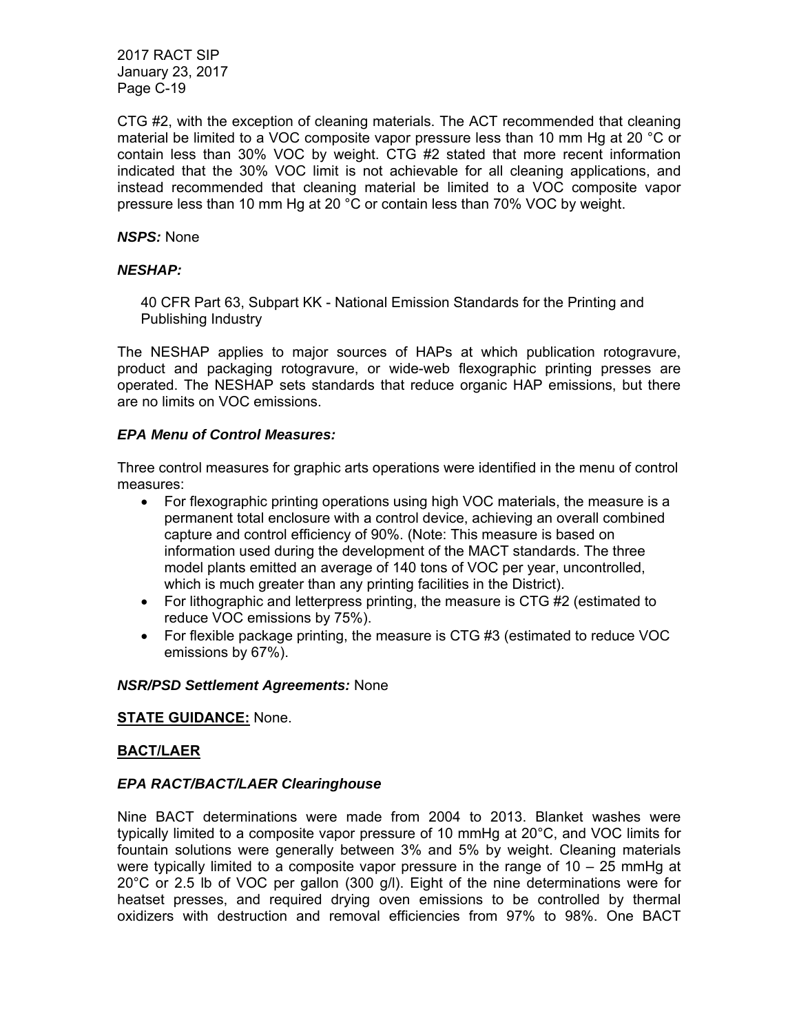CTG #2, with the exception of cleaning materials. The ACT recommended that cleaning material be limited to a VOC composite vapor pressure less than 10 mm Hg at 20 °C or contain less than 30% VOC by weight. CTG #2 stated that more recent information indicated that the 30% VOC limit is not achievable for all cleaning applications, and instead recommended that cleaning material be limited to a VOC composite vapor pressure less than 10 mm Hg at 20 °C or contain less than 70% VOC by weight.

***NSPS:*** None

***NESHAP:***

40 CFR Part 63, Subpart KK - National Emission Standards for the Printing and Publishing Industry

The NESHAP applies to major sources of HAPs at which publication rotogravure, product and packaging rotogravure, or wide-web flexographic printing presses are operated. The NESHAP sets standards that reduce organic HAP emissions, but there are no limits on VOC emissions.

***EPA Menu of Control Measures:***

Three control measures for graphic arts operations were identified in the menu of control measures:

- For flexographic printing operations using high VOC materials, the measure is a permanent total enclosure with a control device, achieving an overall combined capture and control efficiency of 90%. (Note: This measure is based on information used during the development of the MACT standards. The three model plants emitted an average of 140 tons of VOC per year, uncontrolled, which is much greater than any printing facilities in the District).
- For lithographic and letterpress printing, the measure is CTG #2 (estimated to reduce VOC emissions by 75%).
- For flexible package printing, the measure is CTG #3 (estimated to reduce VOC emissions by 67%).

***NSR/PSD Settlement Agreements:*** None

**STATE GUIDANCE:** None.

**BACT/LAER**

***EPA RACT/BACT/LAER Clearinghouse***

Nine BACT determinations were made from 2004 to 2013. Blanket washes were typically limited to a composite vapor pressure of 10 mmHg at 20°C, and VOC limits for fountain solutions were generally between 3% and 5% by weight. Cleaning materials were typically limited to a composite vapor pressure in the range of 10 – 25 mmHg at 20°C or 2.5 lb of VOC per gallon (300 g/l). Eight of the nine determinations were for heatset presses, and required drying oven emissions to be controlled by thermal oxidizers with destruction and removal efficiencies from 97% to 98%. One BACT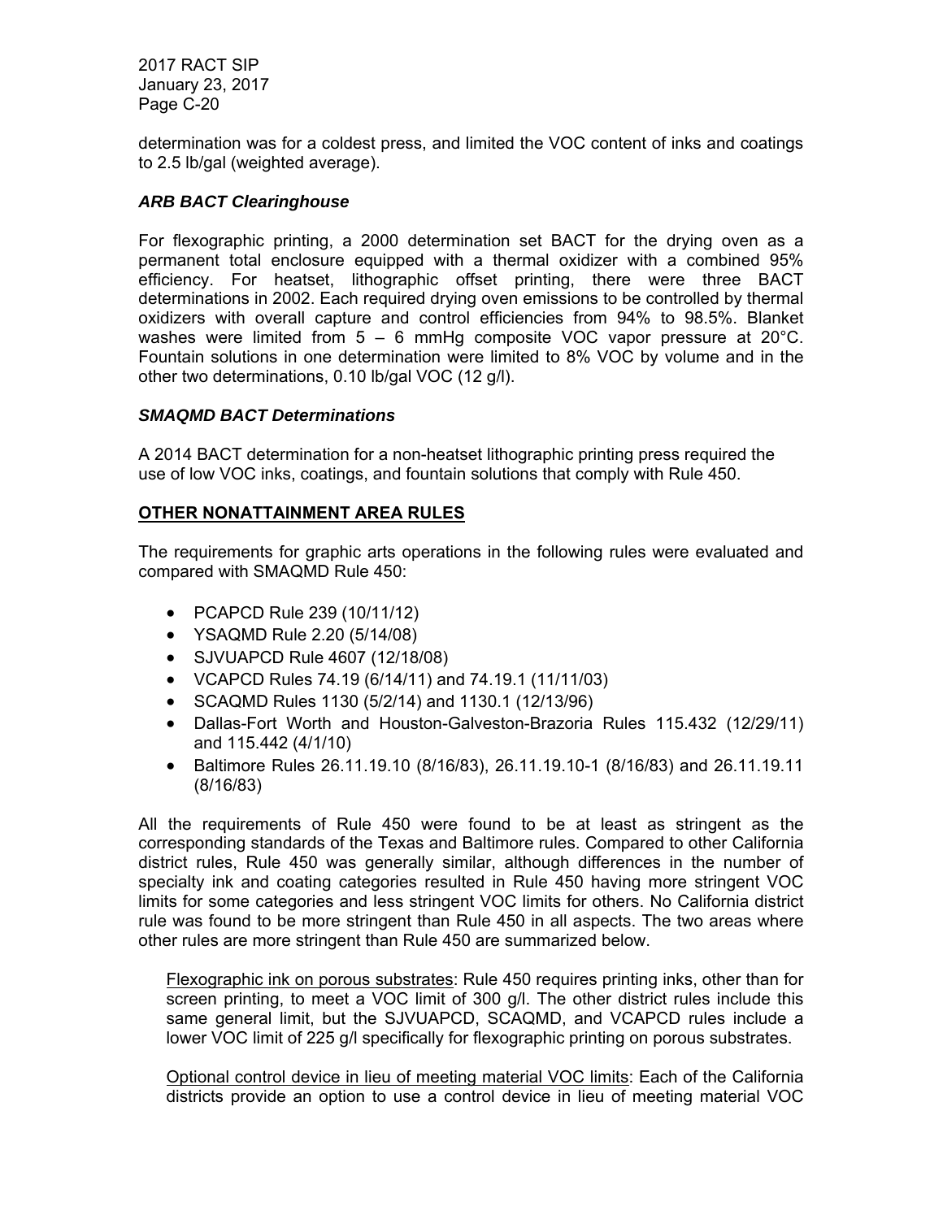determination was for a coldest press, and limited the VOC content of inks and coatings to 2.5 lb/gal (weighted average).

### *ARB BACT Clearinghouse*

For flexographic printing, a 2000 determination set BACT for the drying oven as a permanent total enclosure equipped with a thermal oxidizer with a combined 95% efficiency. For heatset, lithographic offset printing, there were three BACT determinations in 2002. Each required drying oven emissions to be controlled by thermal oxidizers with overall capture and control efficiencies from 94% to 98.5%. Blanket washes were limited from 5 – 6 mmHg composite VOC vapor pressure at 20°C. Fountain solutions in one determination were limited to 8% VOC by volume and in the other two determinations, 0.10 lb/gal VOC (12 g/l).

### *SMAQMD BACT Determinations*

A 2014 BACT determination for a non-heatset lithographic printing press required the use of low VOC inks, coatings, and fountain solutions that comply with Rule 450.

## OTHER NONATTAINMENT AREA RULES

The requirements for graphic arts operations in the following rules were evaluated and compared with SMAQMD Rule 450:

- PCAPCD Rule 239 (10/11/12)
- YSAQMD Rule 2.20 (5/14/08)
- SJVUAPCD Rule 4607 (12/18/08)
- VCAPCD Rules 74.19 (6/14/11) and 74.19.1 (11/11/03)
- SCAQMD Rules 1130 (5/2/14) and 1130.1 (12/13/96)
- Dallas-Fort Worth and Houston-Galveston-Brazoria Rules 115.432 (12/29/11) and 115.442 (4/1/10)
- Baltimore Rules 26.11.19.10 (8/16/83), 26.11.19.10-1 (8/16/83) and 26.11.19.11 (8/16/83)

All the requirements of Rule 450 were found to be at least as stringent as the corresponding standards of the Texas and Baltimore rules. Compared to other California district rules, Rule 450 was generally similar, although differences in the number of specialty ink and coating categories resulted in Rule 450 having more stringent VOC limits for some categories and less stringent VOC limits for others. No California district rule was found to be more stringent than Rule 450 in all aspects. The two areas where other rules are more stringent than Rule 450 are summarized below.

Flexographic ink on porous substrates: Rule 450 requires printing inks, other than for screen printing, to meet a VOC limit of 300 g/l. The other district rules include this same general limit, but the SJVUAPCD, SCAQMD, and VCAPCD rules include a lower VOC limit of 225 g/l specifically for flexographic printing on porous substrates.

Optional control device in lieu of meeting material VOC limits: Each of the California districts provide an option to use a control device in lieu of meeting material VOC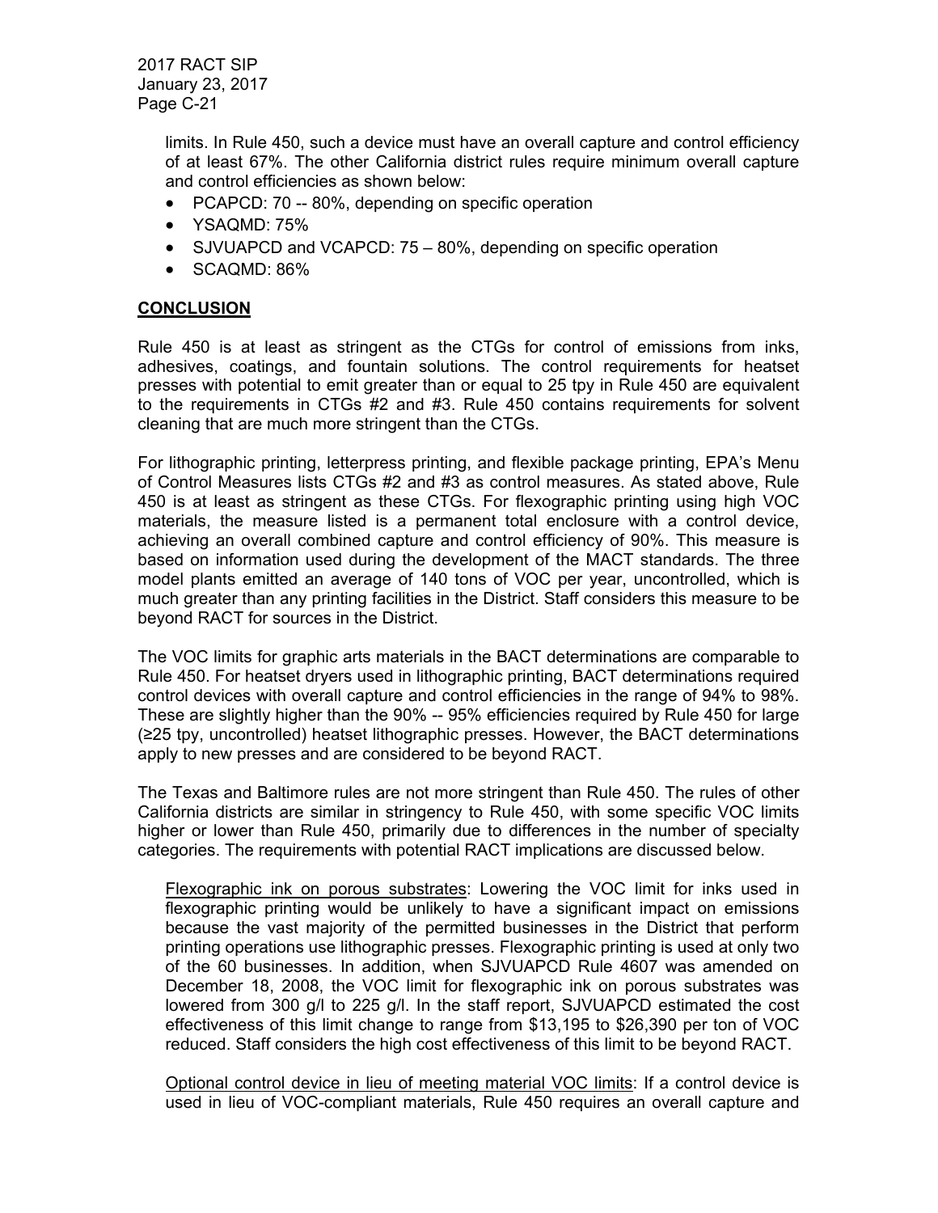limits. In Rule 450, such a device must have an overall capture and control efficiency of at least 67%. The other California district rules require minimum overall capture and control efficiencies as shown below:

- PCAPCD: 70 -- 80%, depending on specific operation
- YSAQMD: 75%
- SJVUAPCD and VCAPCD: 75 – 80%, depending on specific operation
- SCAQMD: 86%

**CONCLUSION**

Rule 450 is at least as stringent as the CTGs for control of emissions from inks, adhesives, coatings, and fountain solutions. The control requirements for heatset presses with potential to emit greater than or equal to 25 tpy in Rule 450 are equivalent to the requirements in CTGs #2 and #3. Rule 450 contains requirements for solvent cleaning that are much more stringent than the CTGs.

For lithographic printing, letterpress printing, and flexible package printing, EPA's Menu of Control Measures lists CTGs #2 and #3 as control measures. As stated above, Rule 450 is at least as stringent as these CTGs. For flexographic printing using high VOC materials, the measure listed is a permanent total enclosure with a control device, achieving an overall combined capture and control efficiency of 90%. This measure is based on information used during the development of the MACT standards. The three model plants emitted an average of 140 tons of VOC per year, uncontrolled, which is much greater than any printing facilities in the District. Staff considers this measure to be beyond RACT for sources in the District.

The VOC limits for graphic arts materials in the BACT determinations are comparable to Rule 450. For heatset dryers used in lithographic printing, BACT determinations required control devices with overall capture and control efficiencies in the range of 94% to 98%. These are slightly higher than the 90% -- 95% efficiencies required by Rule 450 for large (≥25 tpy, uncontrolled) heatset lithographic presses. However, the BACT determinations apply to new presses and are considered to be beyond RACT.

The Texas and Baltimore rules are not more stringent than Rule 450. The rules of other California districts are similar in stringency to Rule 450, with some specific VOC limits higher or lower than Rule 450, primarily due to differences in the number of specialty categories. The requirements with potential RACT implications are discussed below.

Flexographic ink on porous substrates: Lowering the VOC limit for inks used in flexographic printing would be unlikely to have a significant impact on emissions because the vast majority of the permitted businesses in the District that perform printing operations use lithographic presses. Flexographic printing is used at only two of the 60 businesses. In addition, when SJVUAPCD Rule 4607 was amended on December 18, 2008, the VOC limit for flexographic ink on porous substrates was lowered from 300 g/l to 225 g/l. In the staff report, SJVUAPCD estimated the cost effectiveness of this limit change to range from $13,195 to $26,390 per ton of VOC reduced. Staff considers the high cost effectiveness of this limit to be beyond RACT.

Optional control device in lieu of meeting material VOC limits: If a control device is used in lieu of VOC-compliant materials, Rule 450 requires an overall capture and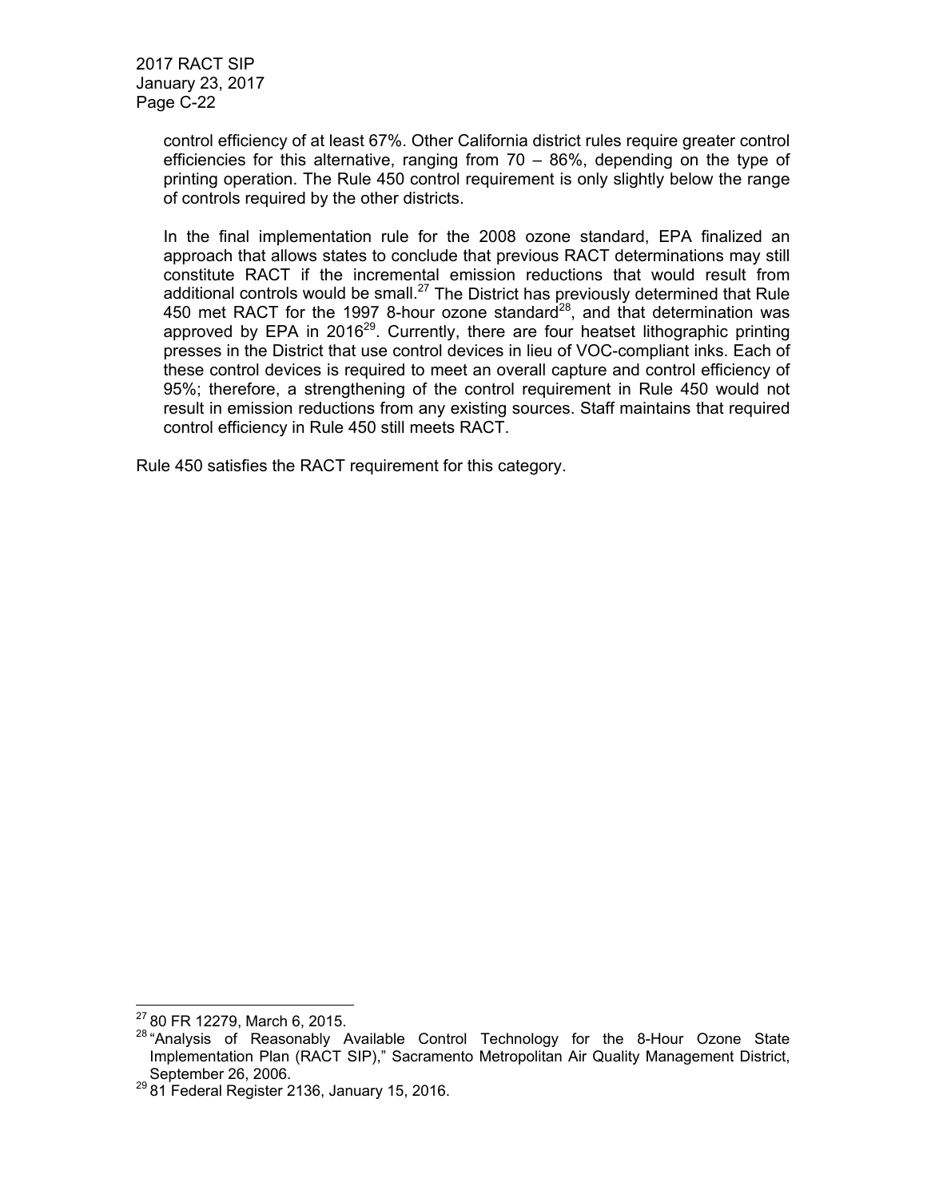control efficiency of at least 67%. Other California district rules require greater control efficiencies for this alternative, ranging from 70 – 86%, depending on the type of printing operation. The Rule 450 control requirement is only slightly below the range of controls required by the other districts.

In the final implementation rule for the 2008 ozone standard, EPA finalized an approach that allows states to conclude that previous RACT determinations may still constitute RACT if the incremental emission reductions that would result from additional controls would be small.[27] The District has previously determined that Rule 450 met RACT for the 1997 8-hour ozone standard[28], and that determination was approved by EPA in 2016[29]. Currently, there are four heatset lithographic printing presses in the District that use control devices in lieu of VOC-compliant inks. Each of these control devices is required to meet an overall capture and control efficiency of 95%; therefore, a strengthening of the control requirement in Rule 450 would not result in emission reductions from any existing sources. Staff maintains that required control efficiency in Rule 450 still meets RACT.

Rule 450 satisfies the RACT requirement for this category.

---

[27] 80 FR 12279, March 6, 2015.

[28] "Analysis of Reasonably Available Control Technology for the 8-Hour Ozone State Implementation Plan (RACT SIP)," Sacramento Metropolitan Air Quality Management District, September 26, 2006.

[29] 81 Federal Register 2136, January 15, 2016.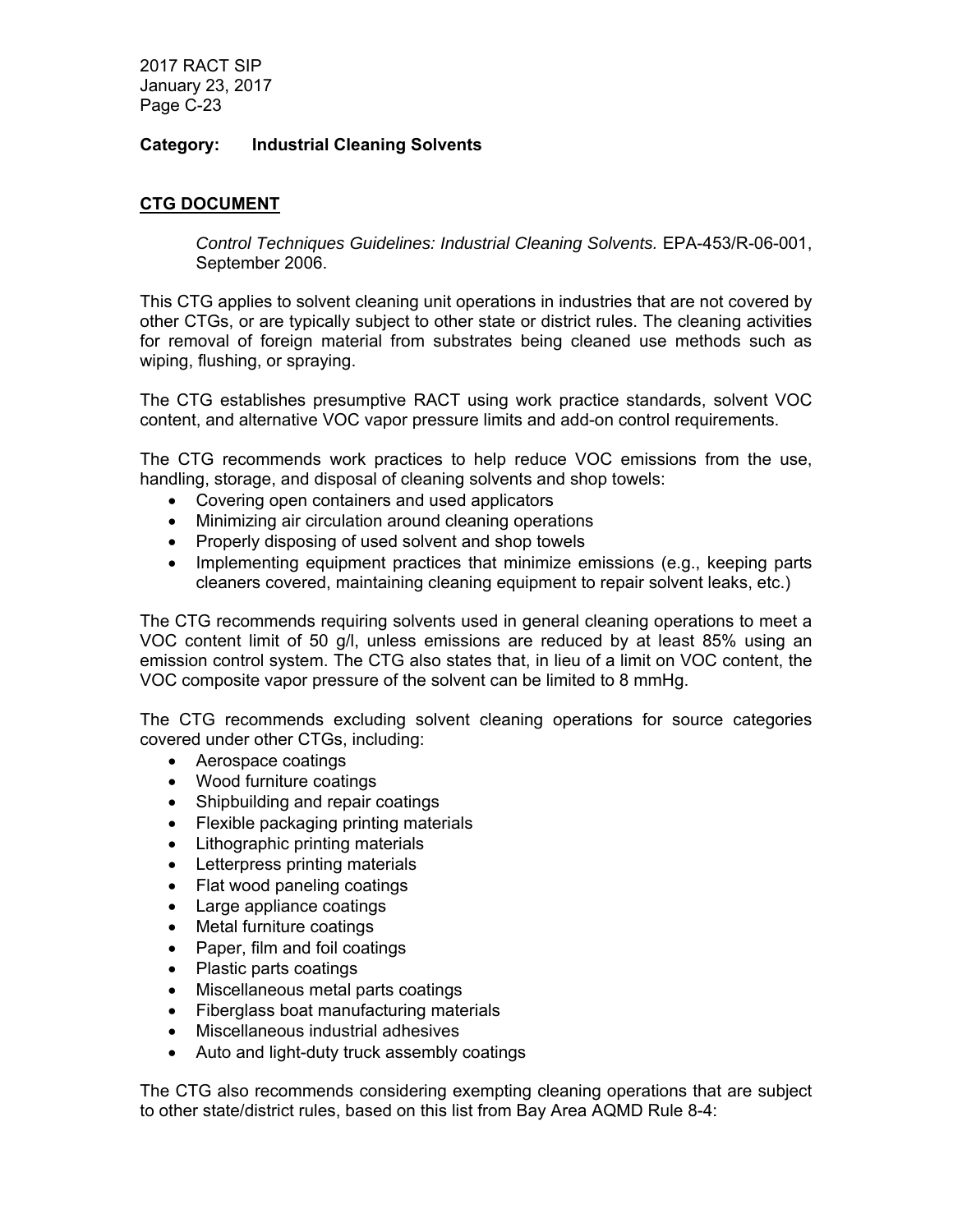**Category: Industrial Cleaning Solvents**

**CTG DOCUMENT**

*Control Techniques Guidelines: Industrial Cleaning Solvents.* EPA-453/R-06-001, September 2006.

This CTG applies to solvent cleaning unit operations in industries that are not covered by other CTGs, or are typically subject to other state or district rules. The cleaning activities for removal of foreign material from substrates being cleaned use methods such as wiping, flushing, or spraying.

The CTG establishes presumptive RACT using work practice standards, solvent VOC content, and alternative VOC vapor pressure limits and add-on control requirements.

The CTG recommends work practices to help reduce VOC emissions from the use, handling, storage, and disposal of cleaning solvents and shop towels:

- Covering open containers and used applicators
- Minimizing air circulation around cleaning operations
- Properly disposing of used solvent and shop towels
- Implementing equipment practices that minimize emissions (e.g., keeping parts cleaners covered, maintaining cleaning equipment to repair solvent leaks, etc.)

The CTG recommends requiring solvents used in general cleaning operations to meet a VOC content limit of 50 g/l, unless emissions are reduced by at least 85% using an emission control system. The CTG also states that, in lieu of a limit on VOC content, the VOC composite vapor pressure of the solvent can be limited to 8 mmHg.

The CTG recommends excluding solvent cleaning operations for source categories covered under other CTGs, including:

- Aerospace coatings
- Wood furniture coatings
- Shipbuilding and repair coatings
- Flexible packaging printing materials
- Lithographic printing materials
- Letterpress printing materials
- Flat wood paneling coatings
- Large appliance coatings
- Metal furniture coatings
- Paper, film and foil coatings
- Plastic parts coatings
- Miscellaneous metal parts coatings
- Fiberglass boat manufacturing materials
- Miscellaneous industrial adhesives
- Auto and light-duty truck assembly coatings

The CTG also recommends considering exempting cleaning operations that are subject to other state/district rules, based on this list from Bay Area AQMD Rule 8-4: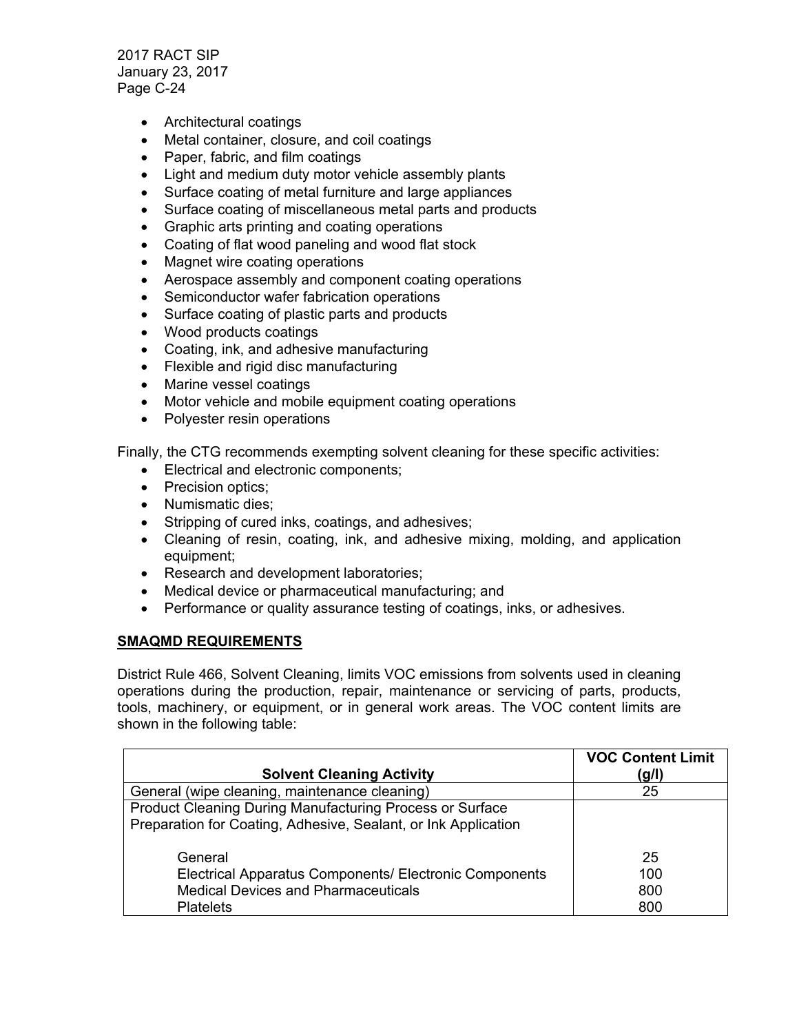- Architectural coatings
- Metal container, closure, and coil coatings
- Paper, fabric, and film coatings
- Light and medium duty motor vehicle assembly plants
- Surface coating of metal furniture and large appliances
- Surface coating of miscellaneous metal parts and products
- Graphic arts printing and coating operations
- Coating of flat wood paneling and wood flat stock
- Magnet wire coating operations
- Aerospace assembly and component coating operations
- Semiconductor wafer fabrication operations
- Surface coating of plastic parts and products
- Wood products coatings
- Coating, ink, and adhesive manufacturing
- Flexible and rigid disc manufacturing
- Marine vessel coatings
- Motor vehicle and mobile equipment coating operations
- Polyester resin operations

Finally, the CTG recommends exempting solvent cleaning for these specific activities:

- Electrical and electronic components;
- Precision optics;
- Numismatic dies;
- Stripping of cured inks, coatings, and adhesives;
- Cleaning of resin, coating, ink, and adhesive mixing, molding, and application equipment;
- Research and development laboratories;
- Medical device or pharmaceutical manufacturing; and
- Performance or quality assurance testing of coatings, inks, or adhesives.

## SMAQMD REQUIREMENTS

District Rule 466, Solvent Cleaning, limits VOC emissions from solvents used in cleaning operations during the production, repair, maintenance or servicing of parts, products, tools, machinery, or equipment, or in general work areas. The VOC content limits are shown in the following table:

| Solvent Cleaning Activity | VOC Content Limit (g/l) |
|---|---|
| General (wipe cleaning, maintenance cleaning) | 25 |
| Product Cleaning During Manufacturing Process or Surface Preparation for Coating, Adhesive, Sealant, or Ink Application | |
| General | 25 |
| Electrical Apparatus Components/ Electronic Components | 100 |
| Medical Devices and Pharmaceuticals | 800 |
| Platelets | 800 |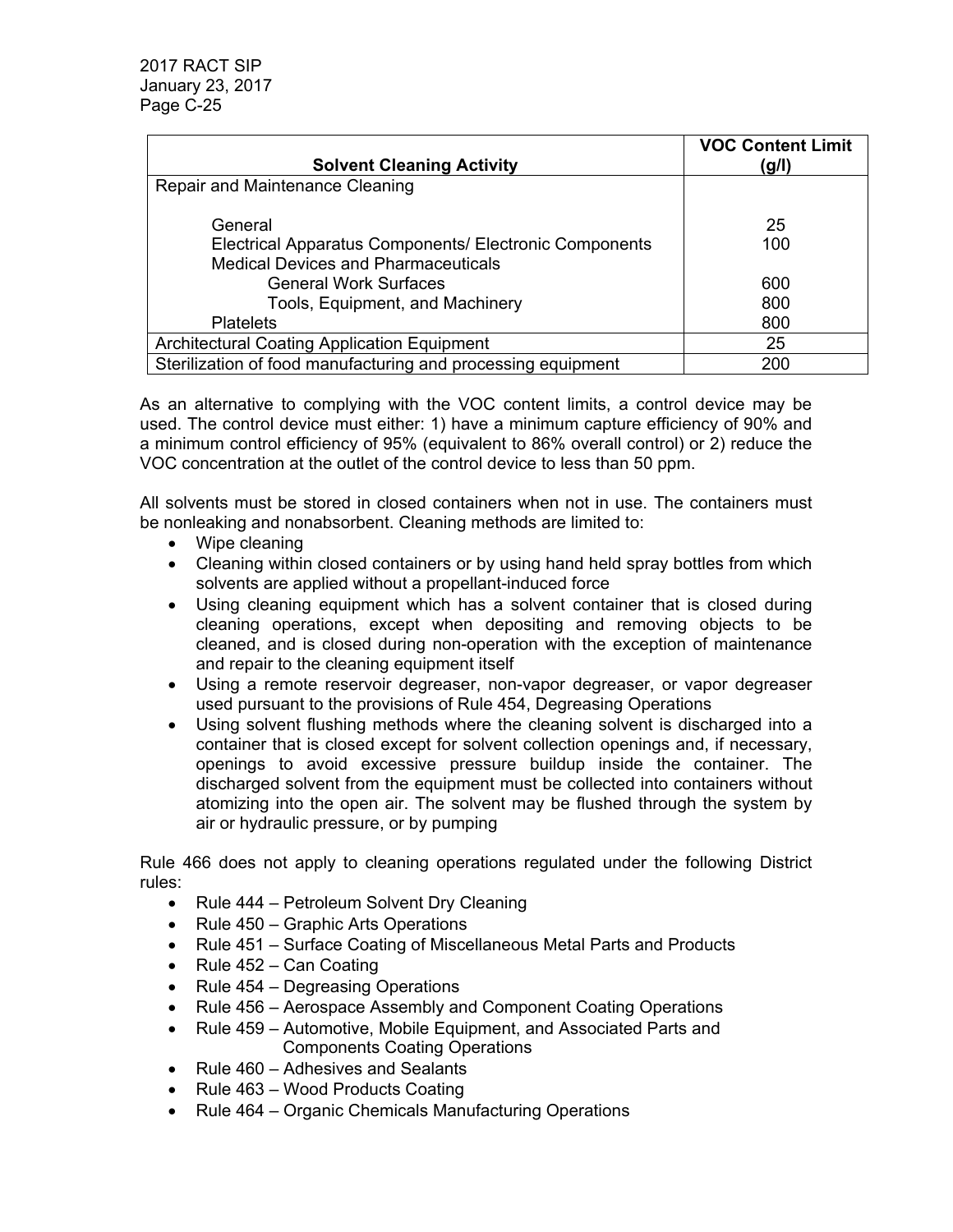| Solvent Cleaning Activity | VOC Content Limit (g/l) |
|---|---|
| Repair and Maintenance Cleaning | |
| General | 25 |
| Electrical Apparatus Components/ Electronic Components | 100 |
| Medical Devices and Pharmaceuticals | |
| General Work Surfaces | 600 |
| Tools, Equipment, and Machinery | 800 |
| Platelets | 800 |
| Architectural Coating Application Equipment | 25 |
| Sterilization of food manufacturing and processing equipment | 200 |

As an alternative to complying with the VOC content limits, a control device may be used. The control device must either: 1) have a minimum capture efficiency of 90% and a minimum control efficiency of 95% (equivalent to 86% overall control) or 2) reduce the VOC concentration at the outlet of the control device to less than 50 ppm.

All solvents must be stored in closed containers when not in use. The containers must be nonleaking and nonabsorbent. Cleaning methods are limited to:

- Wipe cleaning
- Cleaning within closed containers or by using hand held spray bottles from which solvents are applied without a propellant-induced force
- Using cleaning equipment which has a solvent container that is closed during cleaning operations, except when depositing and removing objects to be cleaned, and is closed during non-operation with the exception of maintenance and repair to the cleaning equipment itself
- Using a remote reservoir degreaser, non-vapor degreaser, or vapor degreaser used pursuant to the provisions of Rule 454, Degreasing Operations
- Using solvent flushing methods where the cleaning solvent is discharged into a container that is closed except for solvent collection openings and, if necessary, openings to avoid excessive pressure buildup inside the container. The discharged solvent from the equipment must be collected into containers without atomizing into the open air. The solvent may be flushed through the system by air or hydraulic pressure, or by pumping

Rule 466 does not apply to cleaning operations regulated under the following District rules:

- Rule 444 – Petroleum Solvent Dry Cleaning
- Rule 450 – Graphic Arts Operations
- Rule 451 – Surface Coating of Miscellaneous Metal Parts and Products
- Rule 452 – Can Coating
- Rule 454 – Degreasing Operations
- Rule 456 – Aerospace Assembly and Component Coating Operations
- Rule 459 – Automotive, Mobile Equipment, and Associated Parts and Components Coating Operations
- Rule 460 – Adhesives and Sealants
- Rule 463 – Wood Products Coating
- Rule 464 – Organic Chemicals Manufacturing Operations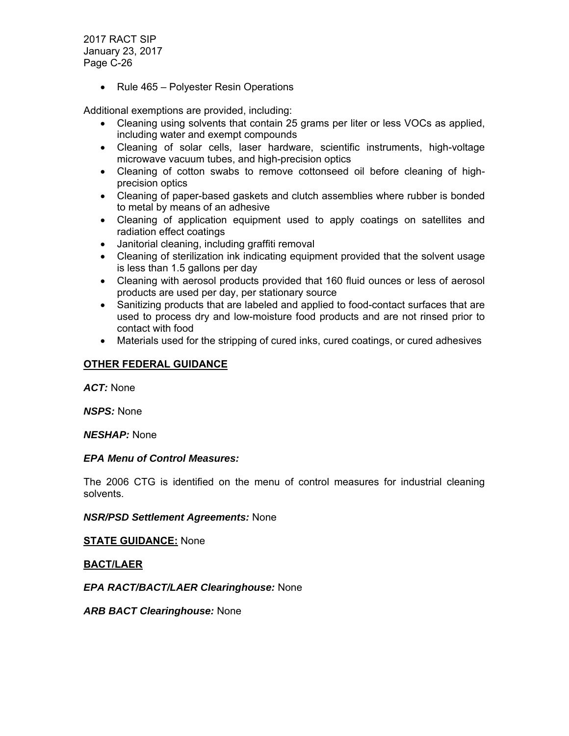- Rule 465 – Polyester Resin Operations

Additional exemptions are provided, including:

- Cleaning using solvents that contain 25 grams per liter or less VOCs as applied, including water and exempt compounds
- Cleaning of solar cells, laser hardware, scientific instruments, high-voltage microwave vacuum tubes, and high-precision optics
- Cleaning of cotton swabs to remove cottonseed oil before cleaning of high-precision optics
- Cleaning of paper-based gaskets and clutch assemblies where rubber is bonded to metal by means of an adhesive
- Cleaning of application equipment used to apply coatings on satellites and radiation effect coatings
- Janitorial cleaning, including graffiti removal
- Cleaning of sterilization ink indicating equipment provided that the solvent usage is less than 1.5 gallons per day
- Cleaning with aerosol products provided that 160 fluid ounces or less of aerosol products are used per day, per stationary source
- Sanitizing products that are labeled and applied to food-contact surfaces that are used to process dry and low-moisture food products and are not rinsed prior to contact with food
- Materials used for the stripping of cured inks, cured coatings, or cured adhesives

## OTHER FEDERAL GUIDANCE

***ACT:*** None

***NSPS:*** None

***NESHAP:*** None

***EPA Menu of Control Measures:***

The 2006 CTG is identified on the menu of control measures for industrial cleaning solvents.

***NSR/PSD Settlement Agreements:*** None

**STATE GUIDANCE:** None

## BACT/LAER

***EPA RACT/BACT/LAER Clearinghouse:*** None

***ARB BACT Clearinghouse:*** None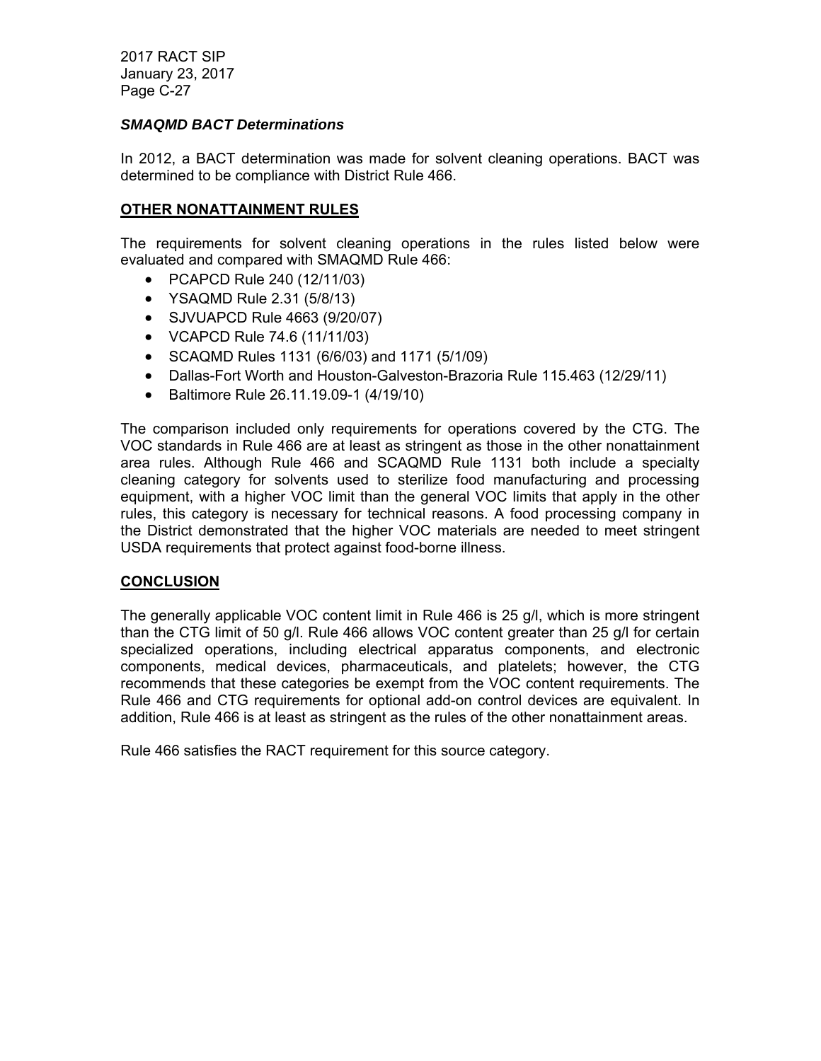### *SMAQMD BACT Determinations*

In 2012, a BACT determination was made for solvent cleaning operations. BACT was determined to be compliance with District Rule 466.

## OTHER NONATTAINMENT RULES

The requirements for solvent cleaning operations in the rules listed below were evaluated and compared with SMAQMD Rule 466:

- PCAPCD Rule 240 (12/11/03)
- YSAQMD Rule 2.31 (5/8/13)
- SJVUAPCD Rule 4663 (9/20/07)
- VCAPCD Rule 74.6 (11/11/03)
- SCAQMD Rules 1131 (6/6/03) and 1171 (5/1/09)
- Dallas-Fort Worth and Houston-Galveston-Brazoria Rule 115.463 (12/29/11)
- Baltimore Rule 26.11.19.09-1 (4/19/10)

The comparison included only requirements for operations covered by the CTG. The VOC standards in Rule 466 are at least as stringent as those in the other nonattainment area rules. Although Rule 466 and SCAQMD Rule 1131 both include a specialty cleaning category for solvents used to sterilize food manufacturing and processing equipment, with a higher VOC limit than the general VOC limits that apply in the other rules, this category is necessary for technical reasons. A food processing company in the District demonstrated that the higher VOC materials are needed to meet stringent USDA requirements that protect against food-borne illness.

## CONCLUSION

The generally applicable VOC content limit in Rule 466 is 25 g/l, which is more stringent than the CTG limit of 50 g/l. Rule 466 allows VOC content greater than 25 g/l for certain specialized operations, including electrical apparatus components, and electronic components, medical devices, pharmaceuticals, and platelets; however, the CTG recommends that these categories be exempt from the VOC content requirements. The Rule 466 and CTG requirements for optional add-on control devices are equivalent. In addition, Rule 466 is at least as stringent as the rules of the other nonattainment areas.

Rule 466 satisfies the RACT requirement for this source category.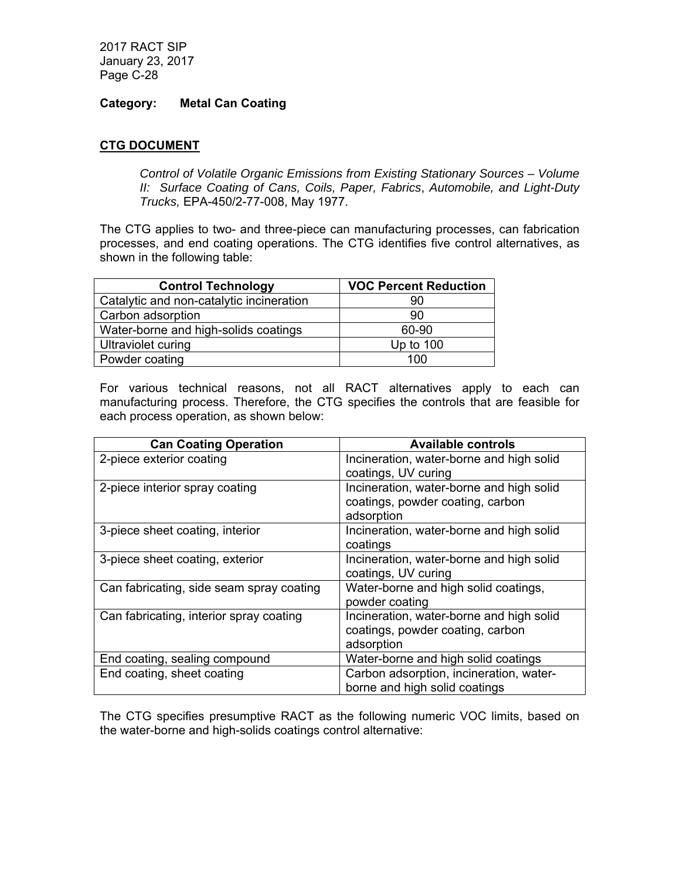**Category: Metal Can Coating**

**CTG DOCUMENT**

> *Control of Volatile Organic Emissions from Existing Stationary Sources – Volume II: Surface Coating of Cans, Coils, Paper, Fabrics, Automobile, and Light-Duty Trucks,* EPA-450/2-77-008, May 1977.

The CTG applies to two- and three-piece can manufacturing processes, can fabrication processes, and end coating operations. The CTG identifies five control alternatives, as shown in the following table:

| Control Technology | VOC Percent Reduction |
|---|---|
| Catalytic and non-catalytic incineration | 90 |
| Carbon adsorption | 90 |
| Water-borne and high-solids coatings | 60-90 |
| Ultraviolet curing | Up to 100 |
| Powder coating | 100 |

For various technical reasons, not all RACT alternatives apply to each can manufacturing process. Therefore, the CTG specifies the controls that are feasible for each process operation, as shown below:

| Can Coating Operation | Available controls |
|---|---|
| 2-piece exterior coating | Incineration, water-borne and high solid coatings, UV curing |
| 2-piece interior spray coating | Incineration, water-borne and high solid coatings, powder coating, carbon adsorption |
| 3-piece sheet coating, interior | Incineration, water-borne and high solid coatings |
| 3-piece sheet coating, exterior | Incineration, water-borne and high solid coatings, UV curing |
| Can fabricating, side seam spray coating | Water-borne and high solid coatings, powder coating |
| Can fabricating, interior spray coating | Incineration, water-borne and high solid coatings, powder coating, carbon adsorption |
| End coating, sealing compound | Water-borne and high solid coatings |
| End coating, sheet coating | Carbon adsorption, incineration, water-borne and high solid coatings |

The CTG specifies presumptive RACT as the following numeric VOC limits, based on the water-borne and high-solids coatings control alternative: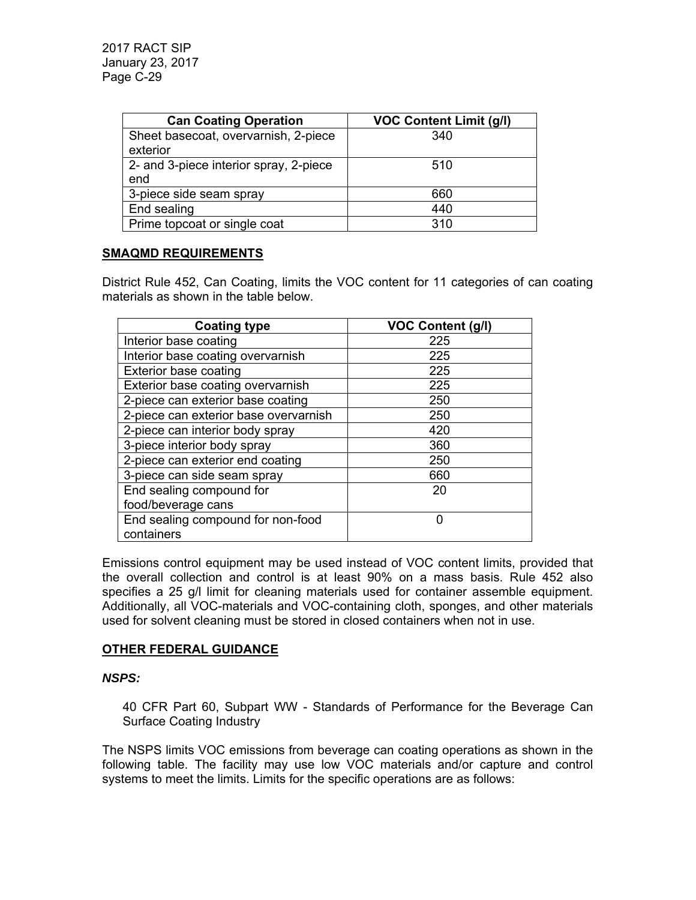| Can Coating Operation | VOC Content Limit (g/l) |
|---|---|
| Sheet basecoat, overvarnish, 2-piece exterior | 340 |
| 2- and 3-piece interior spray, 2-piece end | 510 |
| 3-piece side seam spray | 660 |
| End sealing | 440 |
| Prime topcoat or single coat | 310 |

**SMAQMD REQUIREMENTS**

District Rule 452, Can Coating, limits the VOC content for 11 categories of can coating materials as shown in the table below.

| Coating type | VOC Content (g/l) |
|---|---|
| Interior base coating | 225 |
| Interior base coating overvarnish | 225 |
| Exterior base coating | 225 |
| Exterior base coating overvarnish | 225 |
| 2-piece can exterior base coating | 250 |
| 2-piece can exterior base overvarnish | 250 |
| 2-piece can interior body spray | 420 |
| 3-piece interior body spray | 360 |
| 2-piece can exterior end coating | 250 |
| 3-piece can side seam spray | 660 |
| End sealing compound for food/beverage cans | 20 |
| End sealing compound for non-food containers | 0 |

Emissions control equipment may be used instead of VOC content limits, provided that the overall collection and control is at least 90% on a mass basis. Rule 452 also specifies a 25 g/l limit for cleaning materials used for container assemble equipment. Additionally, all VOC-materials and VOC-containing cloth, sponges, and other materials used for solvent cleaning must be stored in closed containers when not in use.

**OTHER FEDERAL GUIDANCE**

***NSPS:***

40 CFR Part 60, Subpart WW - Standards of Performance for the Beverage Can Surface Coating Industry

The NSPS limits VOC emissions from beverage can coating operations as shown in the following table. The facility may use low VOC materials and/or capture and control systems to meet the limits. Limits for the specific operations are as follows: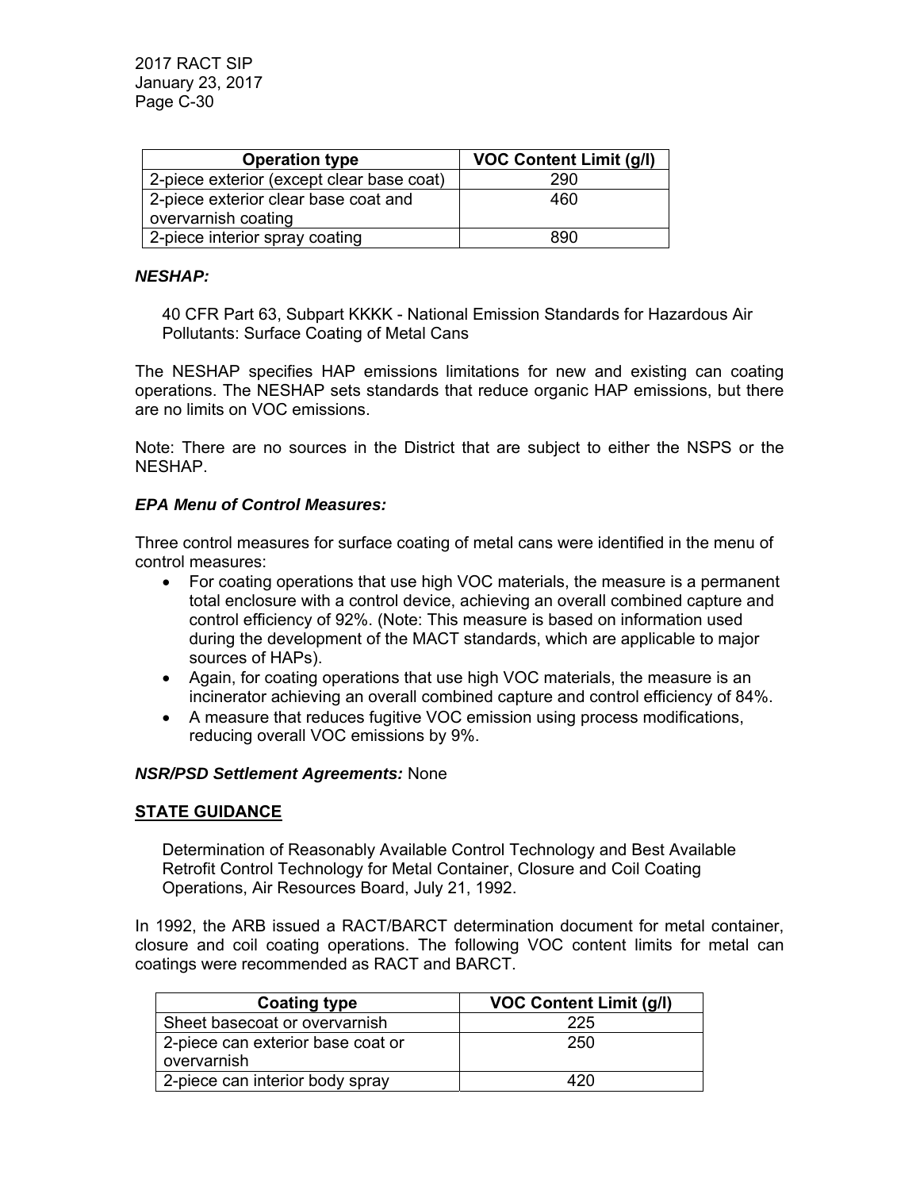| Operation type | VOC Content Limit (g/l) |
| --- | --- |
| 2-piece exterior (except clear base coat) | 290 |
| 2-piece exterior clear base coat and overvarnish coating | 460 |
| 2-piece interior spray coating | 890 |

***NESHAP:***

40 CFR Part 63, Subpart KKKK - National Emission Standards for Hazardous Air Pollutants: Surface Coating of Metal Cans

The NESHAP specifies HAP emissions limitations for new and existing can coating operations. The NESHAP sets standards that reduce organic HAP emissions, but there are no limits on VOC emissions.

Note: There are no sources in the District that are subject to either the NSPS or the NESHAP.

***EPA Menu of Control Measures:***

Three control measures for surface coating of metal cans were identified in the menu of control measures:

- For coating operations that use high VOC materials, the measure is a permanent total enclosure with a control device, achieving an overall combined capture and control efficiency of 92%. (Note: This measure is based on information used during the development of the MACT standards, which are applicable to major sources of HAPs).
- Again, for coating operations that use high VOC materials, the measure is an incinerator achieving an overall combined capture and control efficiency of 84%.
- A measure that reduces fugitive VOC emission using process modifications, reducing overall VOC emissions by 9%.

***NSR/PSD Settlement Agreements:*** None

**STATE GUIDANCE**

Determination of Reasonably Available Control Technology and Best Available Retrofit Control Technology for Metal Container, Closure and Coil Coating Operations, Air Resources Board, July 21, 1992.

In 1992, the ARB issued a RACT/BARCT determination document for metal container, closure and coil coating operations. The following VOC content limits for metal can coatings were recommended as RACT and BARCT.

| Coating type | VOC Content Limit (g/l) |
| --- | --- |
| Sheet basecoat or overvarnish | 225 |
| 2-piece can exterior base coat or overvarnish | 250 |
| 2-piece can interior body spray | 420 |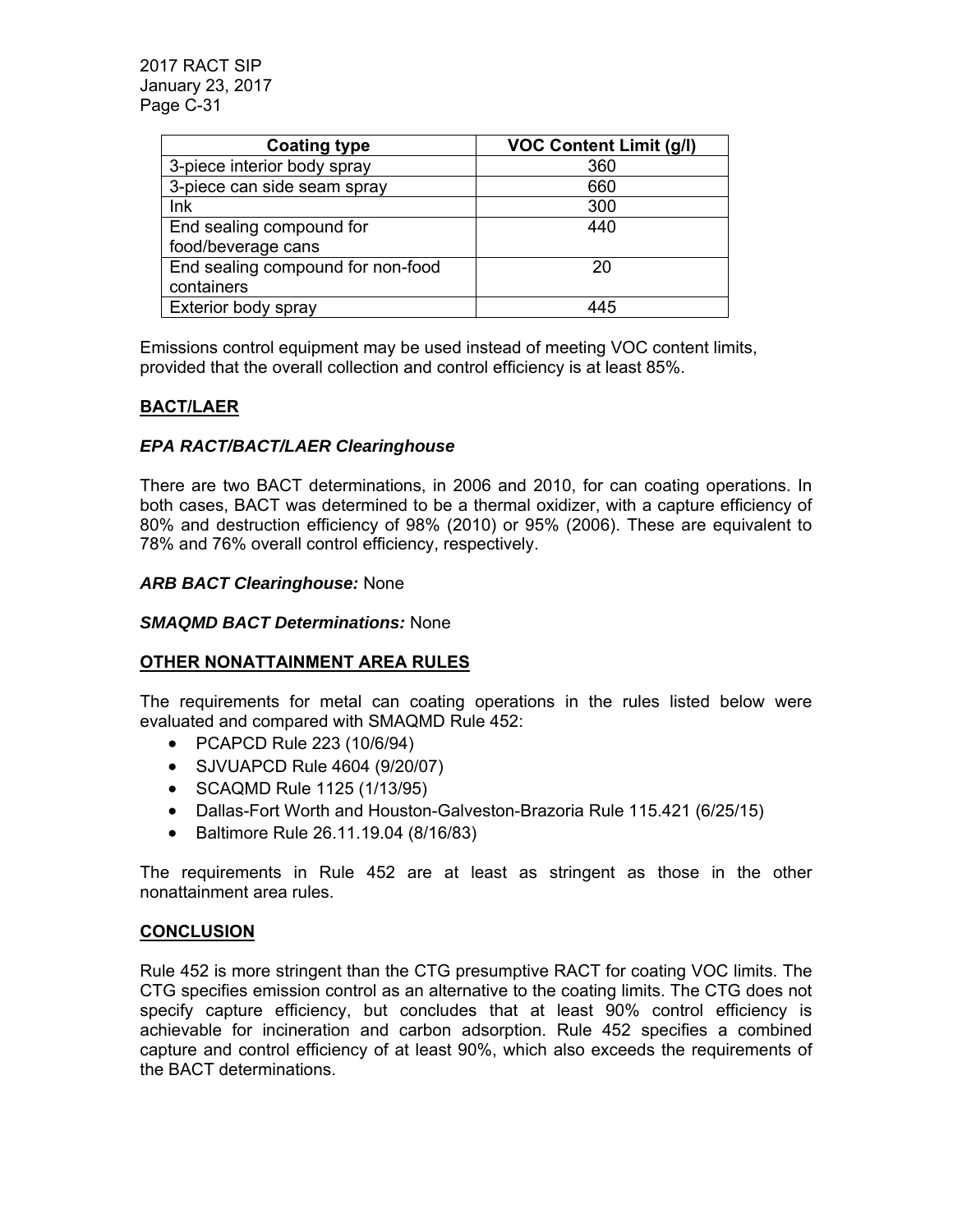| Coating type | VOC Content Limit (g/l) |
|---|---|
| 3-piece interior body spray | 360 |
| 3-piece can side seam spray | 660 |
| Ink | 300 |
| End sealing compound for food/beverage cans | 440 |
| End sealing compound for non-food containers | 20 |
| Exterior body spray | 445 |

Emissions control equipment may be used instead of meeting VOC content limits, provided that the overall collection and control efficiency is at least 85%.

**BACT/LAER**

***EPA RACT/BACT/LAER Clearinghouse***

There are two BACT determinations, in 2006 and 2010, for can coating operations. In both cases, BACT was determined to be a thermal oxidizer, with a capture efficiency of 80% and destruction efficiency of 98% (2010) or 95% (2006). These are equivalent to 78% and 76% overall control efficiency, respectively.

***ARB BACT Clearinghouse:*** None

***SMAQMD BACT Determinations:*** None

**OTHER NONATTAINMENT AREA RULES**

The requirements for metal can coating operations in the rules listed below were evaluated and compared with SMAQMD Rule 452:

- PCAPCD Rule 223 (10/6/94)
- SJVUAPCD Rule 4604 (9/20/07)
- SCAQMD Rule 1125 (1/13/95)
- Dallas-Fort Worth and Houston-Galveston-Brazoria Rule 115.421 (6/25/15)
- Baltimore Rule 26.11.19.04 (8/16/83)

The requirements in Rule 452 are at least as stringent as those in the other nonattainment area rules.

**CONCLUSION**

Rule 452 is more stringent than the CTG presumptive RACT for coating VOC limits. The CTG specifies emission control as an alternative to the coating limits. The CTG does not specify capture efficiency, but concludes that at least 90% control efficiency is achievable for incineration and carbon adsorption. Rule 452 specifies a combined capture and control efficiency of at least 90%, which also exceeds the requirements of the BACT determinations.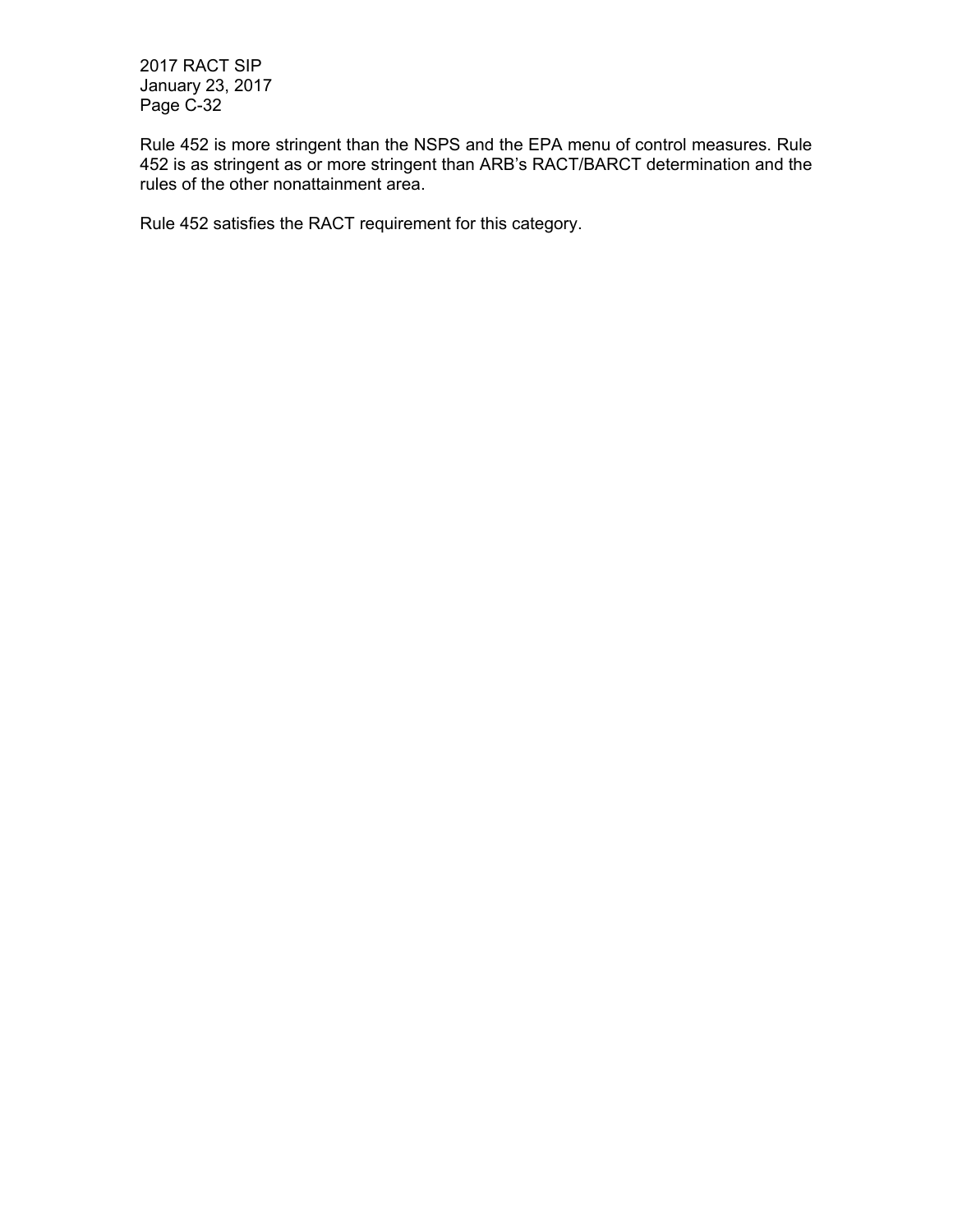Rule 452 is more stringent than the NSPS and the EPA menu of control measures. Rule 452 is as stringent as or more stringent than ARB's RACT/BARCT determination and the rules of the other nonattainment area.

Rule 452 satisfies the RACT requirement for this category.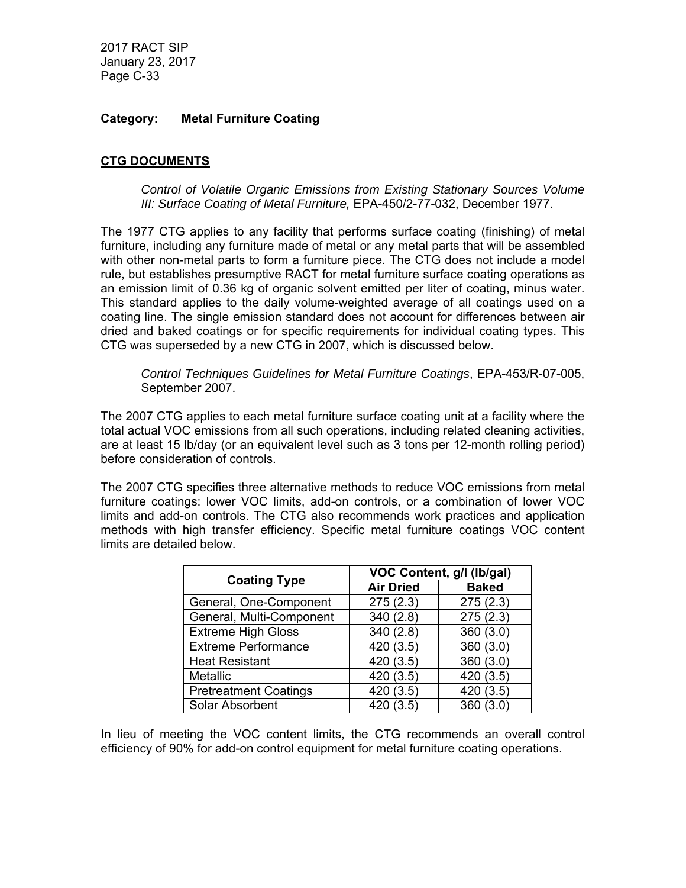**Category:** **Metal Furniture Coating**

## CTG DOCUMENTS

> *Control of Volatile Organic Emissions from Existing Stationary Sources Volume III: Surface Coating of Metal Furniture,* EPA-450/2-77-032, December 1977.

The 1977 CTG applies to any facility that performs surface coating (finishing) of metal furniture, including any furniture made of metal or any metal parts that will be assembled with other non-metal parts to form a furniture piece. The CTG does not include a model rule, but establishes presumptive RACT for metal furniture surface coating operations as an emission limit of 0.36 kg of organic solvent emitted per liter of coating, minus water. This standard applies to the daily volume-weighted average of all coatings used on a coating line. The single emission standard does not account for differences between air dried and baked coatings or for specific requirements for individual coating types. This CTG was superseded by a new CTG in 2007, which is discussed below.

> *Control Techniques Guidelines for Metal Furniture Coatings*, EPA-453/R-07-005, September 2007.

The 2007 CTG applies to each metal furniture surface coating unit at a facility where the total actual VOC emissions from all such operations, including related cleaning activities, are at least 15 lb/day (or an equivalent level such as 3 tons per 12-month rolling period) before consideration of controls.

The 2007 CTG specifies three alternative methods to reduce VOC emissions from metal furniture coatings: lower VOC limits, add-on controls, or a combination of lower VOC limits and add-on controls. The CTG also recommends work practices and application methods with high transfer efficiency. Specific metal furniture coatings VOC content limits are detailed below.

| Coating Type | VOC Content, g/l (lb/gal) | |
|---|---|---|
| | **Air Dried** | **Baked** |
| General, One-Component | 275 (2.3) | 275 (2.3) |
| General, Multi-Component | 340 (2.8) | 275 (2.3) |
| Extreme High Gloss | 340 (2.8) | 360 (3.0) |
| Extreme Performance | 420 (3.5) | 360 (3.0) |
| Heat Resistant | 420 (3.5) | 360 (3.0) |
| Metallic | 420 (3.5) | 420 (3.5) |
| Pretreatment Coatings | 420 (3.5) | 420 (3.5) |
| Solar Absorbent | 420 (3.5) | 360 (3.0) |

In lieu of meeting the VOC content limits, the CTG recommends an overall control efficiency of 90% for add-on control equipment for metal furniture coating operations.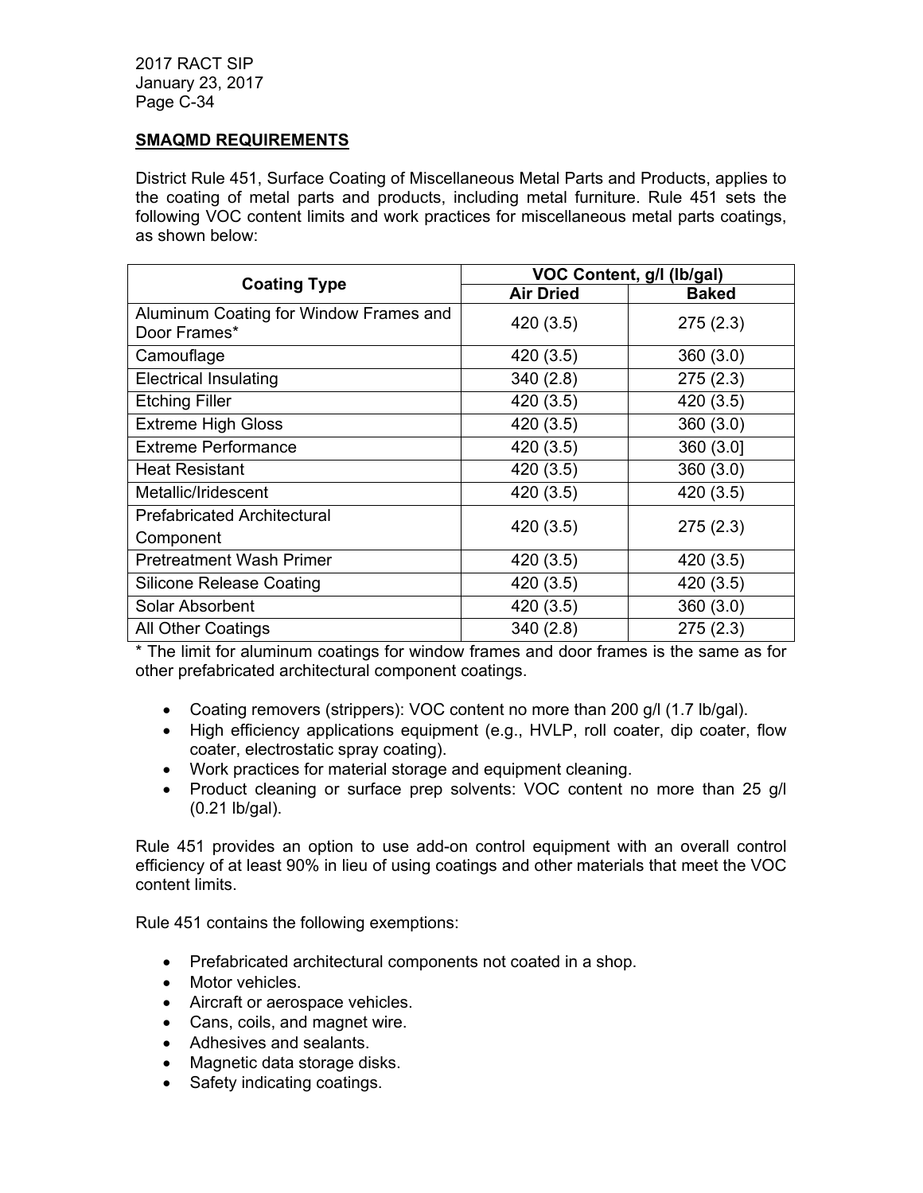## SMAQMD REQUIREMENTS

District Rule 451, Surface Coating of Miscellaneous Metal Parts and Products, applies to the coating of metal parts and products, including metal furniture. Rule 451 sets the following VOC content limits and work practices for miscellaneous metal parts coatings, as shown below:

| Coating Type | VOC Content, g/l (lb/gal) | |
|---|---|---|
| | Air Dried | Baked |
| Aluminum Coating for Window Frames and Door Frames* | 420 (3.5) | 275 (2.3) |
| Camouflage | 420 (3.5) | 360 (3.0) |
| Electrical Insulating | 340 (2.8) | 275 (2.3) |
| Etching Filler | 420 (3.5) | 420 (3.5) |
| Extreme High Gloss | 420 (3.5) | 360 (3.0) |
| Extreme Performance | 420 (3.5) | 360 (3.0] |
| Heat Resistant | 420 (3.5) | 360 (3.0) |
| Metallic/Iridescent | 420 (3.5) | 420 (3.5) |
| Prefabricated Architectural Component | 420 (3.5) | 275 (2.3) |
| Pretreatment Wash Primer | 420 (3.5) | 420 (3.5) |
| Silicone Release Coating | 420 (3.5) | 420 (3.5) |
| Solar Absorbent | 420 (3.5) | 360 (3.0) |
| All Other Coatings | 340 (2.8) | 275 (2.3) |

* The limit for aluminum coatings for window frames and door frames is the same as for other prefabricated architectural component coatings.

- Coating removers (strippers): VOC content no more than 200 g/l (1.7 lb/gal).
- High efficiency applications equipment (e.g., HVLP, roll coater, dip coater, flow coater, electrostatic spray coating).
- Work practices for material storage and equipment cleaning.
- Product cleaning or surface prep solvents: VOC content no more than 25 g/l (0.21 lb/gal).

Rule 451 provides an option to use add-on control equipment with an overall control efficiency of at least 90% in lieu of using coatings and other materials that meet the VOC content limits.

Rule 451 contains the following exemptions:

- Prefabricated architectural components not coated in a shop.
- Motor vehicles.
- Aircraft or aerospace vehicles.
- Cans, coils, and magnet wire.
- Adhesives and sealants.
- Magnetic data storage disks.
- Safety indicating coatings.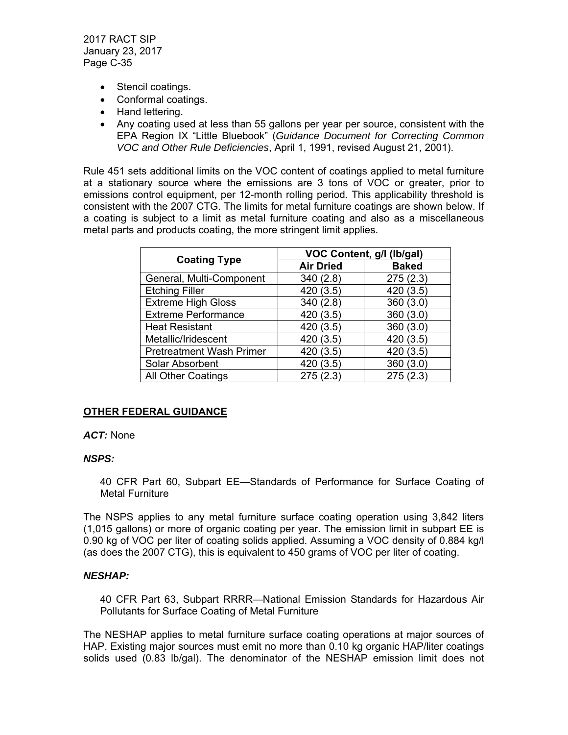- Stencil coatings.
- Conformal coatings.
- Hand lettering.
- Any coating used at less than 55 gallons per year per source, consistent with the EPA Region IX "Little Bluebook" (*Guidance Document for Correcting Common VOC and Other Rule Deficiencies*, April 1, 1991, revised August 21, 2001).

Rule 451 sets additional limits on the VOC content of coatings applied to metal furniture at a stationary source where the emissions are 3 tons of VOC or greater, prior to emissions control equipment, per 12-month rolling period. This applicability threshold is consistent with the 2007 CTG. The limits for metal furniture coatings are shown below. If a coating is subject to a limit as metal furniture coating and also as a miscellaneous metal parts and products coating, the more stringent limit applies.

| Coating Type | VOC Content, g/l (lb/gal) | |
|---|---|---|
| | **Air Dried** | **Baked** |
| General, Multi-Component | 340 (2.8) | 275 (2.3) |
| Etching Filler | 420 (3.5) | 420 (3.5) |
| Extreme High Gloss | 340 (2.8) | 360 (3.0) |
| Extreme Performance | 420 (3.5) | 360 (3.0) |
| Heat Resistant | 420 (3.5) | 360 (3.0) |
| Metallic/Iridescent | 420 (3.5) | 420 (3.5) |
| Pretreatment Wash Primer | 420 (3.5) | 420 (3.5) |
| Solar Absorbent | 420 (3.5) | 360 (3.0) |
| All Other Coatings | 275 (2.3) | 275 (2.3) |

## OTHER FEDERAL GUIDANCE

***ACT:*** None

***NSPS:***

40 CFR Part 60, Subpart EE—Standards of Performance for Surface Coating of Metal Furniture

The NSPS applies to any metal furniture surface coating operation using 3,842 liters (1,015 gallons) or more of organic coating per year. The emission limit in subpart EE is 0.90 kg of VOC per liter of coating solids applied. Assuming a VOC density of 0.884 kg/l (as does the 2007 CTG), this is equivalent to 450 grams of VOC per liter of coating.

***NESHAP:***

40 CFR Part 63, Subpart RRRR—National Emission Standards for Hazardous Air Pollutants for Surface Coating of Metal Furniture

The NESHAP applies to metal furniture surface coating operations at major sources of HAP. Existing major sources must emit no more than 0.10 kg organic HAP/liter coatings solids used (0.83 lb/gal). The denominator of the NESHAP emission limit does not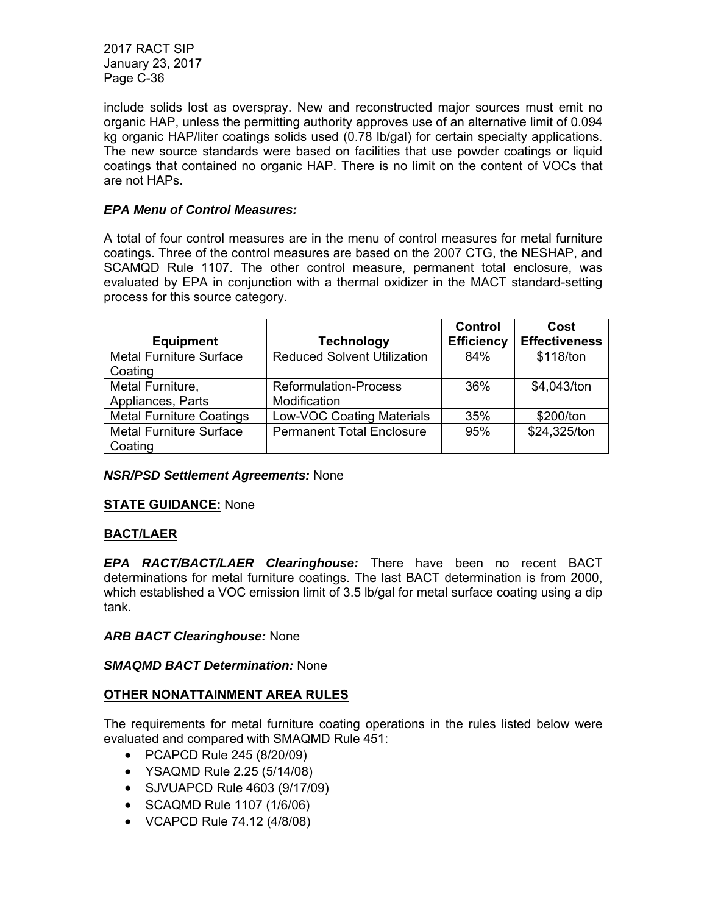include solids lost as overspray. New and reconstructed major sources must emit no organic HAP, unless the permitting authority approves use of an alternative limit of 0.094 kg organic HAP/liter coatings solids used (0.78 lb/gal) for certain specialty applications. The new source standards were based on facilities that use powder coatings or liquid coatings that contained no organic HAP. There is no limit on the content of VOCs that are not HAPs.

***EPA Menu of Control Measures:***

A total of four control measures are in the menu of control measures for metal furniture coatings. Three of the control measures are based on the 2007 CTG, the NESHAP, and SCAMQD Rule 1107. The other control measure, permanent total enclosure, was evaluated by EPA in conjunction with a thermal oxidizer in the MACT standard-setting process for this source category.

| Equipment | Technology | Control Efficiency | Cost Effectiveness |
|---|---|---|---|
| Metal Furniture Surface Coating | Reduced Solvent Utilization | 84% | $118/ton |
| Metal Furniture, Appliances, Parts | Reformulation-Process Modification | 36% | $4,043/ton |
| Metal Furniture Coatings | Low-VOC Coating Materials | 35% | $200/ton |
| Metal Furniture Surface Coating | Permanent Total Enclosure | 95% | $24,325/ton |

***NSR/PSD Settlement Agreements:*** None

**STATE GUIDANCE:** None

**BACT/LAER**

***EPA RACT/BACT/LAER Clearinghouse:*** There have been no recent BACT determinations for metal furniture coatings. The last BACT determination is from 2000, which established a VOC emission limit of 3.5 lb/gal for metal surface coating using a dip tank.

***ARB BACT Clearinghouse:*** None

***SMAQMD BACT Determination:*** None

**OTHER NONATTAINMENT AREA RULES**

The requirements for metal furniture coating operations in the rules listed below were evaluated and compared with SMAQMD Rule 451:

- PCAPCD Rule 245 (8/20/09)
- YSAQMD Rule 2.25 (5/14/08)
- SJVUAPCD Rule 4603 (9/17/09)
- SCAQMD Rule 1107 (1/6/06)
- VCAPCD Rule 74.12 (4/8/08)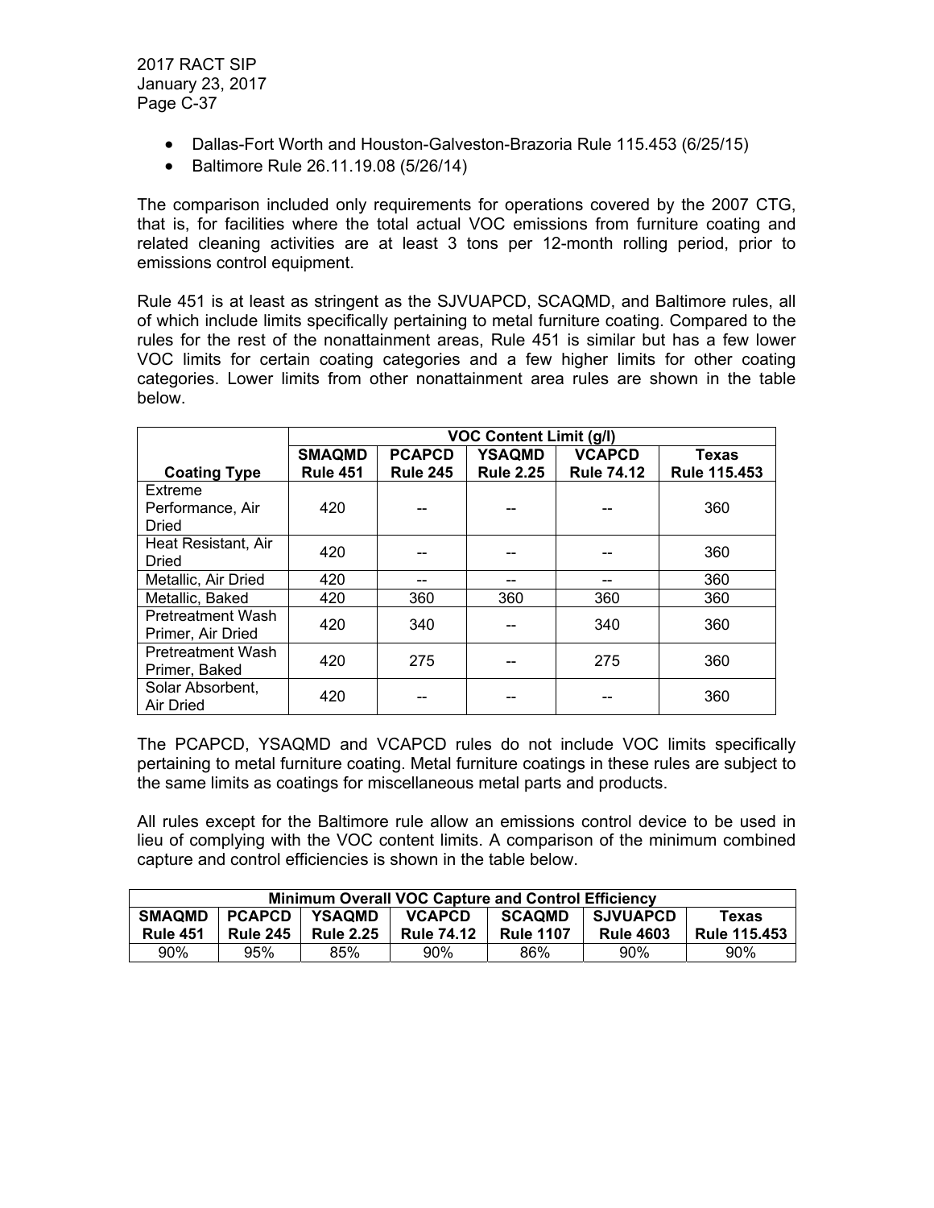- Dallas-Fort Worth and Houston-Galveston-Brazoria Rule 115.453 (6/25/15)
- Baltimore Rule 26.11.19.08 (5/26/14)

The comparison included only requirements for operations covered by the 2007 CTG, that is, for facilities where the total actual VOC emissions from furniture coating and related cleaning activities are at least 3 tons per 12-month rolling period, prior to emissions control equipment.

Rule 451 is at least as stringent as the SJVUAPCD, SCAQMD, and Baltimore rules, all of which include limits specifically pertaining to metal furniture coating. Compared to the rules for the rest of the nonattainment areas, Rule 451 is similar but has a few lower VOC limits for certain coating categories and a few higher limits for other coating categories. Lower limits from other nonattainment area rules are shown in the table below.

| | VOC Content Limit (g/l) | | | | |
|---|---|---|---|---|---|
| **Coating Type** | **SMAQMD Rule 451** | **PCAPCD Rule 245** | **YSAQMD Rule 2.25** | **VCAPCD Rule 74.12** | **Texas Rule 115.453** |
| Extreme Performance, Air Dried | 420 | -- | -- | -- | 360 |
| Heat Resistant, Air Dried | 420 | -- | -- | -- | 360 |
| Metallic, Air Dried | 420 | -- | -- | -- | 360 |
| Metallic, Baked | 420 | 360 | 360 | 360 | 360 |
| Pretreatment Wash Primer, Air Dried | 420 | 340 | -- | 340 | 360 |
| Pretreatment Wash Primer, Baked | 420 | 275 | -- | 275 | 360 |
| Solar Absorbent, Air Dried | 420 | -- | -- | -- | 360 |

The PCAPCD, YSAQMD and VCAPCD rules do not include VOC limits specifically pertaining to metal furniture coating. Metal furniture coatings in these rules are subject to the same limits as coatings for miscellaneous metal parts and products.

All rules except for the Baltimore rule allow an emissions control device to be used in lieu of complying with the VOC content limits. A comparison of the minimum combined capture and control efficiencies is shown in the table below.

| Minimum Overall VOC Capture and Control Efficiency | | | | | | |
|---|---|---|---|---|---|---|
| **SMAQMD Rule 451** | **PCAPCD Rule 245** | **YSAQMD Rule 2.25** | **VCAPCD Rule 74.12** | **SCAQMD Rule 1107** | **SJVUAPCD Rule 4603** | **Texas Rule 115.453** |
| 90% | 95% | 85% | 90% | 86% | 90% | 90% |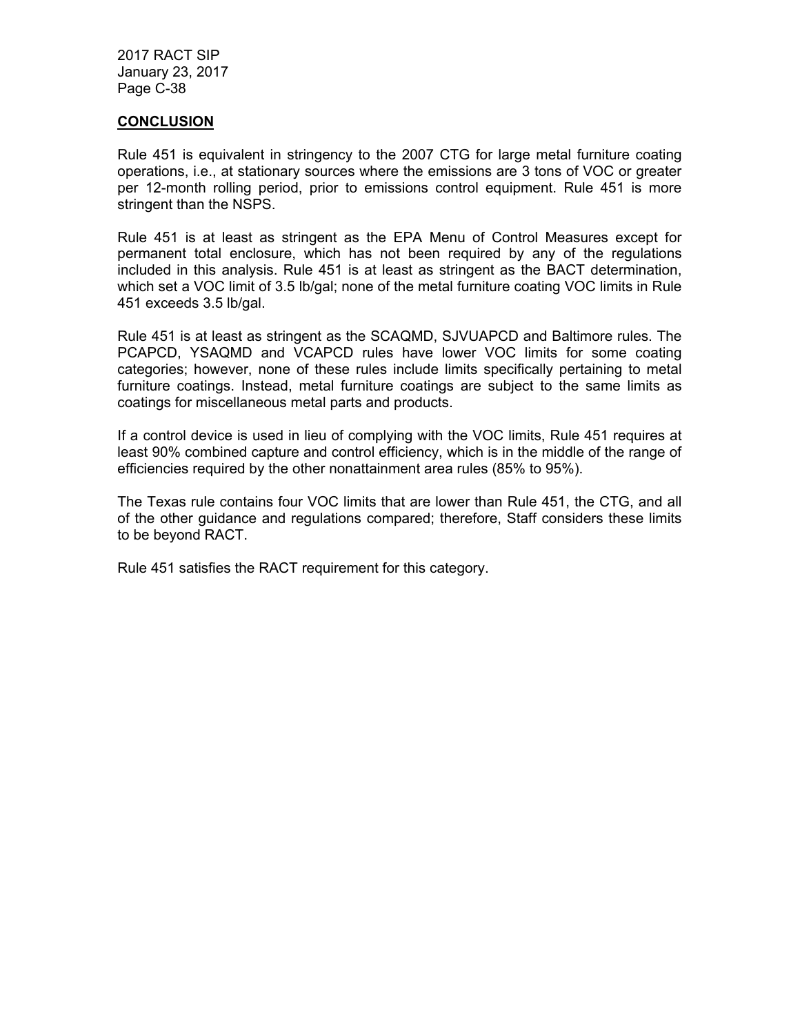**CONCLUSION**

Rule 451 is equivalent in stringency to the 2007 CTG for large metal furniture coating operations, i.e., at stationary sources where the emissions are 3 tons of VOC or greater per 12-month rolling period, prior to emissions control equipment. Rule 451 is more stringent than the NSPS.

Rule 451 is at least as stringent as the EPA Menu of Control Measures except for permanent total enclosure, which has not been required by any of the regulations included in this analysis. Rule 451 is at least as stringent as the BACT determination, which set a VOC limit of 3.5 lb/gal; none of the metal furniture coating VOC limits in Rule 451 exceeds 3.5 lb/gal.

Rule 451 is at least as stringent as the SCAQMD, SJVUAPCD and Baltimore rules. The PCAPCD, YSAQMD and VCAPCD rules have lower VOC limits for some coating categories; however, none of these rules include limits specifically pertaining to metal furniture coatings. Instead, metal furniture coatings are subject to the same limits as coatings for miscellaneous metal parts and products.

If a control device is used in lieu of complying with the VOC limits, Rule 451 requires at least 90% combined capture and control efficiency, which is in the middle of the range of efficiencies required by the other nonattainment area rules (85% to 95%).

The Texas rule contains four VOC limits that are lower than Rule 451, the CTG, and all of the other guidance and regulations compared; therefore, Staff considers these limits to be beyond RACT.

Rule 451 satisfies the RACT requirement for this category.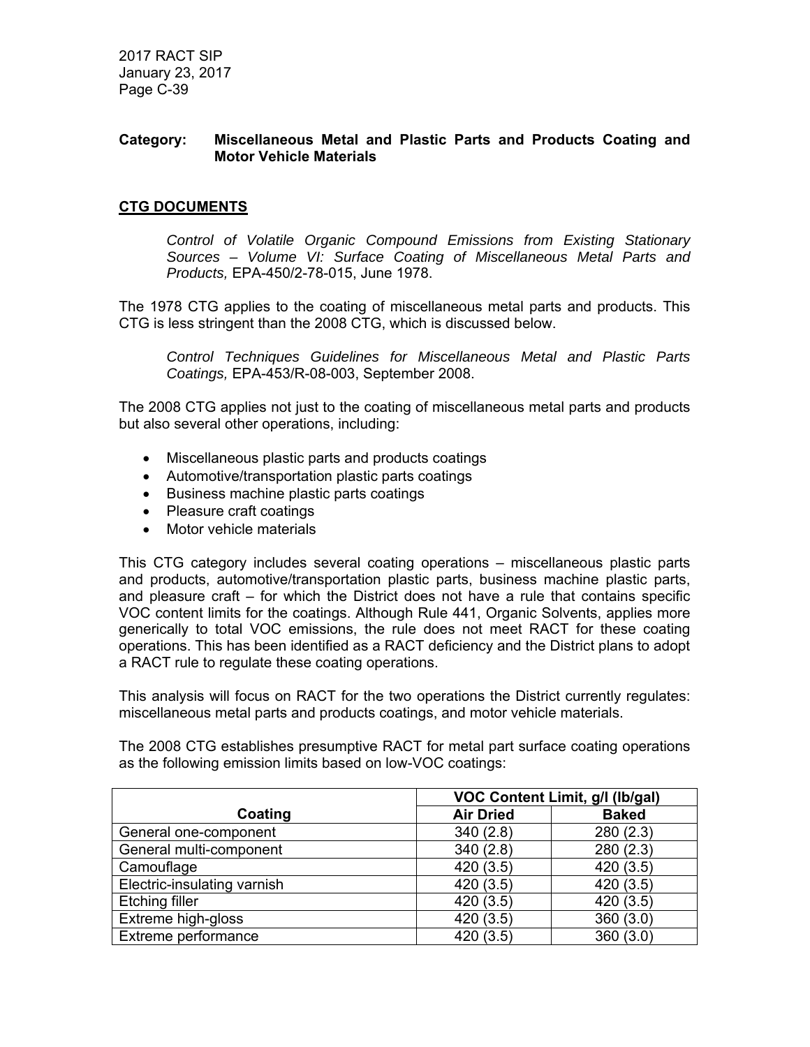**Category: Miscellaneous Metal and Plastic Parts and Products Coating and Motor Vehicle Materials**

## CTG DOCUMENTS

*Control of Volatile Organic Compound Emissions from Existing Stationary Sources – Volume VI: Surface Coating of Miscellaneous Metal Parts and Products,* EPA-450/2-78-015, June 1978.

The 1978 CTG applies to the coating of miscellaneous metal parts and products. This CTG is less stringent than the 2008 CTG, which is discussed below.

*Control Techniques Guidelines for Miscellaneous Metal and Plastic Parts Coatings,* EPA-453/R-08-003, September 2008.

The 2008 CTG applies not just to the coating of miscellaneous metal parts and products but also several other operations, including:

- Miscellaneous plastic parts and products coatings
- Automotive/transportation plastic parts coatings
- Business machine plastic parts coatings
- Pleasure craft coatings
- Motor vehicle materials

This CTG category includes several coating operations – miscellaneous plastic parts and products, automotive/transportation plastic parts, business machine plastic parts, and pleasure craft – for which the District does not have a rule that contains specific VOC content limits for the coatings. Although Rule 441, Organic Solvents, applies more generically to total VOC emissions, the rule does not meet RACT for these coating operations. This has been identified as a RACT deficiency and the District plans to adopt a RACT rule to regulate these coating operations.

This analysis will focus on RACT for the two operations the District currently regulates: miscellaneous metal parts and products coatings, and motor vehicle materials.

The 2008 CTG establishes presumptive RACT for metal part surface coating operations as the following emission limits based on low-VOC coatings:

| Coating | VOC Content Limit, g/l (lb/gal) | |
|---|---|---|
| | Air Dried | Baked |
| General one-component | 340 (2.8) | 280 (2.3) |
| General multi-component | 340 (2.8) | 280 (2.3) |
| Camouflage | 420 (3.5) | 420 (3.5) |
| Electric-insulating varnish | 420 (3.5) | 420 (3.5) |
| Etching filler | 420 (3.5) | 420 (3.5) |
| Extreme high-gloss | 420 (3.5) | 360 (3.0) |
| Extreme performance | 420 (3.5) | 360 (3.0) |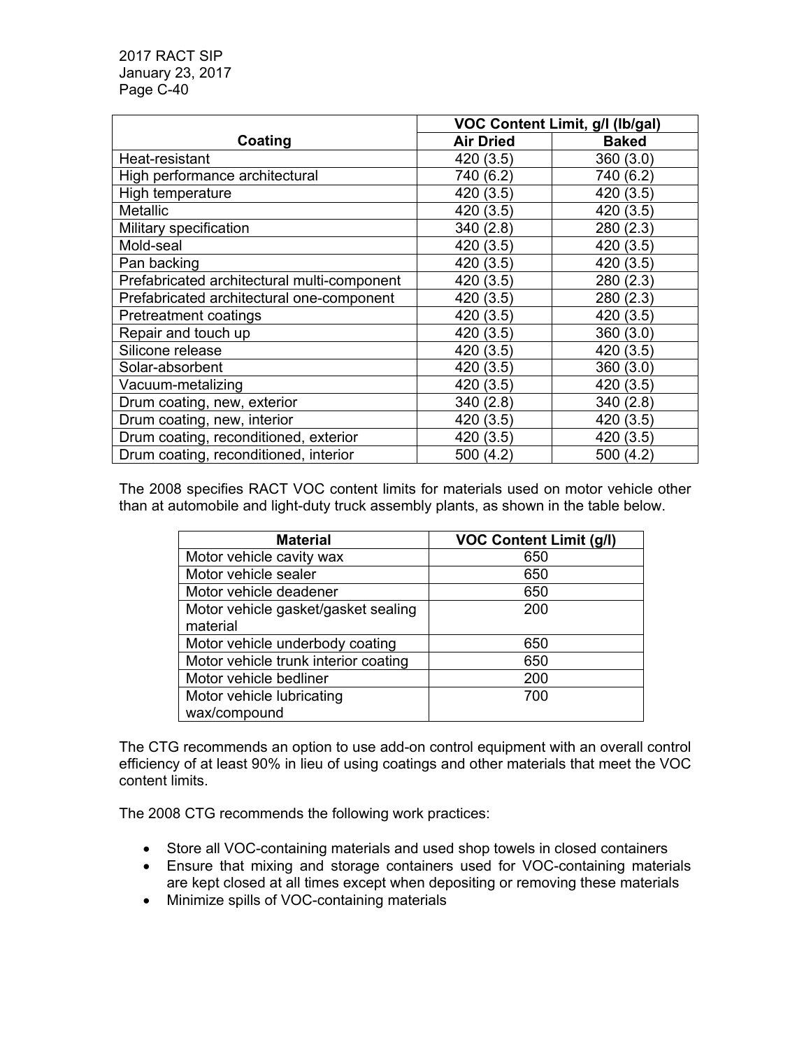| Coating | VOC Content Limit, g/l (lb/gal) | |
|---|---|---|
| | Air Dried | Baked |
| Heat-resistant | 420 (3.5) | 360 (3.0) |
| High performance architectural | 740 (6.2) | 740 (6.2) |
| High temperature | 420 (3.5) | 420 (3.5) |
| Metallic | 420 (3.5) | 420 (3.5) |
| Military specification | 340 (2.8) | 280 (2.3) |
| Mold-seal | 420 (3.5) | 420 (3.5) |
| Pan backing | 420 (3.5) | 420 (3.5) |
| Prefabricated architectural multi-component | 420 (3.5) | 280 (2.3) |
| Prefabricated architectural one-component | 420 (3.5) | 280 (2.3) |
| Pretreatment coatings | 420 (3.5) | 420 (3.5) |
| Repair and touch up | 420 (3.5) | 360 (3.0) |
| Silicone release | 420 (3.5) | 420 (3.5) |
| Solar-absorbent | 420 (3.5) | 360 (3.0) |
| Vacuum-metalizing | 420 (3.5) | 420 (3.5) |
| Drum coating, new, exterior | 340 (2.8) | 340 (2.8) |
| Drum coating, new, interior | 420 (3.5) | 420 (3.5) |
| Drum coating, reconditioned, exterior | 420 (3.5) | 420 (3.5) |
| Drum coating, reconditioned, interior | 500 (4.2) | 500 (4.2) |

The 2008 specifies RACT VOC content limits for materials used on motor vehicle other than at automobile and light-duty truck assembly plants, as shown in the table below.

| Material | VOC Content Limit (g/l) |
|---|---|
| Motor vehicle cavity wax | 650 |
| Motor vehicle sealer | 650 |
| Motor vehicle deadener | 650 |
| Motor vehicle gasket/gasket sealing material | 200 |
| Motor vehicle underbody coating | 650 |
| Motor vehicle trunk interior coating | 650 |
| Motor vehicle bedliner | 200 |
| Motor vehicle lubricating wax/compound | 700 |

The CTG recommends an option to use add-on control equipment with an overall control efficiency of at least 90% in lieu of using coatings and other materials that meet the VOC content limits.

The 2008 CTG recommends the following work practices:

- Store all VOC-containing materials and used shop towels in closed containers
- Ensure that mixing and storage containers used for VOC-containing materials are kept closed at all times except when depositing or removing these materials
- Minimize spills of VOC-containing materials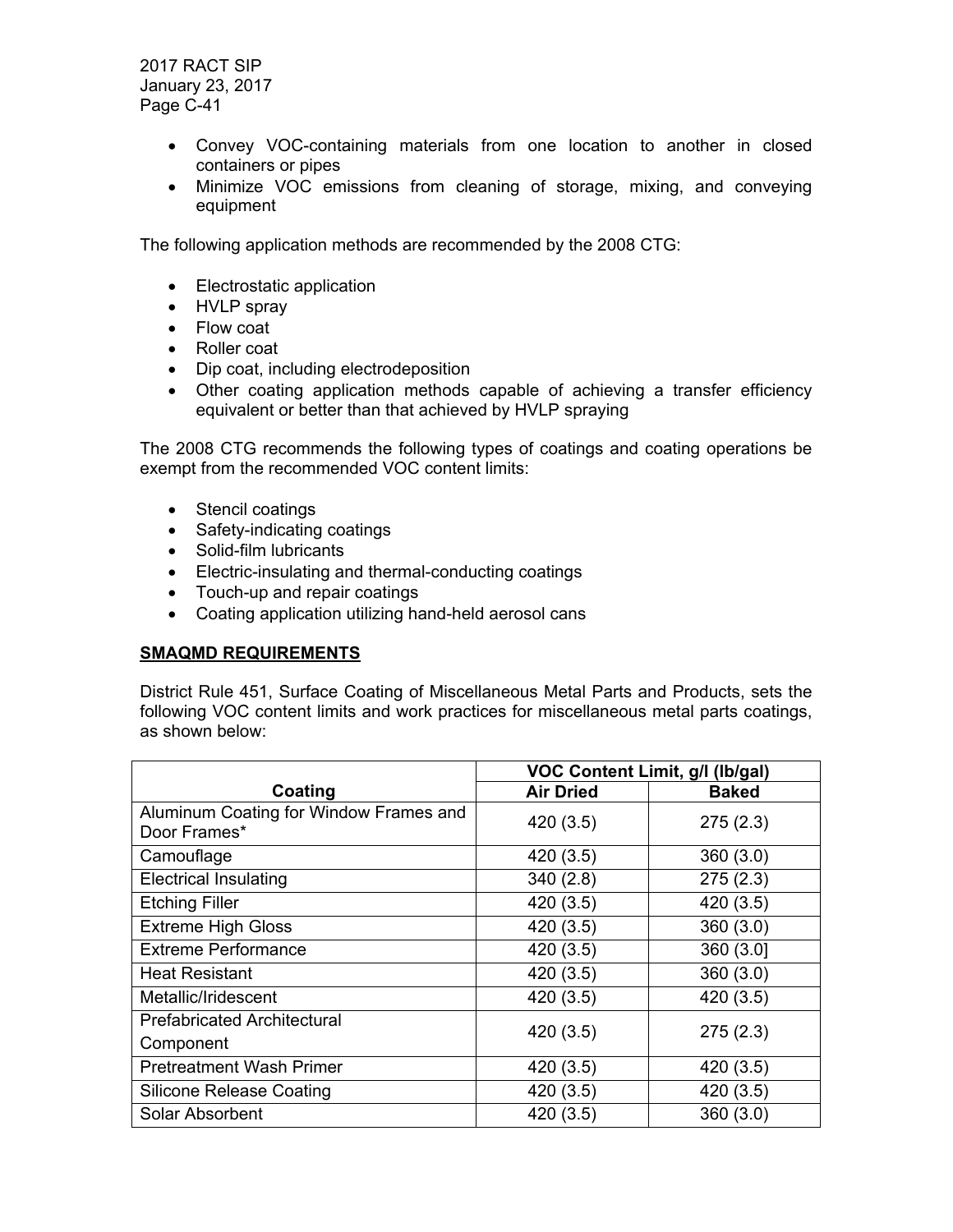- Convey VOC-containing materials from one location to another in closed containers or pipes
- Minimize VOC emissions from cleaning of storage, mixing, and conveying equipment

The following application methods are recommended by the 2008 CTG:

- Electrostatic application
- HVLP spray
- Flow coat
- Roller coat
- Dip coat, including electrodeposition
- Other coating application methods capable of achieving a transfer efficiency equivalent or better than that achieved by HVLP spraying

The 2008 CTG recommends the following types of coatings and coating operations be exempt from the recommended VOC content limits:

- Stencil coatings
- Safety-indicating coatings
- Solid-film lubricants
- Electric-insulating and thermal-conducting coatings
- Touch-up and repair coatings
- Coating application utilizing hand-held aerosol cans

**SMAQMD REQUIREMENTS**

District Rule 451, Surface Coating of Miscellaneous Metal Parts and Products, sets the following VOC content limits and work practices for miscellaneous metal parts coatings, as shown below:

| | VOC Content Limit, g/l (lb/gal) | |
|---|---|---|
| **Coating** | **Air Dried** | **Baked** |
| Aluminum Coating for Window Frames and Door Frames* | 420 (3.5) | 275 (2.3) |
| Camouflage | 420 (3.5) | 360 (3.0) |
| Electrical Insulating | 340 (2.8) | 275 (2.3) |
| Etching Filler | 420 (3.5) | 420 (3.5) |
| Extreme High Gloss | 420 (3.5) | 360 (3.0) |
| Extreme Performance | 420 (3.5) | 360 (3.0] |
| Heat Resistant | 420 (3.5) | 360 (3.0) |
| Metallic/Iridescent | 420 (3.5) | 420 (3.5) |
| Prefabricated Architectural Component | 420 (3.5) | 275 (2.3) |
| Pretreatment Wash Primer | 420 (3.5) | 420 (3.5) |
| Silicone Release Coating | 420 (3.5) | 420 (3.5) |
| Solar Absorbent | 420 (3.5) | 360 (3.0) |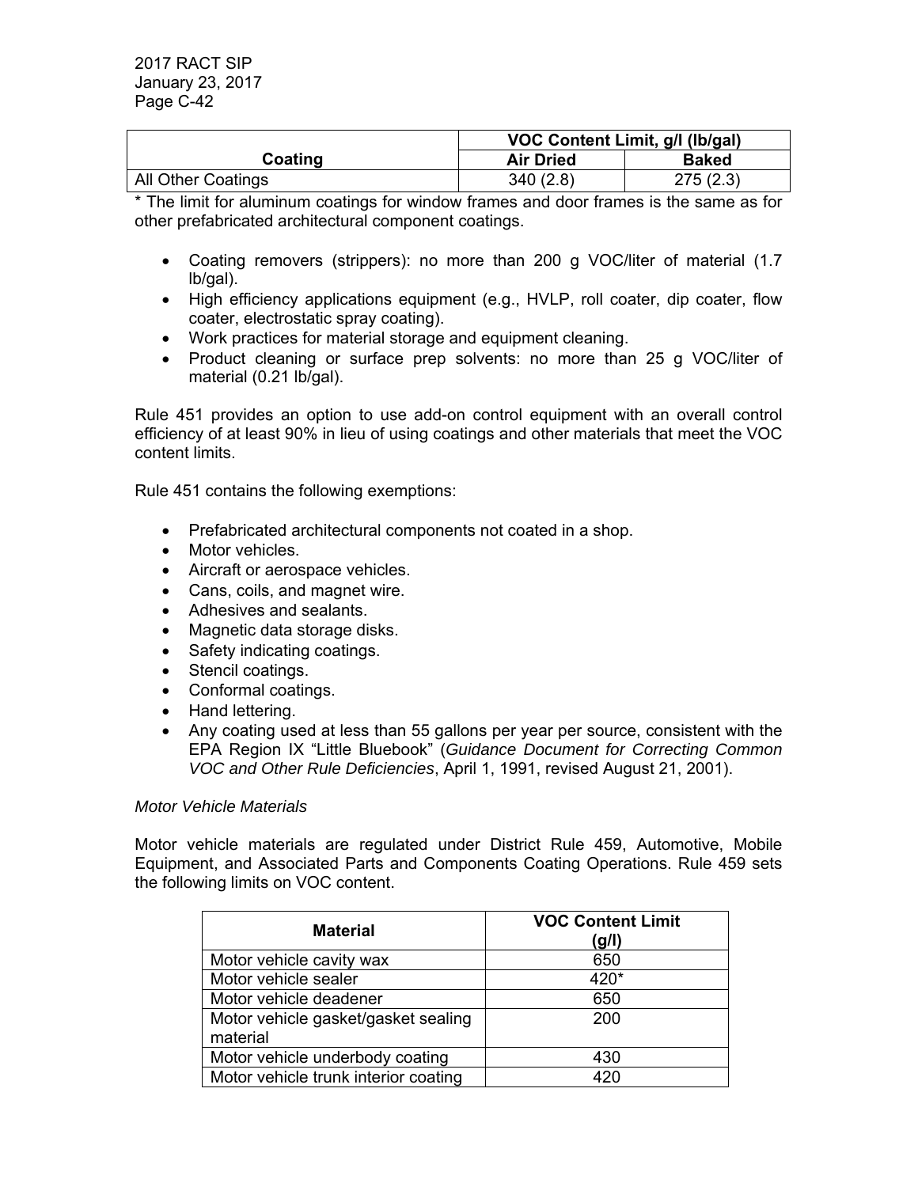| Coating | VOC Content Limit, g/l (lb/gal) | |
|---|---|---|
| | Air Dried | Baked |
| All Other Coatings | 340 (2.8) | 275 (2.3) |

* The limit for aluminum coatings for window frames and door frames is the same as for other prefabricated architectural component coatings.

- Coating removers (strippers): no more than 200 g VOC/liter of material (1.7 lb/gal).
- High efficiency applications equipment (e.g., HVLP, roll coater, dip coater, flow coater, electrostatic spray coating).
- Work practices for material storage and equipment cleaning.
- Product cleaning or surface prep solvents: no more than 25 g VOC/liter of material (0.21 lb/gal).

Rule 451 provides an option to use add-on control equipment with an overall control efficiency of at least 90% in lieu of using coatings and other materials that meet the VOC content limits.

Rule 451 contains the following exemptions:

- Prefabricated architectural components not coated in a shop.
- Motor vehicles.
- Aircraft or aerospace vehicles.
- Cans, coils, and magnet wire.
- Adhesives and sealants.
- Magnetic data storage disks.
- Safety indicating coatings.
- Stencil coatings.
- Conformal coatings.
- Hand lettering.
- Any coating used at less than 55 gallons per year per source, consistent with the EPA Region IX "Little Bluebook" (*Guidance Document for Correcting Common VOC and Other Rule Deficiencies*, April 1, 1991, revised August 21, 2001).

*Motor Vehicle Materials*

Motor vehicle materials are regulated under District Rule 459, Automotive, Mobile Equipment, and Associated Parts and Components Coating Operations. Rule 459 sets the following limits on VOC content.

| Material | VOC Content Limit (g/l) |
|---|---|
| Motor vehicle cavity wax | 650 |
| Motor vehicle sealer | 420* |
| Motor vehicle deadener | 650 |
| Motor vehicle gasket/gasket sealing material | 200 |
| Motor vehicle underbody coating | 430 |
| Motor vehicle trunk interior coating | 420 |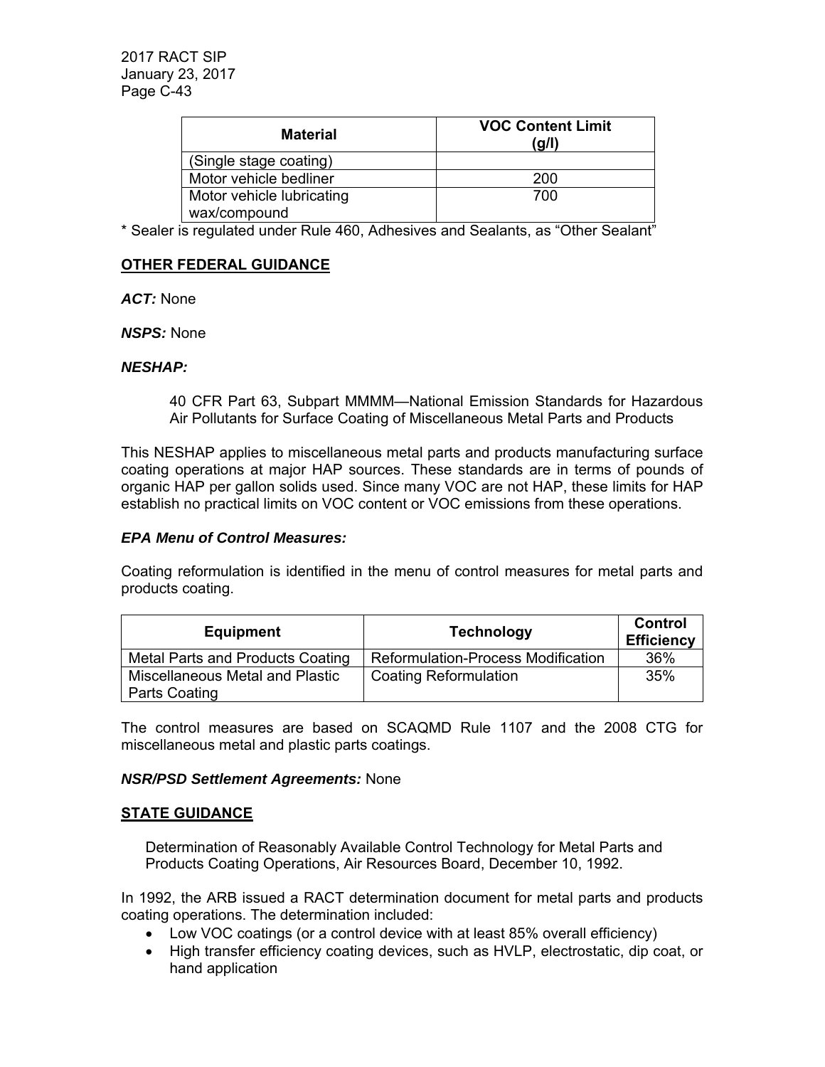| Material | VOC Content Limit (g/l) |
|---|---|
| (Single stage coating) | |
| Motor vehicle bedliner | 200 |
| Motor vehicle lubricating wax/compound | 700 |

* Sealer is regulated under Rule 460, Adhesives and Sealants, as "Other Sealant"

## OTHER FEDERAL GUIDANCE

***ACT:*** None

***NSPS:*** None

***NESHAP:***

> 40 CFR Part 63, Subpart MMMM—National Emission Standards for Hazardous Air Pollutants for Surface Coating of Miscellaneous Metal Parts and Products

This NESHAP applies to miscellaneous metal parts and products manufacturing surface coating operations at major HAP sources. These standards are in terms of pounds of organic HAP per gallon solids used. Since many VOC are not HAP, these limits for HAP establish no practical limits on VOC content or VOC emissions from these operations.

***EPA Menu of Control Measures:***

Coating reformulation is identified in the menu of control measures for metal parts and products coating.

| Equipment | Technology | Control Efficiency |
|---|---|---|
| Metal Parts and Products Coating | Reformulation-Process Modification | 36% |
| Miscellaneous Metal and Plastic Parts Coating | Coating Reformulation | 35% |

The control measures are based on SCAQMD Rule 1107 and the 2008 CTG for miscellaneous metal and plastic parts coatings.

***NSR/PSD Settlement Agreements:*** None

## STATE GUIDANCE

> Determination of Reasonably Available Control Technology for Metal Parts and Products Coating Operations, Air Resources Board, December 10, 1992.

In 1992, the ARB issued a RACT determination document for metal parts and products coating operations. The determination included:

- Low VOC coatings (or a control device with at least 85% overall efficiency)
- High transfer efficiency coating devices, such as HVLP, electrostatic, dip coat, or hand application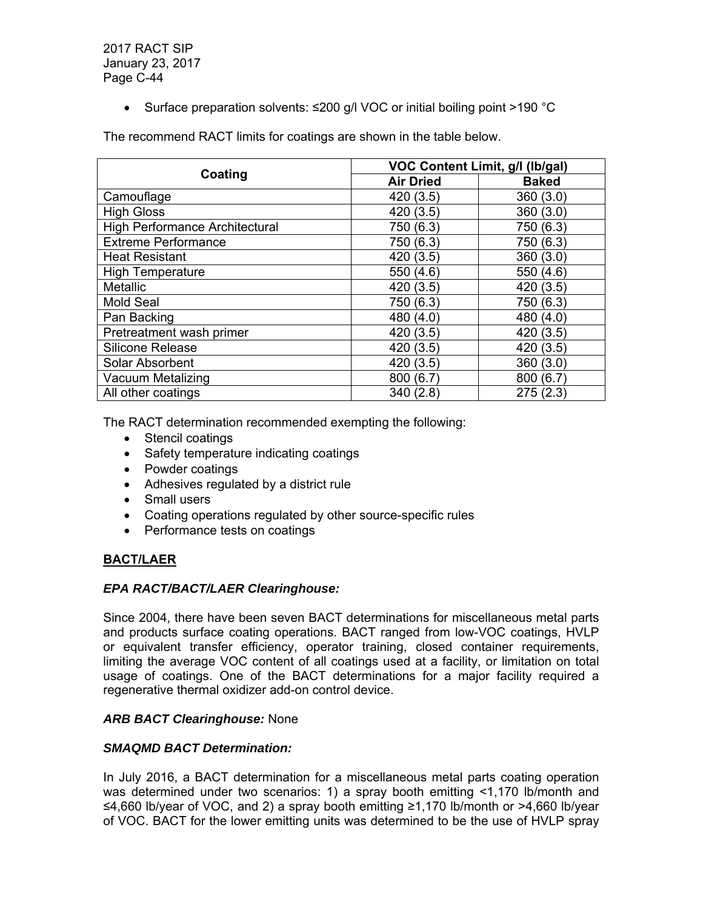- Surface preparation solvents: ≤200 g/l VOC or initial boiling point >190 °C

The recommend RACT limits for coatings are shown in the table below.

| Coating | VOC Content Limit, g/l (lb/gal) | |
|---|---|---|
| | Air Dried | Baked |
| Camouflage | 420 (3.5) | 360 (3.0) |
| High Gloss | 420 (3.5) | 360 (3.0) |
| High Performance Architectural | 750 (6.3) | 750 (6.3) |
| Extreme Performance | 750 (6.3) | 750 (6.3) |
| Heat Resistant | 420 (3.5) | 360 (3.0) |
| High Temperature | 550 (4.6) | 550 (4.6) |
| Metallic | 420 (3.5) | 420 (3.5) |
| Mold Seal | 750 (6.3) | 750 (6.3) |
| Pan Backing | 480 (4.0) | 480 (4.0) |
| Pretreatment wash primer | 420 (3.5) | 420 (3.5) |
| Silicone Release | 420 (3.5) | 420 (3.5) |
| Solar Absorbent | 420 (3.5) | 360 (3.0) |
| Vacuum Metalizing | 800 (6.7) | 800 (6.7) |
| All other coatings | 340 (2.8) | 275 (2.3) |

The RACT determination recommended exempting the following:

- Stencil coatings
- Safety temperature indicating coatings
- Powder coatings
- Adhesives regulated by a district rule
- Small users
- Coating operations regulated by other source-specific rules
- Performance tests on coatings

**BACT/LAER**

***EPA RACT/BACT/LAER Clearinghouse:***

Since 2004, there have been seven BACT determinations for miscellaneous metal parts and products surface coating operations. BACT ranged from low-VOC coatings, HVLP or equivalent transfer efficiency, operator training, closed container requirements, limiting the average VOC content of all coatings used at a facility, or limitation on total usage of coatings. One of the BACT determinations for a major facility required a regenerative thermal oxidizer add-on control device.

***ARB BACT Clearinghouse:*** None

***SMAQMD BACT Determination:***

In July 2016, a BACT determination for a miscellaneous metal parts coating operation was determined under two scenarios: 1) a spray booth emitting <1,170 lb/month and ≤4,660 lb/year of VOC, and 2) a spray booth emitting ≥1,170 lb/month or >4,660 lb/year of VOC. BACT for the lower emitting units was determined to be the use of HVLP spray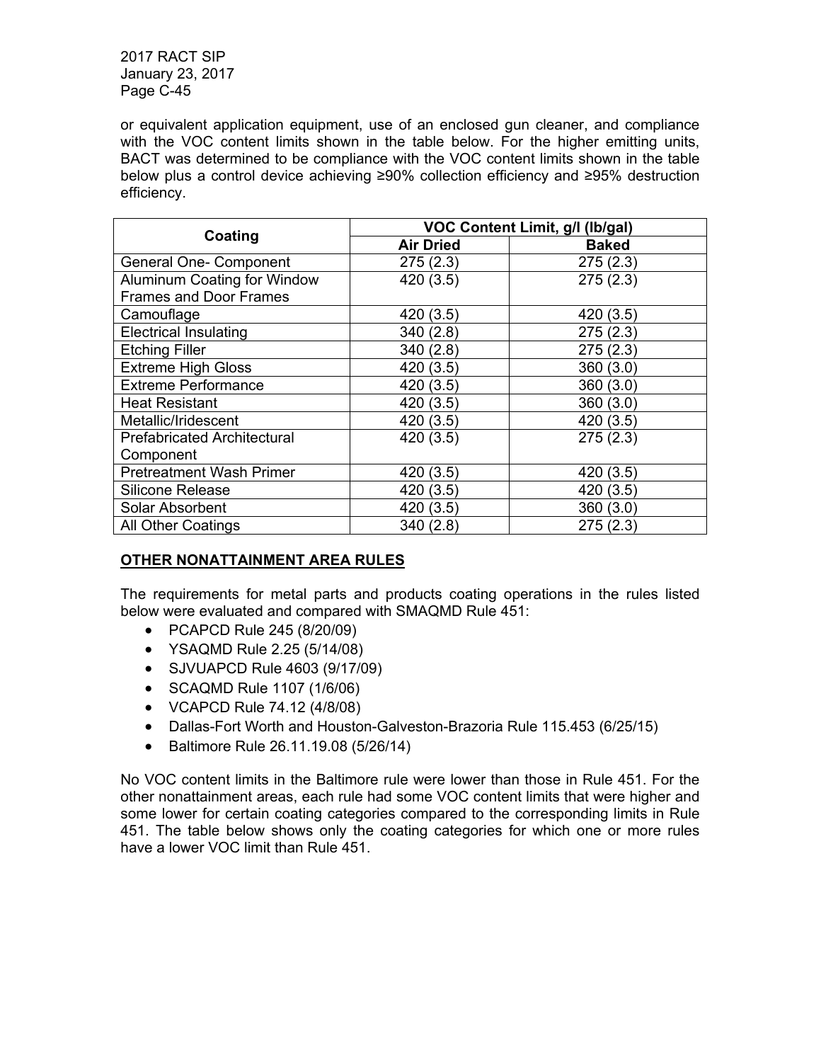or equivalent application equipment, use of an enclosed gun cleaner, and compliance with the VOC content limits shown in the table below. For the higher emitting units, BACT was determined to be compliance with the VOC content limits shown in the table below plus a control device achieving ≥90% collection efficiency and ≥95% destruction efficiency.

| Coating | VOC Content Limit, g/l (lb/gal) | |
|---|---|---|
| | Air Dried | Baked |
| General One- Component | 275 (2.3) | 275 (2.3) |
| Aluminum Coating for Window Frames and Door Frames | 420 (3.5) | 275 (2.3) |
| Camouflage | 420 (3.5) | 420 (3.5) |
| Electrical Insulating | 340 (2.8) | 275 (2.3) |
| Etching Filler | 340 (2.8) | 275 (2.3) |
| Extreme High Gloss | 420 (3.5) | 360 (3.0) |
| Extreme Performance | 420 (3.5) | 360 (3.0) |
| Heat Resistant | 420 (3.5) | 360 (3.0) |
| Metallic/Iridescent | 420 (3.5) | 420 (3.5) |
| Prefabricated Architectural Component | 420 (3.5) | 275 (2.3) |
| Pretreatment Wash Primer | 420 (3.5) | 420 (3.5) |
| Silicone Release | 420 (3.5) | 420 (3.5) |
| Solar Absorbent | 420 (3.5) | 360 (3.0) |
| All Other Coatings | 340 (2.8) | 275 (2.3) |

## OTHER NONATTAINMENT AREA RULES

The requirements for metal parts and products coating operations in the rules listed below were evaluated and compared with SMAQMD Rule 451:

- PCAPCD Rule 245 (8/20/09)
- YSAQMD Rule 2.25 (5/14/08)
- SJVUAPCD Rule 4603 (9/17/09)
- SCAQMD Rule 1107 (1/6/06)
- VCAPCD Rule 74.12 (4/8/08)
- Dallas-Fort Worth and Houston-Galveston-Brazoria Rule 115.453 (6/25/15)
- Baltimore Rule 26.11.19.08 (5/26/14)

No VOC content limits in the Baltimore rule were lower than those in Rule 451. For the other nonattainment areas, each rule had some VOC content limits that were higher and some lower for certain coating categories compared to the corresponding limits in Rule 451. The table below shows only the coating categories for which one or more rules have a lower VOC limit than Rule 451.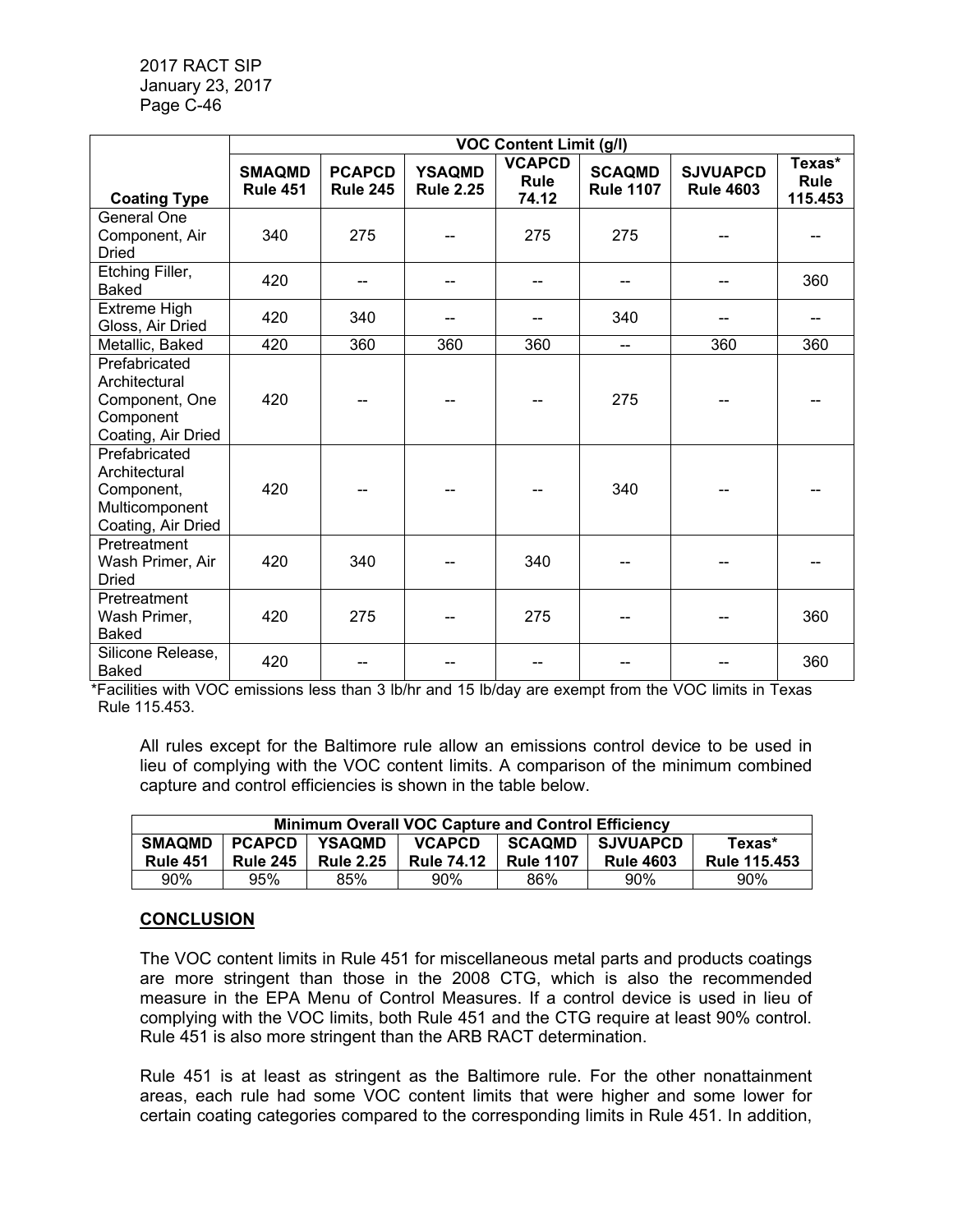| Coating Type | VOC Content Limit (g/l) | | | | | | |
|---|---|---|---|---|---|---|---|
| | SMAQMD Rule 451 | PCAPCD Rule 245 | YSAQMD Rule 2.25 | VCAPCD Rule 74.12 | SCAQMD Rule 1107 | SJVUAPCD Rule 4603 | Texas* Rule 115.453 |
| General One Component, Air Dried | 340 | 275 | -- | 275 | 275 | -- | -- |
| Etching Filler, Baked | 420 | -- | -- | -- | -- | -- | 360 |
| Extreme High Gloss, Air Dried | 420 | 340 | -- | -- | 340 | -- | -- |
| Metallic, Baked | 420 | 360 | 360 | 360 | -- | 360 | 360 |
| Prefabricated Architectural Component, One Component Coating, Air Dried | 420 | -- | -- | -- | 275 | -- | -- |
| Prefabricated Architectural Component, Multicomponent Coating, Air Dried | 420 | -- | -- | -- | 340 | -- | -- |
| Pretreatment Wash Primer, Air Dried | 420 | 340 | -- | 340 | -- | -- | -- |
| Pretreatment Wash Primer, Baked | 420 | 275 | -- | 275 | -- | -- | 360 |
| Silicone Release, Baked | 420 | -- | -- | -- | -- | -- | 360 |

*Facilities with VOC emissions less than 3 lb/hr and 15 lb/day are exempt from the VOC limits in Texas Rule 115.453.

All rules except for the Baltimore rule allow an emissions control device to be used in lieu of complying with the VOC content limits. A comparison of the minimum combined capture and control efficiencies is shown in the table below.

| Minimum Overall VOC Capture and Control Efficiency | | | | | | |
|---|---|---|---|---|---|---|
| SMAQMD Rule 451 | PCAPCD Rule 245 | YSAQMD Rule 2.25 | VCAPCD Rule 74.12 | SCAQMD Rule 1107 | SJVUAPCD Rule 4603 | Texas* Rule 115.453 |
| 90% | 95% | 85% | 90% | 86% | 90% | 90% |

## CONCLUSION

The VOC content limits in Rule 451 for miscellaneous metal parts and products coatings are more stringent than those in the 2008 CTG, which is also the recommended measure in the EPA Menu of Control Measures. If a control device is used in lieu of complying with the VOC limits, both Rule 451 and the CTG require at least 90% control. Rule 451 is also more stringent than the ARB RACT determination.

Rule 451 is at least as stringent as the Baltimore rule. For the other nonattainment areas, each rule had some VOC content limits that were higher and some lower for certain coating categories compared to the corresponding limits in Rule 451. In addition,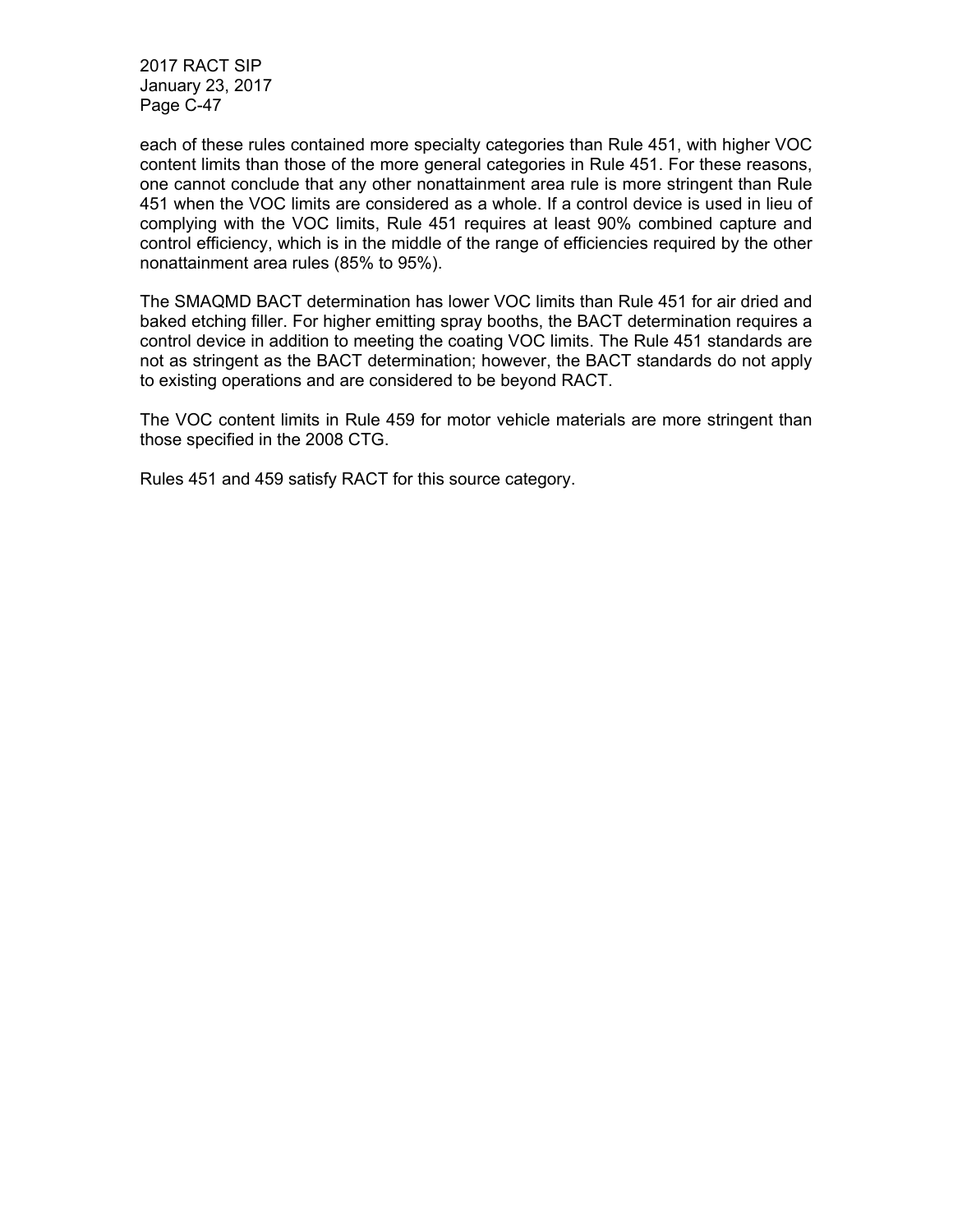each of these rules contained more specialty categories than Rule 451, with higher VOC content limits than those of the more general categories in Rule 451. For these reasons, one cannot conclude that any other nonattainment area rule is more stringent than Rule 451 when the VOC limits are considered as a whole. If a control device is used in lieu of complying with the VOC limits, Rule 451 requires at least 90% combined capture and control efficiency, which is in the middle of the range of efficiencies required by the other nonattainment area rules (85% to 95%).

The SMAQMD BACT determination has lower VOC limits than Rule 451 for air dried and baked etching filler. For higher emitting spray booths, the BACT determination requires a control device in addition to meeting the coating VOC limits. The Rule 451 standards are not as stringent as the BACT determination; however, the BACT standards do not apply to existing operations and are considered to be beyond RACT.

The VOC content limits in Rule 459 for motor vehicle materials are more stringent than those specified in the 2008 CTG.

Rules 451 and 459 satisfy RACT for this source category.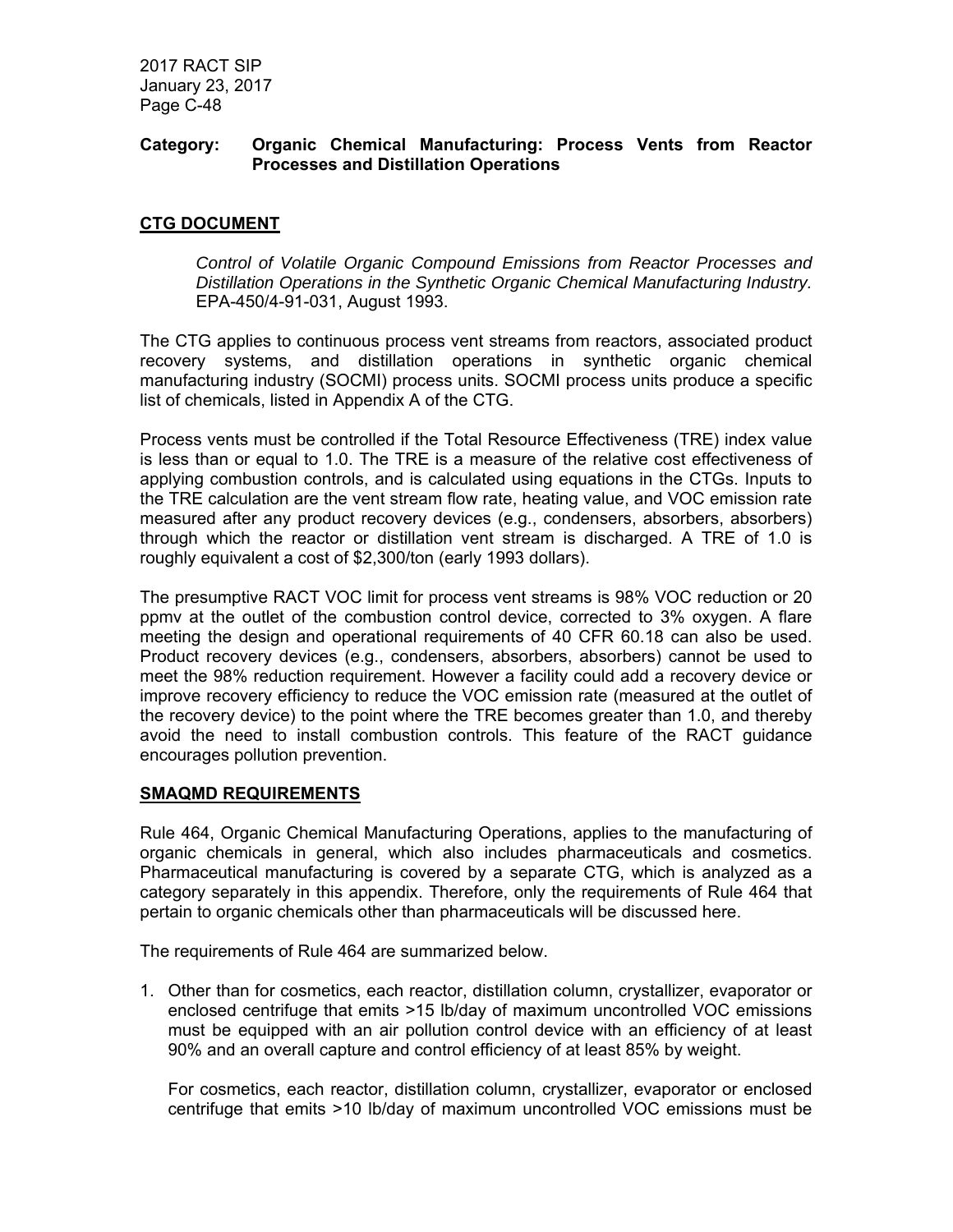**Category: Organic Chemical Manufacturing: Process Vents from Reactor Processes and Distillation Operations**

## CTG DOCUMENT

*Control of Volatile Organic Compound Emissions from Reactor Processes and Distillation Operations in the Synthetic Organic Chemical Manufacturing Industry.* EPA-450/4-91-031, August 1993.

The CTG applies to continuous process vent streams from reactors, associated product recovery systems, and distillation operations in synthetic organic chemical manufacturing industry (SOCMI) process units. SOCMI process units produce a specific list of chemicals, listed in Appendix A of the CTG.

Process vents must be controlled if the Total Resource Effectiveness (TRE) index value is less than or equal to 1.0. The TRE is a measure of the relative cost effectiveness of applying combustion controls, and is calculated using equations in the CTGs. Inputs to the TRE calculation are the vent stream flow rate, heating value, and VOC emission rate measured after any product recovery devices (e.g., condensers, absorbers, absorbers) through which the reactor or distillation vent stream is discharged. A TRE of 1.0 is roughly equivalent a cost of $2,300/ton (early 1993 dollars).

The presumptive RACT VOC limit for process vent streams is 98% VOC reduction or 20 ppmv at the outlet of the combustion control device, corrected to 3% oxygen. A flare meeting the design and operational requirements of 40 CFR 60.18 can also be used. Product recovery devices (e.g., condensers, absorbers, absorbers) cannot be used to meet the 98% reduction requirement. However a facility could add a recovery device or improve recovery efficiency to reduce the VOC emission rate (measured at the outlet of the recovery device) to the point where the TRE becomes greater than 1.0, and thereby avoid the need to install combustion controls. This feature of the RACT guidance encourages pollution prevention.

## SMAQMD REQUIREMENTS

Rule 464, Organic Chemical Manufacturing Operations, applies to the manufacturing of organic chemicals in general, which also includes pharmaceuticals and cosmetics. Pharmaceutical manufacturing is covered by a separate CTG, which is analyzed as a category separately in this appendix. Therefore, only the requirements of Rule 464 that pertain to organic chemicals other than pharmaceuticals will be discussed here.

The requirements of Rule 464 are summarized below.

1. Other than for cosmetics, each reactor, distillation column, crystallizer, evaporator or enclosed centrifuge that emits >15 lb/day of maximum uncontrolled VOC emissions must be equipped with an air pollution control device with an efficiency of at least 90% and an overall capture and control efficiency of at least 85% by weight.

   For cosmetics, each reactor, distillation column, crystallizer, evaporator or enclosed centrifuge that emits >10 lb/day of maximum uncontrolled VOC emissions must be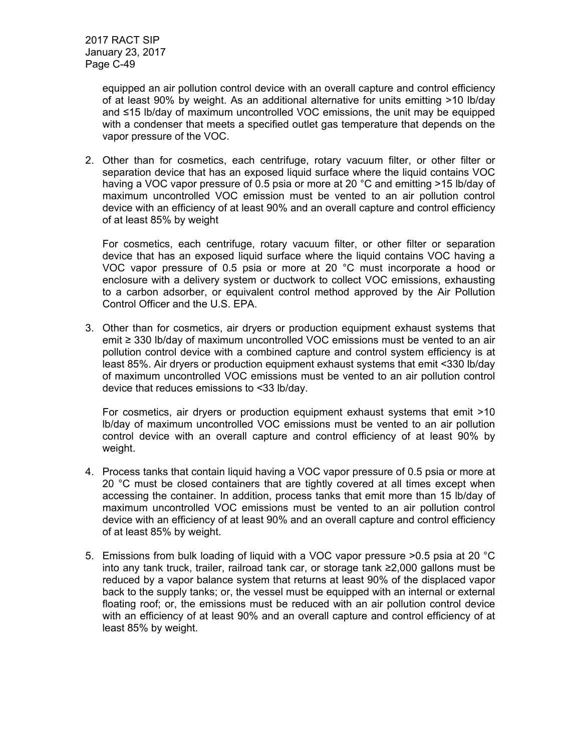equipped an air pollution control device with an overall capture and control efficiency of at least 90% by weight. As an additional alternative for units emitting >10 lb/day and ≤15 lb/day of maximum uncontrolled VOC emissions, the unit may be equipped with a condenser that meets a specified outlet gas temperature that depends on the vapor pressure of the VOC.

2. Other than for cosmetics, each centrifuge, rotary vacuum filter, or other filter or separation device that has an exposed liquid surface where the liquid contains VOC having a VOC vapor pressure of 0.5 psia or more at 20 °C and emitting >15 lb/day of maximum uncontrolled VOC emission must be vented to an air pollution control device with an efficiency of at least 90% and an overall capture and control efficiency of at least 85% by weight

   For cosmetics, each centrifuge, rotary vacuum filter, or other filter or separation device that has an exposed liquid surface where the liquid contains VOC having a VOC vapor pressure of 0.5 psia or more at 20 °C must incorporate a hood or enclosure with a delivery system or ductwork to collect VOC emissions, exhausting to a carbon adsorber, or equivalent control method approved by the Air Pollution Control Officer and the U.S. EPA.

3. Other than for cosmetics, air dryers or production equipment exhaust systems that emit ≥ 330 lb/day of maximum uncontrolled VOC emissions must be vented to an air pollution control device with a combined capture and control system efficiency is at least 85%. Air dryers or production equipment exhaust systems that emit <330 lb/day of maximum uncontrolled VOC emissions must be vented to an air pollution control device that reduces emissions to <33 lb/day.

   For cosmetics, air dryers or production equipment exhaust systems that emit >10 lb/day of maximum uncontrolled VOC emissions must be vented to an air pollution control device with an overall capture and control efficiency of at least 90% by weight.

4. Process tanks that contain liquid having a VOC vapor pressure of 0.5 psia or more at 20 °C must be closed containers that are tightly covered at all times except when accessing the container. In addition, process tanks that emit more than 15 lb/day of maximum uncontrolled VOC emissions must be vented to an air pollution control device with an efficiency of at least 90% and an overall capture and control efficiency of at least 85% by weight.

5. Emissions from bulk loading of liquid with a VOC vapor pressure >0.5 psia at 20 °C into any tank truck, trailer, railroad tank car, or storage tank ≥2,000 gallons must be reduced by a vapor balance system that returns at least 90% of the displaced vapor back to the supply tanks; or, the vessel must be equipped with an internal or external floating roof; or, the emissions must be reduced with an air pollution control device with an efficiency of at least 90% and an overall capture and control efficiency of at least 85% by weight.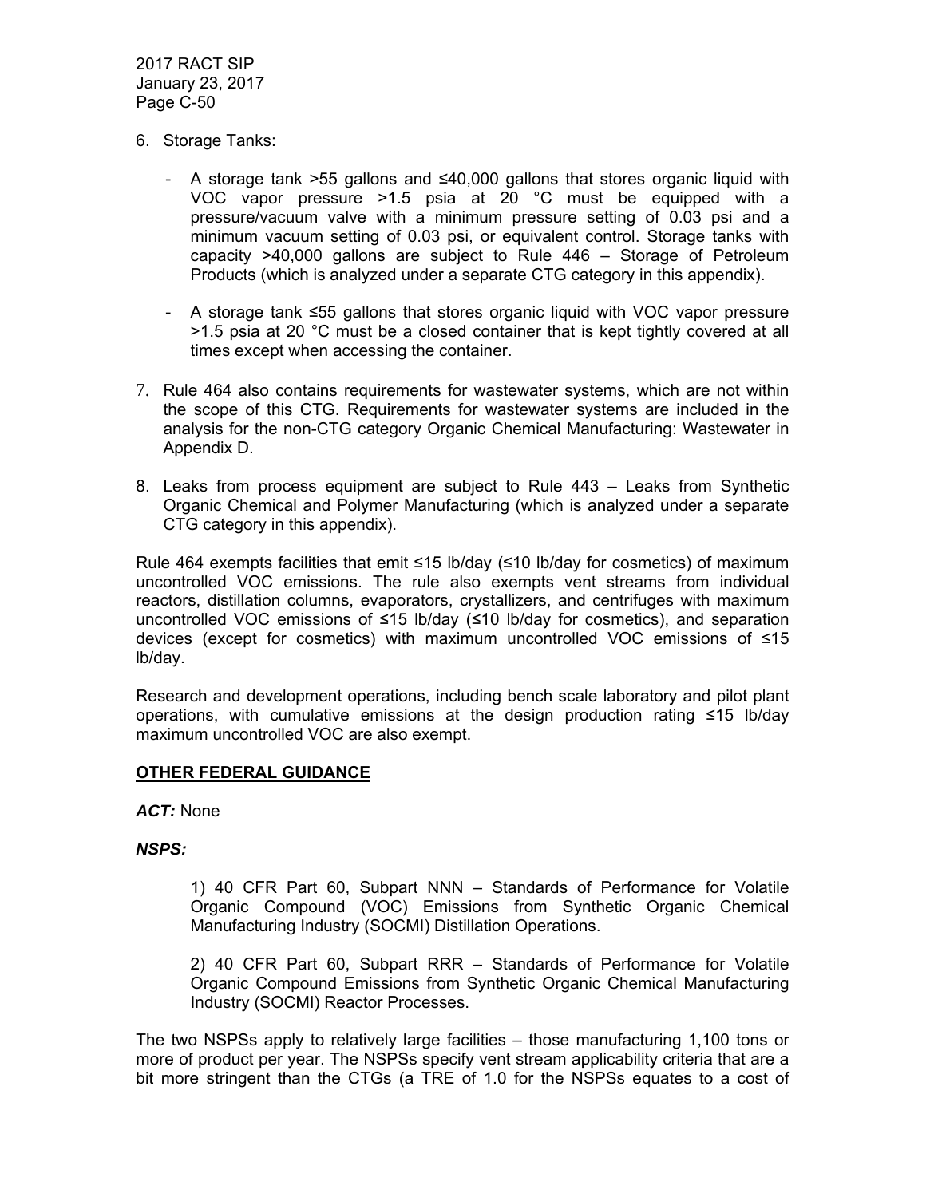6. Storage Tanks:

   - A storage tank >55 gallons and ≤40,000 gallons that stores organic liquid with VOC vapor pressure >1.5 psia at 20 °C must be equipped with a pressure/vacuum valve with a minimum pressure setting of 0.03 psi and a minimum vacuum setting of 0.03 psi, or equivalent control. Storage tanks with capacity >40,000 gallons are subject to Rule 446 – Storage of Petroleum Products (which is analyzed under a separate CTG category in this appendix).

   - A storage tank ≤55 gallons that stores organic liquid with VOC vapor pressure >1.5 psia at 20 °C must be a closed container that is kept tightly covered at all times except when accessing the container.

7. Rule 464 also contains requirements for wastewater systems, which are not within the scope of this CTG. Requirements for wastewater systems are included in the analysis for the non-CTG category Organic Chemical Manufacturing: Wastewater in Appendix D.

8. Leaks from process equipment are subject to Rule 443 – Leaks from Synthetic Organic Chemical and Polymer Manufacturing (which is analyzed under a separate CTG category in this appendix).

Rule 464 exempts facilities that emit ≤15 lb/day (≤10 lb/day for cosmetics) of maximum uncontrolled VOC emissions. The rule also exempts vent streams from individual reactors, distillation columns, evaporators, crystallizers, and centrifuges with maximum uncontrolled VOC emissions of ≤15 lb/day (≤10 lb/day for cosmetics), and separation devices (except for cosmetics) with maximum uncontrolled VOC emissions of ≤15 lb/day.

Research and development operations, including bench scale laboratory and pilot plant operations, with cumulative emissions at the design production rating ≤15 lb/day maximum uncontrolled VOC are also exempt.

**OTHER FEDERAL GUIDANCE**

***ACT:*** None

***NSPS:***

1) 40 CFR Part 60, Subpart NNN – Standards of Performance for Volatile Organic Compound (VOC) Emissions from Synthetic Organic Chemical Manufacturing Industry (SOCMI) Distillation Operations.

2) 40 CFR Part 60, Subpart RRR – Standards of Performance for Volatile Organic Compound Emissions from Synthetic Organic Chemical Manufacturing Industry (SOCMI) Reactor Processes.

The two NSPSs apply to relatively large facilities – those manufacturing 1,100 tons or more of product per year. The NSPSs specify vent stream applicability criteria that are a bit more stringent than the CTGs (a TRE of 1.0 for the NSPSs equates to a cost of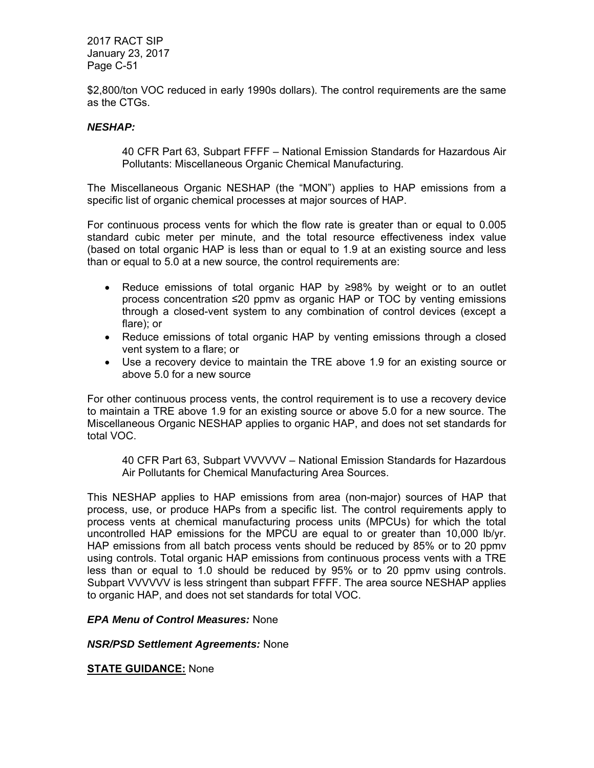$2,800/ton VOC reduced in early 1990s dollars). The control requirements are the same as the CTGs.

***NESHAP:***

> 40 CFR Part 63, Subpart FFFF – National Emission Standards for Hazardous Air Pollutants: Miscellaneous Organic Chemical Manufacturing.

The Miscellaneous Organic NESHAP (the "MON") applies to HAP emissions from a specific list of organic chemical processes at major sources of HAP.

For continuous process vents for which the flow rate is greater than or equal to 0.005 standard cubic meter per minute, and the total resource effectiveness index value (based on total organic HAP is less than or equal to 1.9 at an existing source and less than or equal to 5.0 at a new source, the control requirements are:

- Reduce emissions of total organic HAP by ≥98% by weight or to an outlet process concentration ≤20 ppmv as organic HAP or TOC by venting emissions through a closed-vent system to any combination of control devices (except a flare); or
- Reduce emissions of total organic HAP by venting emissions through a closed vent system to a flare; or
- Use a recovery device to maintain the TRE above 1.9 for an existing source or above 5.0 for a new source

For other continuous process vents, the control requirement is to use a recovery device to maintain a TRE above 1.9 for an existing source or above 5.0 for a new source. The Miscellaneous Organic NESHAP applies to organic HAP, and does not set standards for total VOC.

> 40 CFR Part 63, Subpart VVVVVV – National Emission Standards for Hazardous Air Pollutants for Chemical Manufacturing Area Sources.

This NESHAP applies to HAP emissions from area (non-major) sources of HAP that process, use, or produce HAPs from a specific list. The control requirements apply to process vents at chemical manufacturing process units (MPCUs) for which the total uncontrolled HAP emissions for the MPCU are equal to or greater than 10,000 lb/yr. HAP emissions from all batch process vents should be reduced by 85% or to 20 ppmv using controls. Total organic HAP emissions from continuous process vents with a TRE less than or equal to 1.0 should be reduced by 95% or to 20 ppmv using controls. Subpart VVVVVV is less stringent than subpart FFFF. The area source NESHAP applies to organic HAP, and does not set standards for total VOC.

***EPA Menu of Control Measures:*** None

***NSR/PSD Settlement Agreements:*** None

**STATE GUIDANCE:** None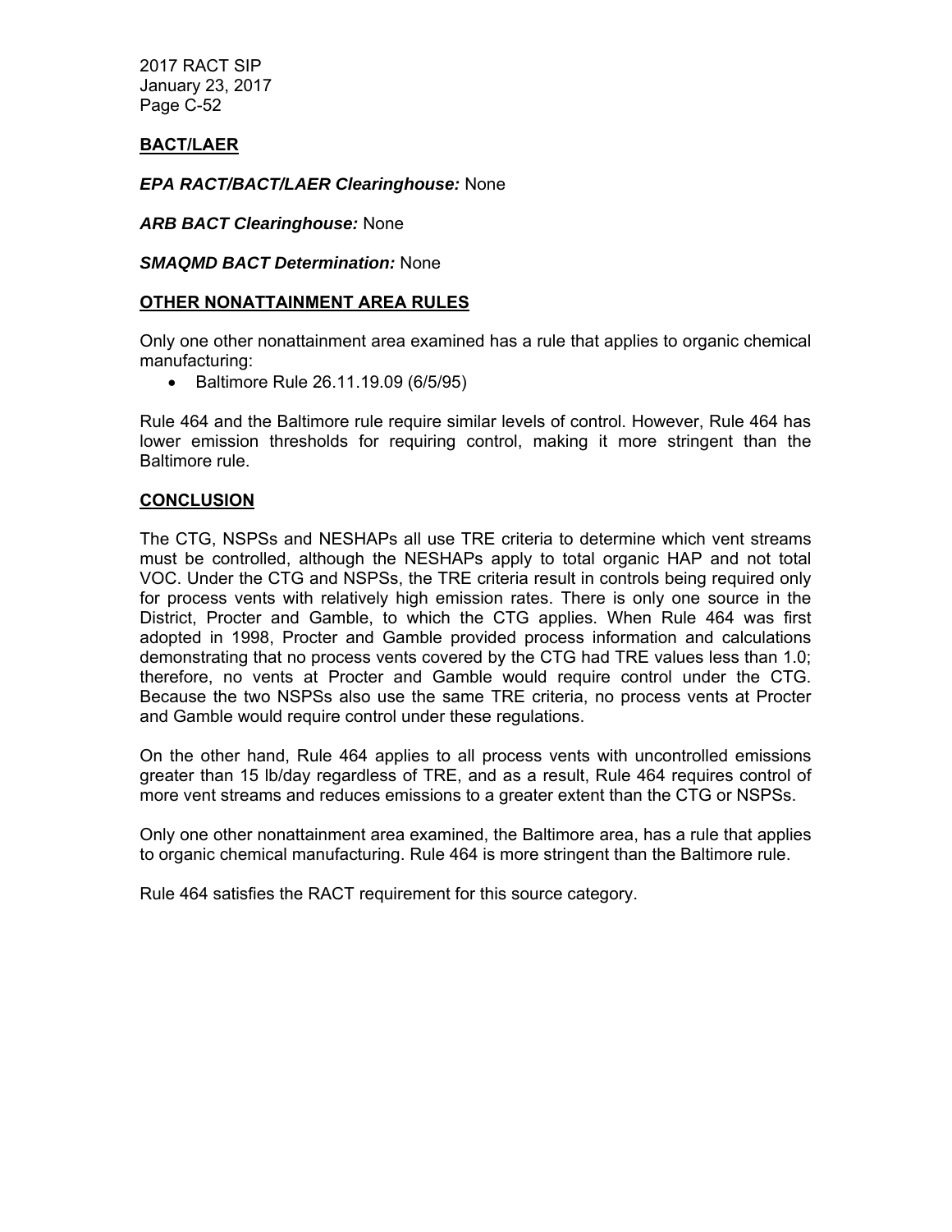## BACT/LAER

***EPA RACT/BACT/LAER Clearinghouse:*** None

***ARB BACT Clearinghouse:*** None

***SMAQMD BACT Determination:*** None

## OTHER NONATTAINMENT AREA RULES

Only one other nonattainment area examined has a rule that applies to organic chemical manufacturing:

- Baltimore Rule 26.11.19.09 (6/5/95)

Rule 464 and the Baltimore rule require similar levels of control. However, Rule 464 has lower emission thresholds for requiring control, making it more stringent than the Baltimore rule.

## CONCLUSION

The CTG, NSPSs and NESHAPs all use TRE criteria to determine which vent streams must be controlled, although the NESHAPs apply to total organic HAP and not total VOC. Under the CTG and NSPSs, the TRE criteria result in controls being required only for process vents with relatively high emission rates. There is only one source in the District, Procter and Gamble, to which the CTG applies. When Rule 464 was first adopted in 1998, Procter and Gamble provided process information and calculations demonstrating that no process vents covered by the CTG had TRE values less than 1.0; therefore, no vents at Procter and Gamble would require control under the CTG. Because the two NSPSs also use the same TRE criteria, no process vents at Procter and Gamble would require control under these regulations.

On the other hand, Rule 464 applies to all process vents with uncontrolled emissions greater than 15 lb/day regardless of TRE, and as a result, Rule 464 requires control of more vent streams and reduces emissions to a greater extent than the CTG or NSPSs.

Only one other nonattainment area examined, the Baltimore area, has a rule that applies to organic chemical manufacturing. Rule 464 is more stringent than the Baltimore rule.

Rule 464 satisfies the RACT requirement for this source category.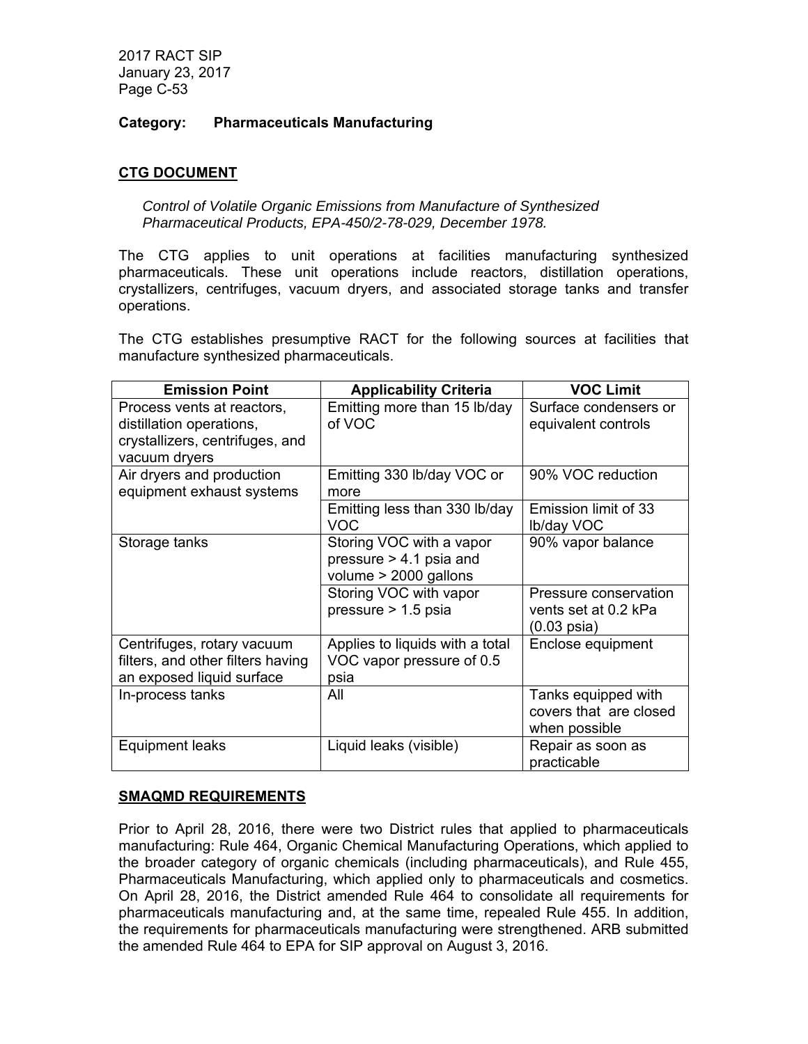**Category: Pharmaceuticals Manufacturing**

## CTG DOCUMENT

*Control of Volatile Organic Emissions from Manufacture of Synthesized Pharmaceutical Products, EPA-450/2-78-029, December 1978.*

The CTG applies to unit operations at facilities manufacturing synthesized pharmaceuticals. These unit operations include reactors, distillation operations, crystallizers, centrifuges, vacuum dryers, and associated storage tanks and transfer operations.

The CTG establishes presumptive RACT for the following sources at facilities that manufacture synthesized pharmaceuticals.

| Emission Point | Applicability Criteria | VOC Limit |
|---|---|---|
| Process vents at reactors, distillation operations, crystallizers, centrifuges, and vacuum dryers | Emitting more than 15 lb/day of VOC | Surface condensers or equivalent controls |
| Air dryers and production equipment exhaust systems | Emitting 330 lb/day VOC or more | 90% VOC reduction |
| | Emitting less than 330 lb/day VOC | Emission limit of 33 lb/day VOC |
| Storage tanks | Storing VOC with a vapor pressure > 4.1 psia and volume > 2000 gallons | 90% vapor balance |
| | Storing VOC with vapor pressure > 1.5 psia | Pressure conservation vents set at 0.2 kPa (0.03 psia) |
| Centrifuges, rotary vacuum filters, and other filters having an exposed liquid surface | Applies to liquids with a total VOC vapor pressure of 0.5 psia | Enclose equipment |
| In-process tanks | All | Tanks equipped with covers that are closed when possible |
| Equipment leaks | Liquid leaks (visible) | Repair as soon as practicable |

## SMAQMD REQUIREMENTS

Prior to April 28, 2016, there were two District rules that applied to pharmaceuticals manufacturing: Rule 464, Organic Chemical Manufacturing Operations, which applied to the broader category of organic chemicals (including pharmaceuticals), and Rule 455, Pharmaceuticals Manufacturing, which applied only to pharmaceuticals and cosmetics. On April 28, 2016, the District amended Rule 464 to consolidate all requirements for pharmaceuticals manufacturing and, at the same time, repealed Rule 455. In addition, the requirements for pharmaceuticals manufacturing were strengthened. ARB submitted the amended Rule 464 to EPA for SIP approval on August 3, 2016.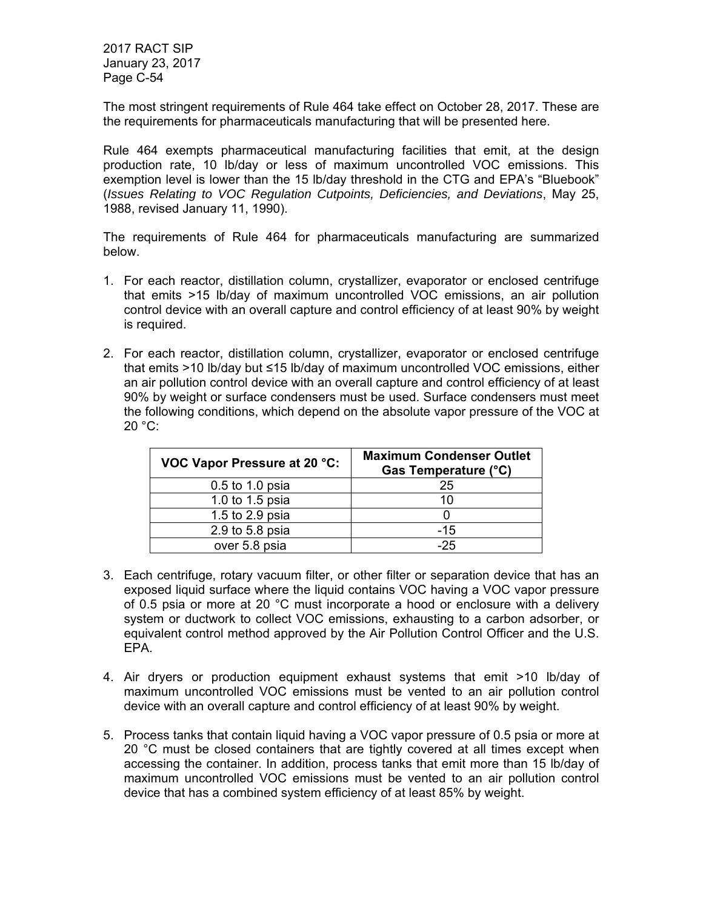The most stringent requirements of Rule 464 take effect on October 28, 2017. These are the requirements for pharmaceuticals manufacturing that will be presented here.

Rule 464 exempts pharmaceutical manufacturing facilities that emit, at the design production rate, 10 lb/day or less of maximum uncontrolled VOC emissions. This exemption level is lower than the 15 lb/day threshold in the CTG and EPA's "Bluebook" (*Issues Relating to VOC Regulation Cutpoints, Deficiencies, and Deviations*, May 25, 1988, revised January 11, 1990).

The requirements of Rule 464 for pharmaceuticals manufacturing are summarized below.

1. For each reactor, distillation column, crystallizer, evaporator or enclosed centrifuge that emits >15 lb/day of maximum uncontrolled VOC emissions, an air pollution control device with an overall capture and control efficiency of at least 90% by weight is required.

2. For each reactor, distillation column, crystallizer, evaporator or enclosed centrifuge that emits >10 lb/day but ≤15 lb/day of maximum uncontrolled VOC emissions, either an air pollution control device with an overall capture and control efficiency of at least 90% by weight or surface condensers must be used. Surface condensers must meet the following conditions, which depend on the absolute vapor pressure of the VOC at 20 °C:

| VOC Vapor Pressure at 20 °C: | Maximum Condenser Outlet Gas Temperature (°C) |
|---|---|
| 0.5 to 1.0 psia | 25 |
| 1.0 to 1.5 psia | 10 |
| 1.5 to 2.9 psia | 0 |
| 2.9 to 5.8 psia | -15 |
| over 5.8 psia | -25 |

3. Each centrifuge, rotary vacuum filter, or other filter or separation device that has an exposed liquid surface where the liquid contains VOC having a VOC vapor pressure of 0.5 psia or more at 20 °C must incorporate a hood or enclosure with a delivery system or ductwork to collect VOC emissions, exhausting to a carbon adsorber, or equivalent control method approved by the Air Pollution Control Officer and the U.S. EPA.

4. Air dryers or production equipment exhaust systems that emit >10 lb/day of maximum uncontrolled VOC emissions must be vented to an air pollution control device with an overall capture and control efficiency of at least 90% by weight.

5. Process tanks that contain liquid having a VOC vapor pressure of 0.5 psia or more at 20 °C must be closed containers that are tightly covered at all times except when accessing the container. In addition, process tanks that emit more than 15 lb/day of maximum uncontrolled VOC emissions must be vented to an air pollution control device that has a combined system efficiency of at least 85% by weight.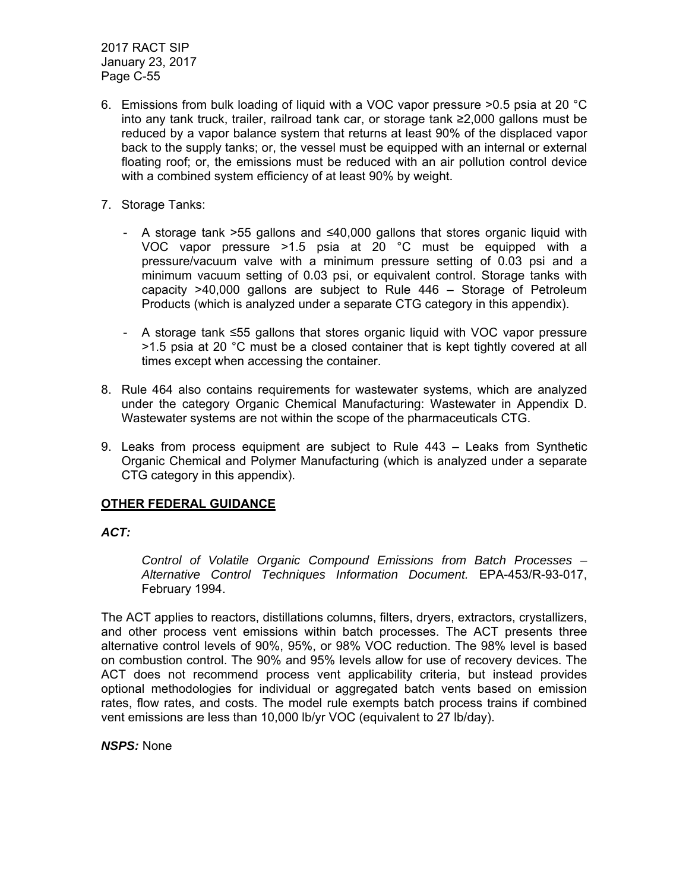6. Emissions from bulk loading of liquid with a VOC vapor pressure >0.5 psia at 20 °C into any tank truck, trailer, railroad tank car, or storage tank ≥2,000 gallons must be reduced by a vapor balance system that returns at least 90% of the displaced vapor back to the supply tanks; or, the vessel must be equipped with an internal or external floating roof; or, the emissions must be reduced with an air pollution control device with a combined system efficiency of at least 90% by weight.

7. Storage Tanks:

   - A storage tank >55 gallons and ≤40,000 gallons that stores organic liquid with VOC vapor pressure >1.5 psia at 20 °C must be equipped with a pressure/vacuum valve with a minimum pressure setting of 0.03 psi and a minimum vacuum setting of 0.03 psi, or equivalent control. Storage tanks with capacity >40,000 gallons are subject to Rule 446 – Storage of Petroleum Products (which is analyzed under a separate CTG category in this appendix).

   - A storage tank ≤55 gallons that stores organic liquid with VOC vapor pressure >1.5 psia at 20 °C must be a closed container that is kept tightly covered at all times except when accessing the container.

8. Rule 464 also contains requirements for wastewater systems, which are analyzed under the category Organic Chemical Manufacturing: Wastewater in Appendix D. Wastewater systems are not within the scope of the pharmaceuticals CTG.

9. Leaks from process equipment are subject to Rule 443 – Leaks from Synthetic Organic Chemical and Polymer Manufacturing (which is analyzed under a separate CTG category in this appendix).

## OTHER FEDERAL GUIDANCE

***ACT:***

> *Control of Volatile Organic Compound Emissions from Batch Processes – Alternative Control Techniques Information Document.* EPA-453/R-93-017, February 1994.

The ACT applies to reactors, distillations columns, filters, dryers, extractors, crystallizers, and other process vent emissions within batch processes. The ACT presents three alternative control levels of 90%, 95%, or 98% VOC reduction. The 98% level is based on combustion control. The 90% and 95% levels allow for use of recovery devices. The ACT does not recommend process vent applicability criteria, but instead provides optional methodologies for individual or aggregated batch vents based on emission rates, flow rates, and costs. The model rule exempts batch process trains if combined vent emissions are less than 10,000 lb/yr VOC (equivalent to 27 lb/day).

***NSPS:*** None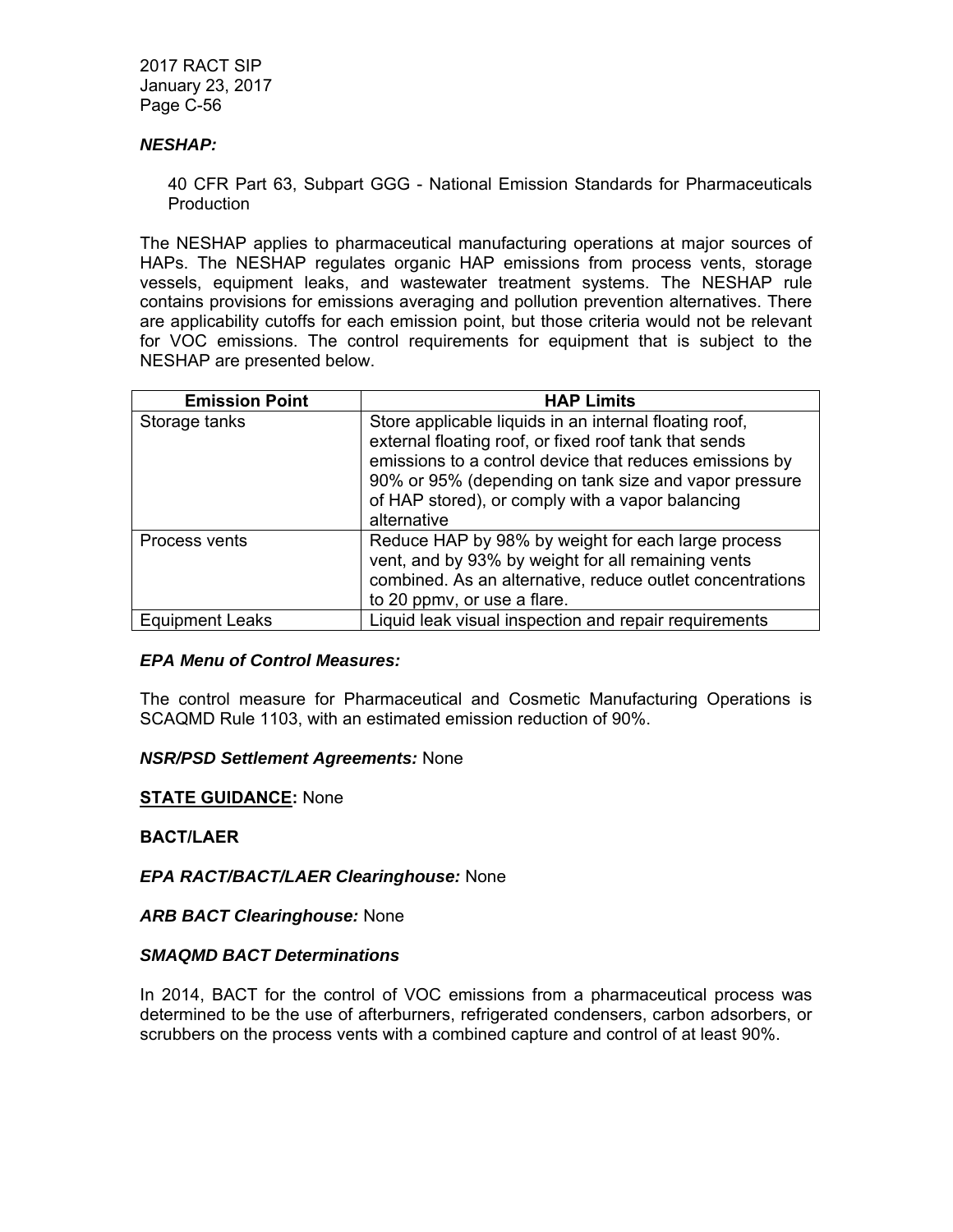***NESHAP:***

40 CFR Part 63, Subpart GGG - National Emission Standards for Pharmaceuticals Production

The NESHAP applies to pharmaceutical manufacturing operations at major sources of HAPs. The NESHAP regulates organic HAP emissions from process vents, storage vessels, equipment leaks, and wastewater treatment systems. The NESHAP rule contains provisions for emissions averaging and pollution prevention alternatives. There are applicability cutoffs for each emission point, but those criteria would not be relevant for VOC emissions. The control requirements for equipment that is subject to the NESHAP are presented below.

| Emission Point | HAP Limits |
| --- | --- |
| Storage tanks | Store applicable liquids in an internal floating roof, external floating roof, or fixed roof tank that sends emissions to a control device that reduces emissions by 90% or 95% (depending on tank size and vapor pressure of HAP stored), or comply with a vapor balancing alternative |
| Process vents | Reduce HAP by 98% by weight for each large process vent, and by 93% by weight for all remaining vents combined. As an alternative, reduce outlet concentrations to 20 ppmv, or use a flare. |
| Equipment Leaks | Liquid leak visual inspection and repair requirements |

***EPA Menu of Control Measures:***

The control measure for Pharmaceutical and Cosmetic Manufacturing Operations is SCAQMD Rule 1103, with an estimated emission reduction of 90%.

***NSR/PSD Settlement Agreements:*** None

**STATE GUIDANCE:** None

**BACT/LAER**

***EPA RACT/BACT/LAER Clearinghouse:*** None

***ARB BACT Clearinghouse:*** None

***SMAQMD BACT Determinations***

In 2014, BACT for the control of VOC emissions from a pharmaceutical process was determined to be the use of afterburners, refrigerated condensers, carbon adsorbers, or scrubbers on the process vents with a combined capture and control of at least 90%.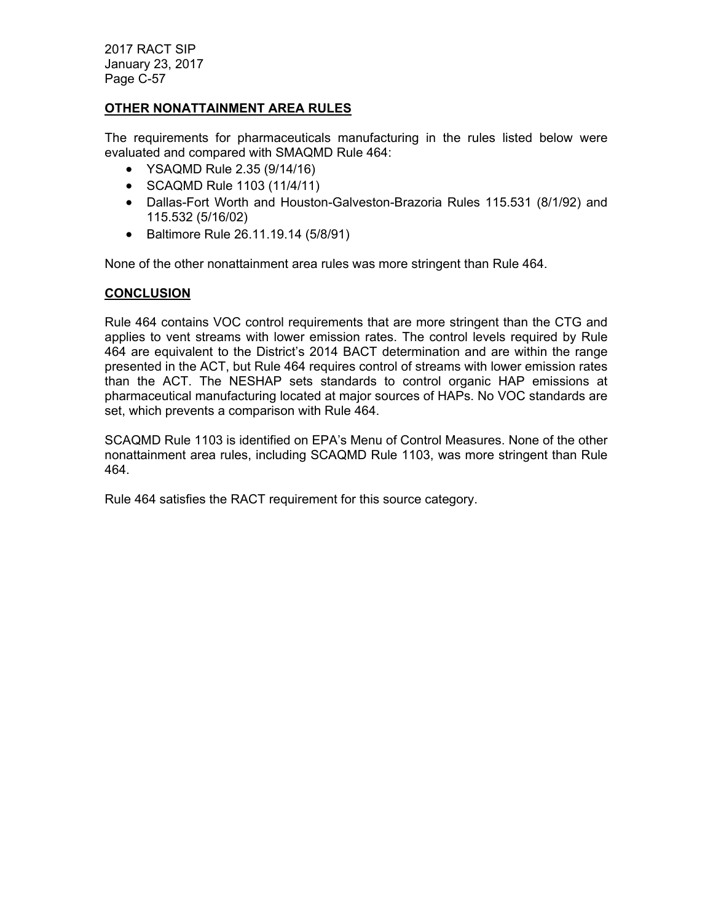## OTHER NONATTAINMENT AREA RULES

The requirements for pharmaceuticals manufacturing in the rules listed below were evaluated and compared with SMAQMD Rule 464:

- YSAQMD Rule 2.35 (9/14/16)
- SCAQMD Rule 1103 (11/4/11)
- Dallas-Fort Worth and Houston-Galveston-Brazoria Rules 115.531 (8/1/92) and 115.532 (5/16/02)
- Baltimore Rule 26.11.19.14 (5/8/91)

None of the other nonattainment area rules was more stringent than Rule 464.

## CONCLUSION

Rule 464 contains VOC control requirements that are more stringent than the CTG and applies to vent streams with lower emission rates. The control levels required by Rule 464 are equivalent to the District's 2014 BACT determination and are within the range presented in the ACT, but Rule 464 requires control of streams with lower emission rates than the ACT. The NESHAP sets standards to control organic HAP emissions at pharmaceutical manufacturing located at major sources of HAPs. No VOC standards are set, which prevents a comparison with Rule 464.

SCAQMD Rule 1103 is identified on EPA's Menu of Control Measures. None of the other nonattainment area rules, including SCAQMD Rule 1103, was more stringent than Rule 464.

Rule 464 satisfies the RACT requirement for this source category.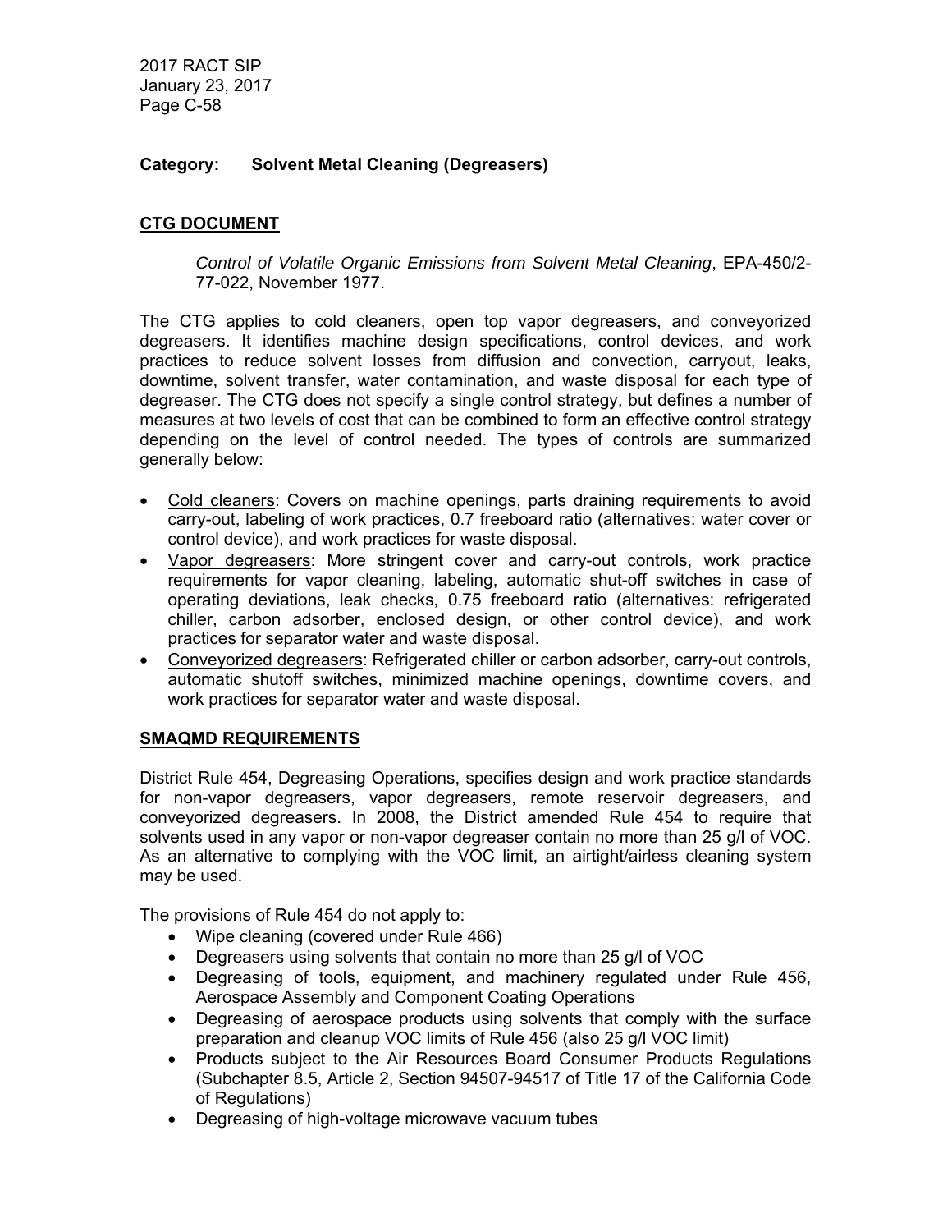**Category: Solvent Metal Cleaning (Degreasers)**

## CTG DOCUMENT

*Control of Volatile Organic Emissions from Solvent Metal Cleaning*, EPA-450/2-77-022, November 1977.

The CTG applies to cold cleaners, open top vapor degreasers, and conveyorized degreasers. It identifies machine design specifications, control devices, and work practices to reduce solvent losses from diffusion and convection, carryout, leaks, downtime, solvent transfer, water contamination, and waste disposal for each type of degreaser. The CTG does not specify a single control strategy, but defines a number of measures at two levels of cost that can be combined to form an effective control strategy depending on the level of control needed. The types of controls are summarized generally below:

- Cold cleaners: Covers on machine openings, parts draining requirements to avoid carry-out, labeling of work practices, 0.7 freeboard ratio (alternatives: water cover or control device), and work practices for waste disposal.
- Vapor degreasers: More stringent cover and carry-out controls, work practice requirements for vapor cleaning, labeling, automatic shut-off switches in case of operating deviations, leak checks, 0.75 freeboard ratio (alternatives: refrigerated chiller, carbon adsorber, enclosed design, or other control device), and work practices for separator water and waste disposal.
- Conveyorized degreasers: Refrigerated chiller or carbon adsorber, carry-out controls, automatic shutoff switches, minimized machine openings, downtime covers, and work practices for separator water and waste disposal.

## SMAQMD REQUIREMENTS

District Rule 454, Degreasing Operations, specifies design and work practice standards for non-vapor degreasers, vapor degreasers, remote reservoir degreasers, and conveyorized degreasers. In 2008, the District amended Rule 454 to require that solvents used in any vapor or non-vapor degreaser contain no more than 25 g/l of VOC. As an alternative to complying with the VOC limit, an airtight/airless cleaning system may be used.

The provisions of Rule 454 do not apply to:

- Wipe cleaning (covered under Rule 466)
- Degreasers using solvents that contain no more than 25 g/l of VOC
- Degreasing of tools, equipment, and machinery regulated under Rule 456, Aerospace Assembly and Component Coating Operations
- Degreasing of aerospace products using solvents that comply with the surface preparation and cleanup VOC limits of Rule 456 (also 25 g/l VOC limit)
- Products subject to the Air Resources Board Consumer Products Regulations (Subchapter 8.5, Article 2, Section 94507-94517 of Title 17 of the California Code of Regulations)
- Degreasing of high-voltage microwave vacuum tubes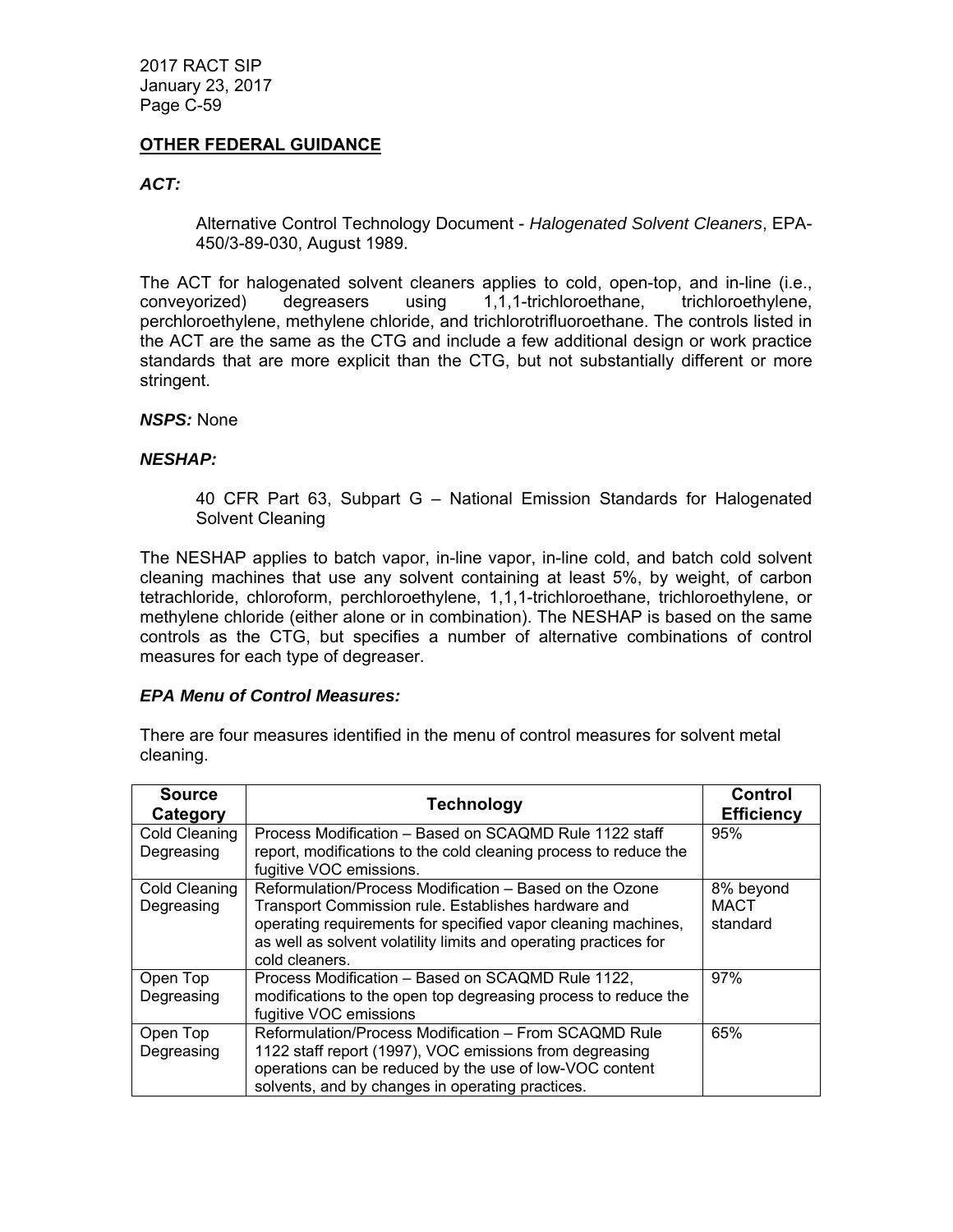## OTHER FEDERAL GUIDANCE

***ACT:***

> Alternative Control Technology Document - *Halogenated Solvent Cleaners*, EPA-450/3-89-030, August 1989.

The ACT for halogenated solvent cleaners applies to cold, open-top, and in-line (i.e., conveyorized) degreasers using 1,1,1-trichloroethane, trichloroethylene, perchloroethylene, methylene chloride, and trichlorotrifluoroethane. The controls listed in the ACT are the same as the CTG and include a few additional design or work practice standards that are more explicit than the CTG, but not substantially different or more stringent.

***NSPS:*** None

***NESHAP:***

> 40 CFR Part 63, Subpart G – National Emission Standards for Halogenated Solvent Cleaning

The NESHAP applies to batch vapor, in-line vapor, in-line cold, and batch cold solvent cleaning machines that use any solvent containing at least 5%, by weight, of carbon tetrachloride, chloroform, perchloroethylene, 1,1,1-trichloroethane, trichloroethylene, or methylene chloride (either alone or in combination). The NESHAP is based on the same controls as the CTG, but specifies a number of alternative combinations of control measures for each type of degreaser.

***EPA Menu of Control Measures:***

There are four measures identified in the menu of control measures for solvent metal cleaning.

| Source Category | Technology | Control Efficiency |
|---|---|---|
| Cold Cleaning Degreasing | Process Modification – Based on SCAQMD Rule 1122 staff report, modifications to the cold cleaning process to reduce the fugitive VOC emissions. | 95% |
| Cold Cleaning Degreasing | Reformulation/Process Modification – Based on the Ozone Transport Commission rule. Establishes hardware and operating requirements for specified vapor cleaning machines, as well as solvent volatility limits and operating practices for cold cleaners. | 8% beyond MACT standard |
| Open Top Degreasing | Process Modification – Based on SCAQMD Rule 1122, modifications to the open top degreasing process to reduce the fugitive VOC emissions | 97% |
| Open Top Degreasing | Reformulation/Process Modification – From SCAQMD Rule 1122 staff report (1997), VOC emissions from degreasing operations can be reduced by the use of low-VOC content solvents, and by changes in operating practices. | 65% |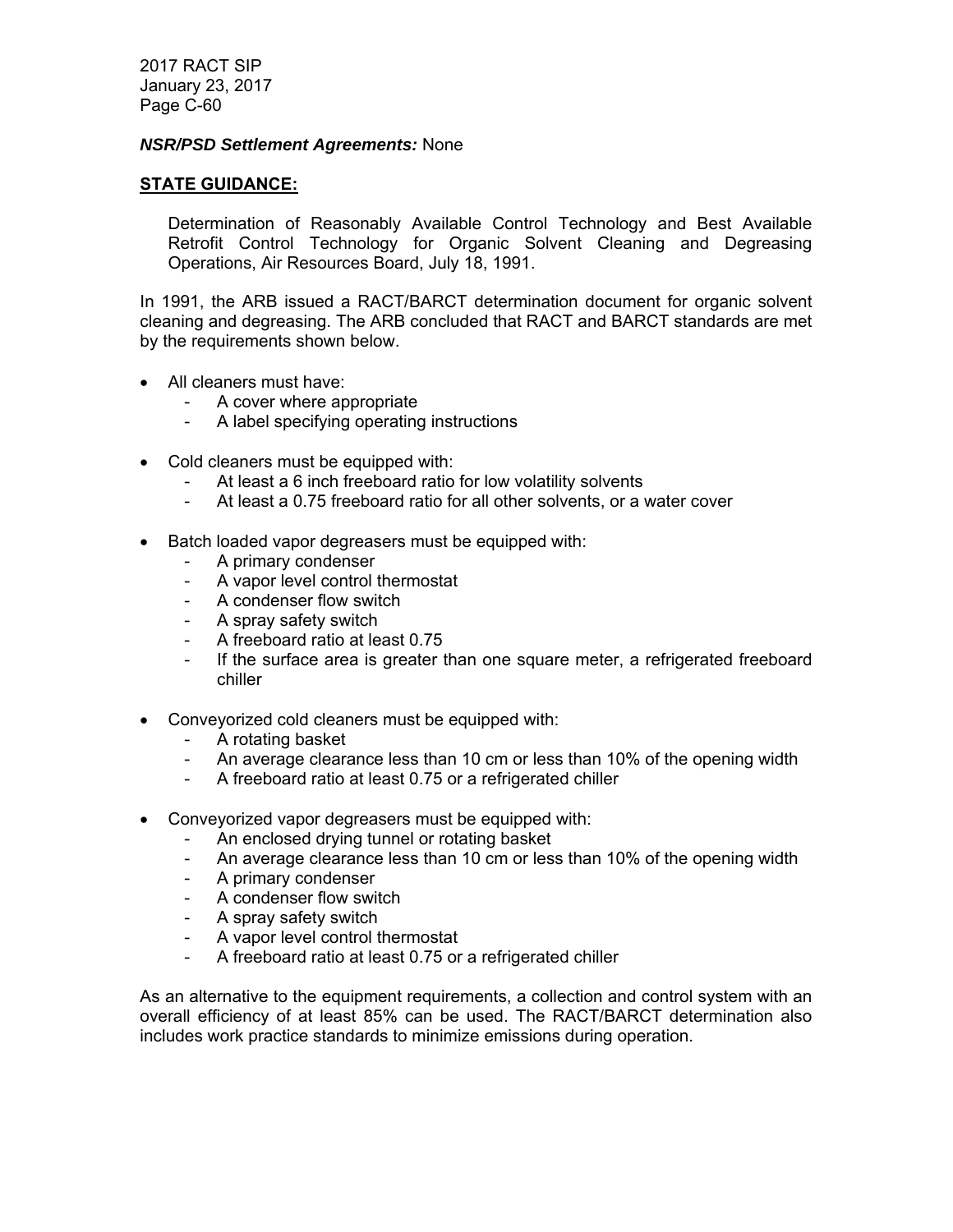***NSR/PSD Settlement Agreements:*** None

## STATE GUIDANCE:

Determination of Reasonably Available Control Technology and Best Available Retrofit Control Technology for Organic Solvent Cleaning and Degreasing Operations, Air Resources Board, July 18, 1991.

In 1991, the ARB issued a RACT/BARCT determination document for organic solvent cleaning and degreasing. The ARB concluded that RACT and BARCT standards are met by the requirements shown below.

- All cleaners must have:
  - A cover where appropriate
  - A label specifying operating instructions

- Cold cleaners must be equipped with:
  - At least a 6 inch freeboard ratio for low volatility solvents
  - At least a 0.75 freeboard ratio for all other solvents, or a water cover

- Batch loaded vapor degreasers must be equipped with:
  - A primary condenser
  - A vapor level control thermostat
  - A condenser flow switch
  - A spray safety switch
  - A freeboard ratio at least 0.75
  - If the surface area is greater than one square meter, a refrigerated freeboard chiller

- Conveyorized cold cleaners must be equipped with:
  - A rotating basket
  - An average clearance less than 10 cm or less than 10% of the opening width
  - A freeboard ratio at least 0.75 or a refrigerated chiller

- Conveyorized vapor degreasers must be equipped with:
  - An enclosed drying tunnel or rotating basket
  - An average clearance less than 10 cm or less than 10% of the opening width
  - A primary condenser
  - A condenser flow switch
  - A spray safety switch
  - A vapor level control thermostat
  - A freeboard ratio at least 0.75 or a refrigerated chiller

As an alternative to the equipment requirements, a collection and control system with an overall efficiency of at least 85% can be used. The RACT/BARCT determination also includes work practice standards to minimize emissions during operation.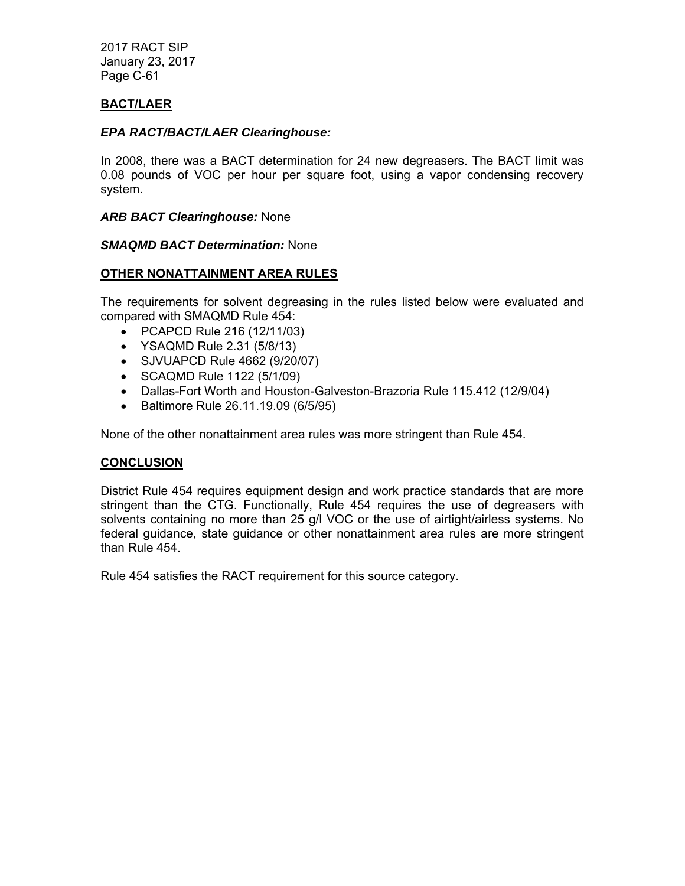## BACT/LAER

***EPA RACT/BACT/LAER Clearinghouse:***

In 2008, there was a BACT determination for 24 new degreasers. The BACT limit was 0.08 pounds of VOC per hour per square foot, using a vapor condensing recovery system.

***ARB BACT Clearinghouse:*** None

***SMAQMD BACT Determination:*** None

## OTHER NONATTAINMENT AREA RULES

The requirements for solvent degreasing in the rules listed below were evaluated and compared with SMAQMD Rule 454:

- PCAPCD Rule 216 (12/11/03)
- YSAQMD Rule 2.31 (5/8/13)
- SJVUAPCD Rule 4662 (9/20/07)
- SCAQMD Rule 1122 (5/1/09)
- Dallas-Fort Worth and Houston-Galveston-Brazoria Rule 115.412 (12/9/04)
- Baltimore Rule 26.11.19.09 (6/5/95)

None of the other nonattainment area rules was more stringent than Rule 454.

## CONCLUSION

District Rule 454 requires equipment design and work practice standards that are more stringent than the CTG. Functionally, Rule 454 requires the use of degreasers with solvents containing no more than 25 g/l VOC or the use of airtight/airless systems. No federal guidance, state guidance or other nonattainment area rules are more stringent than Rule 454.

Rule 454 satisfies the RACT requirement for this source category.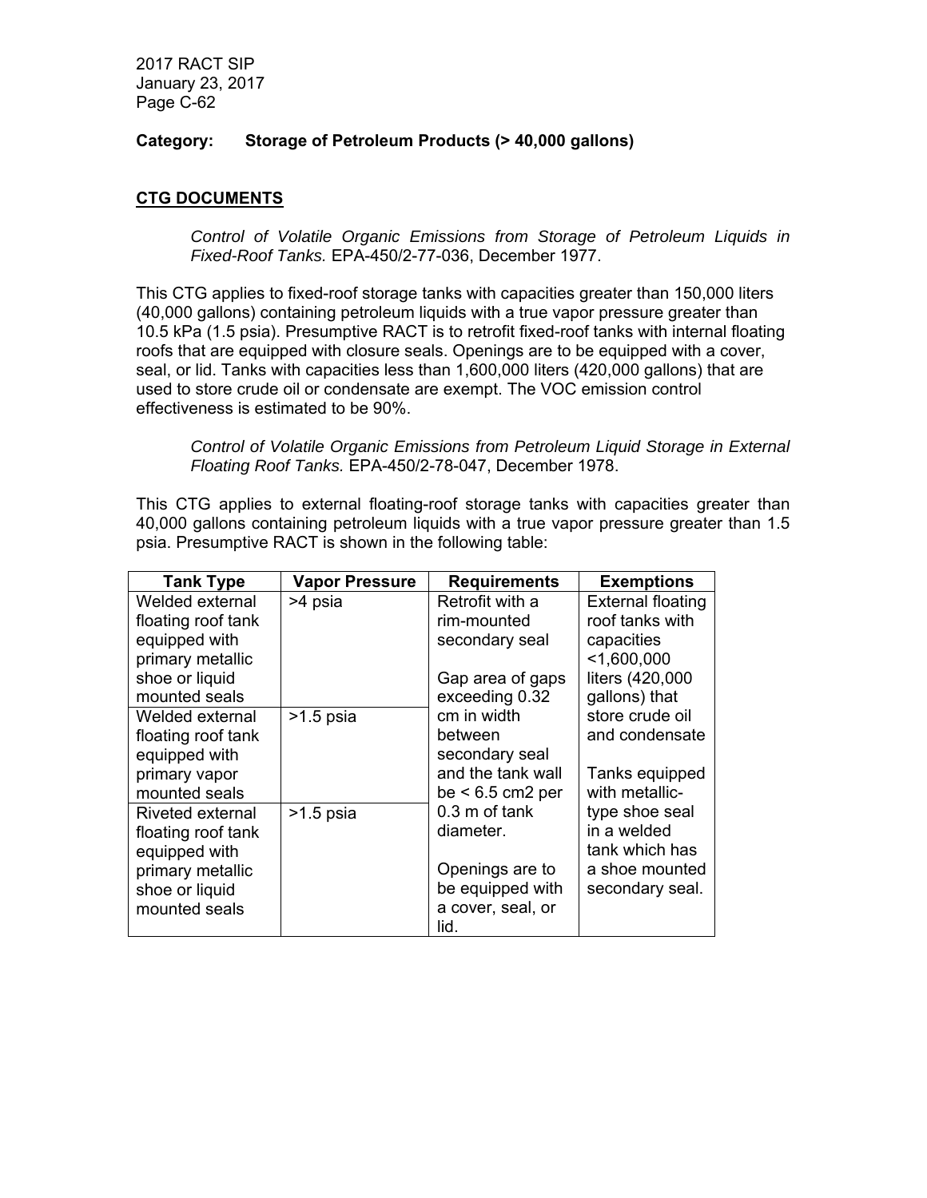**Category: Storage of Petroleum Products (> 40,000 gallons)**

## CTG DOCUMENTS

*Control of Volatile Organic Emissions from Storage of Petroleum Liquids in Fixed-Roof Tanks.* EPA-450/2-77-036, December 1977.

This CTG applies to fixed-roof storage tanks with capacities greater than 150,000 liters (40,000 gallons) containing petroleum liquids with a true vapor pressure greater than 10.5 kPa (1.5 psia). Presumptive RACT is to retrofit fixed-roof tanks with internal floating roofs that are equipped with closure seals. Openings are to be equipped with a cover, seal, or lid. Tanks with capacities less than 1,600,000 liters (420,000 gallons) that are used to store crude oil or condensate are exempt. The VOC emission control effectiveness is estimated to be 90%.

*Control of Volatile Organic Emissions from Petroleum Liquid Storage in External Floating Roof Tanks.* EPA-450/2-78-047, December 1978.

This CTG applies to external floating-roof storage tanks with capacities greater than 40,000 gallons containing petroleum liquids with a true vapor pressure greater than 1.5 psia. Presumptive RACT is shown in the following table:

| Tank Type | Vapor Pressure | Requirements | Exemptions |
|---|---|---|---|
| Welded external floating roof tank equipped with primary metallic shoe or liquid mounted seals | >4 psia | Retrofit with a rim-mounted secondary seal<br><br>Gap area of gaps exceeding 0.32 cm in width between secondary seal and the tank wall be < 6.5 cm2 per 0.3 m of tank diameter.<br><br>Openings are to be equipped with a cover, seal, or lid. | External floating roof tanks with capacities <1,600,000 liters (420,000 gallons) that store crude oil and condensate<br><br>Tanks equipped with metallic-type shoe seal in a welded tank which has a shoe mounted secondary seal. |
| Welded external floating roof tank equipped with primary vapor mounted seals | >1.5 psia | | |
| Riveted external floating roof tank equipped with primary metallic shoe or liquid mounted seals | >1.5 psia | | |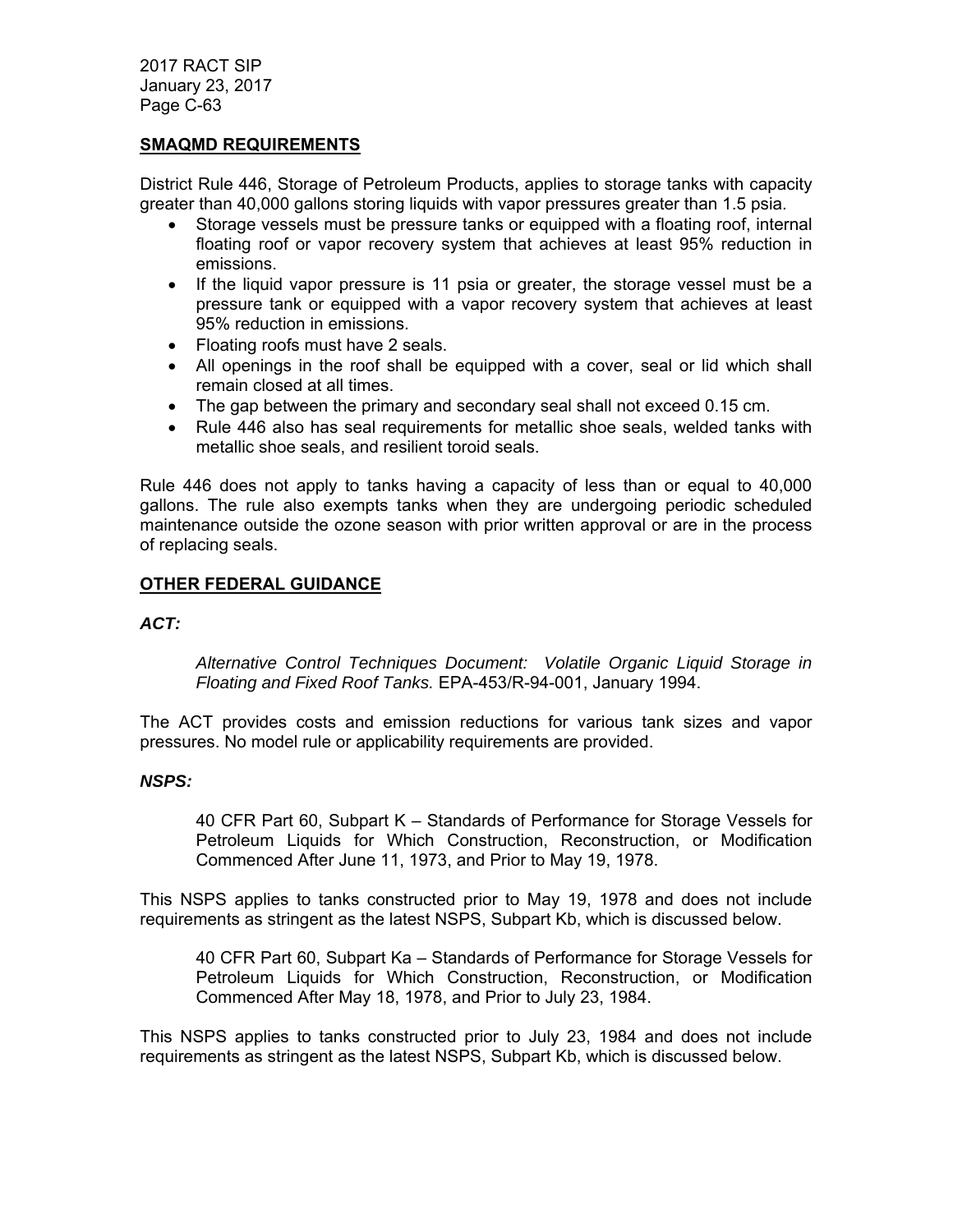## SMAQMD REQUIREMENTS

District Rule 446, Storage of Petroleum Products, applies to storage tanks with capacity greater than 40,000 gallons storing liquids with vapor pressures greater than 1.5 psia.

- Storage vessels must be pressure tanks or equipped with a floating roof, internal floating roof or vapor recovery system that achieves at least 95% reduction in emissions.
- If the liquid vapor pressure is 11 psia or greater, the storage vessel must be a pressure tank or equipped with a vapor recovery system that achieves at least 95% reduction in emissions.
- Floating roofs must have 2 seals.
- All openings in the roof shall be equipped with a cover, seal or lid which shall remain closed at all times.
- The gap between the primary and secondary seal shall not exceed 0.15 cm.
- Rule 446 also has seal requirements for metallic shoe seals, welded tanks with metallic shoe seals, and resilient toroid seals.

Rule 446 does not apply to tanks having a capacity of less than or equal to 40,000 gallons. The rule also exempts tanks when they are undergoing periodic scheduled maintenance outside the ozone season with prior written approval or are in the process of replacing seals.

## OTHER FEDERAL GUIDANCE

### *ACT:*

> *Alternative Control Techniques Document: Volatile Organic Liquid Storage in Floating and Fixed Roof Tanks.* EPA-453/R-94-001, January 1994.

The ACT provides costs and emission reductions for various tank sizes and vapor pressures. No model rule or applicability requirements are provided.

### *NSPS:*

> 40 CFR Part 60, Subpart K – Standards of Performance for Storage Vessels for Petroleum Liquids for Which Construction, Reconstruction, or Modification Commenced After June 11, 1973, and Prior to May 19, 1978.

This NSPS applies to tanks constructed prior to May 19, 1978 and does not include requirements as stringent as the latest NSPS, Subpart Kb, which is discussed below.

> 40 CFR Part 60, Subpart Ka – Standards of Performance for Storage Vessels for Petroleum Liquids for Which Construction, Reconstruction, or Modification Commenced After May 18, 1978, and Prior to July 23, 1984.

This NSPS applies to tanks constructed prior to July 23, 1984 and does not include requirements as stringent as the latest NSPS, Subpart Kb, which is discussed below.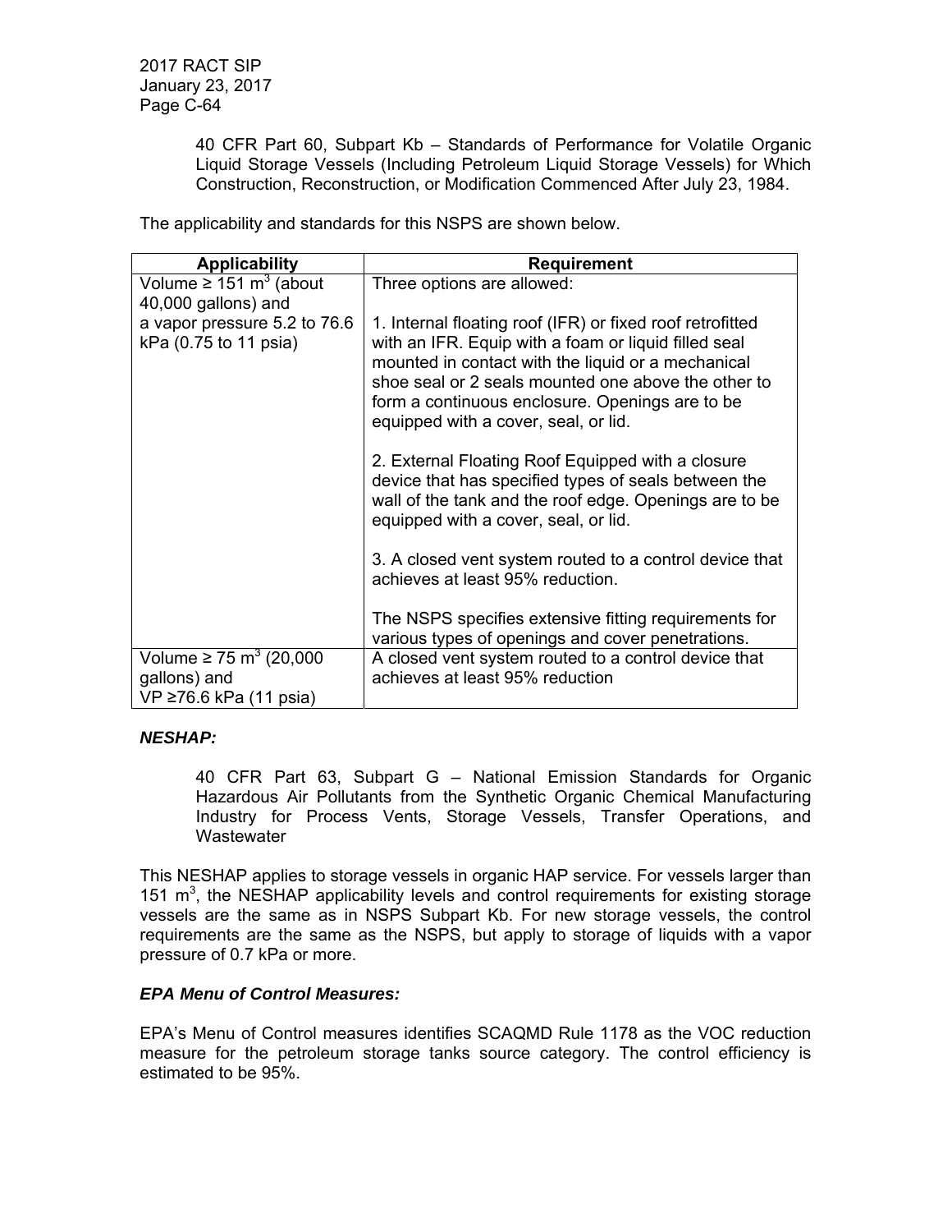40 CFR Part 60, Subpart Kb – Standards of Performance for Volatile Organic Liquid Storage Vessels (Including Petroleum Liquid Storage Vessels) for Which Construction, Reconstruction, or Modification Commenced After July 23, 1984.

The applicability and standards for this NSPS are shown below.

| Applicability | Requirement |
|---|---|
| Volume ≥ 151 $m^3$ (about 40,000 gallons) and a vapor pressure 5.2 to 76.6 kPa (0.75 to 11 psia) | Three options are allowed:<br><br>1. Internal floating roof (IFR) or fixed roof retrofitted with an IFR. Equip with a foam or liquid filled seal mounted in contact with the liquid or a mechanical shoe seal or 2 seals mounted one above the other to form a continuous enclosure. Openings are to be equipped with a cover, seal, or lid.<br><br>2. External Floating Roof Equipped with a closure device that has specified types of seals between the wall of the tank and the roof edge. Openings are to be equipped with a cover, seal, or lid.<br><br>3. A closed vent system routed to a control device that achieves at least 95% reduction.<br><br>The NSPS specifies extensive fitting requirements for various types of openings and cover penetrations. |
| Volume ≥ 75 $m^3$ (20,000 gallons) and VP ≥76.6 kPa (11 psia) | A closed vent system routed to a control device that achieves at least 95% reduction |

***NESHAP:***

40 CFR Part 63, Subpart G – National Emission Standards for Organic Hazardous Air Pollutants from the Synthetic Organic Chemical Manufacturing Industry for Process Vents, Storage Vessels, Transfer Operations, and Wastewater

This NESHAP applies to storage vessels in organic HAP service. For vessels larger than 151 $m^3$, the NESHAP applicability levels and control requirements for existing storage vessels are the same as in NSPS Subpart Kb. For new storage vessels, the control requirements are the same as the NSPS, but apply to storage of liquids with a vapor pressure of 0.7 kPa or more.

***EPA Menu of Control Measures:***

EPA's Menu of Control measures identifies SCAQMD Rule 1178 as the VOC reduction measure for the petroleum storage tanks source category. The control efficiency is estimated to be 95%.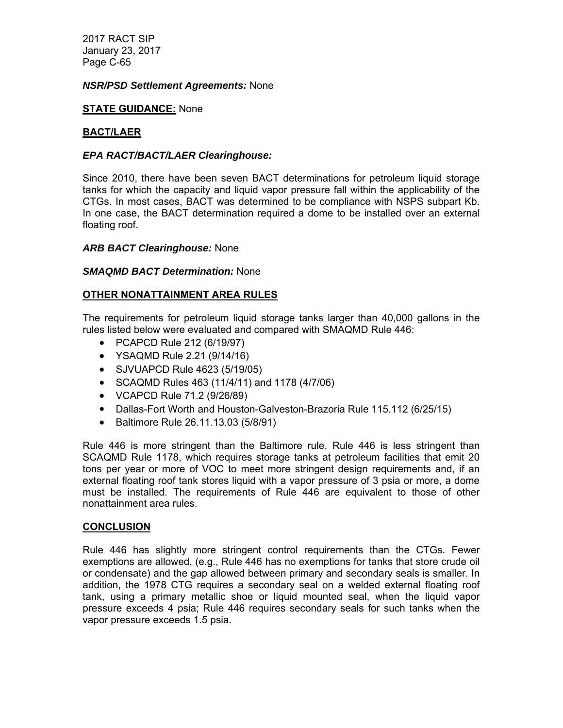***NSR/PSD Settlement Agreements:*** None

**STATE GUIDANCE:** None

**BACT/LAER**

***EPA RACT/BACT/LAER Clearinghouse:***

Since 2010, there have been seven BACT determinations for petroleum liquid storage tanks for which the capacity and liquid vapor pressure fall within the applicability of the CTGs. In most cases, BACT was determined to be compliance with NSPS subpart Kb. In one case, the BACT determination required a dome to be installed over an external floating roof.

***ARB BACT Clearinghouse:*** None

***SMAQMD BACT Determination:*** None

**OTHER NONATTAINMENT AREA RULES**

The requirements for petroleum liquid storage tanks larger than 40,000 gallons in the rules listed below were evaluated and compared with SMAQMD Rule 446:

- PCAPCD Rule 212 (6/19/97)
- YSAQMD Rule 2.21 (9/14/16)
- SJVUAPCD Rule 4623 (5/19/05)
- SCAQMD Rules 463 (11/4/11) and 1178 (4/7/06)
- VCAPCD Rule 71.2 (9/26/89)
- Dallas-Fort Worth and Houston-Galveston-Brazoria Rule 115.112 (6/25/15)
- Baltimore Rule 26.11.13.03 (5/8/91)

Rule 446 is more stringent than the Baltimore rule. Rule 446 is less stringent than SCAQMD Rule 1178, which requires storage tanks at petroleum facilities that emit 20 tons per year or more of VOC to meet more stringent design requirements and, if an external floating roof tank stores liquid with a vapor pressure of 3 psia or more, a dome must be installed. The requirements of Rule 446 are equivalent to those of other nonattainment area rules.

**CONCLUSION**

Rule 446 has slightly more stringent control requirements than the CTGs. Fewer exemptions are allowed, (e.g., Rule 446 has no exemptions for tanks that store crude oil or condensate) and the gap allowed between primary and secondary seals is smaller. In addition, the 1978 CTG requires a secondary seal on a welded external floating roof tank, using a primary metallic shoe or liquid mounted seal, when the liquid vapor pressure exceeds 4 psia; Rule 446 requires secondary seals for such tanks when the vapor pressure exceeds 1.5 psia.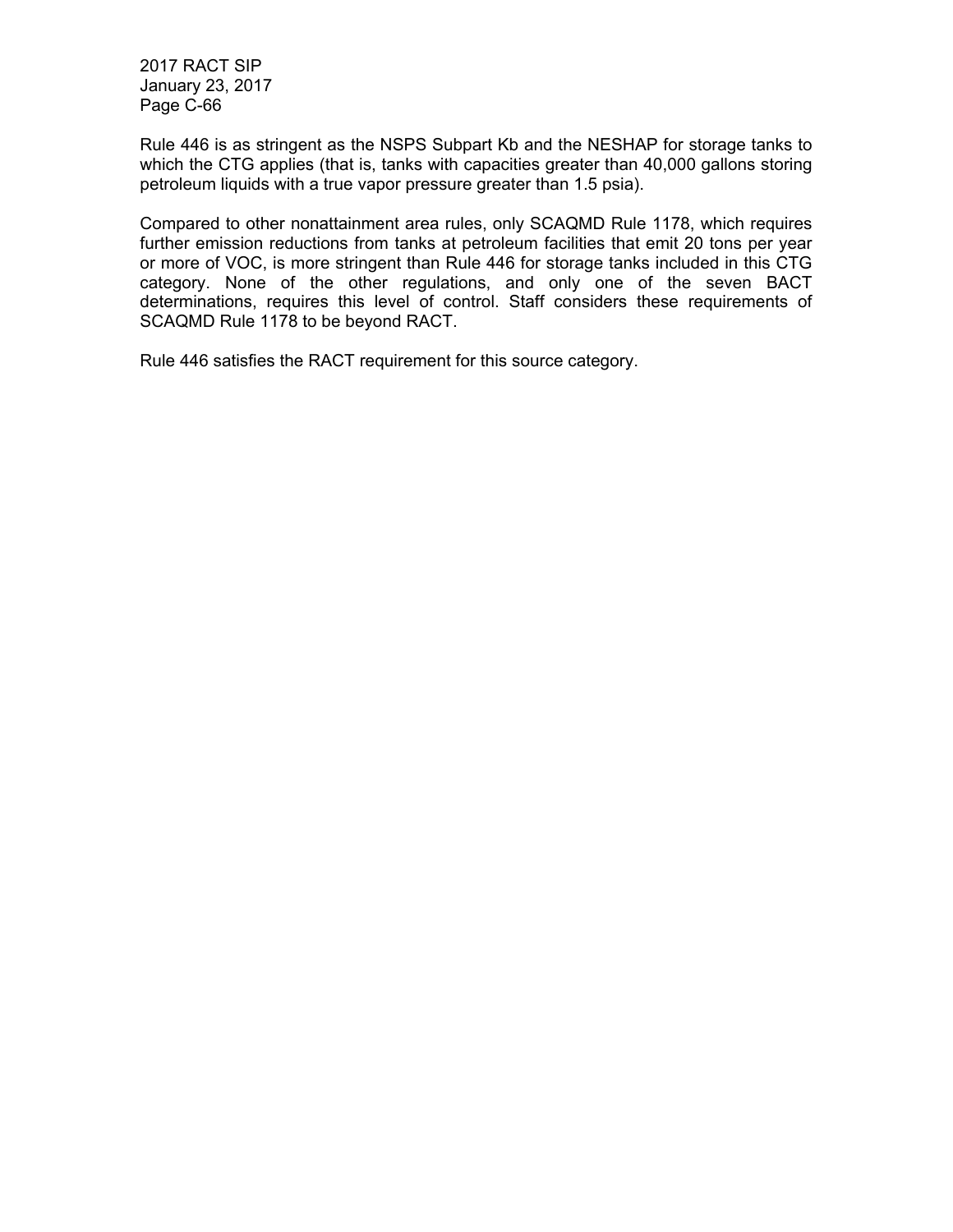Rule 446 is as stringent as the NSPS Subpart Kb and the NESHAP for storage tanks to which the CTG applies (that is, tanks with capacities greater than 40,000 gallons storing petroleum liquids with a true vapor pressure greater than 1.5 psia).

Compared to other nonattainment area rules, only SCAQMD Rule 1178, which requires further emission reductions from tanks at petroleum facilities that emit 20 tons per year or more of VOC, is more stringent than Rule 446 for storage tanks included in this CTG category. None of the other regulations, and only one of the seven BACT determinations, requires this level of control. Staff considers these requirements of SCAQMD Rule 1178 to be beyond RACT.

Rule 446 satisfies the RACT requirement for this source category.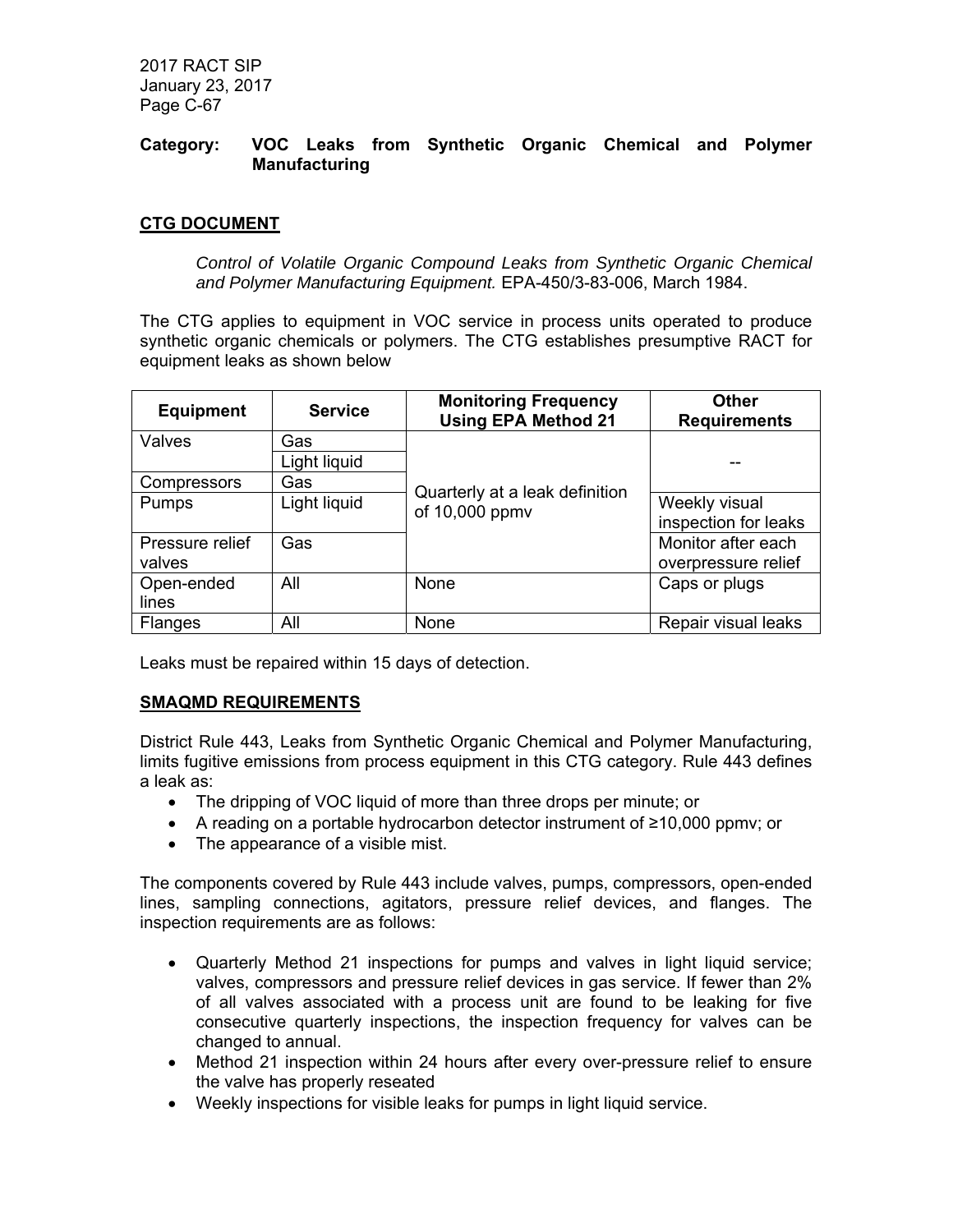**Category: VOC Leaks from Synthetic Organic Chemical and Polymer Manufacturing**

## CTG DOCUMENT

*Control of Volatile Organic Compound Leaks from Synthetic Organic Chemical and Polymer Manufacturing Equipment.* EPA-450/3-83-006, March 1984.

The CTG applies to equipment in VOC service in process units operated to produce synthetic organic chemicals or polymers. The CTG establishes presumptive RACT for equipment leaks as shown below

| Equipment | Service | Monitoring Frequency Using EPA Method 21 | Other Requirements |
|---|---|---|---|
| Valves | Gas | Quarterly at a leak definition of 10,000 ppmv | -- |
| | Light liquid | | |
| Compressors | Gas | | |
| Pumps | Light liquid | | Weekly visual inspection for leaks |
| Pressure relief valves | Gas | | Monitor after each overpressure relief |
| Open-ended lines | All | None | Caps or plugs |
| Flanges | All | None | Repair visual leaks |

Leaks must be repaired within 15 days of detection.

## SMAQMD REQUIREMENTS

District Rule 443, Leaks from Synthetic Organic Chemical and Polymer Manufacturing, limits fugitive emissions from process equipment in this CTG category. Rule 443 defines a leak as:

- The dripping of VOC liquid of more than three drops per minute; or
- A reading on a portable hydrocarbon detector instrument of ≥10,000 ppmv; or
- The appearance of a visible mist.

The components covered by Rule 443 include valves, pumps, compressors, open-ended lines, sampling connections, agitators, pressure relief devices, and flanges. The inspection requirements are as follows:

- Quarterly Method 21 inspections for pumps and valves in light liquid service; valves, compressors and pressure relief devices in gas service. If fewer than 2% of all valves associated with a process unit are found to be leaking for five consecutive quarterly inspections, the inspection frequency for valves can be changed to annual.
- Method 21 inspection within 24 hours after every over-pressure relief to ensure the valve has properly reseated
- Weekly inspections for visible leaks for pumps in light liquid service.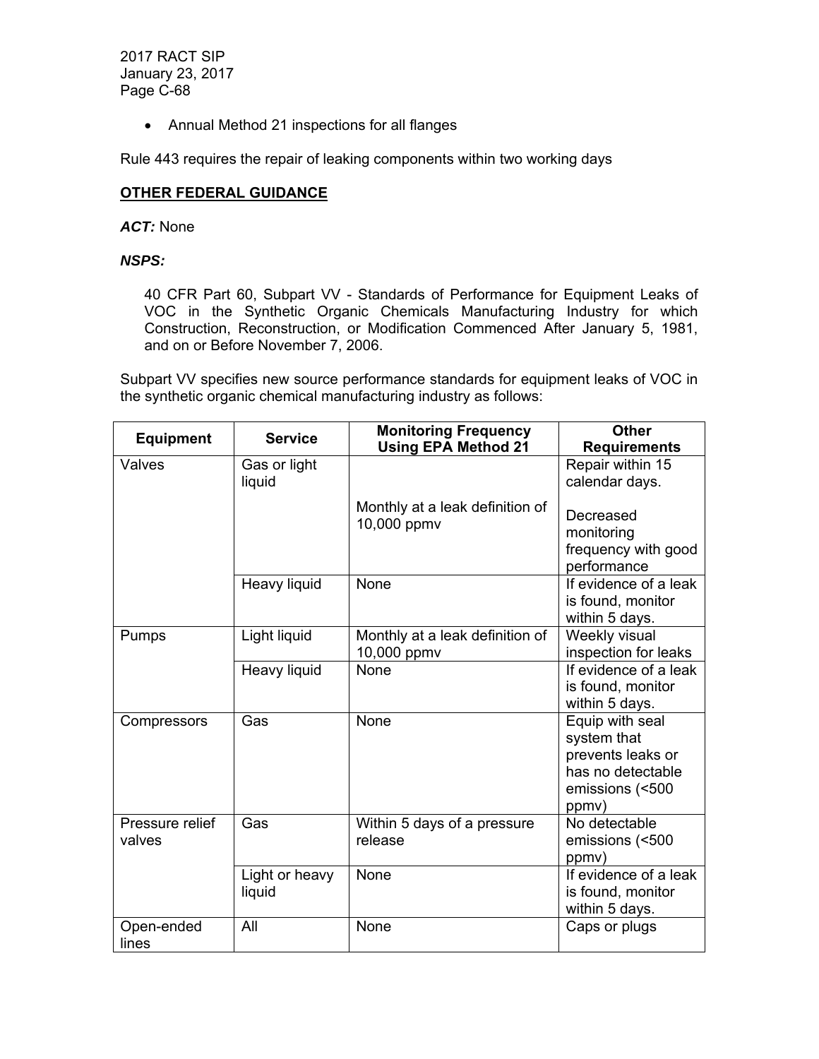- Annual Method 21 inspections for all flanges

Rule 443 requires the repair of leaking components within two working days

## OTHER FEDERAL GUIDANCE

***ACT:*** None

***NSPS:***

40 CFR Part 60, Subpart VV - Standards of Performance for Equipment Leaks of VOC in the Synthetic Organic Chemicals Manufacturing Industry for which Construction, Reconstruction, or Modification Commenced After January 5, 1981, and on or Before November 7, 2006.

Subpart VV specifies new source performance standards for equipment leaks of VOC in the synthetic organic chemical manufacturing industry as follows:

| Equipment | Service | Monitoring Frequency Using EPA Method 21 | Other Requirements |
|---|---|---|---|
| Valves | Gas or light liquid | Monthly at a leak definition of 10,000 ppmv | Repair within 15 calendar days. Decreased monitoring frequency with good performance |
| | Heavy liquid | None | If evidence of a leak is found, monitor within 5 days. |
| Pumps | Light liquid | Monthly at a leak definition of 10,000 ppmv | Weekly visual inspection for leaks |
| | Heavy liquid | None | If evidence of a leak is found, monitor within 5 days. |
| Compressors | Gas | None | Equip with seal system that prevents leaks or has no detectable emissions (<500 ppmv) |
| Pressure relief valves | Gas | Within 5 days of a pressure release | No detectable emissions (<500 ppmv) |
| | Light or heavy liquid | None | If evidence of a leak is found, monitor within 5 days. |
| Open-ended lines | All | None | Caps or plugs |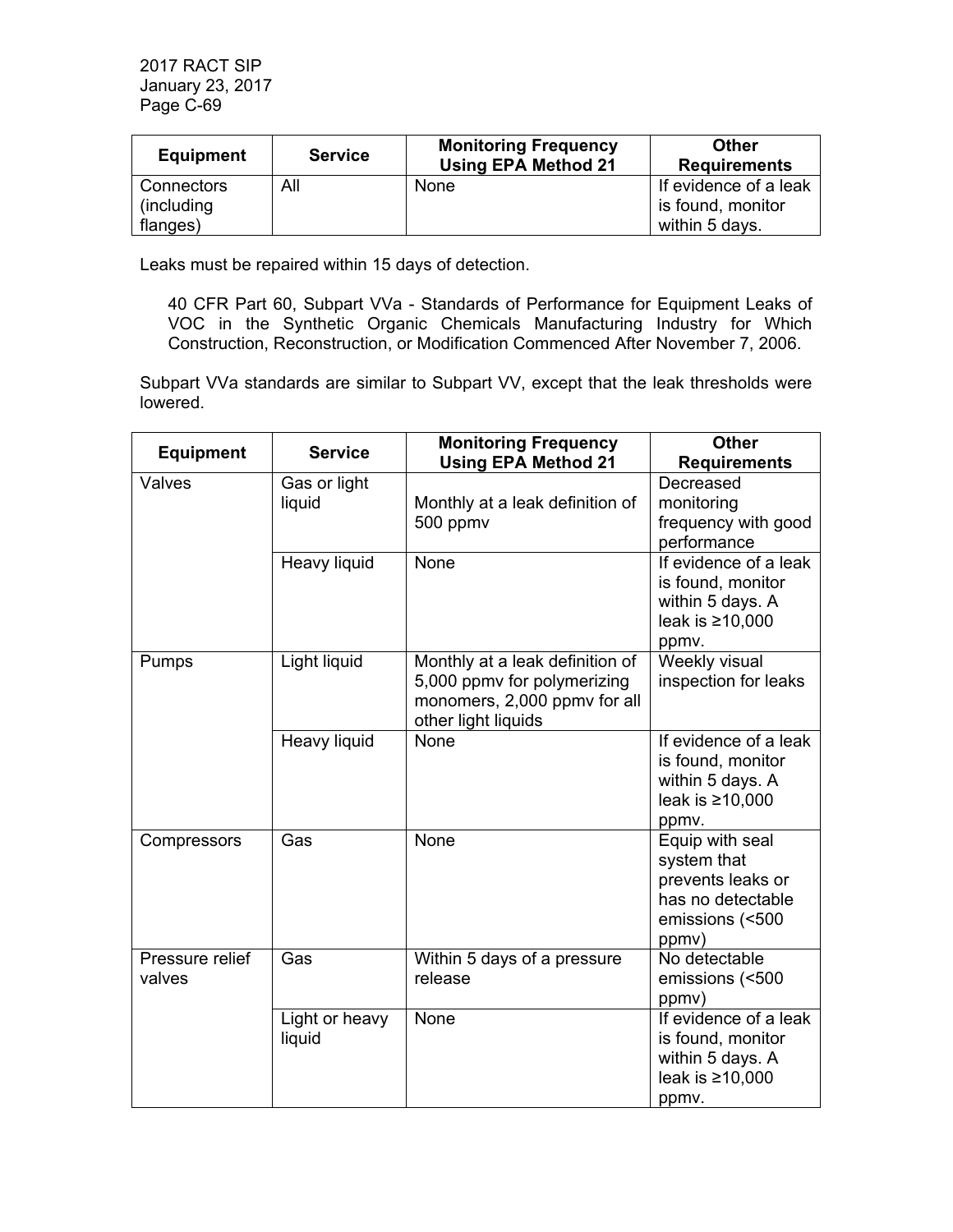| Equipment | Service | Monitoring Frequency Using EPA Method 21 | Other Requirements |
|---|---|---|---|
| Connectors (including flanges) | All | None | If evidence of a leak is found, monitor within 5 days. |

Leaks must be repaired within 15 days of detection.

40 CFR Part 60, Subpart VVa - Standards of Performance for Equipment Leaks of VOC in the Synthetic Organic Chemicals Manufacturing Industry for Which Construction, Reconstruction, or Modification Commenced After November 7, 2006.

Subpart VVa standards are similar to Subpart VV, except that the leak thresholds were lowered.

| Equipment | Service | Monitoring Frequency Using EPA Method 21 | Other Requirements |
|---|---|---|---|
| Valves | Gas or light liquid | Monthly at a leak definition of 500 ppmv | Decreased monitoring frequency with good performance |
| | Heavy liquid | None | If evidence of a leak is found, monitor within 5 days. A leak is ≥10,000 ppmv. |
| Pumps | Light liquid | Monthly at a leak definition of 5,000 ppmv for polymerizing monomers, 2,000 ppmv for all other light liquids | Weekly visual inspection for leaks |
| | Heavy liquid | None | If evidence of a leak is found, monitor within 5 days. A leak is ≥10,000 ppmv. |
| Compressors | Gas | None | Equip with seal system that prevents leaks or has no detectable emissions (<500 ppmv) |
| Pressure relief valves | Gas | Within 5 days of a pressure release | No detectable emissions (<500 ppmv) |
| | Light or heavy liquid | None | If evidence of a leak is found, monitor within 5 days. A leak is ≥10,000 ppmv. |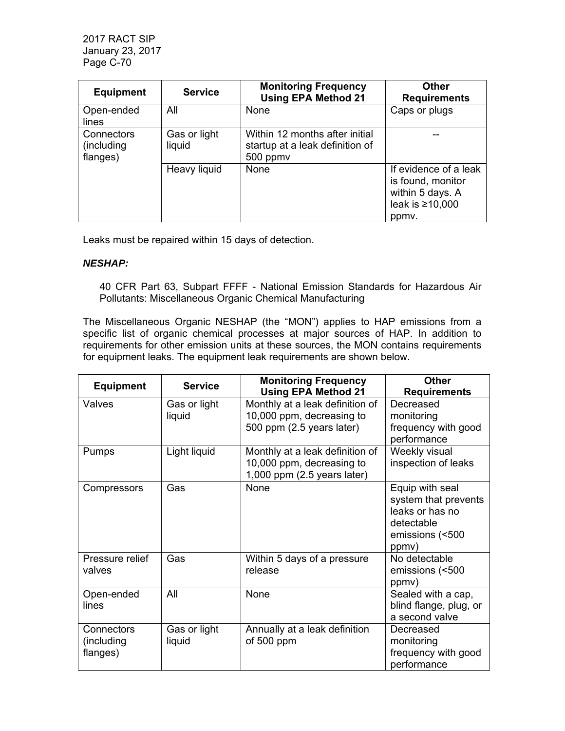| Equipment | Service | Monitoring Frequency Using EPA Method 21 | Other Requirements |
|---|---|---|---|
| Open-ended lines | All | None | Caps or plugs |
| Connectors (including flanges) | Gas or light liquid | Within 12 months after initial startup at a leak definition of 500 ppmv | -- |
| | Heavy liquid | None | If evidence of a leak is found, monitor within 5 days. A leak is ≥10,000 ppmv. |

Leaks must be repaired within 15 days of detection.

***NESHAP:***

40 CFR Part 63, Subpart FFFF - National Emission Standards for Hazardous Air Pollutants: Miscellaneous Organic Chemical Manufacturing

The Miscellaneous Organic NESHAP (the "MON") applies to HAP emissions from a specific list of organic chemical processes at major sources of HAP. In addition to requirements for other emission units at these sources, the MON contains requirements for equipment leaks. The equipment leak requirements are shown below.

| Equipment | Service | Monitoring Frequency Using EPA Method 21 | Other Requirements |
|---|---|---|---|
| Valves | Gas or light liquid | Monthly at a leak definition of 10,000 ppm, decreasing to 500 ppm (2.5 years later) | Decreased monitoring frequency with good performance |
| Pumps | Light liquid | Monthly at a leak definition of 10,000 ppm, decreasing to 1,000 ppm (2.5 years later) | Weekly visual inspection of leaks |
| Compressors | Gas | None | Equip with seal system that prevents leaks or has no detectable emissions (<500 ppmv) |
| Pressure relief valves | Gas | Within 5 days of a pressure release | No detectable emissions (<500 ppmv) |
| Open-ended lines | All | None | Sealed with a cap, blind flange, plug, or a second valve |
| Connectors (including flanges) | Gas or light liquid | Annually at a leak definition of 500 ppm | Decreased monitoring frequency with good performance |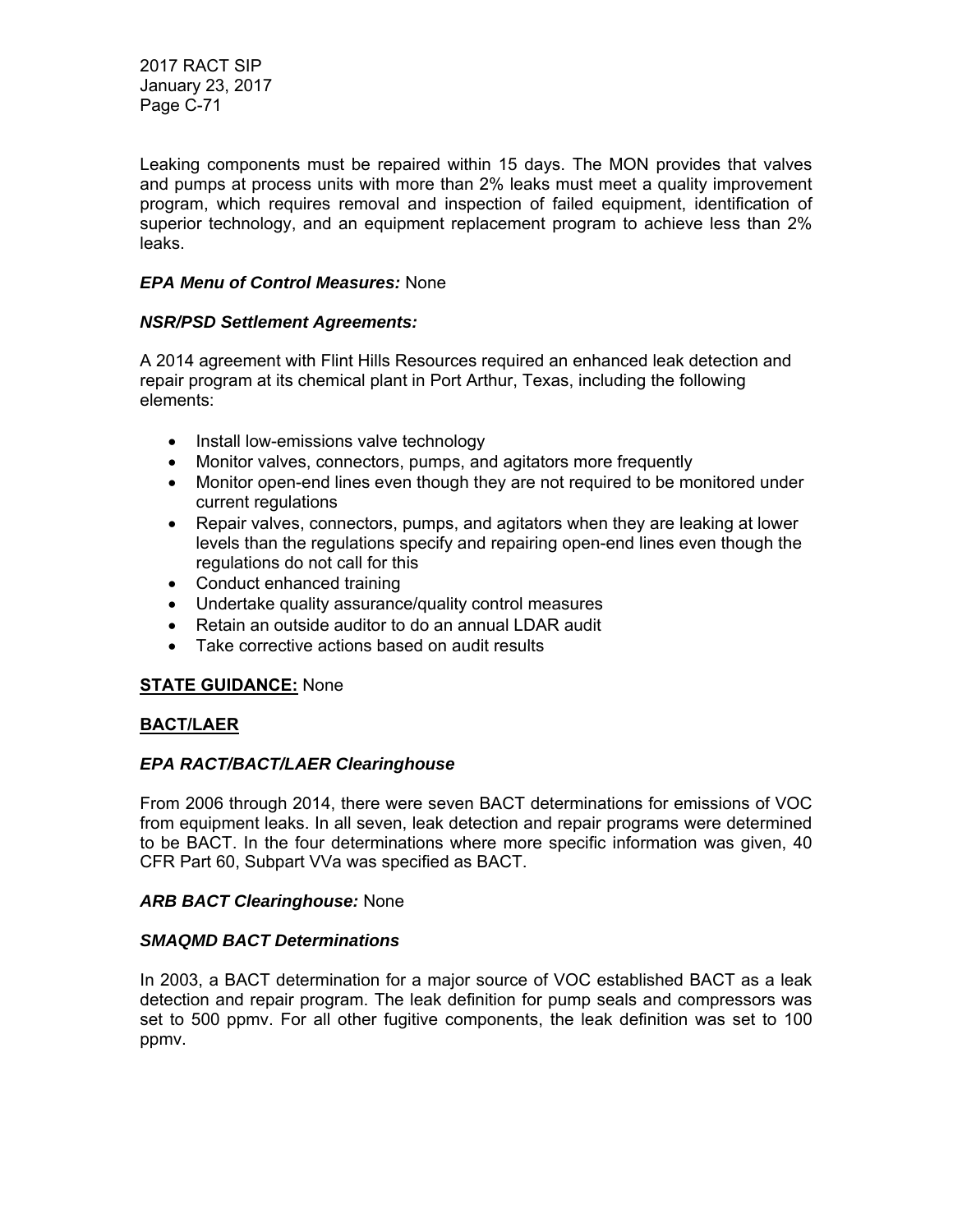Leaking components must be repaired within 15 days. The MON provides that valves and pumps at process units with more than 2% leaks must meet a quality improvement program, which requires removal and inspection of failed equipment, identification of superior technology, and an equipment replacement program to achieve less than 2% leaks.

***EPA Menu of Control Measures:*** None

***NSR/PSD Settlement Agreements:***

A 2014 agreement with Flint Hills Resources required an enhanced leak detection and repair program at its chemical plant in Port Arthur, Texas, including the following elements:

- Install low-emissions valve technology
- Monitor valves, connectors, pumps, and agitators more frequently
- Monitor open-end lines even though they are not required to be monitored under current regulations
- Repair valves, connectors, pumps, and agitators when they are leaking at lower levels than the regulations specify and repairing open-end lines even though the regulations do not call for this
- Conduct enhanced training
- Undertake quality assurance/quality control measures
- Retain an outside auditor to do an annual LDAR audit
- Take corrective actions based on audit results

**STATE GUIDANCE:** None

**BACT/LAER**

***EPA RACT/BACT/LAER Clearinghouse***

From 2006 through 2014, there were seven BACT determinations for emissions of VOC from equipment leaks. In all seven, leak detection and repair programs were determined to be BACT. In the four determinations where more specific information was given, 40 CFR Part 60, Subpart VVa was specified as BACT.

***ARB BACT Clearinghouse:*** None

***SMAQMD BACT Determinations***

In 2003, a BACT determination for a major source of VOC established BACT as a leak detection and repair program. The leak definition for pump seals and compressors was set to 500 ppmv. For all other fugitive components, the leak definition was set to 100 ppmv.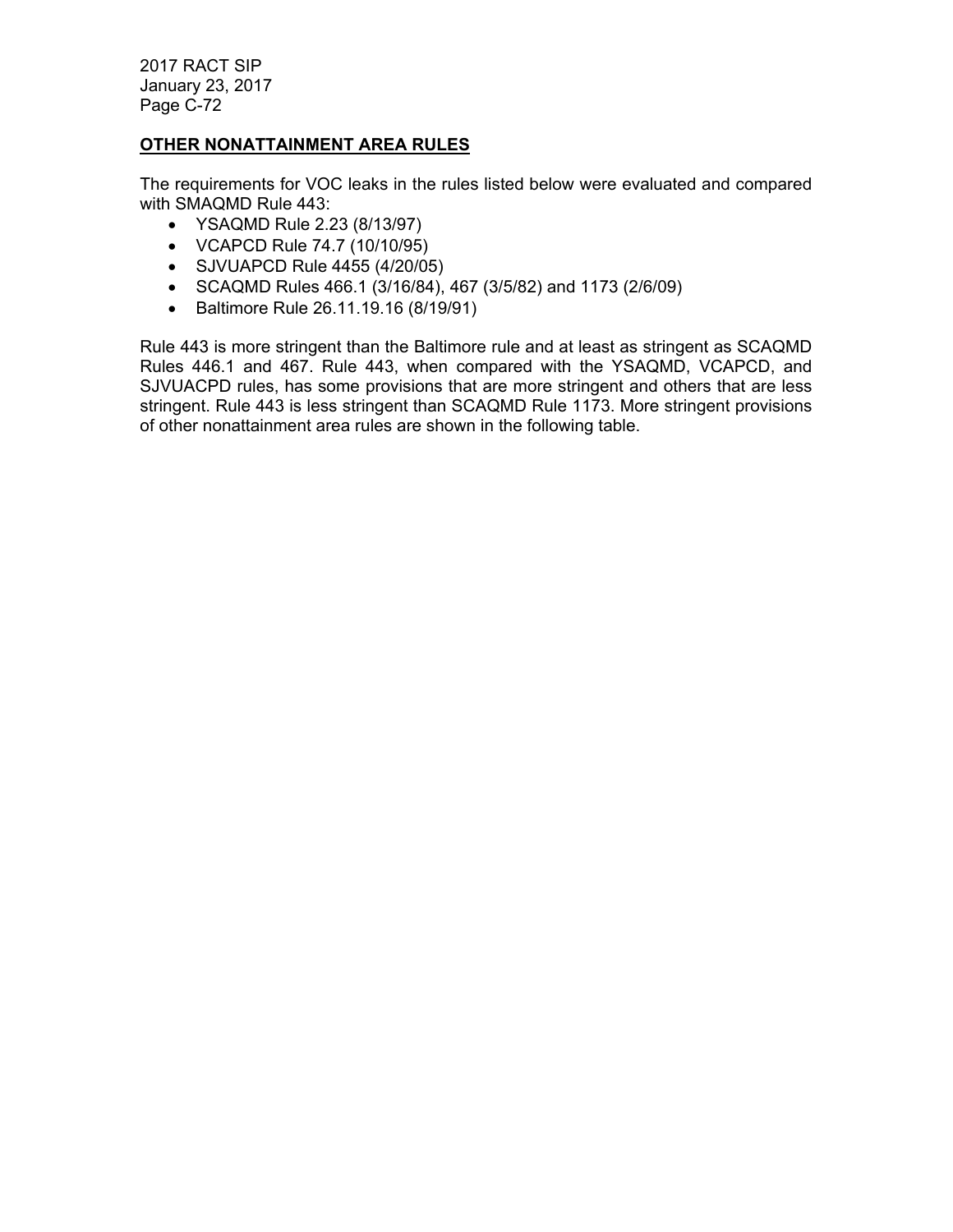## OTHER NONATTAINMENT AREA RULES

The requirements for VOC leaks in the rules listed below were evaluated and compared with SMAQMD Rule 443:

- YSAQMD Rule 2.23 (8/13/97)
- VCAPCD Rule 74.7 (10/10/95)
- SJVUAPCD Rule 4455 (4/20/05)
- SCAQMD Rules 466.1 (3/16/84), 467 (3/5/82) and 1173 (2/6/09)
- Baltimore Rule 26.11.19.16 (8/19/91)

Rule 443 is more stringent than the Baltimore rule and at least as stringent as SCAQMD Rules 446.1 and 467. Rule 443, when compared with the YSAQMD, VCAPCD, and SJVUACPD rules, has some provisions that are more stringent and others that are less stringent. Rule 443 is less stringent than SCAQMD Rule 1173. More stringent provisions of other nonattainment area rules are shown in the following table.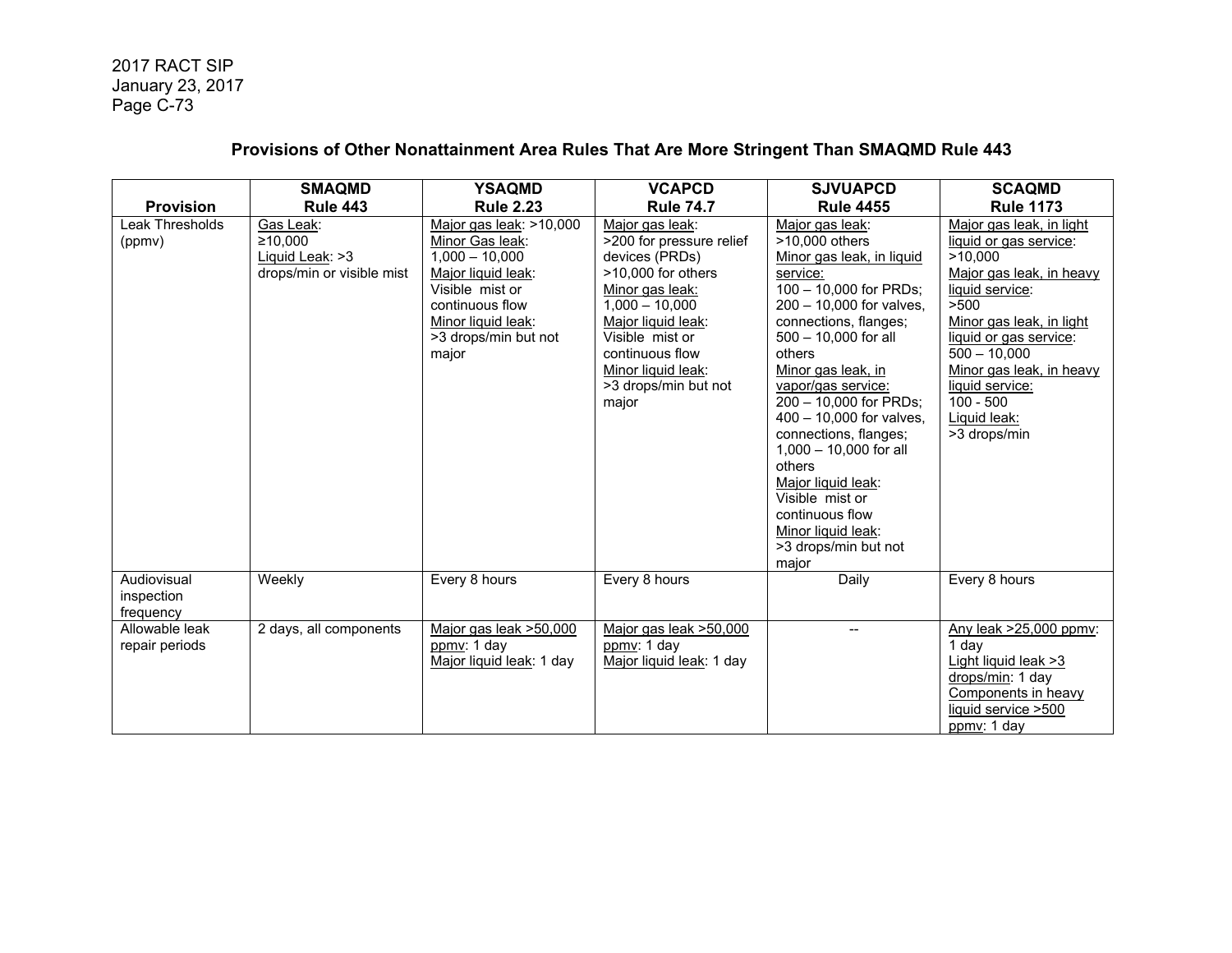## Provisions of Other Nonattainment Area Rules That Are More Stringent Than SMAQMD Rule 443

| Provision | SMAQMD Rule 443 | YSAQMD Rule 2.23 | VCAPCD Rule 74.7 | SJVUAPCD Rule 4455 | SCAQMD Rule 1173 |
|---|---|---|---|---|---|
| Leak Thresholds (ppmv) | Gas Leak: ≥10,000<br>Liquid Leak: >3 drops/min or visible mist | Major gas leak: >10,000<br>Minor Gas leak: 1,000 – 10,000<br>Major liquid leak: Visible mist or continuous flow<br>Minor liquid leak: >3 drops/min but not major | Major gas leak: >200 for pressure relief devices (PRDs) >10,000 for others<br>Minor gas leak: 1,000 – 10,000<br>Major liquid leak: Visible mist or continuous flow<br>Minor liquid leak: >3 drops/min but not major | Major gas leak: >10,000 others<br>Minor gas leak, in liquid service: 100 – 10,000 for PRDs; 200 – 10,000 for valves, connections, flanges; 500 – 10,000 for all others<br>Minor gas leak, in vapor/gas service: 200 – 10,000 for PRDs; 400 – 10,000 for valves, connections, flanges; 1,000 – 10,000 for all others<br>Major liquid leak: Visible mist or continuous flow<br>Minor liquid leak: >3 drops/min but not major | Major gas leak, in light liquid or gas service: >10,000<br>Major gas leak, in heavy liquid service: >500<br>Minor gas leak, in light liquid or gas service: 500 – 10,000<br>Minor gas leak, in heavy liquid service: 100 - 500<br>Liquid leak: >3 drops/min |
| Audiovisual inspection frequency | Weekly | Every 8 hours | Every 8 hours | Daily | Every 8 hours |
| Allowable leak repair periods | 2 days, all components | Major gas leak >50,000 ppmv: 1 day<br>Major liquid leak: 1 day | Major gas leak >50,000 ppmv: 1 day<br>Major liquid leak: 1 day | -- | Any leak >25,000 ppmv: 1 day<br>Light liquid leak >3 drops/min: 1 day<br>Components in heavy liquid service >500 ppmv: 1 day |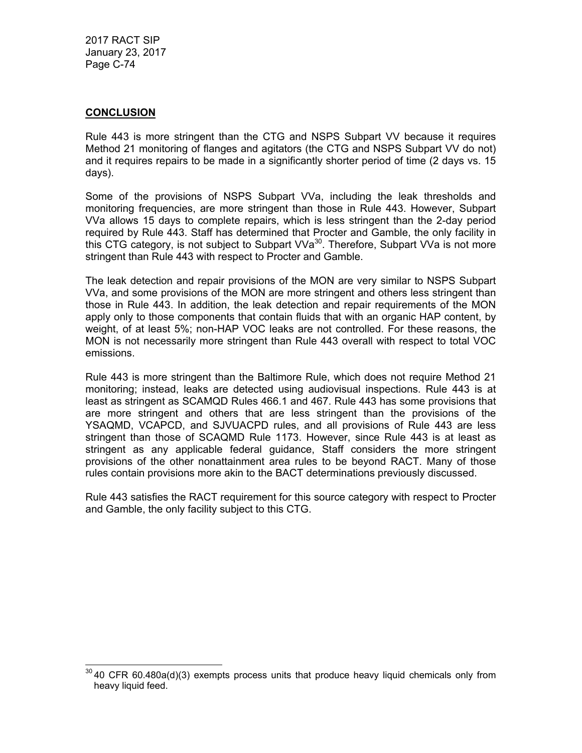## CONCLUSION

Rule 443 is more stringent than the CTG and NSPS Subpart VV because it requires Method 21 monitoring of flanges and agitators (the CTG and NSPS Subpart VV do not) and it requires repairs to be made in a significantly shorter period of time (2 days vs. 15 days).

Some of the provisions of NSPS Subpart VVa, including the leak thresholds and monitoring frequencies, are more stringent than those in Rule 443. However, Subpart VVa allows 15 days to complete repairs, which is less stringent than the 2-day period required by Rule 443. Staff has determined that Procter and Gamble, the only facility in this CTG category, is not subject to Subpart VVa[30]. Therefore, Subpart VVa is not more stringent than Rule 443 with respect to Procter and Gamble.

The leak detection and repair provisions of the MON are very similar to NSPS Subpart VVa, and some provisions of the MON are more stringent and others less stringent than those in Rule 443. In addition, the leak detection and repair requirements of the MON apply only to those components that contain fluids that with an organic HAP content, by weight, of at least 5%; non-HAP VOC leaks are not controlled. For these reasons, the MON is not necessarily more stringent than Rule 443 overall with respect to total VOC emissions.

Rule 443 is more stringent than the Baltimore Rule, which does not require Method 21 monitoring; instead, leaks are detected using audiovisual inspections. Rule 443 is at least as stringent as SCAMQD Rules 466.1 and 467. Rule 443 has some provisions that are more stringent and others that are less stringent than the provisions of the YSAQMD, VCAPCD, and SJVUACPD rules, and all provisions of Rule 443 are less stringent than those of SCAQMD Rule 1173. However, since Rule 443 is at least as stringent as any applicable federal guidance, Staff considers the more stringent provisions of the other nonattainment area rules to be beyond RACT. Many of those rules contain provisions more akin to the BACT determinations previously discussed.

Rule 443 satisfies the RACT requirement for this source category with respect to Procter and Gamble, the only facility subject to this CTG.

---

[30] 40 CFR 60.480a(d)(3) exempts process units that produce heavy liquid chemicals only from heavy liquid feed.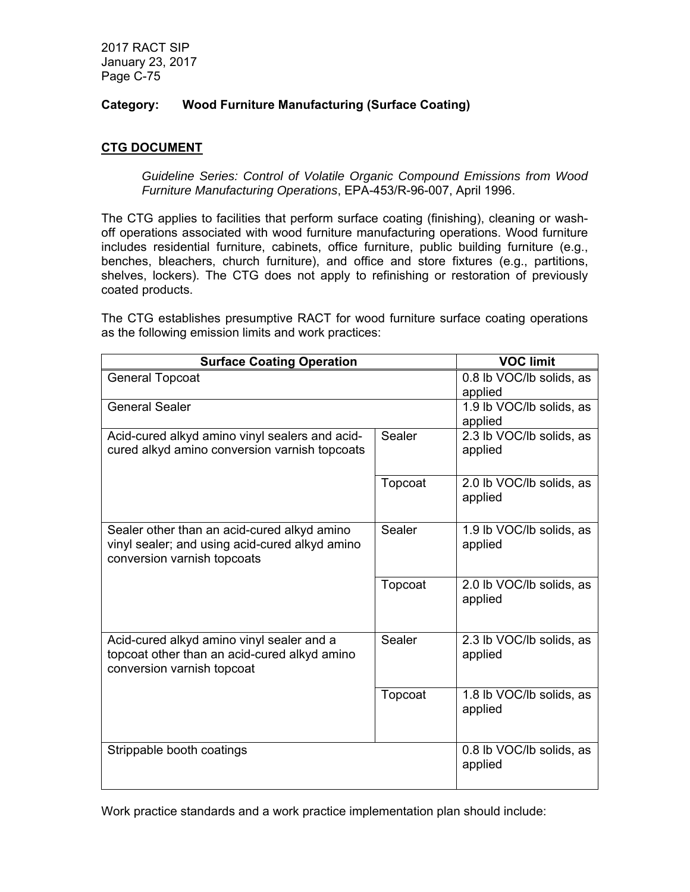**Category: Wood Furniture Manufacturing (Surface Coating)**

**CTG DOCUMENT**

*Guideline Series: Control of Volatile Organic Compound Emissions from Wood Furniture Manufacturing Operations*, EPA-453/R-96-007, April 1996.

The CTG applies to facilities that perform surface coating (finishing), cleaning or wash-off operations associated with wood furniture manufacturing operations. Wood furniture includes residential furniture, cabinets, office furniture, public building furniture (e.g., benches, bleachers, church furniture), and office and store fixtures (e.g., partitions, shelves, lockers). The CTG does not apply to refinishing or restoration of previously coated products.

The CTG establishes presumptive RACT for wood furniture surface coating operations as the following emission limits and work practices:

| Surface Coating Operation | | VOC limit |
|---|---|---|
| General Topcoat | | 0.8 lb VOC/lb solids, as applied |
| General Sealer | | 1.9 lb VOC/lb solids, as applied |
| Acid-cured alkyd amino vinyl sealers and acid-cured alkyd amino conversion varnish topcoats | Sealer | 2.3 lb VOC/lb solids, as applied |
| | Topcoat | 2.0 lb VOC/lb solids, as applied |
| Sealer other than an acid-cured alkyd amino vinyl sealer; and using acid-cured alkyd amino conversion varnish topcoats | Sealer | 1.9 lb VOC/lb solids, as applied |
| | Topcoat | 2.0 lb VOC/lb solids, as applied |
| Acid-cured alkyd amino vinyl sealer and a topcoat other than an acid-cured alkyd amino conversion varnish topcoat | Sealer | 2.3 lb VOC/lb solids, as applied |
| | Topcoat | 1.8 lb VOC/lb solids, as applied |
| Strippable booth coatings | | 0.8 lb VOC/lb solids, as applied |

Work practice standards and a work practice implementation plan should include: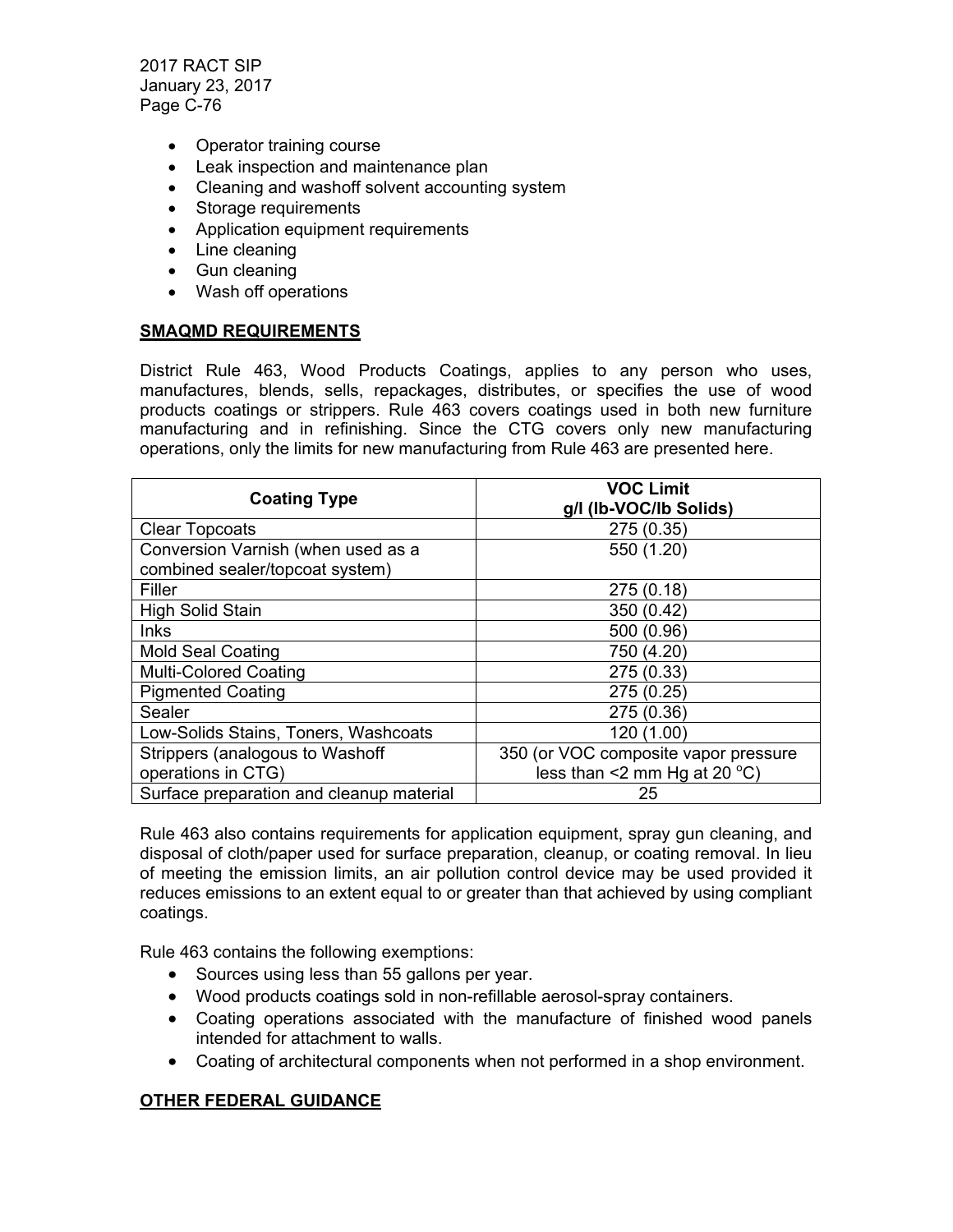- Operator training course
- Leak inspection and maintenance plan
- Cleaning and washoff solvent accounting system
- Storage requirements
- Application equipment requirements
- Line cleaning
- Gun cleaning
- Wash off operations

## SMAQMD REQUIREMENTS

District Rule 463, Wood Products Coatings, applies to any person who uses, manufactures, blends, sells, repackages, distributes, or specifies the use of wood products coatings or strippers. Rule 463 covers coatings used in both new furniture manufacturing and in refinishing. Since the CTG covers only new manufacturing operations, only the limits for new manufacturing from Rule 463 are presented here.

| Coating Type | VOC Limit g/l (lb-VOC/lb Solids) |
|---|---|
| Clear Topcoats | 275 (0.35) |
| Conversion Varnish (when used as a combined sealer/topcoat system) | 550 (1.20) |
| Filler | 275 (0.18) |
| High Solid Stain | 350 (0.42) |
| Inks | 500 (0.96) |
| Mold Seal Coating | 750 (4.20) |
| Multi-Colored Coating | 275 (0.33) |
| Pigmented Coating | 275 (0.25) |
| Sealer | 275 (0.36) |
| Low-Solids Stains, Toners, Washcoats | 120 (1.00) |
| Strippers (analogous to Washoff operations in CTG) | 350 (or VOC composite vapor pressure less than <2 mm Hg at 20 °C) |
| Surface preparation and cleanup material | 25 |

Rule 463 also contains requirements for application equipment, spray gun cleaning, and disposal of cloth/paper used for surface preparation, cleanup, or coating removal. In lieu of meeting the emission limits, an air pollution control device may be used provided it reduces emissions to an extent equal to or greater than that achieved by using compliant coatings.

Rule 463 contains the following exemptions:

- Sources using less than 55 gallons per year.
- Wood products coatings sold in non-refillable aerosol-spray containers.
- Coating operations associated with the manufacture of finished wood panels intended for attachment to walls.
- Coating of architectural components when not performed in a shop environment.

## OTHER FEDERAL GUIDANCE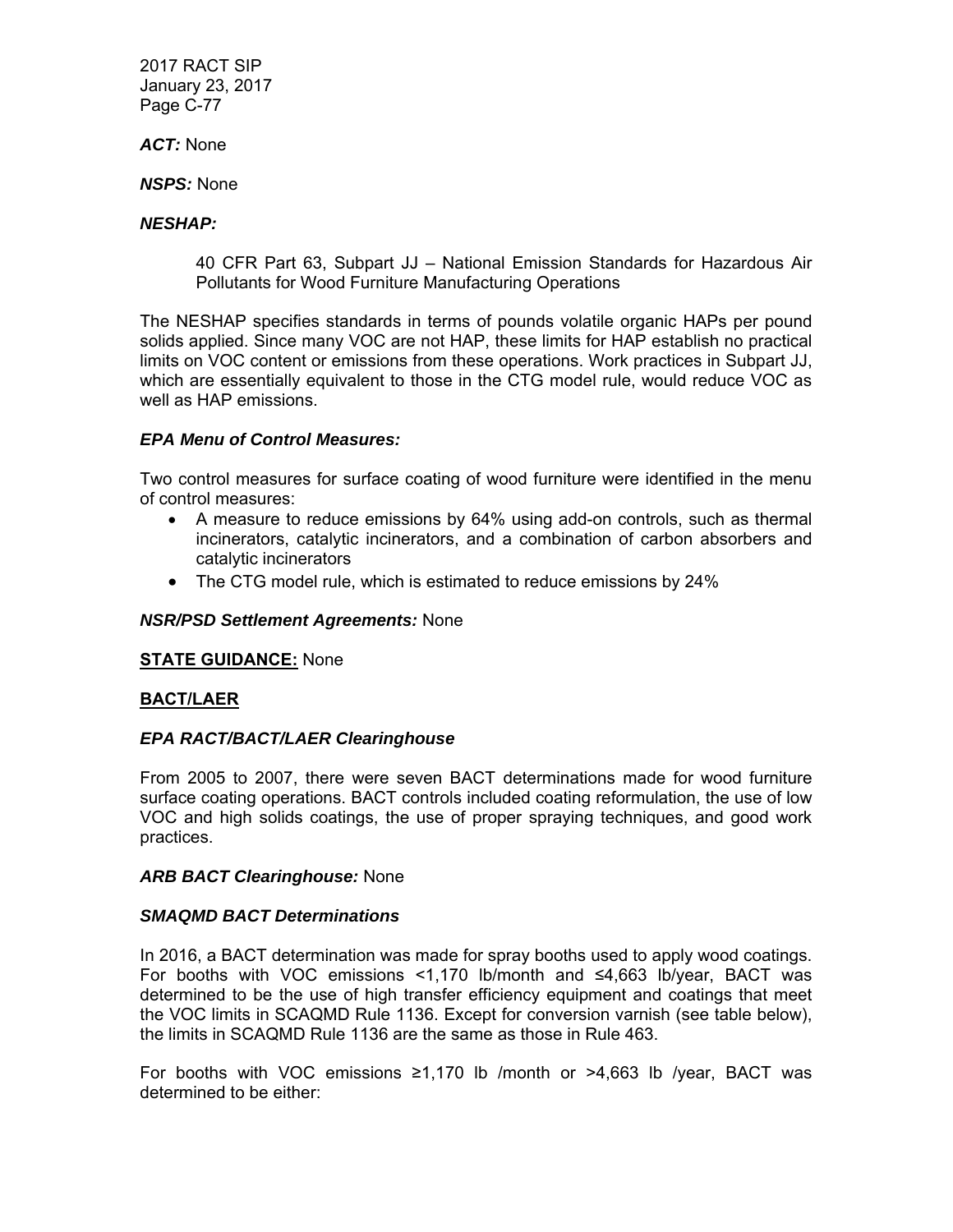***ACT:*** None

***NSPS:*** None

***NESHAP:***

> 40 CFR Part 63, Subpart JJ – National Emission Standards for Hazardous Air Pollutants for Wood Furniture Manufacturing Operations

The NESHAP specifies standards in terms of pounds volatile organic HAPs per pound solids applied. Since many VOC are not HAP, these limits for HAP establish no practical limits on VOC content or emissions from these operations. Work practices in Subpart JJ, which are essentially equivalent to those in the CTG model rule, would reduce VOC as well as HAP emissions.

***EPA Menu of Control Measures:***

Two control measures for surface coating of wood furniture were identified in the menu of control measures:

- A measure to reduce emissions by 64% using add-on controls, such as thermal incinerators, catalytic incinerators, and a combination of carbon absorbers and catalytic incinerators
- The CTG model rule, which is estimated to reduce emissions by 24%

***NSR/PSD Settlement Agreements:*** None

**STATE GUIDANCE:** None

**BACT/LAER**

***EPA RACT/BACT/LAER Clearinghouse***

From 2005 to 2007, there were seven BACT determinations made for wood furniture surface coating operations. BACT controls included coating reformulation, the use of low VOC and high solids coatings, the use of proper spraying techniques, and good work practices.

***ARB BACT Clearinghouse:*** None

***SMAQMD BACT Determinations***

In 2016, a BACT determination was made for spray booths used to apply wood coatings. For booths with VOC emissions <1,170 lb/month and ≤4,663 lb/year, BACT was determined to be the use of high transfer efficiency equipment and coatings that meet the VOC limits in SCAQMD Rule 1136. Except for conversion varnish (see table below), the limits in SCAQMD Rule 1136 are the same as those in Rule 463.

For booths with VOC emissions ≥1,170 lb /month or >4,663 lb /year, BACT was determined to be either: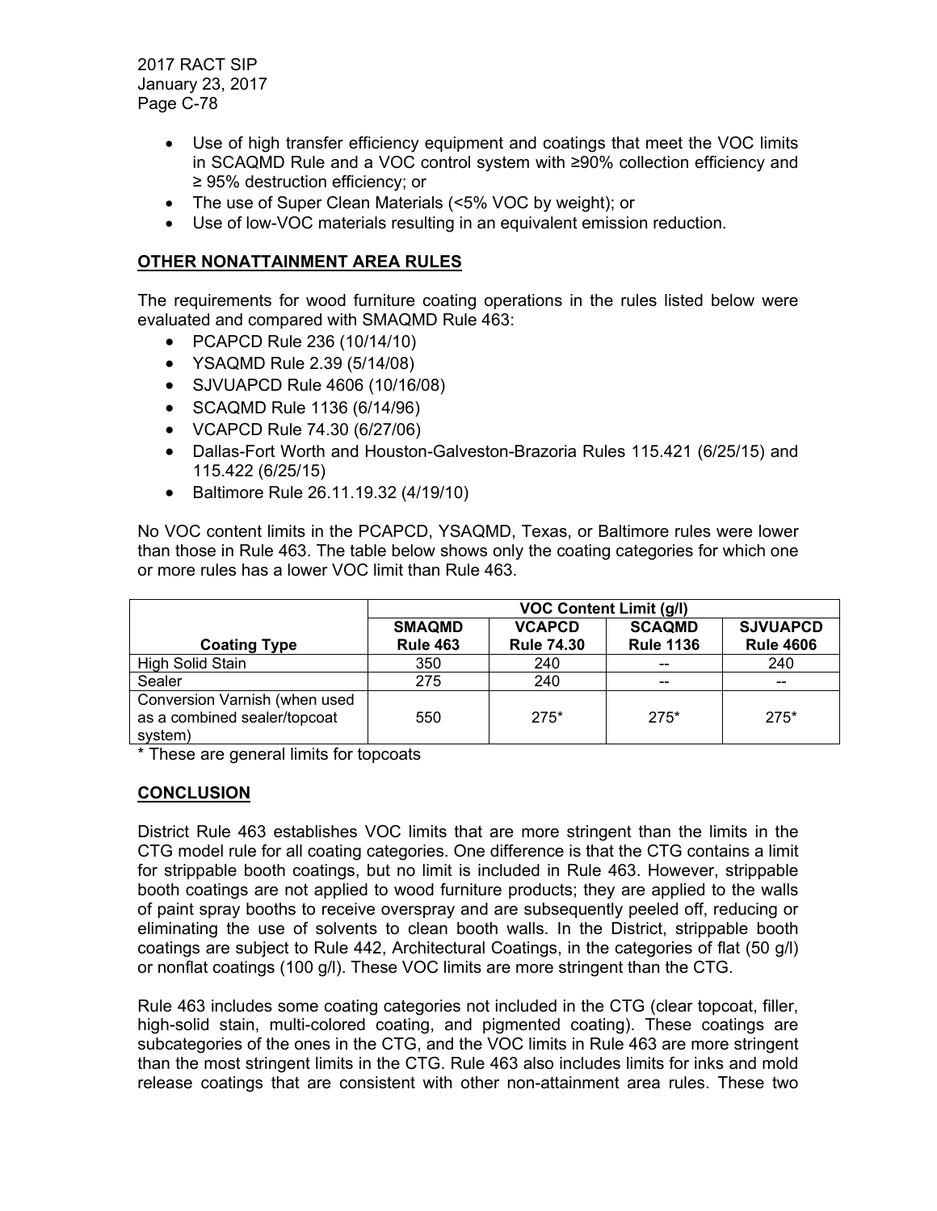- Use of high transfer efficiency equipment and coatings that meet the VOC limits in SCAQMD Rule and a VOC control system with ≥90% collection efficiency and ≥ 95% destruction efficiency; or
- The use of Super Clean Materials (<5% VOC by weight); or
- Use of low-VOC materials resulting in an equivalent emission reduction.

## OTHER NONATTAINMENT AREA RULES

The requirements for wood furniture coating operations in the rules listed below were evaluated and compared with SMAQMD Rule 463:

- PCAPCD Rule 236 (10/14/10)
- YSAQMD Rule 2.39 (5/14/08)
- SJVUAPCD Rule 4606 (10/16/08)
- SCAQMD Rule 1136 (6/14/96)
- VCAPCD Rule 74.30 (6/27/06)
- Dallas-Fort Worth and Houston-Galveston-Brazoria Rules 115.421 (6/25/15) and 115.422 (6/25/15)
- Baltimore Rule 26.11.19.32 (4/19/10)

No VOC content limits in the PCAPCD, YSAQMD, Texas, or Baltimore rules were lower than those in Rule 463. The table below shows only the coating categories for which one or more rules has a lower VOC limit than Rule 463.

| | VOC Content Limit (g/l) | | | |
|---|---|---|---|---|
| **Coating Type** | **SMAQMD Rule 463** | **VCAPCD Rule 74.30** | **SCAQMD Rule 1136** | **SJVUAPCD Rule 4606** |
| High Solid Stain | 350 | 240 | -- | 240 |
| Sealer | 275 | 240 | -- | -- |
| Conversion Varnish (when used as a combined sealer/topcoat system) | 550 | 275* | 275* | 275* |

* These are general limits for topcoats

## CONCLUSION

District Rule 463 establishes VOC limits that are more stringent than the limits in the CTG model rule for all coating categories. One difference is that the CTG contains a limit for strippable booth coatings, but no limit is included in Rule 463. However, strippable booth coatings are not applied to wood furniture products; they are applied to the walls of paint spray booths to receive overspray and are subsequently peeled off, reducing or eliminating the use of solvents to clean booth walls. In the District, strippable booth coatings are subject to Rule 442, Architectural Coatings, in the categories of flat (50 g/l) or nonflat coatings (100 g/l). These VOC limits are more stringent than the CTG.

Rule 463 includes some coating categories not included in the CTG (clear topcoat, filler, high-solid stain, multi-colored coating, and pigmented coating). These coatings are subcategories of the ones in the CTG, and the VOC limits in Rule 463 are more stringent than the most stringent limits in the CTG. Rule 463 also includes limits for inks and mold release coatings that are consistent with other non-attainment area rules. These two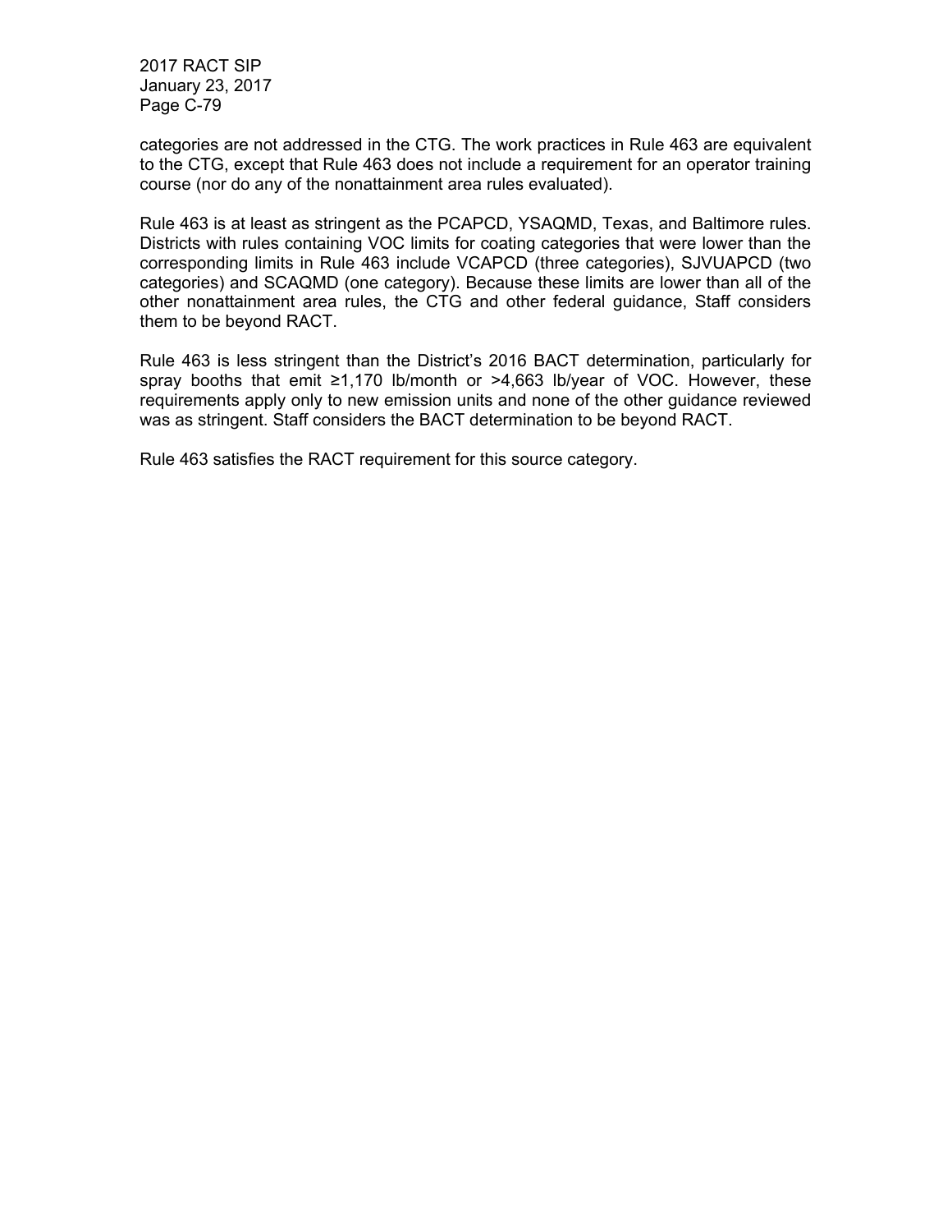categories are not addressed in the CTG. The work practices in Rule 463 are equivalent to the CTG, except that Rule 463 does not include a requirement for an operator training course (nor do any of the nonattainment area rules evaluated).

Rule 463 is at least as stringent as the PCAPCD, YSAQMD, Texas, and Baltimore rules. Districts with rules containing VOC limits for coating categories that were lower than the corresponding limits in Rule 463 include VCAPCD (three categories), SJVUAPCD (two categories) and SCAQMD (one category). Because these limits are lower than all of the other nonattainment area rules, the CTG and other federal guidance, Staff considers them to be beyond RACT.

Rule 463 is less stringent than the District's 2016 BACT determination, particularly for spray booths that emit ≥1,170 lb/month or >4,663 lb/year of VOC. However, these requirements apply only to new emission units and none of the other guidance reviewed was as stringent. Staff considers the BACT determination to be beyond RACT.

Rule 463 satisfies the RACT requirement for this source category.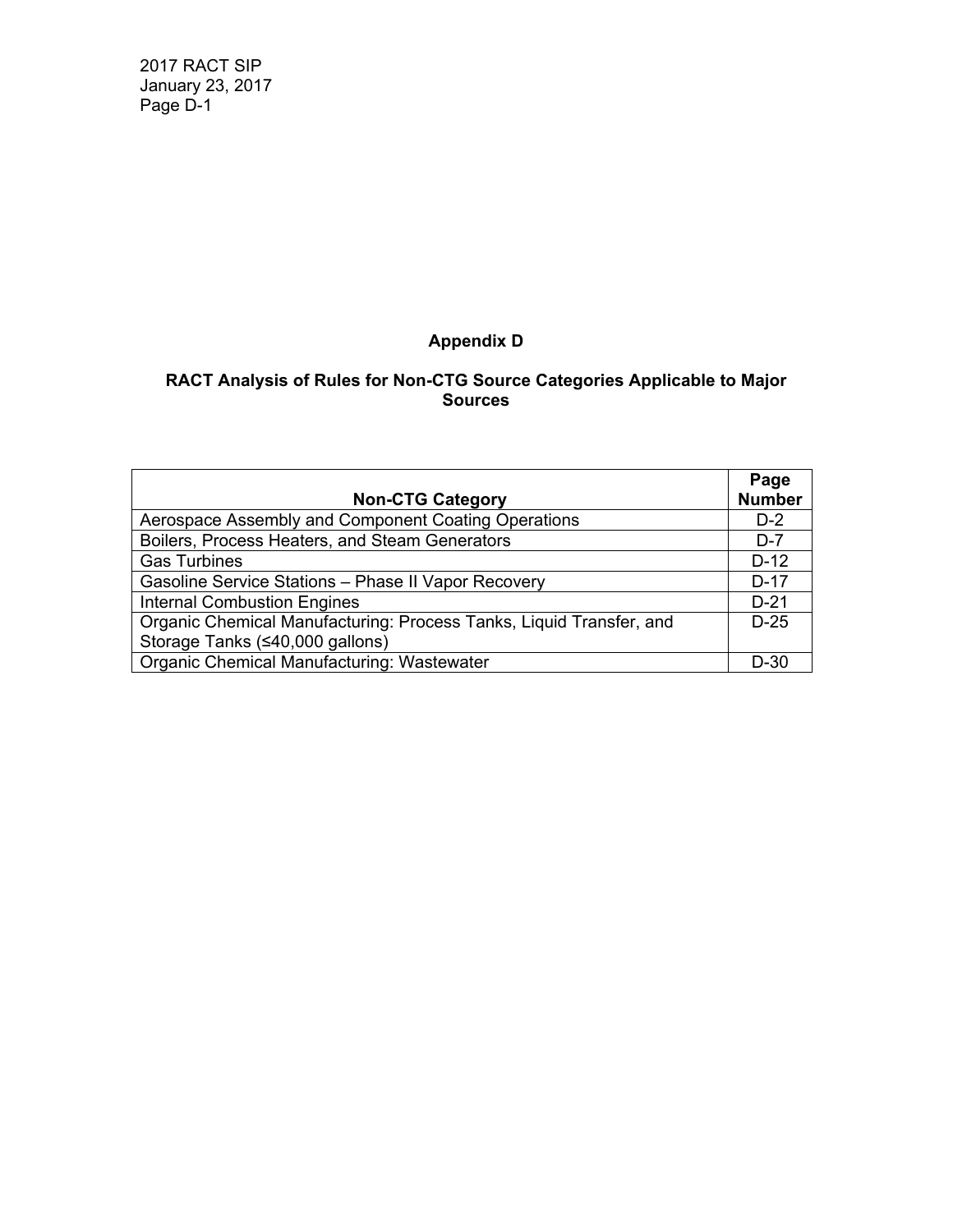# Appendix D

## RACT Analysis of Rules for Non-CTG Source Categories Applicable to Major Sources

| Non-CTG Category | Page Number |
| --- | --- |
| Aerospace Assembly and Component Coating Operations | D-2 |
| Boilers, Process Heaters, and Steam Generators | D-7 |
| Gas Turbines | D-12 |
| Gasoline Service Stations – Phase II Vapor Recovery | D-17 |
| Internal Combustion Engines | D-21 |
| Organic Chemical Manufacturing: Process Tanks, Liquid Transfer, and Storage Tanks (≤40,000 gallons) | D-25 |
| Organic Chemical Manufacturing: Wastewater | D-30 |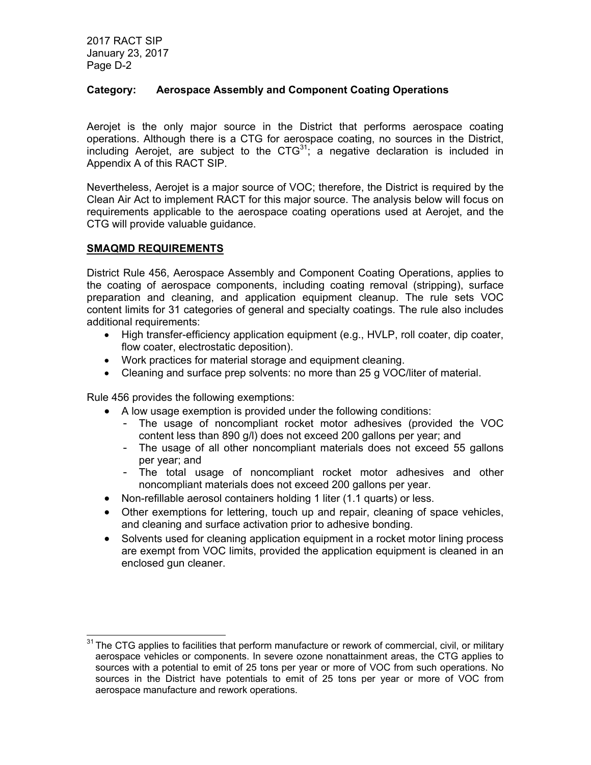**Category: Aerospace Assembly and Component Coating Operations**

Aerojet is the only major source in the District that performs aerospace coating operations. Although there is a CTG for aerospace coating, no sources in the District, including Aerojet, are subject to the CTG[31]; a negative declaration is included in Appendix A of this RACT SIP.

Nevertheless, Aerojet is a major source of VOC; therefore, the District is required by the Clean Air Act to implement RACT for this major source. The analysis below will focus on requirements applicable to the aerospace coating operations used at Aerojet, and the CTG will provide valuable guidance.

**SMAQMD REQUIREMENTS**

District Rule 456, Aerospace Assembly and Component Coating Operations, applies to the coating of aerospace components, including coating removal (stripping), surface preparation and cleaning, and application equipment cleanup. The rule sets VOC content limits for 31 categories of general and specialty coatings. The rule also includes additional requirements:

- High transfer-efficiency application equipment (e.g., HVLP, roll coater, dip coater, flow coater, electrostatic deposition).
- Work practices for material storage and equipment cleaning.
- Cleaning and surface prep solvents: no more than 25 g VOC/liter of material.

Rule 456 provides the following exemptions:

- A low usage exemption is provided under the following conditions:
  - The usage of noncompliant rocket motor adhesives (provided the VOC content less than 890 g/l) does not exceed 200 gallons per year; and
  - The usage of all other noncompliant materials does not exceed 55 gallons per year; and
  - The total usage of noncompliant rocket motor adhesives and other noncompliant materials does not exceed 200 gallons per year.
- Non-refillable aerosol containers holding 1 liter (1.1 quarts) or less.
- Other exemptions for lettering, touch up and repair, cleaning of space vehicles, and cleaning and surface activation prior to adhesive bonding.
- Solvents used for cleaning application equipment in a rocket motor lining process are exempt from VOC limits, provided the application equipment is cleaned in an enclosed gun cleaner.

---

[31] The CTG applies to facilities that perform manufacture or rework of commercial, civil, or military aerospace vehicles or components. In severe ozone nonattainment areas, the CTG applies to sources with a potential to emit of 25 tons per year or more of VOC from such operations. No sources in the District have potentials to emit of 25 tons per year or more of VOC from aerospace manufacture and rework operations.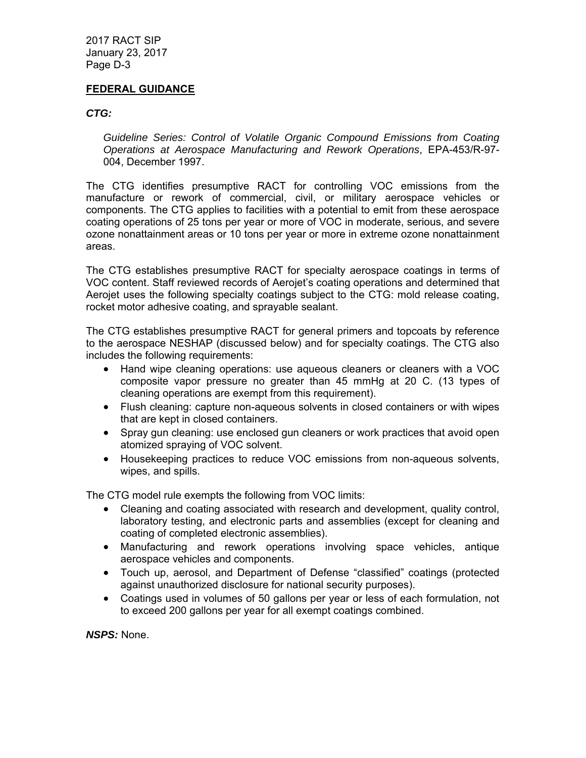**FEDERAL GUIDANCE**

***CTG:***

*Guideline Series: Control of Volatile Organic Compound Emissions from Coating Operations at Aerospace Manufacturing and Rework Operations*, EPA-453/R-97-004, December 1997.

The CTG identifies presumptive RACT for controlling VOC emissions from the manufacture or rework of commercial, civil, or military aerospace vehicles or components. The CTG applies to facilities with a potential to emit from these aerospace coating operations of 25 tons per year or more of VOC in moderate, serious, and severe ozone nonattainment areas or 10 tons per year or more in extreme ozone nonattainment areas.

The CTG establishes presumptive RACT for specialty aerospace coatings in terms of VOC content. Staff reviewed records of Aerojet's coating operations and determined that Aerojet uses the following specialty coatings subject to the CTG: mold release coating, rocket motor adhesive coating, and sprayable sealant.

The CTG establishes presumptive RACT for general primers and topcoats by reference to the aerospace NESHAP (discussed below) and for specialty coatings. The CTG also includes the following requirements:

- Hand wipe cleaning operations: use aqueous cleaners or cleaners with a VOC composite vapor pressure no greater than 45 mmHg at 20 C. (13 types of cleaning operations are exempt from this requirement).
- Flush cleaning: capture non-aqueous solvents in closed containers or with wipes that are kept in closed containers.
- Spray gun cleaning: use enclosed gun cleaners or work practices that avoid open atomized spraying of VOC solvent.
- Housekeeping practices to reduce VOC emissions from non-aqueous solvents, wipes, and spills.

The CTG model rule exempts the following from VOC limits:

- Cleaning and coating associated with research and development, quality control, laboratory testing, and electronic parts and assemblies (except for cleaning and coating of completed electronic assemblies).
- Manufacturing and rework operations involving space vehicles, antique aerospace vehicles and components.
- Touch up, aerosol, and Department of Defense "classified" coatings (protected against unauthorized disclosure for national security purposes).
- Coatings used in volumes of 50 gallons per year or less of each formulation, not to exceed 200 gallons per year for all exempt coatings combined.

***NSPS:*** None.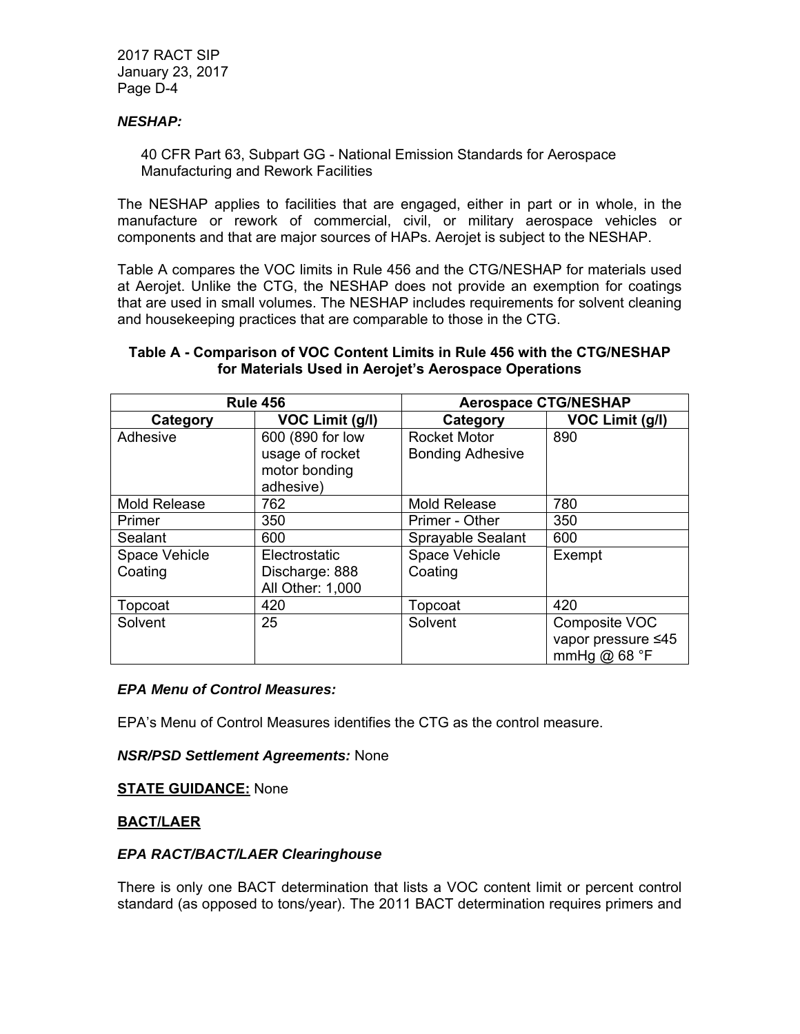***NESHAP:***

40 CFR Part 63, Subpart GG - National Emission Standards for Aerospace Manufacturing and Rework Facilities

The NESHAP applies to facilities that are engaged, either in part or in whole, in the manufacture or rework of commercial, civil, or military aerospace vehicles or components and that are major sources of HAPs. Aerojet is subject to the NESHAP.

Table A compares the VOC limits in Rule 456 and the CTG/NESHAP for materials used at Aerojet. Unlike the CTG, the NESHAP does not provide an exemption for coatings that are used in small volumes. The NESHAP includes requirements for solvent cleaning and housekeeping practices that are comparable to those in the CTG.

**Table A - Comparison of VOC Content Limits in Rule 456 with the CTG/NESHAP for Materials Used in Aerojet's Aerospace Operations**

| Rule 456 | | Aerospace CTG/NESHAP | |
|---|---|---|---|
| **Category** | **VOC Limit (g/l)** | **Category** | **VOC Limit (g/l)** |
| Adhesive | 600 (890 for low usage of rocket motor bonding adhesive) | Rocket Motor Bonding Adhesive | 890 |
| Mold Release | 762 | Mold Release | 780 |
| Primer | 350 | Primer - Other | 350 |
| Sealant | 600 | Sprayable Sealant | 600 |
| Space Vehicle Coating | Electrostatic Discharge: 888<br>All Other: 1,000 | Space Vehicle Coating | Exempt |
| Topcoat | 420 | Topcoat | 420 |
| Solvent | 25 | Solvent | Composite VOC vapor pressure ≤45 mmHg @ 68 °F |

***EPA Menu of Control Measures:***

EPA's Menu of Control Measures identifies the CTG as the control measure.

***NSR/PSD Settlement Agreements:*** None

**STATE GUIDANCE:** None

**BACT/LAER**

***EPA RACT/BACT/LAER Clearinghouse***

There is only one BACT determination that lists a VOC content limit or percent control standard (as opposed to tons/year). The 2011 BACT determination requires primers and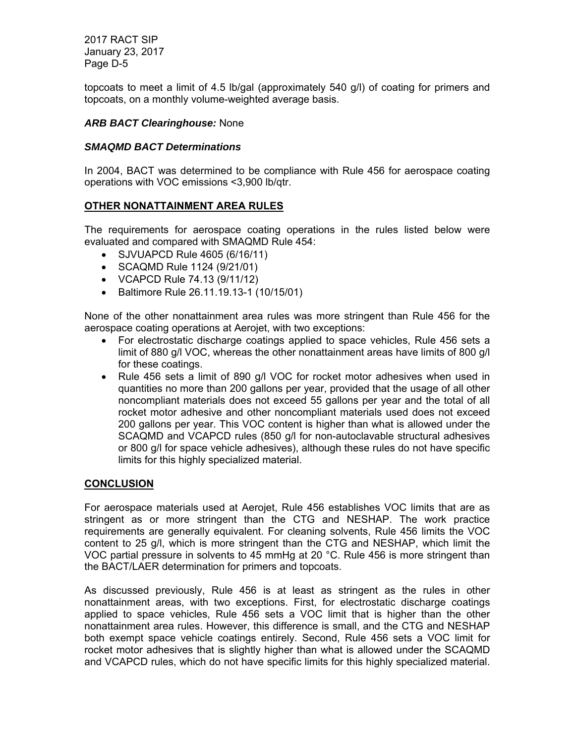topcoats to meet a limit of 4.5 lb/gal (approximately 540 g/l) of coating for primers and topcoats, on a monthly volume-weighted average basis.

***ARB BACT Clearinghouse:*** None

***SMAQMD BACT Determinations***

In 2004, BACT was determined to be compliance with Rule 456 for aerospace coating operations with VOC emissions <3,900 lb/qtr.

## OTHER NONATTAINMENT AREA RULES

The requirements for aerospace coating operations in the rules listed below were evaluated and compared with SMAQMD Rule 454:

- SJVUAPCD Rule 4605 (6/16/11)
- SCAQMD Rule 1124 (9/21/01)
- VCAPCD Rule 74.13 (9/11/12)
- Baltimore Rule 26.11.19.13-1 (10/15/01)

None of the other nonattainment area rules was more stringent than Rule 456 for the aerospace coating operations at Aerojet, with two exceptions:

- For electrostatic discharge coatings applied to space vehicles, Rule 456 sets a limit of 880 g/l VOC, whereas the other nonattainment areas have limits of 800 g/l for these coatings.
- Rule 456 sets a limit of 890 g/l VOC for rocket motor adhesives when used in quantities no more than 200 gallons per year, provided that the usage of all other noncompliant materials does not exceed 55 gallons per year and the total of all rocket motor adhesive and other noncompliant materials used does not exceed 200 gallons per year. This VOC content is higher than what is allowed under the SCAQMD and VCAPCD rules (850 g/l for non-autoclavable structural adhesives or 800 g/l for space vehicle adhesives), although these rules do not have specific limits for this highly specialized material.

## CONCLUSION

For aerospace materials used at Aerojet, Rule 456 establishes VOC limits that are as stringent as or more stringent than the CTG and NESHAP. The work practice requirements are generally equivalent. For cleaning solvents, Rule 456 limits the VOC content to 25 g/l, which is more stringent than the CTG and NESHAP, which limit the VOC partial pressure in solvents to 45 mmHg at 20 °C. Rule 456 is more stringent than the BACT/LAER determination for primers and topcoats.

As discussed previously, Rule 456 is at least as stringent as the rules in other nonattainment areas, with two exceptions. First, for electrostatic discharge coatings applied to space vehicles, Rule 456 sets a VOC limit that is higher than the other nonattainment area rules. However, this difference is small, and the CTG and NESHAP both exempt space vehicle coatings entirely. Second, Rule 456 sets a VOC limit for rocket motor adhesives that is slightly higher than what is allowed under the SCAQMD and VCAPCD rules, which do not have specific limits for this highly specialized material.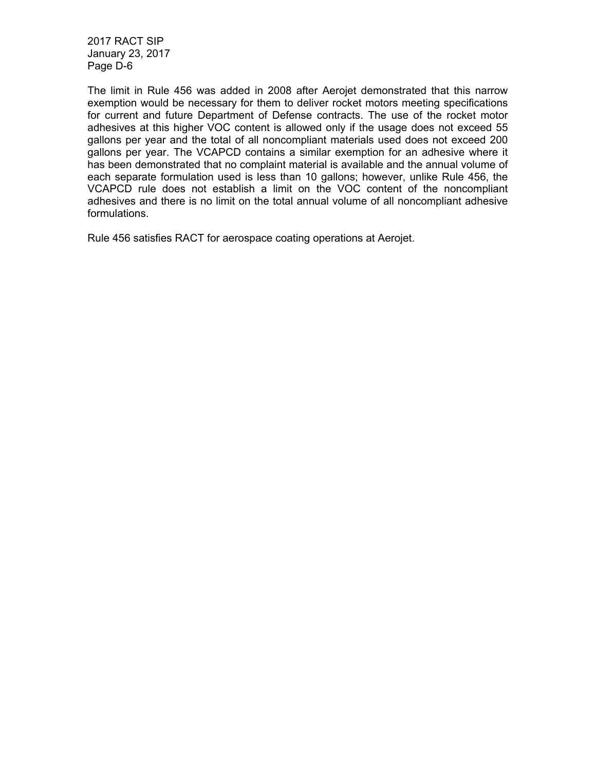The limit in Rule 456 was added in 2008 after Aerojet demonstrated that this narrow exemption would be necessary for them to deliver rocket motors meeting specifications for current and future Department of Defense contracts. The use of the rocket motor adhesives at this higher VOC content is allowed only if the usage does not exceed 55 gallons per year and the total of all noncompliant materials used does not exceed 200 gallons per year. The VCAPCD contains a similar exemption for an adhesive where it has been demonstrated that no complaint material is available and the annual volume of each separate formulation used is less than 10 gallons; however, unlike Rule 456, the VCAPCD rule does not establish a limit on the VOC content of the noncompliant adhesives and there is no limit on the total annual volume of all noncompliant adhesive formulations.

Rule 456 satisfies RACT for aerospace coating operations at Aerojet.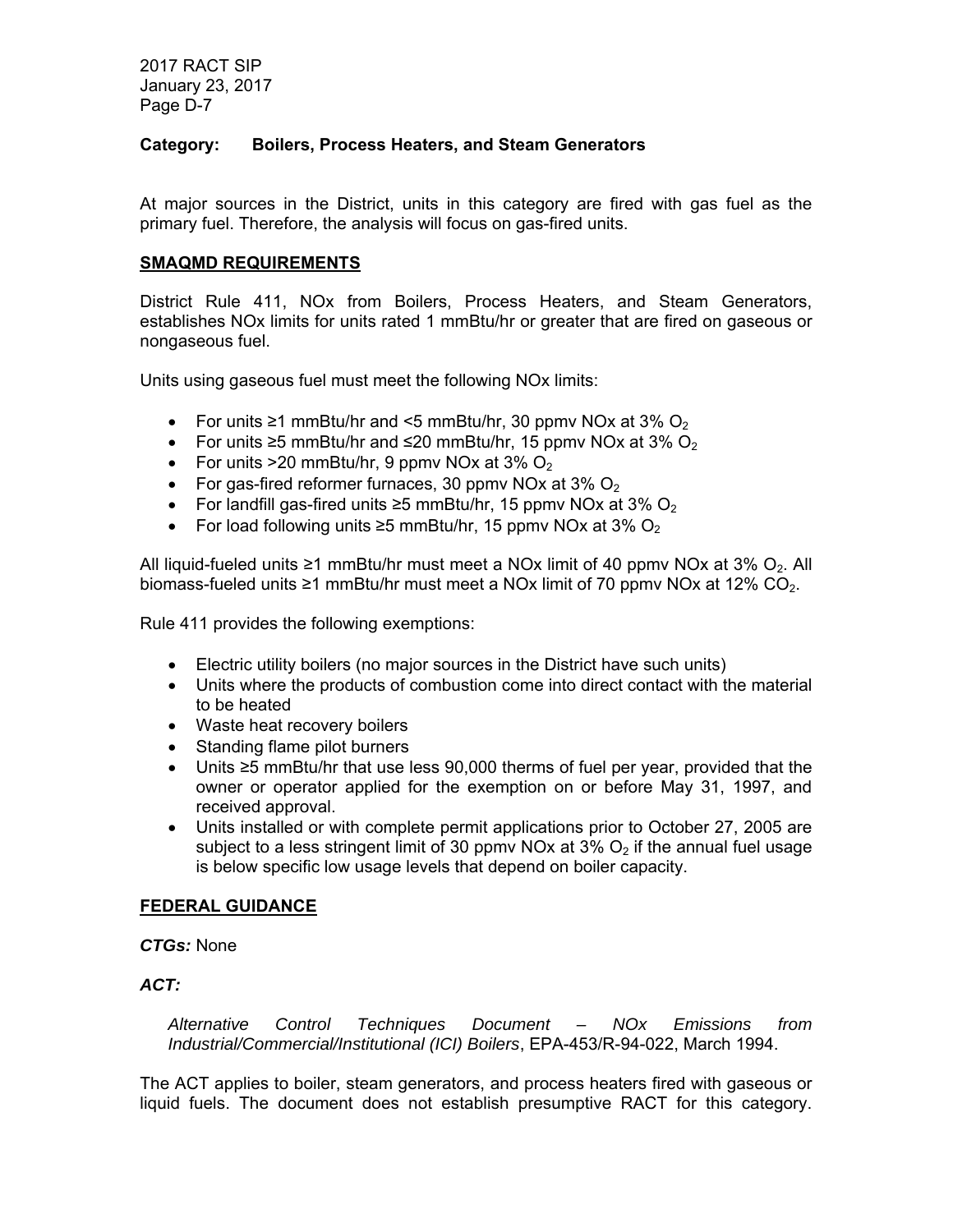**Category: Boilers, Process Heaters, and Steam Generators**

At major sources in the District, units in this category are fired with gas fuel as the primary fuel. Therefore, the analysis will focus on gas-fired units.

## SMAQMD REQUIREMENTS

District Rule 411, NOx from Boilers, Process Heaters, and Steam Generators, establishes NOx limits for units rated 1 mmBtu/hr or greater that are fired on gaseous or nongaseous fuel.

Units using gaseous fuel must meet the following NOx limits:

- For units ≥1 mmBtu/hr and <5 mmBtu/hr, 30 ppmv NOx at 3% $O_2$
- For units ≥5 mmBtu/hr and ≤20 mmBtu/hr, 15 ppmv NOx at 3% $O_2$
- For units >20 mmBtu/hr, 9 ppmv NOx at 3% $O_2$
- For gas-fired reformer furnaces, 30 ppmv NOx at 3% $O_2$
- For landfill gas-fired units ≥5 mmBtu/hr, 15 ppmv NOx at 3% $O_2$
- For load following units ≥5 mmBtu/hr, 15 ppmv NOx at 3% $O_2$

All liquid-fueled units ≥1 mmBtu/hr must meet a NOx limit of 40 ppmv NOx at 3% $O_2$. All biomass-fueled units ≥1 mmBtu/hr must meet a NOx limit of 70 ppmv NOx at 12% $CO_2$.

Rule 411 provides the following exemptions:

- Electric utility boilers (no major sources in the District have such units)
- Units where the products of combustion come into direct contact with the material to be heated
- Waste heat recovery boilers
- Standing flame pilot burners
- Units ≥5 mmBtu/hr that use less 90,000 therms of fuel per year, provided that the owner or operator applied for the exemption on or before May 31, 1997, and received approval.
- Units installed or with complete permit applications prior to October 27, 2005 are subject to a less stringent limit of 30 ppmv NOx at 3% $O_2$ if the annual fuel usage is below specific low usage levels that depend on boiler capacity.

## FEDERAL GUIDANCE

***CTGs:*** None

***ACT:***

*Alternative Control Techniques Document – NOx Emissions from Industrial/Commercial/Institutional (ICI) Boilers*, EPA-453/R-94-022, March 1994.

The ACT applies to boiler, steam generators, and process heaters fired with gaseous or liquid fuels. The document does not establish presumptive RACT for this category.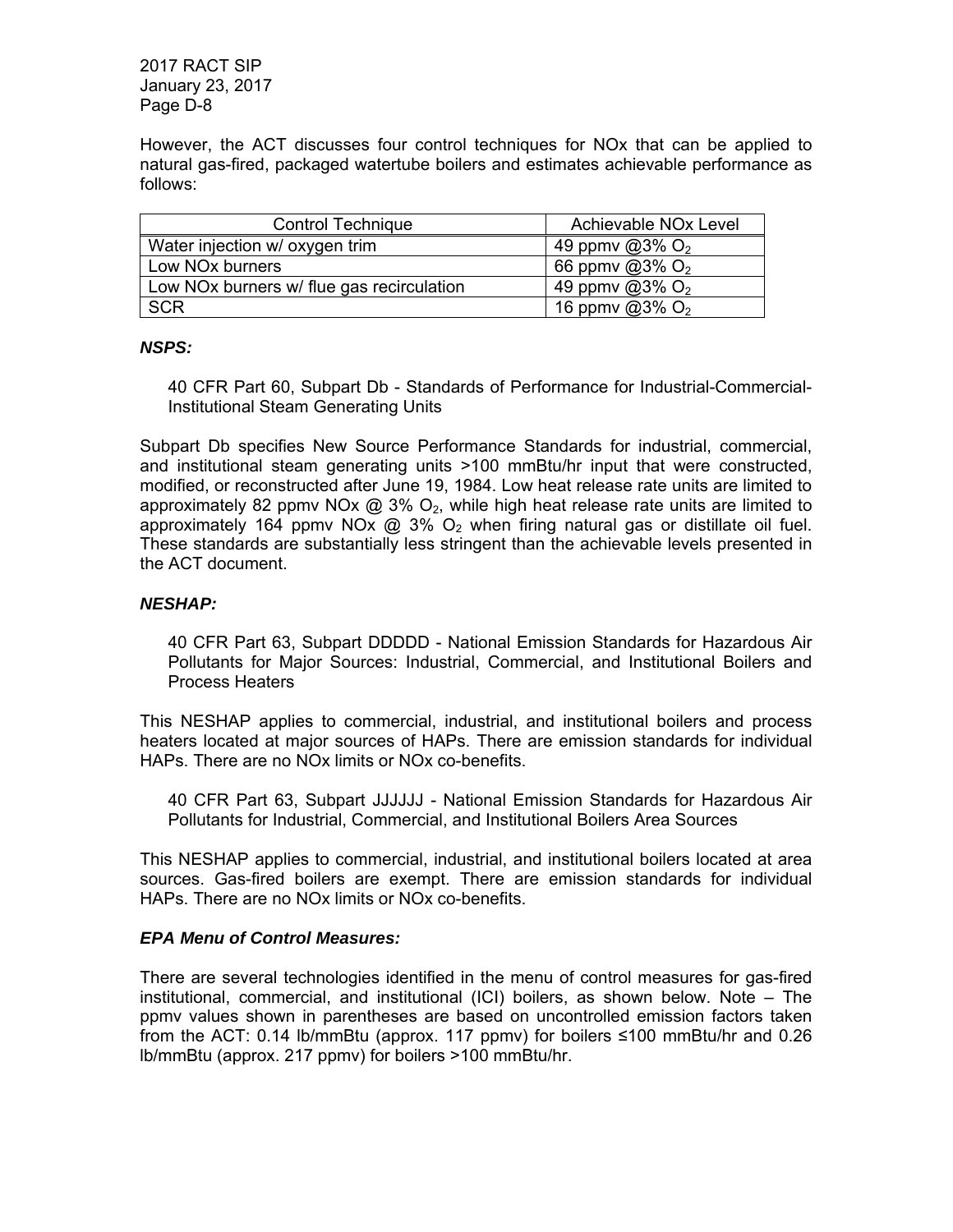However, the ACT discusses four control techniques for NOx that can be applied to natural gas-fired, packaged watertube boilers and estimates achievable performance as follows:

| Control Technique | Achievable NOx Level |
|---|---|
| Water injection w/ oxygen trim | 49 ppmv @3% $O_2$ |
| Low NOx burners | 66 ppmv @3% $O_2$ |
| Low NOx burners w/ flue gas recirculation | 49 ppmv @3% $O_2$ |
| SCR | 16 ppmv @3% $O_2$ |

***NSPS:***

40 CFR Part 60, Subpart Db - Standards of Performance for Industrial-Commercial-Institutional Steam Generating Units

Subpart Db specifies New Source Performance Standards for industrial, commercial, and institutional steam generating units >100 mmBtu/hr input that were constructed, modified, or reconstructed after June 19, 1984. Low heat release rate units are limited to approximately 82 ppmv NOx @ 3% $O_2$, while high heat release rate units are limited to approximately 164 ppmv NOx @ 3% $O_2$ when firing natural gas or distillate oil fuel. These standards are substantially less stringent than the achievable levels presented in the ACT document.

***NESHAP:***

40 CFR Part 63, Subpart DDDDD - National Emission Standards for Hazardous Air Pollutants for Major Sources: Industrial, Commercial, and Institutional Boilers and Process Heaters

This NESHAP applies to commercial, industrial, and institutional boilers and process heaters located at major sources of HAPs. There are emission standards for individual HAPs. There are no NOx limits or NOx co-benefits.

40 CFR Part 63, Subpart JJJJJJ - National Emission Standards for Hazardous Air Pollutants for Industrial, Commercial, and Institutional Boilers Area Sources

This NESHAP applies to commercial, industrial, and institutional boilers located at area sources. Gas-fired boilers are exempt. There are emission standards for individual HAPs. There are no NOx limits or NOx co-benefits.

***EPA Menu of Control Measures:***

There are several technologies identified in the menu of control measures for gas-fired institutional, commercial, and institutional (ICI) boilers, as shown below. Note – The ppmv values shown in parentheses are based on uncontrolled emission factors taken from the ACT: 0.14 lb/mmBtu (approx. 117 ppmv) for boilers ≤100 mmBtu/hr and 0.26 lb/mmBtu (approx. 217 ppmv) for boilers >100 mmBtu/hr.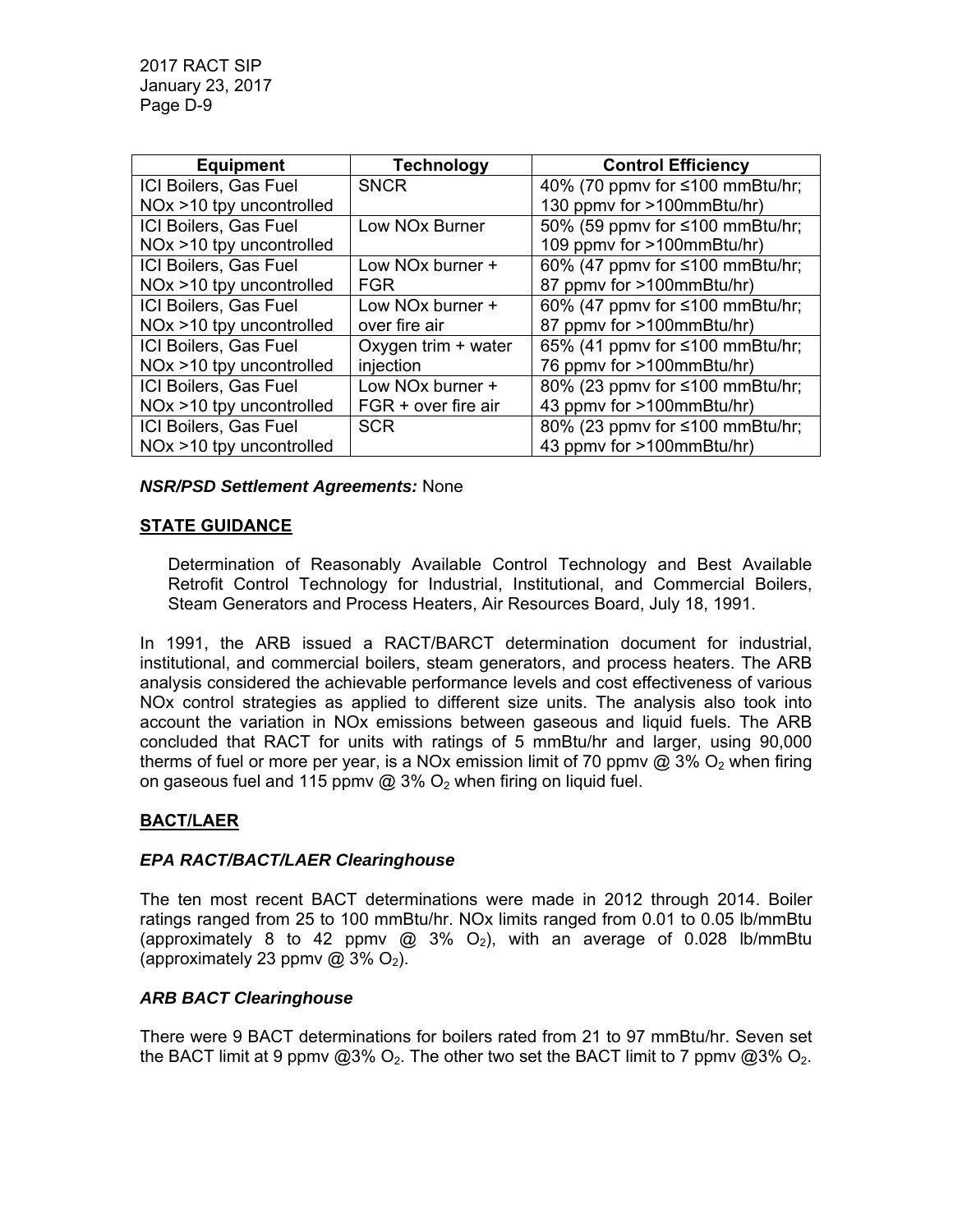| Equipment | Technology | Control Efficiency |
|---|---|---|
| ICI Boilers, Gas Fuel NOx >10 tpy uncontrolled | SNCR | 40% (70 ppmv for ≤100 mmBtu/hr; 130 ppmv for >100mmBtu/hr) |
| ICI Boilers, Gas Fuel NOx >10 tpy uncontrolled | Low NOx Burner | 50% (59 ppmv for ≤100 mmBtu/hr; 109 ppmv for >100mmBtu/hr) |
| ICI Boilers, Gas Fuel NOx >10 tpy uncontrolled | Low NOx burner + FGR | 60% (47 ppmv for ≤100 mmBtu/hr; 87 ppmv for >100mmBtu/hr) |
| ICI Boilers, Gas Fuel NOx >10 tpy uncontrolled | Low NOx burner + over fire air | 60% (47 ppmv for ≤100 mmBtu/hr; 87 ppmv for >100mmBtu/hr) |
| ICI Boilers, Gas Fuel NOx >10 tpy uncontrolled | Oxygen trim + water injection | 65% (41 ppmv for ≤100 mmBtu/hr; 76 ppmv for >100mmBtu/hr) |
| ICI Boilers, Gas Fuel NOx >10 tpy uncontrolled | Low NOx burner + FGR + over fire air | 80% (23 ppmv for ≤100 mmBtu/hr; 43 ppmv for >100mmBtu/hr) |
| ICI Boilers, Gas Fuel NOx >10 tpy uncontrolled | SCR | 80% (23 ppmv for ≤100 mmBtu/hr; 43 ppmv for >100mmBtu/hr) |

***NSR/PSD Settlement Agreements:*** None

## STATE GUIDANCE

Determination of Reasonably Available Control Technology and Best Available Retrofit Control Technology for Industrial, Institutional, and Commercial Boilers, Steam Generators and Process Heaters, Air Resources Board, July 18, 1991.

In 1991, the ARB issued a RACT/BARCT determination document for industrial, institutional, and commercial boilers, steam generators, and process heaters. The ARB analysis considered the achievable performance levels and cost effectiveness of various NOx control strategies as applied to different size units. The analysis also took into account the variation in NOx emissions between gaseous and liquid fuels. The ARB concluded that RACT for units with ratings of 5 mmBtu/hr and larger, using 90,000 therms of fuel or more per year, is a NOx emission limit of 70 ppmv @ 3% $O_2$ when firing on gaseous fuel and 115 ppmv @ 3% $O_2$ when firing on liquid fuel.

## BACT/LAER

### *EPA RACT/BACT/LAER Clearinghouse*

The ten most recent BACT determinations were made in 2012 through 2014. Boiler ratings ranged from 25 to 100 mmBtu/hr. NOx limits ranged from 0.01 to 0.05 lb/mmBtu (approximately 8 to 42 ppmv @ 3% $O_2$), with an average of 0.028 lb/mmBtu (approximately 23 ppmv @ 3% $O_2$).

### *ARB BACT Clearinghouse*

There were 9 BACT determinations for boilers rated from 21 to 97 mmBtu/hr. Seven set the BACT limit at 9 ppmv @3% $O_2$. The other two set the BACT limit to 7 ppmv @3% $O_2$.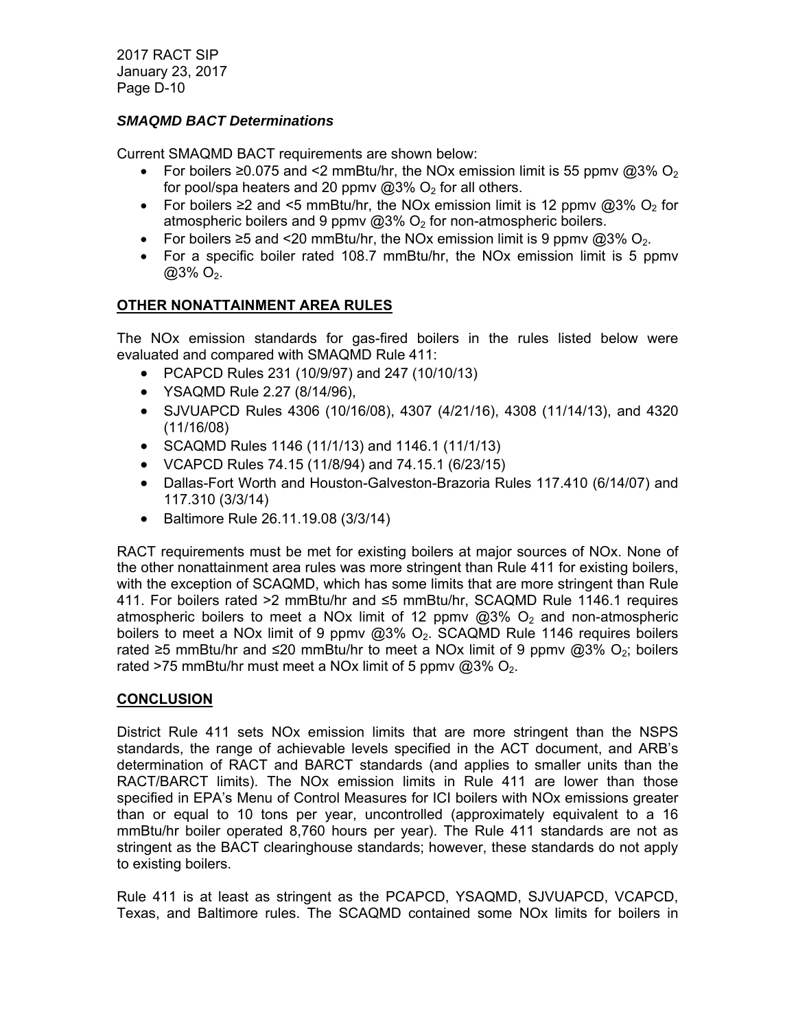### *SMAQMD BACT Determinations*

Current SMAQMD BACT requirements are shown below:

- For boilers ≥0.075 and <2 mmBtu/hr, the NOx emission limit is 55 ppmv @3% $O_2$ for pool/spa heaters and 20 ppmv @3% $O_2$ for all others.
- For boilers ≥2 and <5 mmBtu/hr, the NOx emission limit is 12 ppmv @3% $O_2$ for atmospheric boilers and 9 ppmv @3% $O_2$ for non-atmospheric boilers.
- For boilers ≥5 and <20 mmBtu/hr, the NOx emission limit is 9 ppmv @3% $O_2$.
- For a specific boiler rated 108.7 mmBtu/hr, the NOx emission limit is 5 ppmv @3% $O_2$.

## OTHER NONATTAINMENT AREA RULES

The NOx emission standards for gas-fired boilers in the rules listed below were evaluated and compared with SMAQMD Rule 411:

- PCAPCD Rules 231 (10/9/97) and 247 (10/10/13)
- YSAQMD Rule 2.27 (8/14/96),
- SJVUAPCD Rules 4306 (10/16/08), 4307 (4/21/16), 4308 (11/14/13), and 4320 (11/16/08)
- SCAQMD Rules 1146 (11/1/13) and 1146.1 (11/1/13)
- VCAPCD Rules 74.15 (11/8/94) and 74.15.1 (6/23/15)
- Dallas-Fort Worth and Houston-Galveston-Brazoria Rules 117.410 (6/14/07) and 117.310 (3/3/14)
- Baltimore Rule 26.11.19.08 (3/3/14)

RACT requirements must be met for existing boilers at major sources of NOx. None of the other nonattainment area rules was more stringent than Rule 411 for existing boilers, with the exception of SCAQMD, which has some limits that are more stringent than Rule 411. For boilers rated >2 mmBtu/hr and ≤5 mmBtu/hr, SCAQMD Rule 1146.1 requires atmospheric boilers to meet a NOx limit of 12 ppmv @3% $O_2$ and non-atmospheric boilers to meet a NOx limit of 9 ppmv @3% $O_2$. SCAQMD Rule 1146 requires boilers rated ≥5 mmBtu/hr and ≤20 mmBtu/hr to meet a NOx limit of 9 ppmv @3% $O_2$; boilers rated >75 mmBtu/hr must meet a NOx limit of 5 ppmv @3% $O_2$.

## CONCLUSION

District Rule 411 sets NOx emission limits that are more stringent than the NSPS standards, the range of achievable levels specified in the ACT document, and ARB's determination of RACT and BARCT standards (and applies to smaller units than the RACT/BARCT limits). The NOx emission limits in Rule 411 are lower than those specified in EPA's Menu of Control Measures for ICI boilers with NOx emissions greater than or equal to 10 tons per year, uncontrolled (approximately equivalent to a 16 mmBtu/hr boiler operated 8,760 hours per year). The Rule 411 standards are not as stringent as the BACT clearinghouse standards; however, these standards do not apply to existing boilers.

Rule 411 is at least as stringent as the PCAPCD, YSAQMD, SJVUAPCD, VCAPCD, Texas, and Baltimore rules. The SCAQMD contained some NOx limits for boilers in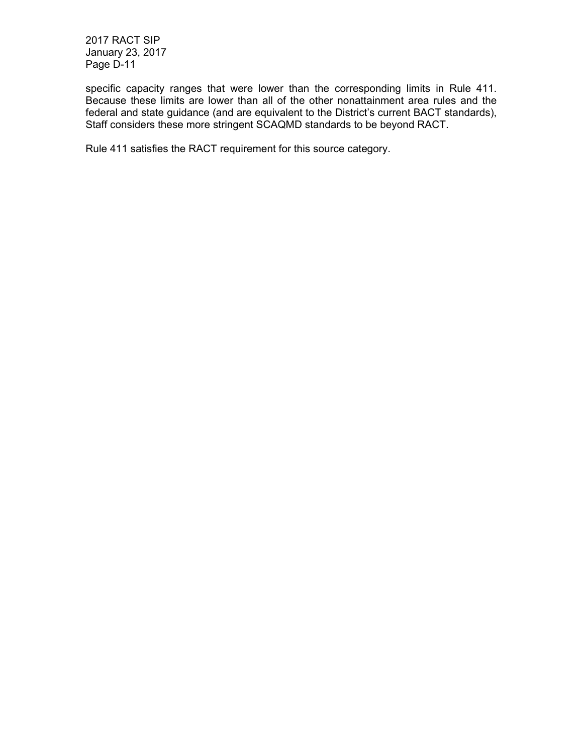specific capacity ranges that were lower than the corresponding limits in Rule 411. Because these limits are lower than all of the other nonattainment area rules and the federal and state guidance (and are equivalent to the District's current BACT standards), Staff considers these more stringent SCAQMD standards to be beyond RACT.

Rule 411 satisfies the RACT requirement for this source category.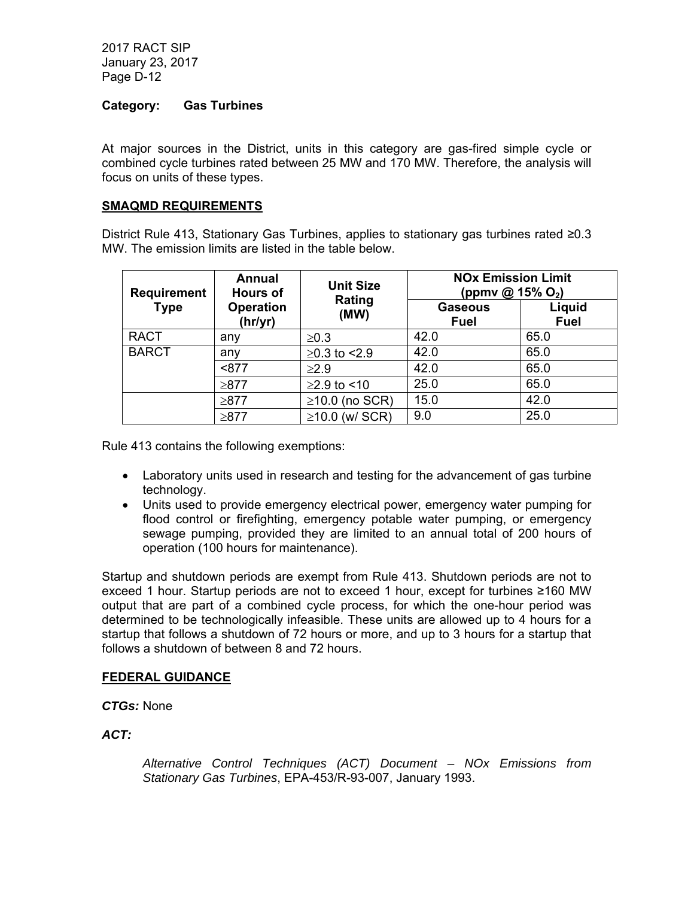**Category: Gas Turbines**

At major sources in the District, units in this category are gas-fired simple cycle or combined cycle turbines rated between 25 MW and 170 MW. Therefore, the analysis will focus on units of these types.

**SMAQMD REQUIREMENTS**

District Rule 413, Stationary Gas Turbines, applies to stationary gas turbines rated ≥0.3 MW. The emission limits are listed in the table below.

| Requirement Type | Annual Hours of Operation (hr/yr) | Unit Size Rating (MW) | NOx Emission Limit (ppmv @ 15% $O_2$) | |
|---|---|---|---|---|
| | | | Gaseous Fuel | Liquid Fuel |
| RACT | any | ≥0.3 | 42.0 | 65.0 |
| BARCT | any | ≥0.3 to <2.9 | 42.0 | 65.0 |
| | <877 | ≥2.9 | 42.0 | 65.0 |
| | ≥877 | ≥2.9 to <10 | 25.0 | 65.0 |
| | ≥877 | ≥10.0 (no SCR) | 15.0 | 42.0 |
| | ≥877 | ≥10.0 (w/ SCR) | 9.0 | 25.0 |

Rule 413 contains the following exemptions:

- Laboratory units used in research and testing for the advancement of gas turbine technology.
- Units used to provide emergency electrical power, emergency water pumping for flood control or firefighting, emergency potable water pumping, or emergency sewage pumping, provided they are limited to an annual total of 200 hours of operation (100 hours for maintenance).

Startup and shutdown periods are exempt from Rule 413. Shutdown periods are not to exceed 1 hour. Startup periods are not to exceed 1 hour, except for turbines ≥160 MW output that are part of a combined cycle process, for which the one-hour period was determined to be technologically infeasible. These units are allowed up to 4 hours for a startup that follows a shutdown of 72 hours or more, and up to 3 hours for a startup that follows a shutdown of between 8 and 72 hours.

**FEDERAL GUIDANCE**

***CTGs:*** None

***ACT:***

*Alternative Control Techniques (ACT) Document – NOx Emissions from Stationary Gas Turbines*, EPA-453/R-93-007, January 1993.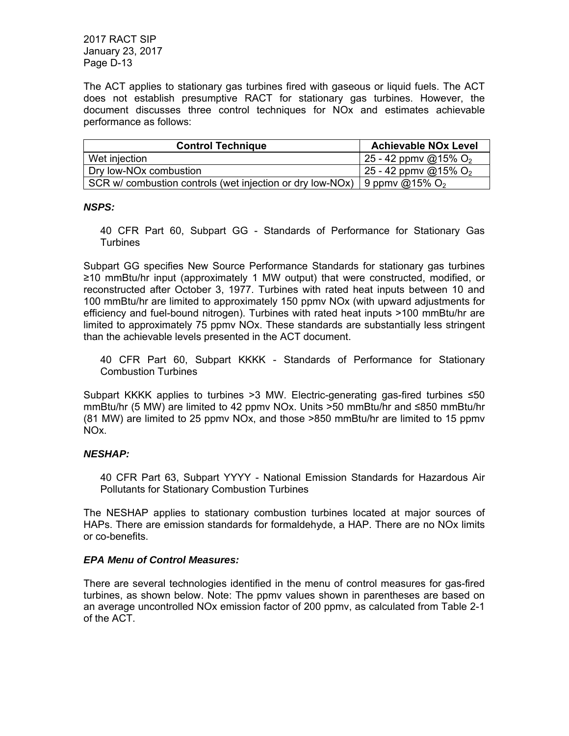The ACT applies to stationary gas turbines fired with gaseous or liquid fuels. The ACT does not establish presumptive RACT for stationary gas turbines. However, the document discusses three control techniques for NOx and estimates achievable performance as follows:

| Control Technique | Achievable NOx Level |
|---|---|
| Wet injection | 25 - 42 ppmv @15% $O_2$ |
| Dry low-NOx combustion | 25 - 42 ppmv @15% $O_2$ |
| SCR w/ combustion controls (wet injection or dry low-NOx) | 9 ppmv @15% $O_2$ |

***NSPS:***

40 CFR Part 60, Subpart GG - Standards of Performance for Stationary Gas Turbines

Subpart GG specifies New Source Performance Standards for stationary gas turbines ≥10 mmBtu/hr input (approximately 1 MW output) that were constructed, modified, or reconstructed after October 3, 1977. Turbines with rated heat inputs between 10 and 100 mmBtu/hr are limited to approximately 150 ppmv NOx (with upward adjustments for efficiency and fuel-bound nitrogen). Turbines with rated heat inputs >100 mmBtu/hr are limited to approximately 75 ppmv NOx. These standards are substantially less stringent than the achievable levels presented in the ACT document.

40 CFR Part 60, Subpart KKKK - Standards of Performance for Stationary Combustion Turbines

Subpart KKKK applies to turbines >3 MW. Electric-generating gas-fired turbines ≤50 mmBtu/hr (5 MW) are limited to 42 ppmv NOx. Units >50 mmBtu/hr and ≤850 mmBtu/hr (81 MW) are limited to 25 ppmv NOx, and those >850 mmBtu/hr are limited to 15 ppmv NOx.

***NESHAP:***

40 CFR Part 63, Subpart YYYY - National Emission Standards for Hazardous Air Pollutants for Stationary Combustion Turbines

The NESHAP applies to stationary combustion turbines located at major sources of HAPs. There are emission standards for formaldehyde, a HAP. There are no NOx limits or co-benefits.

***EPA Menu of Control Measures:***

There are several technologies identified in the menu of control measures for gas-fired turbines, as shown below. Note: The ppmv values shown in parentheses are based on an average uncontrolled NOx emission factor of 200 ppmv, as calculated from Table 2-1 of the ACT.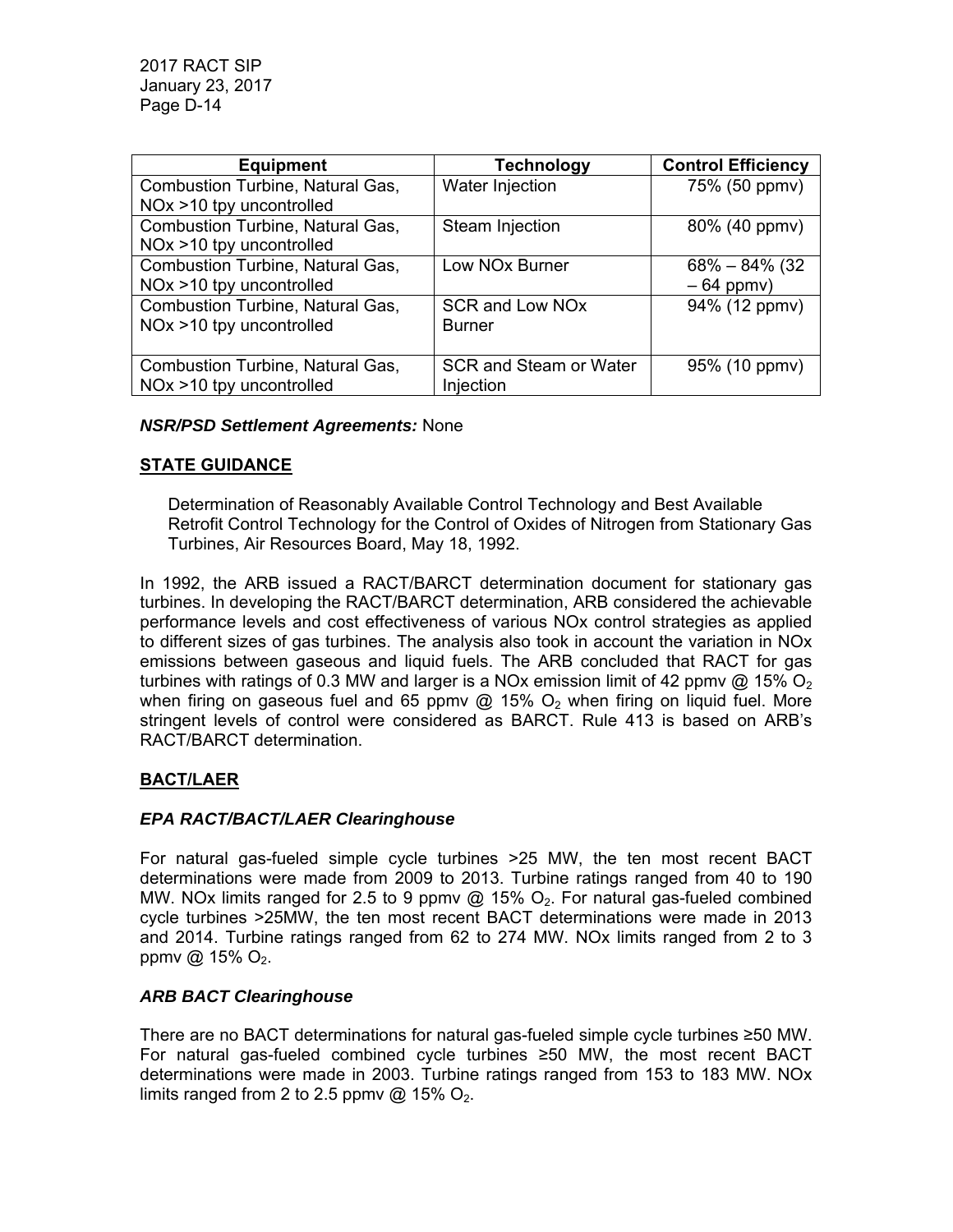| Equipment | Technology | Control Efficiency |
|---|---|---|
| Combustion Turbine, Natural Gas, NOx >10 tpy uncontrolled | Water Injection | 75% (50 ppmv) |
| Combustion Turbine, Natural Gas, NOx >10 tpy uncontrolled | Steam Injection | 80% (40 ppmv) |
| Combustion Turbine, Natural Gas, NOx >10 tpy uncontrolled | Low NOx Burner | 68% – 84% (32 – 64 ppmv) |
| Combustion Turbine, Natural Gas, NOx >10 tpy uncontrolled | SCR and Low NOx Burner | 94% (12 ppmv) |
| Combustion Turbine, Natural Gas, NOx >10 tpy uncontrolled | SCR and Steam or Water Injection | 95% (10 ppmv) |

***NSR/PSD Settlement Agreements:*** None

## STATE GUIDANCE

Determination of Reasonably Available Control Technology and Best Available Retrofit Control Technology for the Control of Oxides of Nitrogen from Stationary Gas Turbines, Air Resources Board, May 18, 1992.

In 1992, the ARB issued a RACT/BARCT determination document for stationary gas turbines. In developing the RACT/BARCT determination, ARB considered the achievable performance levels and cost effectiveness of various NOx control strategies as applied to different sizes of gas turbines. The analysis also took in account the variation in NOx emissions between gaseous and liquid fuels. The ARB concluded that RACT for gas turbines with ratings of 0.3 MW and larger is a NOx emission limit of 42 ppmv @ 15% $O_2$ when firing on gaseous fuel and 65 ppmv @ 15% $O_2$ when firing on liquid fuel. More stringent levels of control were considered as BARCT. Rule 413 is based on ARB's RACT/BARCT determination.

## BACT/LAER

### *EPA RACT/BACT/LAER Clearinghouse*

For natural gas-fueled simple cycle turbines >25 MW, the ten most recent BACT determinations were made from 2009 to 2013. Turbine ratings ranged from 40 to 190 MW. NOx limits ranged for 2.5 to 9 ppmv @ 15% $O_2$. For natural gas-fueled combined cycle turbines >25MW, the ten most recent BACT determinations were made in 2013 and 2014. Turbine ratings ranged from 62 to 274 MW. NOx limits ranged from 2 to 3 ppmv @ 15% $O_2$.

### *ARB BACT Clearinghouse*

There are no BACT determinations for natural gas-fueled simple cycle turbines ≥50 MW. For natural gas-fueled combined cycle turbines ≥50 MW, the most recent BACT determinations were made in 2003. Turbine ratings ranged from 153 to 183 MW. NOx limits ranged from 2 to 2.5 ppmv @ 15% $O_2$.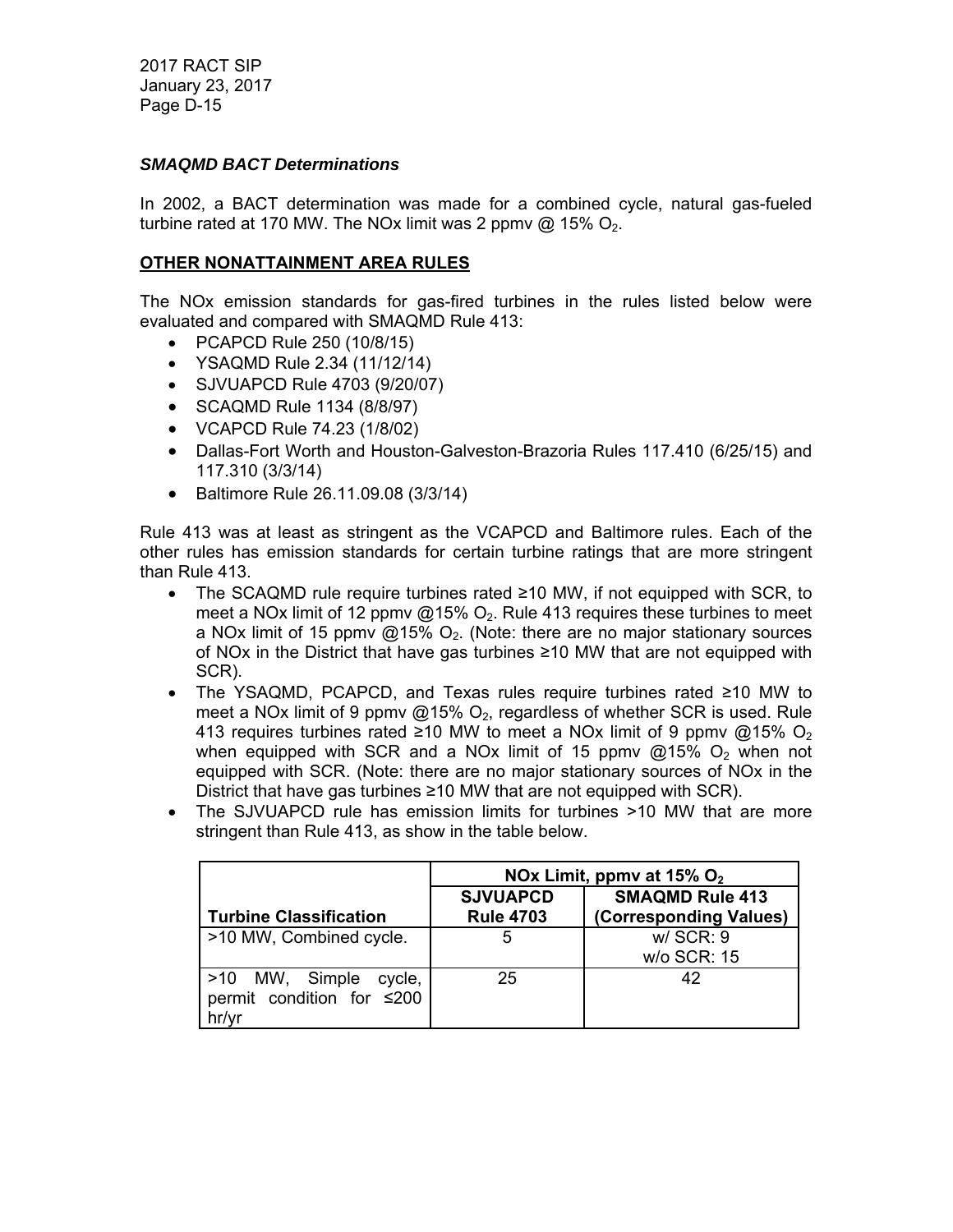### *SMAQMD BACT Determinations*

In 2002, a BACT determination was made for a combined cycle, natural gas-fueled turbine rated at 170 MW. The NOx limit was 2 ppmv @ 15% $O_2$.

## OTHER NONATTAINMENT AREA RULES

The NOx emission standards for gas-fired turbines in the rules listed below were evaluated and compared with SMAQMD Rule 413:

- PCAPCD Rule 250 (10/8/15)
- YSAQMD Rule 2.34 (11/12/14)
- SJVUAPCD Rule 4703 (9/20/07)
- SCAQMD Rule 1134 (8/8/97)
- VCAPCD Rule 74.23 (1/8/02)
- Dallas-Fort Worth and Houston-Galveston-Brazoria Rules 117.410 (6/25/15) and 117.310 (3/3/14)
- Baltimore Rule 26.11.09.08 (3/3/14)

Rule 413 was at least as stringent as the VCAPCD and Baltimore rules. Each of the other rules has emission standards for certain turbine ratings that are more stringent than Rule 413.

- The SCAQMD rule require turbines rated ≥10 MW, if not equipped with SCR, to meet a NOx limit of 12 ppmv @15% $O_2$. Rule 413 requires these turbines to meet a NOx limit of 15 ppmv @15% $O_2$. (Note: there are no major stationary sources of NOx in the District that have gas turbines ≥10 MW that are not equipped with SCR).
- The YSAQMD, PCAPCD, and Texas rules require turbines rated ≥10 MW to meet a NOx limit of 9 ppmv @15% $O_2$, regardless of whether SCR is used. Rule 413 requires turbines rated ≥10 MW to meet a NOx limit of 9 ppmv @15% $O_2$ when equipped with SCR and a NOx limit of 15 ppmv @15% $O_2$ when not equipped with SCR. (Note: there are no major stationary sources of NOx in the District that have gas turbines ≥10 MW that are not equipped with SCR).
- The SJVUAPCD rule has emission limits for turbines >10 MW that are more stringent than Rule 413, as show in the table below.

| | NOx Limit, ppmv at 15% $O_2$ | |
|---|---|---|
| **Turbine Classification** | **SJVUAPCD Rule 4703** | **SMAQMD Rule 413 (Corresponding Values)** |
| >10 MW, Combined cycle. | 5 | w/ SCR: 9<br>w/o SCR: 15 |
| >10 MW, Simple cycle, permit condition for ≤200 hr/yr | 25 | 42 |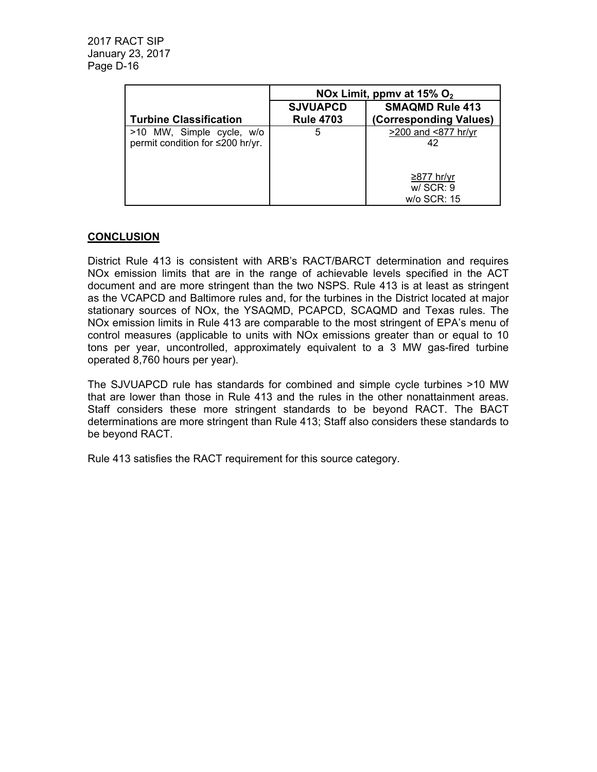| Turbine Classification | NOx Limit, ppmv at 15% $O_2$ | |
|---|---|---|
| | SJVUAPCD Rule 4703 | SMAQMD Rule 413 (Corresponding Values) |
| >10 MW, Simple cycle, w/o permit condition for ≤200 hr/yr. | 5 | >200 and <877 hr/yr 42<br><br>≥877 hr/yr w/ SCR: 9 w/o SCR: 15 |

## CONCLUSION

District Rule 413 is consistent with ARB's RACT/BARCT determination and requires NOx emission limits that are in the range of achievable levels specified in the ACT document and are more stringent than the two NSPS. Rule 413 is at least as stringent as the VCAPCD and Baltimore rules and, for the turbines in the District located at major stationary sources of NOx, the YSAQMD, PCAPCD, SCAQMD and Texas rules. The NOx emission limits in Rule 413 are comparable to the most stringent of EPA's menu of control measures (applicable to units with NOx emissions greater than or equal to 10 tons per year, uncontrolled, approximately equivalent to a 3 MW gas-fired turbine operated 8,760 hours per year).

The SJVUAPCD rule has standards for combined and simple cycle turbines >10 MW that are lower than those in Rule 413 and the rules in the other nonattainment areas. Staff considers these more stringent standards to be beyond RACT. The BACT determinations are more stringent than Rule 413; Staff also considers these standards to be beyond RACT.

Rule 413 satisfies the RACT requirement for this source category.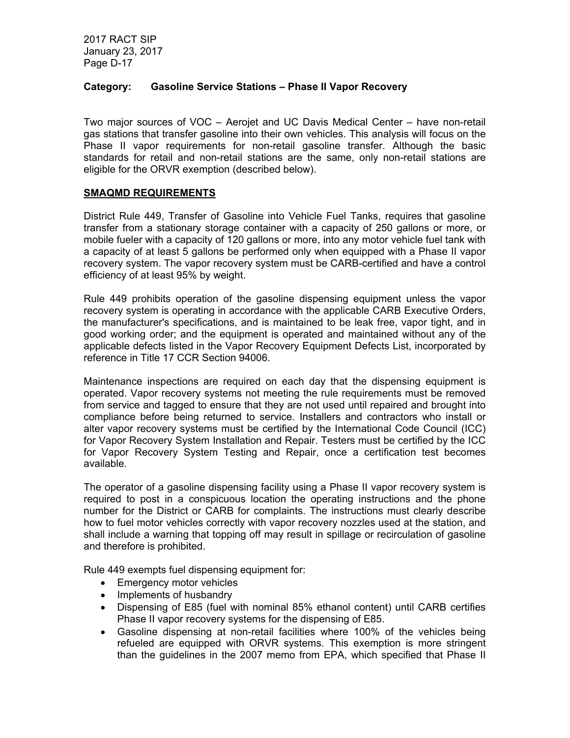**Category: Gasoline Service Stations – Phase II Vapor Recovery**

Two major sources of VOC – Aerojet and UC Davis Medical Center – have non-retail gas stations that transfer gasoline into their own vehicles. This analysis will focus on the Phase II vapor requirements for non-retail gasoline transfer. Although the basic standards for retail and non-retail stations are the same, only non-retail stations are eligible for the ORVR exemption (described below).

**SMAQMD REQUIREMENTS**

District Rule 449, Transfer of Gasoline into Vehicle Fuel Tanks, requires that gasoline transfer from a stationary storage container with a capacity of 250 gallons or more, or mobile fueler with a capacity of 120 gallons or more, into any motor vehicle fuel tank with a capacity of at least 5 gallons be performed only when equipped with a Phase II vapor recovery system. The vapor recovery system must be CARB-certified and have a control efficiency of at least 95% by weight.

Rule 449 prohibits operation of the gasoline dispensing equipment unless the vapor recovery system is operating in accordance with the applicable CARB Executive Orders, the manufacturer's specifications, and is maintained to be leak free, vapor tight, and in good working order; and the equipment is operated and maintained without any of the applicable defects listed in the Vapor Recovery Equipment Defects List, incorporated by reference in Title 17 CCR Section 94006.

Maintenance inspections are required on each day that the dispensing equipment is operated. Vapor recovery systems not meeting the rule requirements must be removed from service and tagged to ensure that they are not used until repaired and brought into compliance before being returned to service. Installers and contractors who install or alter vapor recovery systems must be certified by the International Code Council (ICC) for Vapor Recovery System Installation and Repair. Testers must be certified by the ICC for Vapor Recovery System Testing and Repair, once a certification test becomes available.

The operator of a gasoline dispensing facility using a Phase II vapor recovery system is required to post in a conspicuous location the operating instructions and the phone number for the District or CARB for complaints. The instructions must clearly describe how to fuel motor vehicles correctly with vapor recovery nozzles used at the station, and shall include a warning that topping off may result in spillage or recirculation of gasoline and therefore is prohibited.

Rule 449 exempts fuel dispensing equipment for:

- Emergency motor vehicles
- Implements of husbandry
- Dispensing of E85 (fuel with nominal 85% ethanol content) until CARB certifies Phase II vapor recovery systems for the dispensing of E85.
- Gasoline dispensing at non-retail facilities where 100% of the vehicles being refueled are equipped with ORVR systems. This exemption is more stringent than the guidelines in the 2007 memo from EPA, which specified that Phase II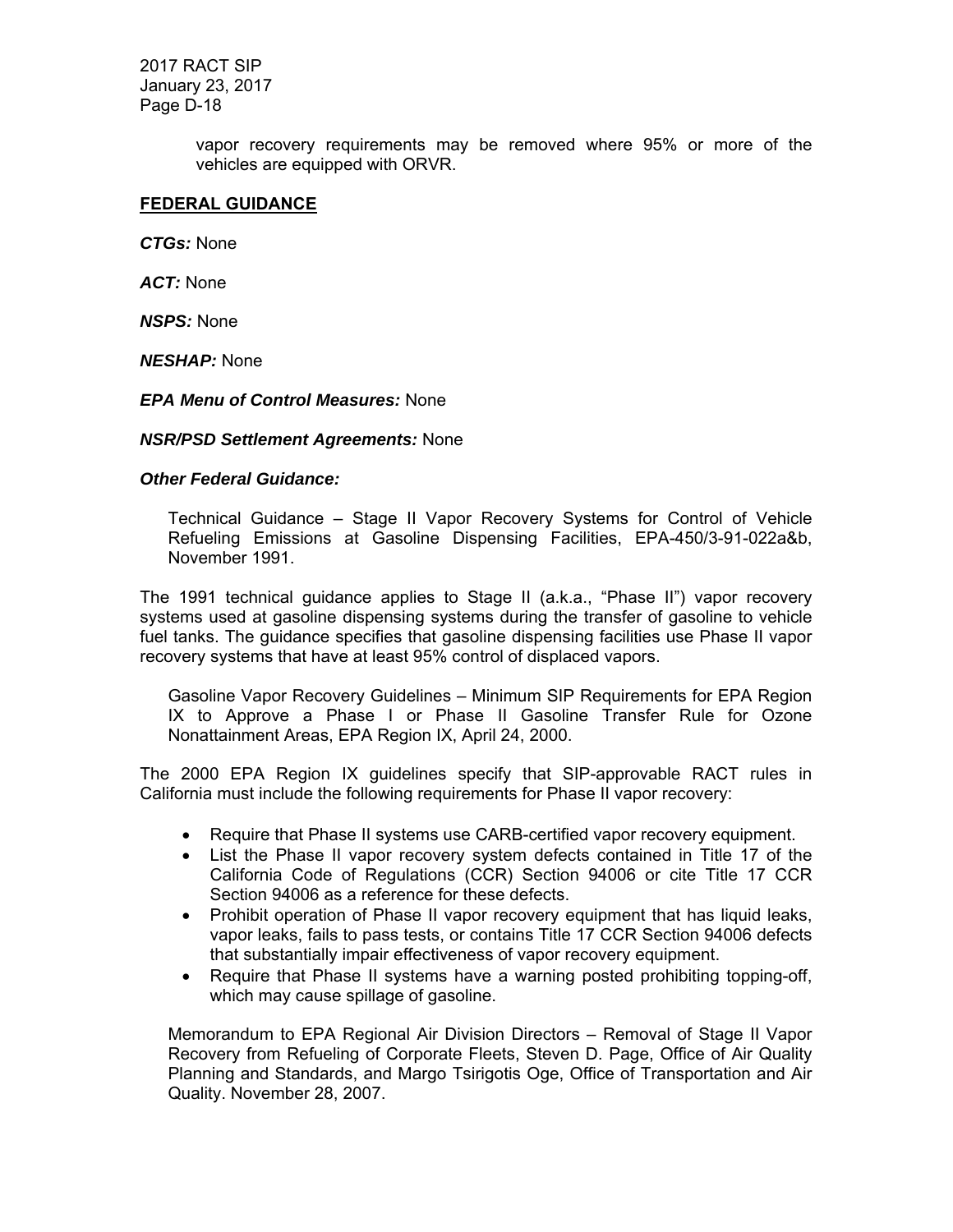vapor recovery requirements may be removed where 95% or more of the vehicles are equipped with ORVR.

**FEDERAL GUIDANCE**

***CTGs:*** None

***ACT:*** None

***NSPS:*** None

***NESHAP:*** None

***EPA Menu of Control Measures:*** None

***NSR/PSD Settlement Agreements:*** None

***Other Federal Guidance:***

Technical Guidance – Stage II Vapor Recovery Systems for Control of Vehicle Refueling Emissions at Gasoline Dispensing Facilities, EPA-450/3-91-022a&b, November 1991.

The 1991 technical guidance applies to Stage II (a.k.a., "Phase II") vapor recovery systems used at gasoline dispensing systems during the transfer of gasoline to vehicle fuel tanks. The guidance specifies that gasoline dispensing facilities use Phase II vapor recovery systems that have at least 95% control of displaced vapors.

Gasoline Vapor Recovery Guidelines – Minimum SIP Requirements for EPA Region IX to Approve a Phase I or Phase II Gasoline Transfer Rule for Ozone Nonattainment Areas, EPA Region IX, April 24, 2000.

The 2000 EPA Region IX guidelines specify that SIP-approvable RACT rules in California must include the following requirements for Phase II vapor recovery:

- Require that Phase II systems use CARB-certified vapor recovery equipment.
- List the Phase II vapor recovery system defects contained in Title 17 of the California Code of Regulations (CCR) Section 94006 or cite Title 17 CCR Section 94006 as a reference for these defects.
- Prohibit operation of Phase II vapor recovery equipment that has liquid leaks, vapor leaks, fails to pass tests, or contains Title 17 CCR Section 94006 defects that substantially impair effectiveness of vapor recovery equipment.
- Require that Phase II systems have a warning posted prohibiting topping-off, which may cause spillage of gasoline.

Memorandum to EPA Regional Air Division Directors – Removal of Stage II Vapor Recovery from Refueling of Corporate Fleets, Steven D. Page, Office of Air Quality Planning and Standards, and Margo Tsirigotis Oge, Office of Transportation and Air Quality. November 28, 2007.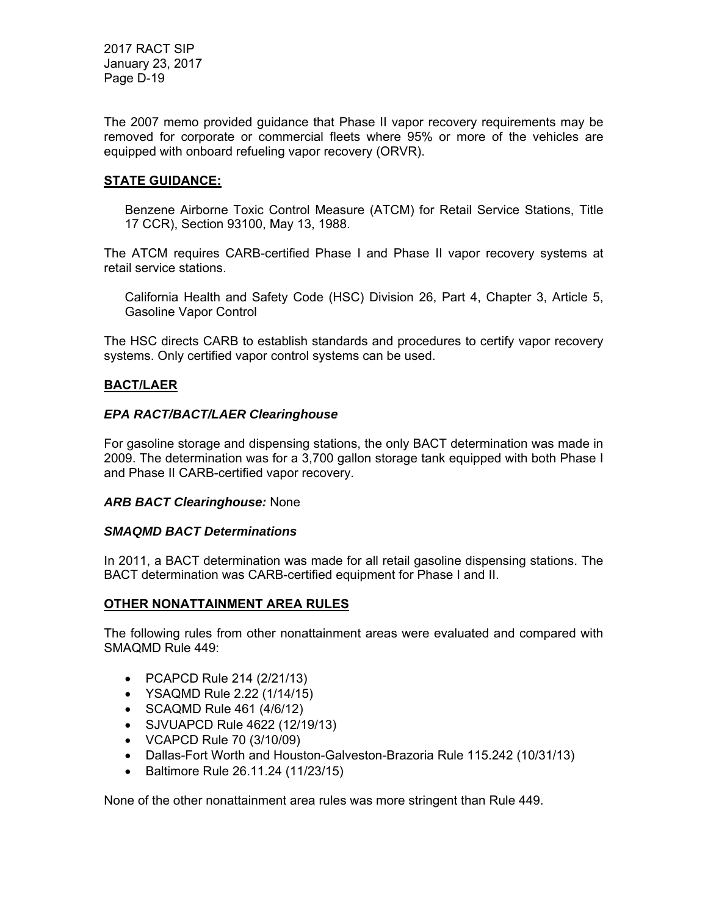The 2007 memo provided guidance that Phase II vapor recovery requirements may be removed for corporate or commercial fleets where 95% or more of the vehicles are equipped with onboard refueling vapor recovery (ORVR).

## STATE GUIDANCE:

Benzene Airborne Toxic Control Measure (ATCM) for Retail Service Stations, Title 17 CCR), Section 93100, May 13, 1988.

The ATCM requires CARB-certified Phase I and Phase II vapor recovery systems at retail service stations.

California Health and Safety Code (HSC) Division 26, Part 4, Chapter 3, Article 5, Gasoline Vapor Control

The HSC directs CARB to establish standards and procedures to certify vapor recovery systems. Only certified vapor control systems can be used.

## BACT/LAER

### *EPA RACT/BACT/LAER Clearinghouse*

For gasoline storage and dispensing stations, the only BACT determination was made in 2009. The determination was for a 3,700 gallon storage tank equipped with both Phase I and Phase II CARB-certified vapor recovery.

***ARB BACT Clearinghouse:*** None

### *SMAQMD BACT Determinations*

In 2011, a BACT determination was made for all retail gasoline dispensing stations. The BACT determination was CARB-certified equipment for Phase I and II.

## OTHER NONATTAINMENT AREA RULES

The following rules from other nonattainment areas were evaluated and compared with SMAQMD Rule 449:

- PCAPCD Rule 214 (2/21/13)
- YSAQMD Rule 2.22 (1/14/15)
- SCAQMD Rule 461 (4/6/12)
- SJVUAPCD Rule 4622 (12/19/13)
- VCAPCD Rule 70 (3/10/09)
- Dallas-Fort Worth and Houston-Galveston-Brazoria Rule 115.242 (10/31/13)
- Baltimore Rule 26.11.24 (11/23/15)

None of the other nonattainment area rules was more stringent than Rule 449.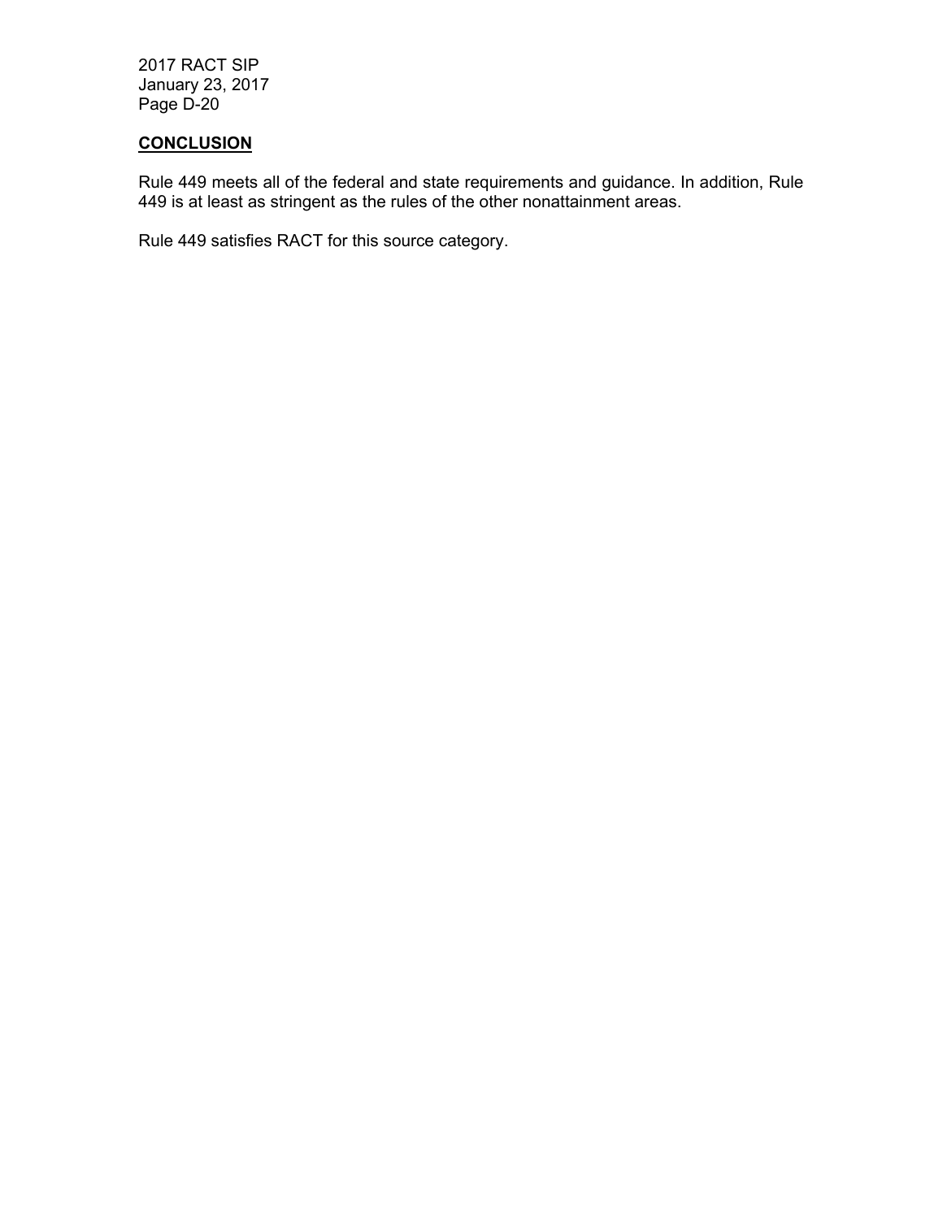## CONCLUSION

Rule 449 meets all of the federal and state requirements and guidance. In addition, Rule 449 is at least as stringent as the rules of the other nonattainment areas.

Rule 449 satisfies RACT for this source category.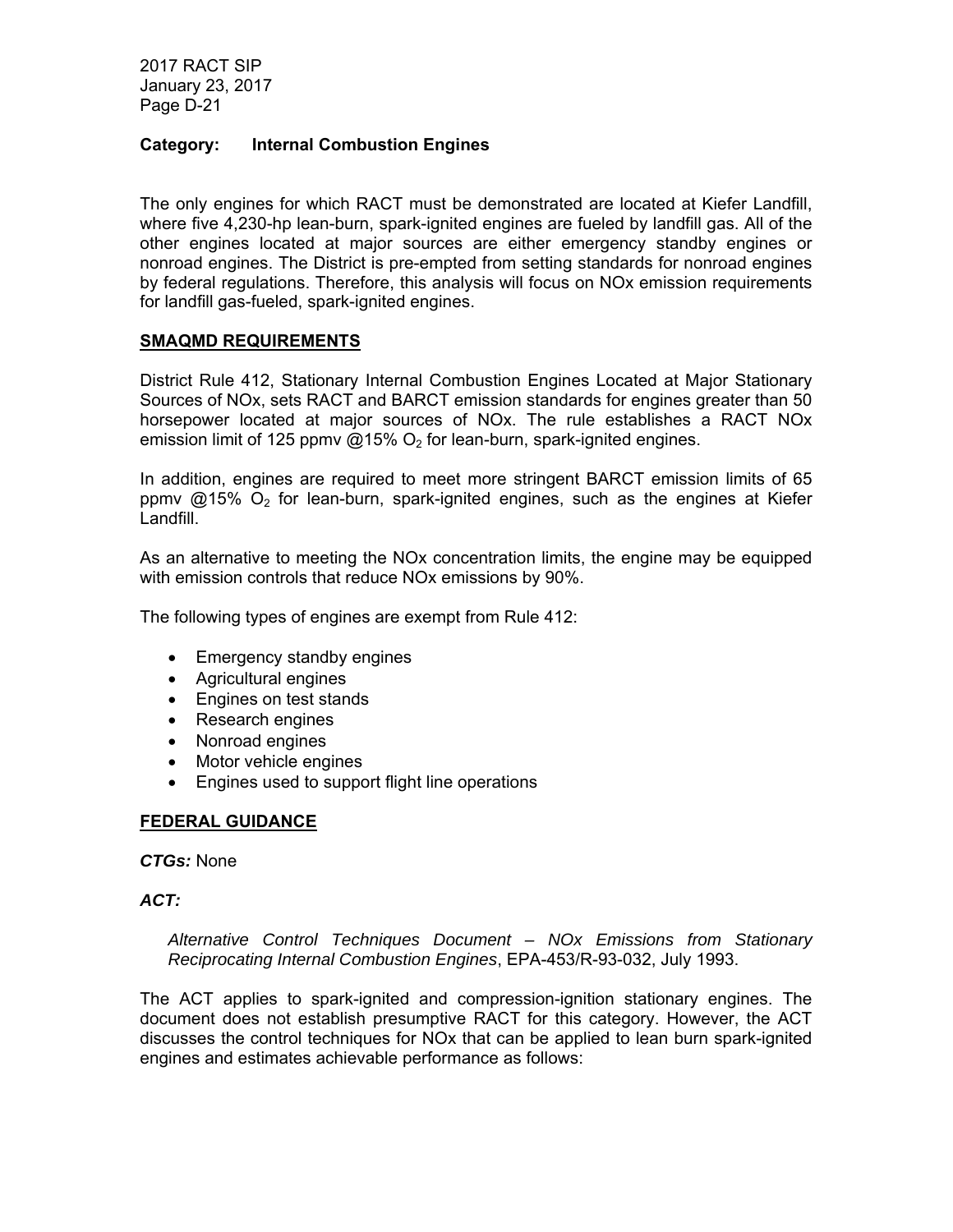**Category: Internal Combustion Engines**

The only engines for which RACT must be demonstrated are located at Kiefer Landfill, where five 4,230-hp lean-burn, spark-ignited engines are fueled by landfill gas. All of the other engines located at major sources are either emergency standby engines or nonroad engines. The District is pre-empted from setting standards for nonroad engines by federal regulations. Therefore, this analysis will focus on NOx emission requirements for landfill gas-fueled, spark-ignited engines.

## SMAQMD REQUIREMENTS

District Rule 412, Stationary Internal Combustion Engines Located at Major Stationary Sources of NOx, sets RACT and BARCT emission standards for engines greater than 50 horsepower located at major sources of NOx. The rule establishes a RACT NOx emission limit of 125 ppmv @15% $O_2$ for lean-burn, spark-ignited engines.

In addition, engines are required to meet more stringent BARCT emission limits of 65 ppmv @15% $O_2$ for lean-burn, spark-ignited engines, such as the engines at Kiefer Landfill.

As an alternative to meeting the NOx concentration limits, the engine may be equipped with emission controls that reduce NOx emissions by 90%.

The following types of engines are exempt from Rule 412:

- Emergency standby engines
- Agricultural engines
- Engines on test stands
- Research engines
- Nonroad engines
- Motor vehicle engines
- Engines used to support flight line operations

## FEDERAL GUIDANCE

***CTGs:*** None

***ACT:***

*Alternative Control Techniques Document – NOx Emissions from Stationary Reciprocating Internal Combustion Engines*, EPA-453/R-93-032, July 1993.

The ACT applies to spark-ignited and compression-ignition stationary engines. The document does not establish presumptive RACT for this category. However, the ACT discusses the control techniques for NOx that can be applied to lean burn spark-ignited engines and estimates achievable performance as follows: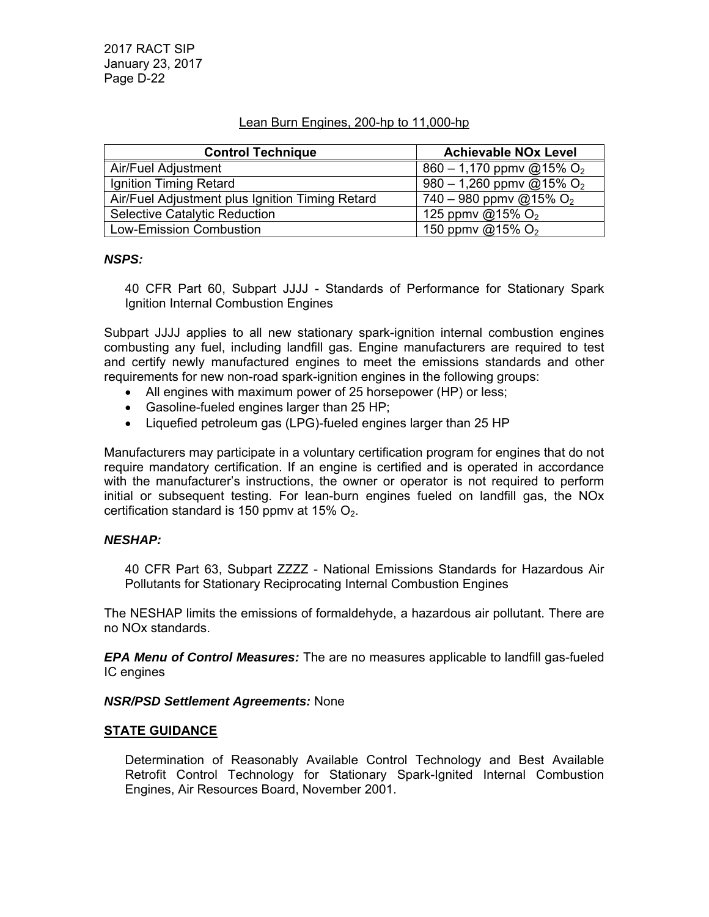Lean Burn Engines, 200-hp to 11,000-hp

| Control Technique | Achievable NOx Level |
|---|---|
| Air/Fuel Adjustment | 860 – 1,170 ppmv @15% $O_2$ |
| Ignition Timing Retard | 980 – 1,260 ppmv @15% $O_2$ |
| Air/Fuel Adjustment plus Ignition Timing Retard | 740 – 980 ppmv @15% $O_2$ |
| Selective Catalytic Reduction | 125 ppmv @15% $O_2$ |
| Low-Emission Combustion | 150 ppmv @15% $O_2$ |

***NSPS:***

40 CFR Part 60, Subpart JJJJ - Standards of Performance for Stationary Spark Ignition Internal Combustion Engines

Subpart JJJJ applies to all new stationary spark-ignition internal combustion engines combusting any fuel, including landfill gas. Engine manufacturers are required to test and certify newly manufactured engines to meet the emissions standards and other requirements for new non-road spark-ignition engines in the following groups:

- All engines with maximum power of 25 horsepower (HP) or less;
- Gasoline-fueled engines larger than 25 HP;
- Liquefied petroleum gas (LPG)-fueled engines larger than 25 HP

Manufacturers may participate in a voluntary certification program for engines that do not require mandatory certification. If an engine is certified and is operated in accordance with the manufacturer's instructions, the owner or operator is not required to perform initial or subsequent testing. For lean-burn engines fueled on landfill gas, the NOx certification standard is 150 ppmv at 15% $O_2$.

***NESHAP:***

40 CFR Part 63, Subpart ZZZZ - National Emissions Standards for Hazardous Air Pollutants for Stationary Reciprocating Internal Combustion Engines

The NESHAP limits the emissions of formaldehyde, a hazardous air pollutant. There are no NOx standards.

***EPA Menu of Control Measures:*** The are no measures applicable to landfill gas-fueled IC engines

***NSR/PSD Settlement Agreements:*** None

**STATE GUIDANCE**

Determination of Reasonably Available Control Technology and Best Available Retrofit Control Technology for Stationary Spark-Ignited Internal Combustion Engines, Air Resources Board, November 2001.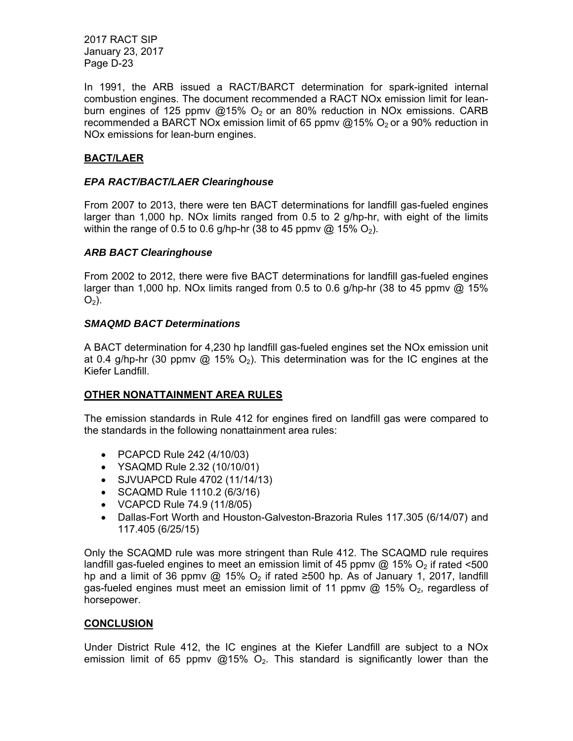In 1991, the ARB issued a RACT/BARCT determination for spark-ignited internal combustion engines. The document recommended a RACT NOx emission limit for lean-burn engines of 125 ppmv @15% $O_2$ or an 80% reduction in NOx emissions. CARB recommended a BARCT NOx emission limit of 65 ppmv @15% $O_2$ or a 90% reduction in NOx emissions for lean-burn engines.

## BACT/LAER

### *EPA RACT/BACT/LAER Clearinghouse*

From 2007 to 2013, there were ten BACT determinations for landfill gas-fueled engines larger than 1,000 hp. NOx limits ranged from 0.5 to 2 g/hp-hr, with eight of the limits within the range of 0.5 to 0.6 g/hp-hr (38 to 45 ppmv @ 15% $O_2$).

### *ARB BACT Clearinghouse*

From 2002 to 2012, there were five BACT determinations for landfill gas-fueled engines larger than 1,000 hp. NOx limits ranged from 0.5 to 0.6 g/hp-hr (38 to 45 ppmv @ 15% $O_2$).

### *SMAQMD BACT Determinations*

A BACT determination for 4,230 hp landfill gas-fueled engines set the NOx emission unit at 0.4 g/hp-hr (30 ppmv @ 15% $O_2$). This determination was for the IC engines at the Kiefer Landfill.

## OTHER NONATTAINMENT AREA RULES

The emission standards in Rule 412 for engines fired on landfill gas were compared to the standards in the following nonattainment area rules:

- PCAPCD Rule 242 (4/10/03)
- YSAQMD Rule 2.32 (10/10/01)
- SJVUAPCD Rule 4702 (11/14/13)
- SCAQMD Rule 1110.2 (6/3/16)
- VCAPCD Rule 74.9 (11/8/05)
- Dallas-Fort Worth and Houston-Galveston-Brazoria Rules 117.305 (6/14/07) and 117.405 (6/25/15)

Only the SCAQMD rule was more stringent than Rule 412. The SCAQMD rule requires landfill gas-fueled engines to meet an emission limit of 45 ppmv @ 15% $O_2$ if rated <500 hp and a limit of 36 ppmv @ 15% $O_2$ if rated ≥500 hp. As of January 1, 2017, landfill gas-fueled engines must meet an emission limit of 11 ppmv @ 15% $O_2$, regardless of horsepower.

## CONCLUSION

Under District Rule 412, the IC engines at the Kiefer Landfill are subject to a NOx emission limit of 65 ppmv @15% $O_2$. This standard is significantly lower than the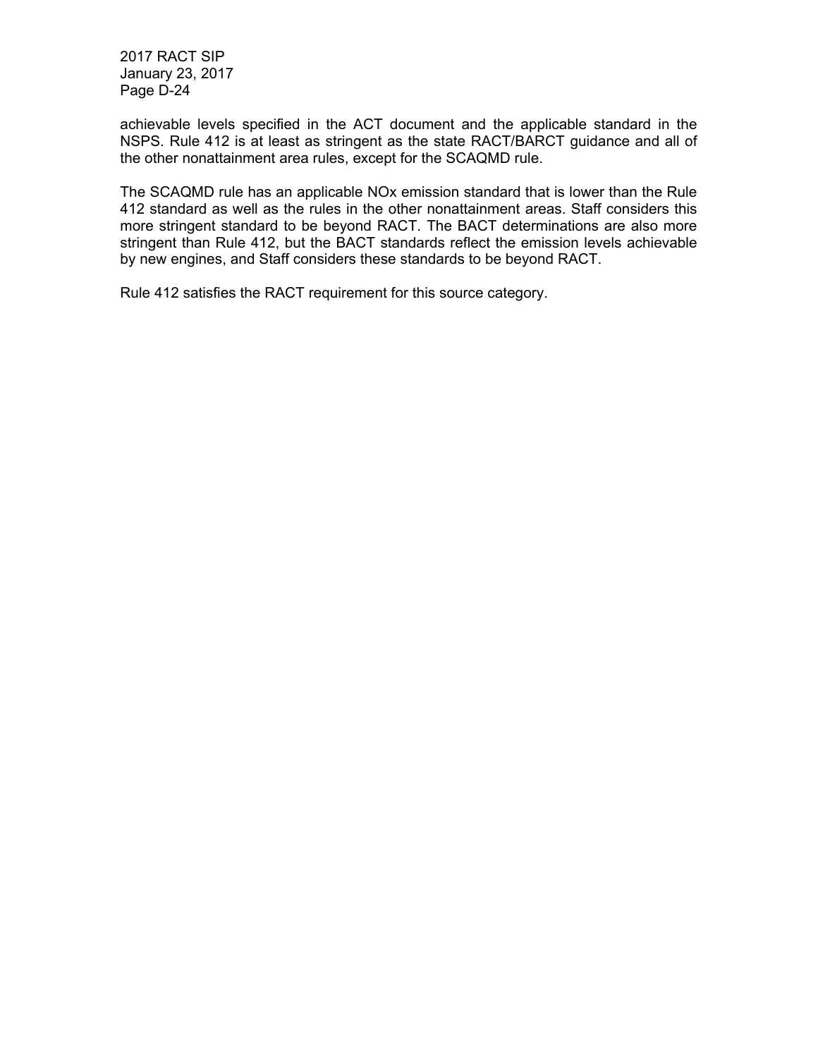achievable levels specified in the ACT document and the applicable standard in the NSPS. Rule 412 is at least as stringent as the state RACT/BARCT guidance and all of the other nonattainment area rules, except for the SCAQMD rule.

The SCAQMD rule has an applicable NOx emission standard that is lower than the Rule 412 standard as well as the rules in the other nonattainment areas. Staff considers this more stringent standard to be beyond RACT. The BACT determinations are also more stringent than Rule 412, but the BACT standards reflect the emission levels achievable by new engines, and Staff considers these standards to be beyond RACT.

Rule 412 satisfies the RACT requirement for this source category.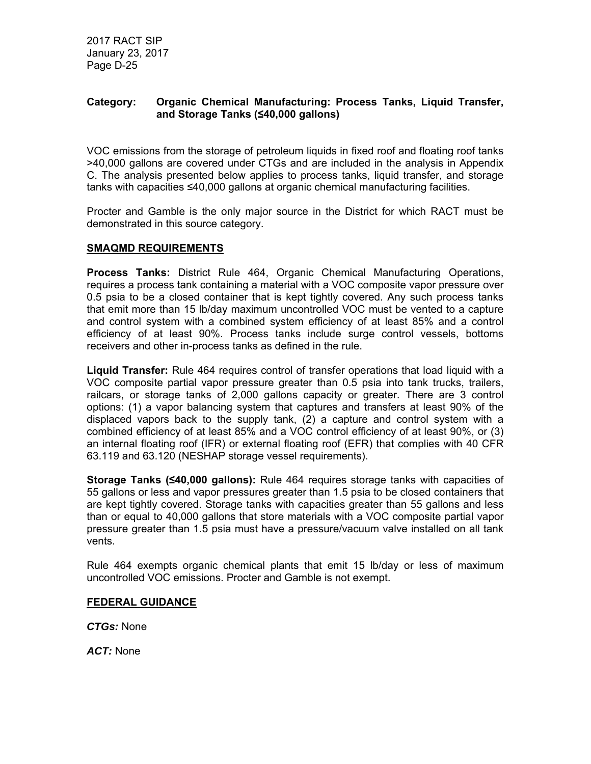**Category: Organic Chemical Manufacturing: Process Tanks, Liquid Transfer, and Storage Tanks (≤40,000 gallons)**

VOC emissions from the storage of petroleum liquids in fixed roof and floating roof tanks >40,000 gallons are covered under CTGs and are included in the analysis in Appendix C. The analysis presented below applies to process tanks, liquid transfer, and storage tanks with capacities ≤40,000 gallons at organic chemical manufacturing facilities.

Procter and Gamble is the only major source in the District for which RACT must be demonstrated in this source category.

## SMAQMD REQUIREMENTS

**Process Tanks:** District Rule 464, Organic Chemical Manufacturing Operations, requires a process tank containing a material with a VOC composite vapor pressure over 0.5 psia to be a closed container that is kept tightly covered. Any such process tanks that emit more than 15 lb/day maximum uncontrolled VOC must be vented to a capture and control system with a combined system efficiency of at least 85% and a control efficiency of at least 90%. Process tanks include surge control vessels, bottoms receivers and other in-process tanks as defined in the rule.

**Liquid Transfer:** Rule 464 requires control of transfer operations that load liquid with a VOC composite partial vapor pressure greater than 0.5 psia into tank trucks, trailers, railcars, or storage tanks of 2,000 gallons capacity or greater. There are 3 control options: (1) a vapor balancing system that captures and transfers at least 90% of the displaced vapors back to the supply tank, (2) a capture and control system with a combined efficiency of at least 85% and a VOC control efficiency of at least 90%, or (3) an internal floating roof (IFR) or external floating roof (EFR) that complies with 40 CFR 63.119 and 63.120 (NESHAP storage vessel requirements).

**Storage Tanks (≤40,000 gallons):** Rule 464 requires storage tanks with capacities of 55 gallons or less and vapor pressures greater than 1.5 psia to be closed containers that are kept tightly covered. Storage tanks with capacities greater than 55 gallons and less than or equal to 40,000 gallons that store materials with a VOC composite partial vapor pressure greater than 1.5 psia must have a pressure/vacuum valve installed on all tank vents.

Rule 464 exempts organic chemical plants that emit 15 lb/day or less of maximum uncontrolled VOC emissions. Procter and Gamble is not exempt.

## FEDERAL GUIDANCE

***CTGs:*** None

***ACT:*** None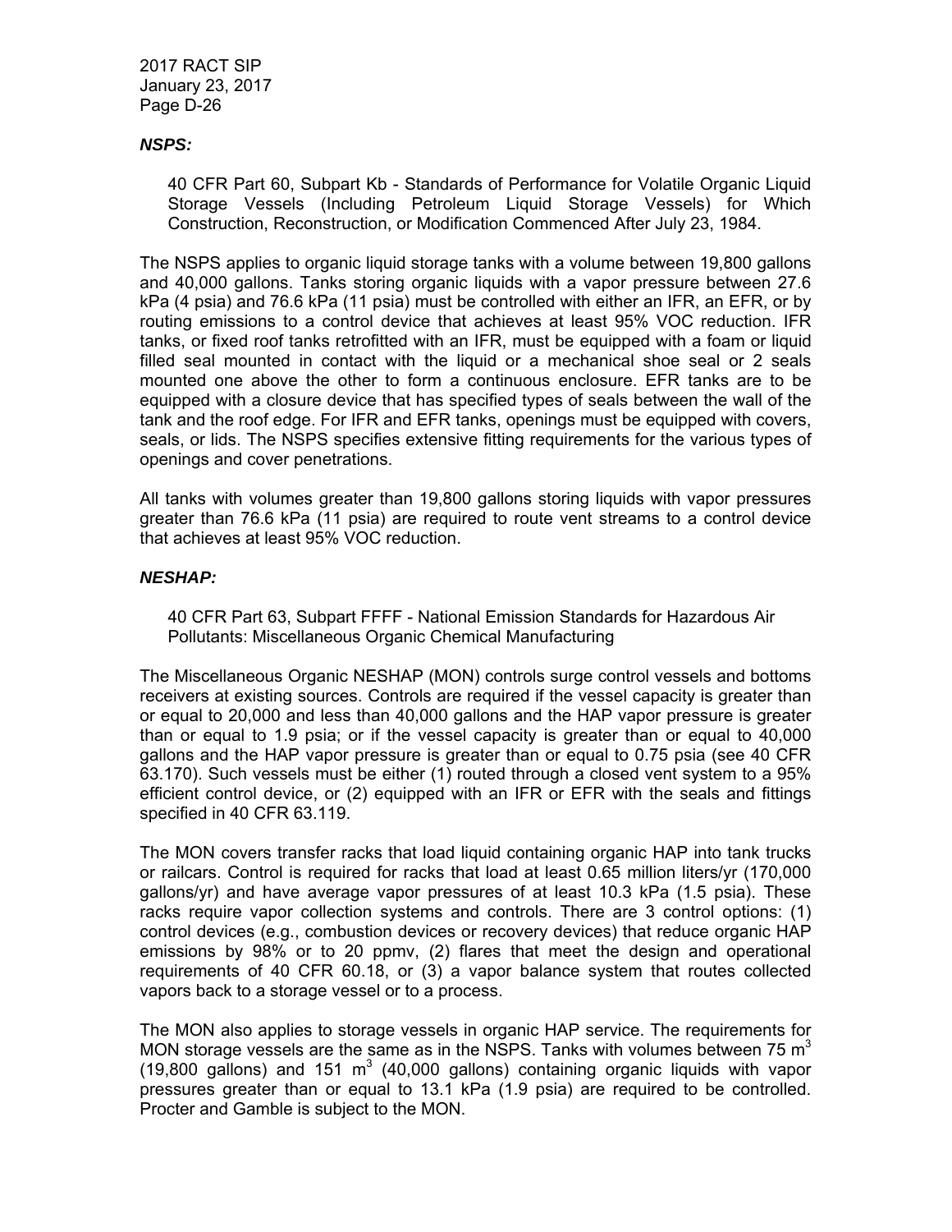***NSPS:***

40 CFR Part 60, Subpart Kb - Standards of Performance for Volatile Organic Liquid Storage Vessels (Including Petroleum Liquid Storage Vessels) for Which Construction, Reconstruction, or Modification Commenced After July 23, 1984.

The NSPS applies to organic liquid storage tanks with a volume between 19,800 gallons and 40,000 gallons. Tanks storing organic liquids with a vapor pressure between 27.6 kPa (4 psia) and 76.6 kPa (11 psia) must be controlled with either an IFR, an EFR, or by routing emissions to a control device that achieves at least 95% VOC reduction. IFR tanks, or fixed roof tanks retrofitted with an IFR, must be equipped with a foam or liquid filled seal mounted in contact with the liquid or a mechanical shoe seal or 2 seals mounted one above the other to form a continuous enclosure. EFR tanks are to be equipped with a closure device that has specified types of seals between the wall of the tank and the roof edge. For IFR and EFR tanks, openings must be equipped with covers, seals, or lids. The NSPS specifies extensive fitting requirements for the various types of openings and cover penetrations.

All tanks with volumes greater than 19,800 gallons storing liquids with vapor pressures greater than 76.6 kPa (11 psia) are required to route vent streams to a control device that achieves at least 95% VOC reduction.

***NESHAP:***

40 CFR Part 63, Subpart FFFF - National Emission Standards for Hazardous Air Pollutants: Miscellaneous Organic Chemical Manufacturing

The Miscellaneous Organic NESHAP (MON) controls surge control vessels and bottoms receivers at existing sources. Controls are required if the vessel capacity is greater than or equal to 20,000 and less than 40,000 gallons and the HAP vapor pressure is greater than or equal to 1.9 psia; or if the vessel capacity is greater than or equal to 40,000 gallons and the HAP vapor pressure is greater than or equal to 0.75 psia (see 40 CFR 63.170). Such vessels must be either (1) routed through a closed vent system to a 95% efficient control device, or (2) equipped with an IFR or EFR with the seals and fittings specified in 40 CFR 63.119.

The MON covers transfer racks that load liquid containing organic HAP into tank trucks or railcars. Control is required for racks that load at least 0.65 million liters/yr (170,000 gallons/yr) and have average vapor pressures of at least 10.3 kPa (1.5 psia). These racks require vapor collection systems and controls. There are 3 control options: (1) control devices (e.g., combustion devices or recovery devices) that reduce organic HAP emissions by 98% or to 20 ppmv, (2) flares that meet the design and operational requirements of 40 CFR 60.18, or (3) a vapor balance system that routes collected vapors back to a storage vessel or to a process.

The MON also applies to storage vessels in organic HAP service. The requirements for MON storage vessels are the same as in the NSPS. Tanks with volumes between 75 $m^3$ (19,800 gallons) and 151 $m^3$ (40,000 gallons) containing organic liquids with vapor pressures greater than or equal to 13.1 kPa (1.9 psia) are required to be controlled. Procter and Gamble is subject to the MON.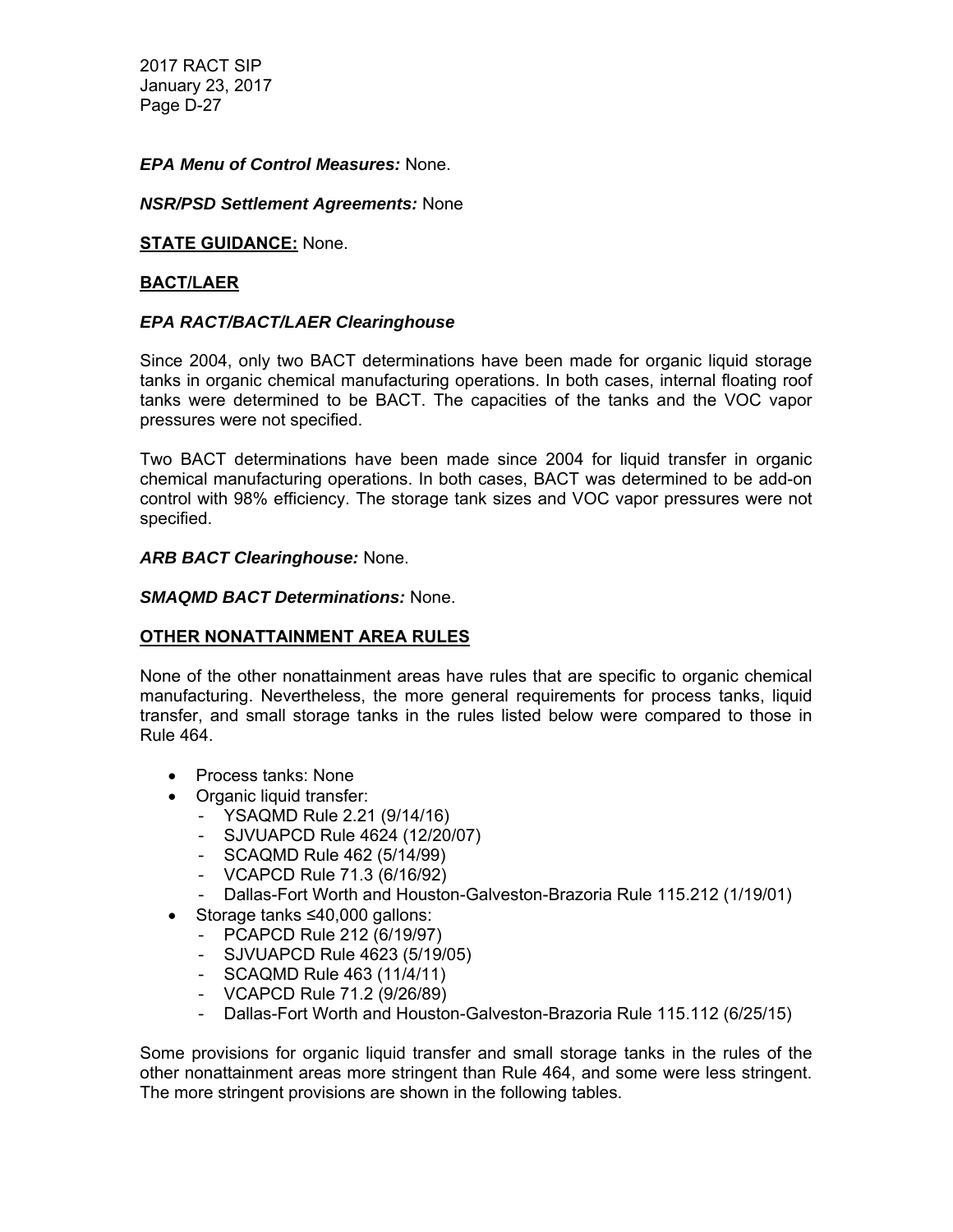***EPA Menu of Control Measures:*** None.

***NSR/PSD Settlement Agreements:*** None

**STATE GUIDANCE:** None.

**BACT/LAER**

***EPA RACT/BACT/LAER Clearinghouse***

Since 2004, only two BACT determinations have been made for organic liquid storage tanks in organic chemical manufacturing operations. In both cases, internal floating roof tanks were determined to be BACT. The capacities of the tanks and the VOC vapor pressures were not specified.

Two BACT determinations have been made since 2004 for liquid transfer in organic chemical manufacturing operations. In both cases, BACT was determined to be add-on control with 98% efficiency. The storage tank sizes and VOC vapor pressures were not specified.

***ARB BACT Clearinghouse:*** None.

***SMAQMD BACT Determinations:*** None.

**OTHER NONATTAINMENT AREA RULES**

None of the other nonattainment areas have rules that are specific to organic chemical manufacturing. Nevertheless, the more general requirements for process tanks, liquid transfer, and small storage tanks in the rules listed below were compared to those in Rule 464.

- Process tanks: None
- Organic liquid transfer:
  - YSAQMD Rule 2.21 (9/14/16)
  - SJVUAPCD Rule 4624 (12/20/07)
  - SCAQMD Rule 462 (5/14/99)
  - VCAPCD Rule 71.3 (6/16/92)
  - Dallas-Fort Worth and Houston-Galveston-Brazoria Rule 115.212 (1/19/01)
- Storage tanks ≤40,000 gallons:
  - PCAPCD Rule 212 (6/19/97)
  - SJVUAPCD Rule 4623 (5/19/05)
  - SCAQMD Rule 463 (11/4/11)
  - VCAPCD Rule 71.2 (9/26/89)
  - Dallas-Fort Worth and Houston-Galveston-Brazoria Rule 115.112 (6/25/15)

Some provisions for organic liquid transfer and small storage tanks in the rules of the other nonattainment areas more stringent than Rule 464, and some were less stringent. The more stringent provisions are shown in the following tables.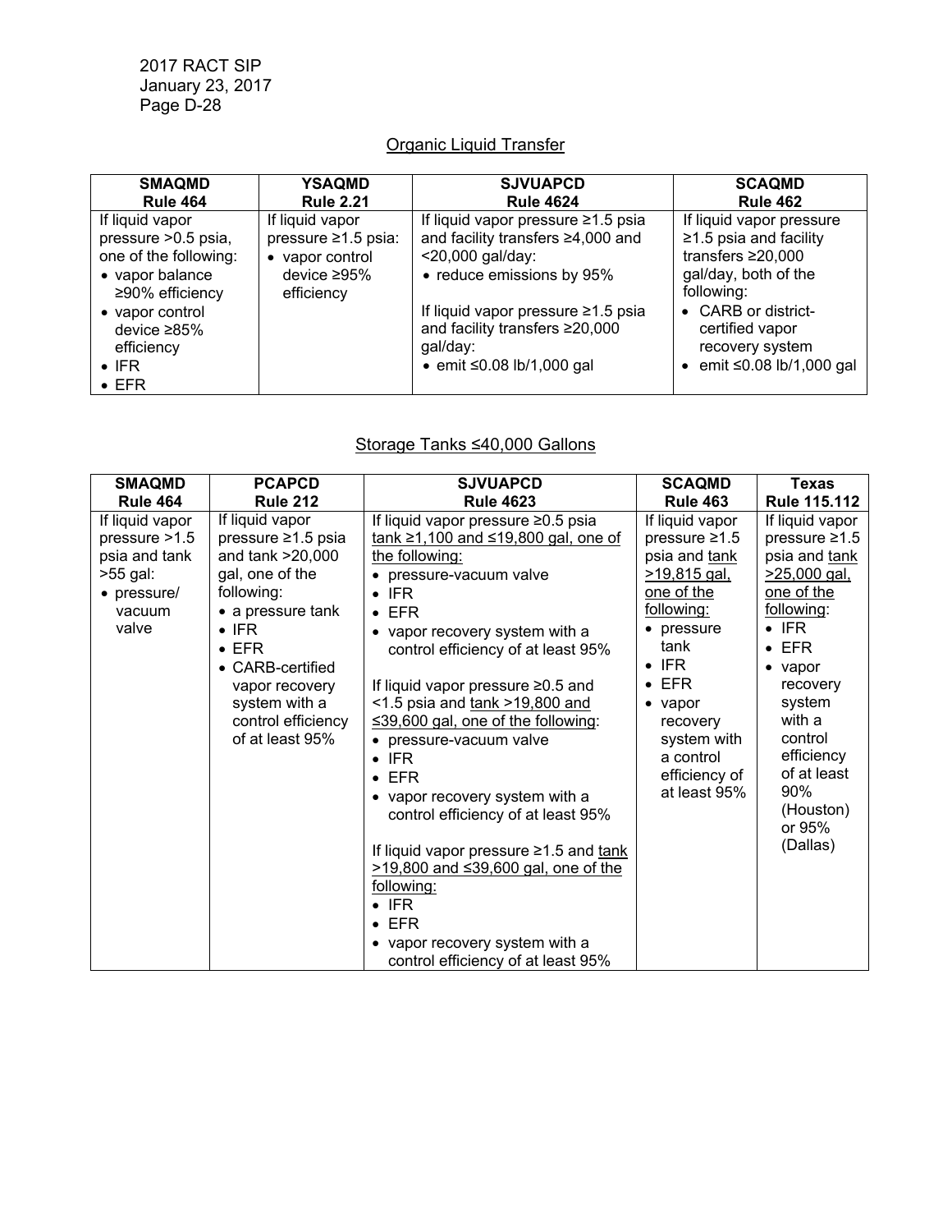## Organic Liquid Transfer

| SMAQMD Rule 464 | YSAQMD Rule 2.21 | SJVUAPCD Rule 4624 | SCAQMD Rule 462 |
|---|---|---|---|
| If liquid vapor pressure >0.5 psia, one of the following:<br>• vapor balance ≥90% efficiency<br>• vapor control device ≥85% efficiency<br>• IFR<br>• EFR | If liquid vapor pressure ≥1.5 psia:<br>• vapor control device ≥95% efficiency | If liquid vapor pressure ≥1.5 psia and facility transfers ≥4,000 and <20,000 gal/day:<br>• reduce emissions by 95%<br><br>If liquid vapor pressure ≥1.5 psia and facility transfers ≥20,000 gal/day:<br>• emit ≤0.08 lb/1,000 gal | If liquid vapor pressure ≥1.5 psia and facility transfers ≥20,000 gal/day, both of the following:<br>• CARB or district-certified vapor recovery system<br>• emit ≤0.08 lb/1,000 gal |

## Storage Tanks ≤40,000 Gallons

| SMAQMD Rule 464 | PCAPCD Rule 212 | SJVUAPCD Rule 4623 | SCAQMD Rule 463 | Texas Rule 115.112 |
|---|---|---|---|---|
| If liquid vapor pressure >1.5 psia and tank >55 gal:<br>• pressure/ vacuum valve | If liquid vapor pressure ≥1.5 psia and tank >20,000 gal, one of the following:<br>• a pressure tank<br>• IFR<br>• EFR<br>• CARB-certified vapor recovery system with a control efficiency of at least 95% | If liquid vapor pressure ≥0.5 psia tank ≥1,100 and ≤19,800 gal, one of the following:<br>• pressure-vacuum valve<br>• IFR<br>• EFR<br>• vapor recovery system with a control efficiency of at least 95%<br><br>If liquid vapor pressure ≥0.5 and <1.5 psia and tank >19,800 and ≤39,600 gal, one of the following:<br>• pressure-vacuum valve<br>• IFR<br>• EFR<br>• vapor recovery system with a control efficiency of at least 95%<br><br>If liquid vapor pressure ≥1.5 and tank >19,800 and ≤39,600 gal, one of the following:<br>• IFR<br>• EFR<br>• vapor recovery system with a control efficiency of at least 95% | If liquid vapor pressure ≥1.5 psia and tank >19,815 gal, one of the following:<br>• pressure tank<br>• IFR<br>• EFR<br>• vapor recovery system with a control efficiency of at least 95% | If liquid vapor pressure ≥1.5 psia and tank >25,000 gal, one of the following:<br>• IFR<br>• EFR<br>• vapor recovery system with a control efficiency of at least 90% (Houston) or 95% (Dallas) |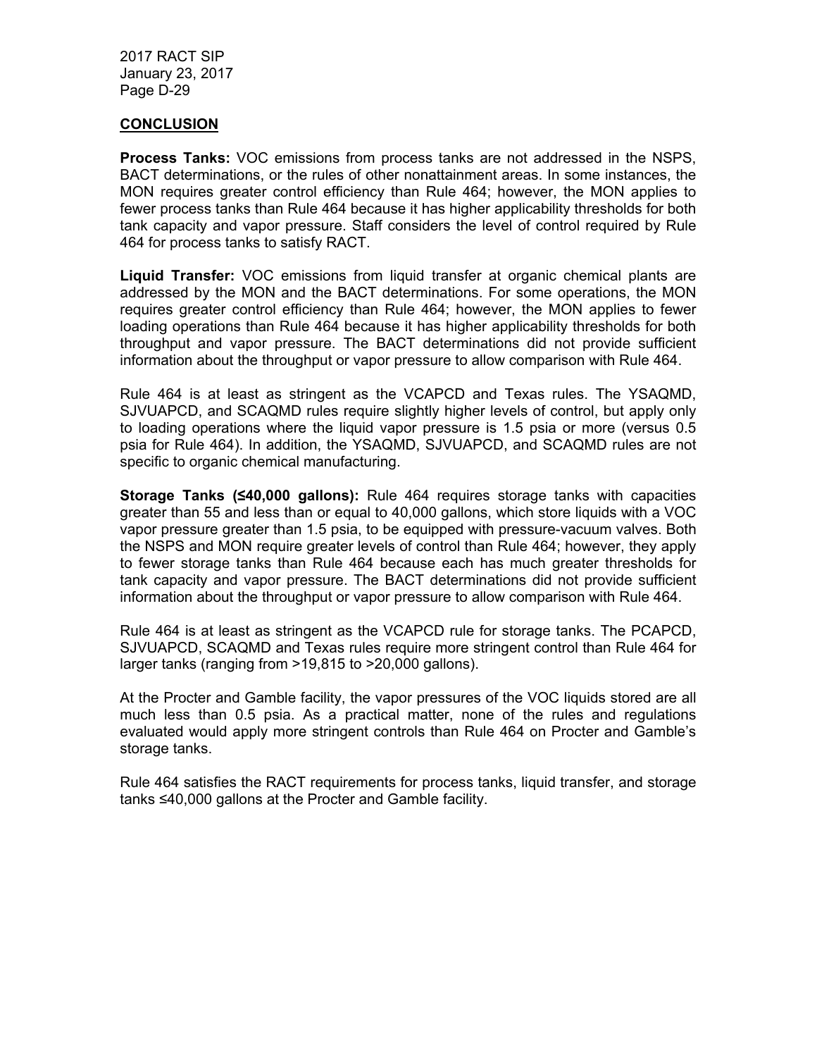**CONCLUSION**

**Process Tanks:** VOC emissions from process tanks are not addressed in the NSPS, BACT determinations, or the rules of other nonattainment areas. In some instances, the MON requires greater control efficiency than Rule 464; however, the MON applies to fewer process tanks than Rule 464 because it has higher applicability thresholds for both tank capacity and vapor pressure. Staff considers the level of control required by Rule 464 for process tanks to satisfy RACT.

**Liquid Transfer:** VOC emissions from liquid transfer at organic chemical plants are addressed by the MON and the BACT determinations. For some operations, the MON requires greater control efficiency than Rule 464; however, the MON applies to fewer loading operations than Rule 464 because it has higher applicability thresholds for both throughput and vapor pressure. The BACT determinations did not provide sufficient information about the throughput or vapor pressure to allow comparison with Rule 464.

Rule 464 is at least as stringent as the VCAPCD and Texas rules. The YSAQMD, SJVUAPCD, and SCAQMD rules require slightly higher levels of control, but apply only to loading operations where the liquid vapor pressure is 1.5 psia or more (versus 0.5 psia for Rule 464). In addition, the YSAQMD, SJVUAPCD, and SCAQMD rules are not specific to organic chemical manufacturing.

**Storage Tanks (≤40,000 gallons):** Rule 464 requires storage tanks with capacities greater than 55 and less than or equal to 40,000 gallons, which store liquids with a VOC vapor pressure greater than 1.5 psia, to be equipped with pressure-vacuum valves. Both the NSPS and MON require greater levels of control than Rule 464; however, they apply to fewer storage tanks than Rule 464 because each has much greater thresholds for tank capacity and vapor pressure. The BACT determinations did not provide sufficient information about the throughput or vapor pressure to allow comparison with Rule 464.

Rule 464 is at least as stringent as the VCAPCD rule for storage tanks. The PCAPCD, SJVUAPCD, SCAQMD and Texas rules require more stringent control than Rule 464 for larger tanks (ranging from >19,815 to >20,000 gallons).

At the Procter and Gamble facility, the vapor pressures of the VOC liquids stored are all much less than 0.5 psia. As a practical matter, none of the rules and regulations evaluated would apply more stringent controls than Rule 464 on Procter and Gamble's storage tanks.

Rule 464 satisfies the RACT requirements for process tanks, liquid transfer, and storage tanks ≤40,000 gallons at the Procter and Gamble facility.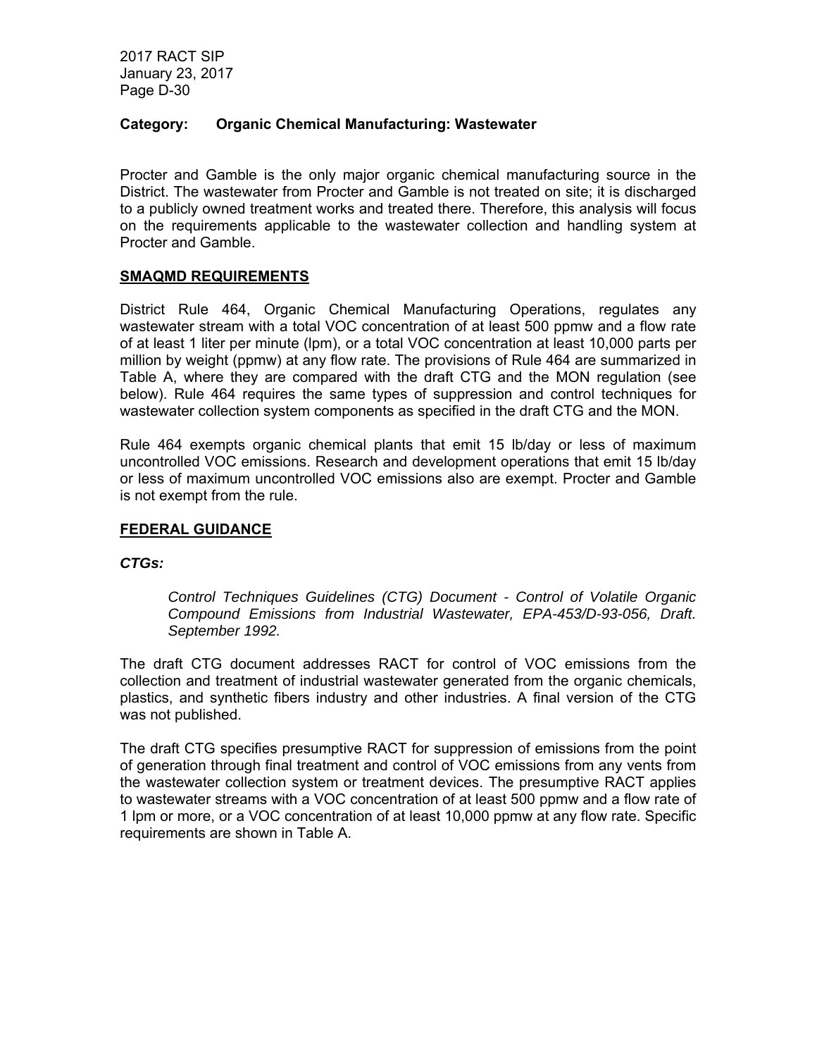**Category: Organic Chemical Manufacturing: Wastewater**

Procter and Gamble is the only major organic chemical manufacturing source in the District. The wastewater from Procter and Gamble is not treated on site; it is discharged to a publicly owned treatment works and treated there. Therefore, this analysis will focus on the requirements applicable to the wastewater collection and handling system at Procter and Gamble.

## SMAQMD REQUIREMENTS

District Rule 464, Organic Chemical Manufacturing Operations, regulates any wastewater stream with a total VOC concentration of at least 500 ppmw and a flow rate of at least 1 liter per minute (lpm), or a total VOC concentration at least 10,000 parts per million by weight (ppmw) at any flow rate. The provisions of Rule 464 are summarized in Table A, where they are compared with the draft CTG and the MON regulation (see below). Rule 464 requires the same types of suppression and control techniques for wastewater collection system components as specified in the draft CTG and the MON.

Rule 464 exempts organic chemical plants that emit 15 lb/day or less of maximum uncontrolled VOC emissions. Research and development operations that emit 15 lb/day or less of maximum uncontrolled VOC emissions also are exempt. Procter and Gamble is not exempt from the rule.

## FEDERAL GUIDANCE

### *CTGs:*

> *Control Techniques Guidelines (CTG) Document - Control of Volatile Organic Compound Emissions from Industrial Wastewater, EPA-453/D-93-056, Draft. September 1992.*

The draft CTG document addresses RACT for control of VOC emissions from the collection and treatment of industrial wastewater generated from the organic chemicals, plastics, and synthetic fibers industry and other industries. A final version of the CTG was not published.

The draft CTG specifies presumptive RACT for suppression of emissions from the point of generation through final treatment and control of VOC emissions from any vents from the wastewater collection system or treatment devices. The presumptive RACT applies to wastewater streams with a VOC concentration of at least 500 ppmw and a flow rate of 1 lpm or more, or a VOC concentration of at least 10,000 ppmw at any flow rate. Specific requirements are shown in Table A.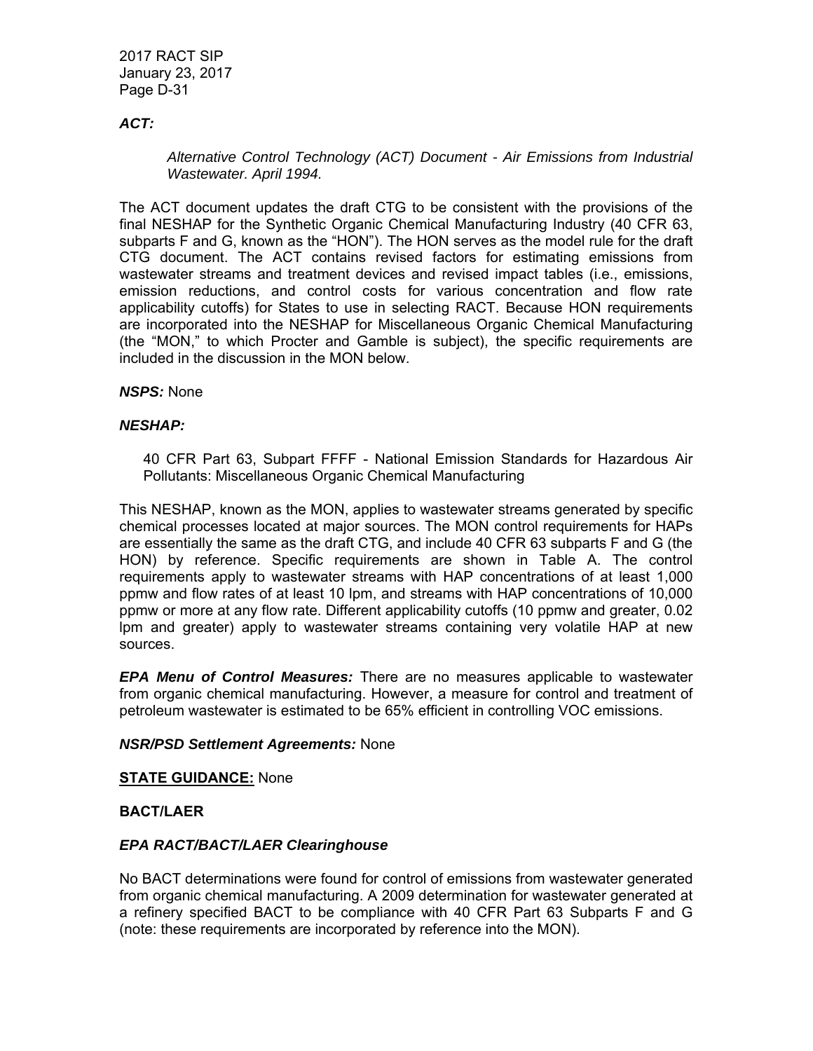***ACT:***

> *Alternative Control Technology (ACT) Document - Air Emissions from Industrial Wastewater. April 1994.*

The ACT document updates the draft CTG to be consistent with the provisions of the final NESHAP for the Synthetic Organic Chemical Manufacturing Industry (40 CFR 63, subparts F and G, known as the "HON"). The HON serves as the model rule for the draft CTG document. The ACT contains revised factors for estimating emissions from wastewater streams and treatment devices and revised impact tables (i.e., emissions, emission reductions, and control costs for various concentration and flow rate applicability cutoffs) for States to use in selecting RACT. Because HON requirements are incorporated into the NESHAP for Miscellaneous Organic Chemical Manufacturing (the "MON," to which Procter and Gamble is subject), the specific requirements are included in the discussion in the MON below.

***NSPS:*** None

***NESHAP:***

> 40 CFR Part 63, Subpart FFFF - National Emission Standards for Hazardous Air Pollutants: Miscellaneous Organic Chemical Manufacturing

This NESHAP, known as the MON, applies to wastewater streams generated by specific chemical processes located at major sources. The MON control requirements for HAPs are essentially the same as the draft CTG, and include 40 CFR 63 subparts F and G (the HON) by reference. Specific requirements are shown in Table A. The control requirements apply to wastewater streams with HAP concentrations of at least 1,000 ppmw and flow rates of at least 10 lpm, and streams with HAP concentrations of 10,000 ppmw or more at any flow rate. Different applicability cutoffs (10 ppmw and greater, 0.02 lpm and greater) apply to wastewater streams containing very volatile HAP at new sources.

***EPA Menu of Control Measures:*** There are no measures applicable to wastewater from organic chemical manufacturing. However, a measure for control and treatment of petroleum wastewater is estimated to be 65% efficient in controlling VOC emissions.

***NSR/PSD Settlement Agreements:*** None

**<u>STATE GUIDANCE:</u>** None

**BACT/LAER**

***EPA RACT/BACT/LAER Clearinghouse***

No BACT determinations were found for control of emissions from wastewater generated from organic chemical manufacturing. A 2009 determination for wastewater generated at a refinery specified BACT to be compliance with 40 CFR Part 63 Subparts F and G (note: these requirements are incorporated by reference into the MON).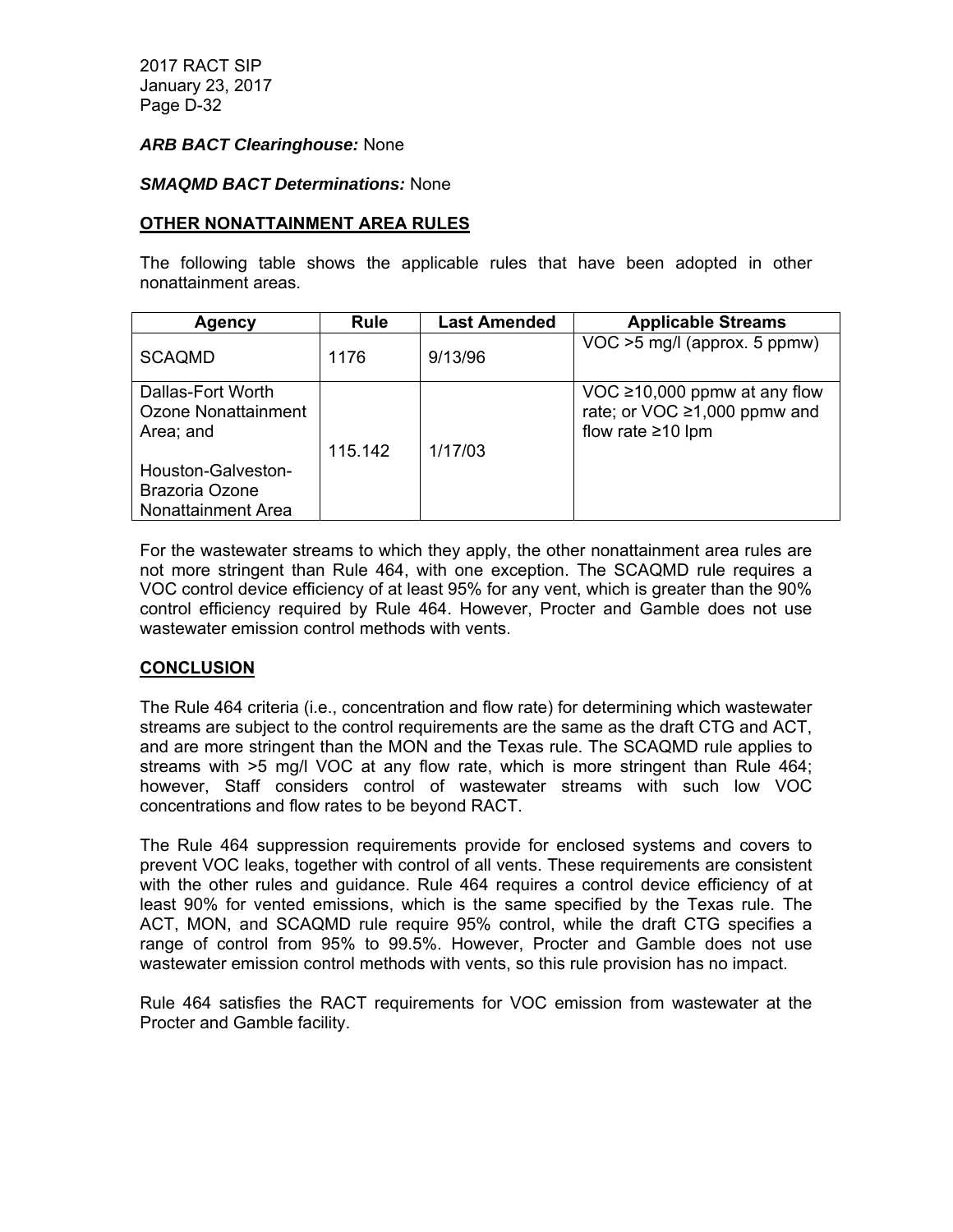***ARB BACT Clearinghouse:*** None

***SMAQMD BACT Determinations:*** None

**OTHER NONATTAINMENT AREA RULES**

The following table shows the applicable rules that have been adopted in other nonattainment areas.

| Agency | Rule | Last Amended | Applicable Streams |
|---|---|---|---|
| SCAQMD | 1176 | 9/13/96 | VOC >5 mg/l (approx. 5 ppmw) |
| Dallas-Fort Worth Ozone Nonattainment Area; and Houston-Galveston-Brazoria Ozone Nonattainment Area | 115.142 | 1/17/03 | VOC ≥10,000 ppmw at any flow rate; or VOC ≥1,000 ppmw and flow rate ≥10 lpm |

For the wastewater streams to which they apply, the other nonattainment area rules are not more stringent than Rule 464, with one exception. The SCAQMD rule requires a VOC control device efficiency of at least 95% for any vent, which is greater than the 90% control efficiency required by Rule 464. However, Procter and Gamble does not use wastewater emission control methods with vents.

**CONCLUSION**

The Rule 464 criteria (i.e., concentration and flow rate) for determining which wastewater streams are subject to the control requirements are the same as the draft CTG and ACT, and are more stringent than the MON and the Texas rule. The SCAQMD rule applies to streams with >5 mg/l VOC at any flow rate, which is more stringent than Rule 464; however, Staff considers control of wastewater streams with such low VOC concentrations and flow rates to be beyond RACT.

The Rule 464 suppression requirements provide for enclosed systems and covers to prevent VOC leaks, together with control of all vents. These requirements are consistent with the other rules and guidance. Rule 464 requires a control device efficiency of at least 90% for vented emissions, which is the same specified by the Texas rule. The ACT, MON, and SCAQMD rule require 95% control, while the draft CTG specifies a range of control from 95% to 99.5%. However, Procter and Gamble does not use wastewater emission control methods with vents, so this rule provision has no impact.

Rule 464 satisfies the RACT requirements for VOC emission from wastewater at the Procter and Gamble facility.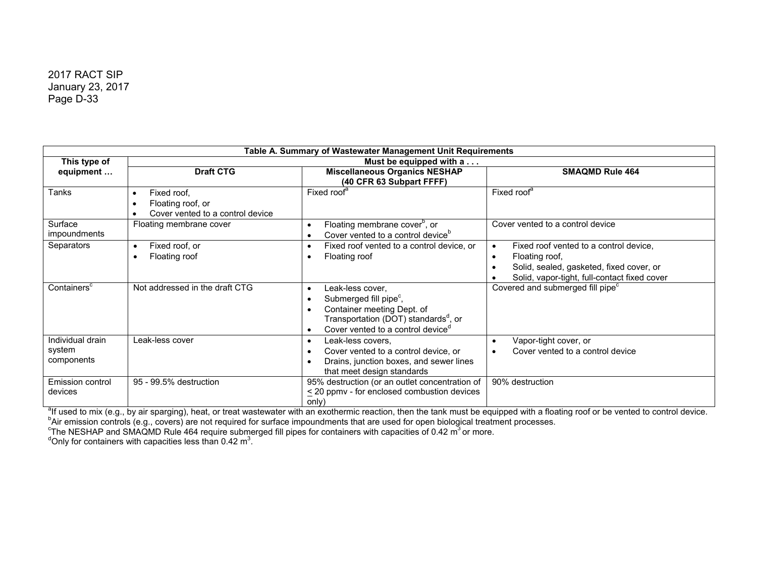**Table A. Summary of Wastewater Management Unit Requirements**

| This type of equipment … | Must be equipped with a . . . | | |
|---|---|---|---|
| | **Draft CTG** | **Miscellaneous Organics NESHAP (40 CFR 63 Subpart FFFF)** | **SMAQMD Rule 464** |
| Tanks | • Fixed roof,<br>• Floating roof, or<br>• Cover vented to a control device | Fixed roof[a] | Fixed roof[a] |
| Surface impoundments | Floating membrane cover | • Floating membrane cover[b], or<br>• Cover vented to a control device[b] | Cover vented to a control device |
| Separators | • Fixed roof, or<br>• Floating roof | • Fixed roof vented to a control device, or<br>• Floating roof | • Fixed roof vented to a control device,<br>• Floating roof,<br>• Solid, sealed, gasketed, fixed cover, or<br>• Solid, vapor-tight, full-contact fixed cover |
| Containers[c] | Not addressed in the draft CTG | • Leak-less cover,<br>• Submerged fill pipe[c],<br>• Container meeting Dept. of Transportation (DOT) standards[d], or<br>• Cover vented to a control device[d] | Covered and submerged fill pipe[c] |
| Individual drain system components | Leak-less cover | • Leak-less covers,<br>• Cover vented to a control device, or<br>• Drains, junction boxes, and sewer lines that meet design standards | • Vapor-tight cover, or<br>• Cover vented to a control device |
| Emission control devices | 95 - 99.5% destruction | 95% destruction (or an outlet concentration of ≤ 20 ppmv - for enclosed combustion devices only) | 90% destruction |

[a]If used to mix (e.g., by air sparging), heat, or treat wastewater with an exothermic reaction, then the tank must be equipped with a floating roof or be vented to control device.
[b]Air emission controls (e.g., covers) are not required for surface impoundments that are used for open biological treatment processes.
[c]The NESHAP and SMAQMD Rule 464 require submerged fill pipes for containers with capacities of 0.42 $m^3$ or more.
[d]Only for containers with capacities less than 0.42 $m^3$.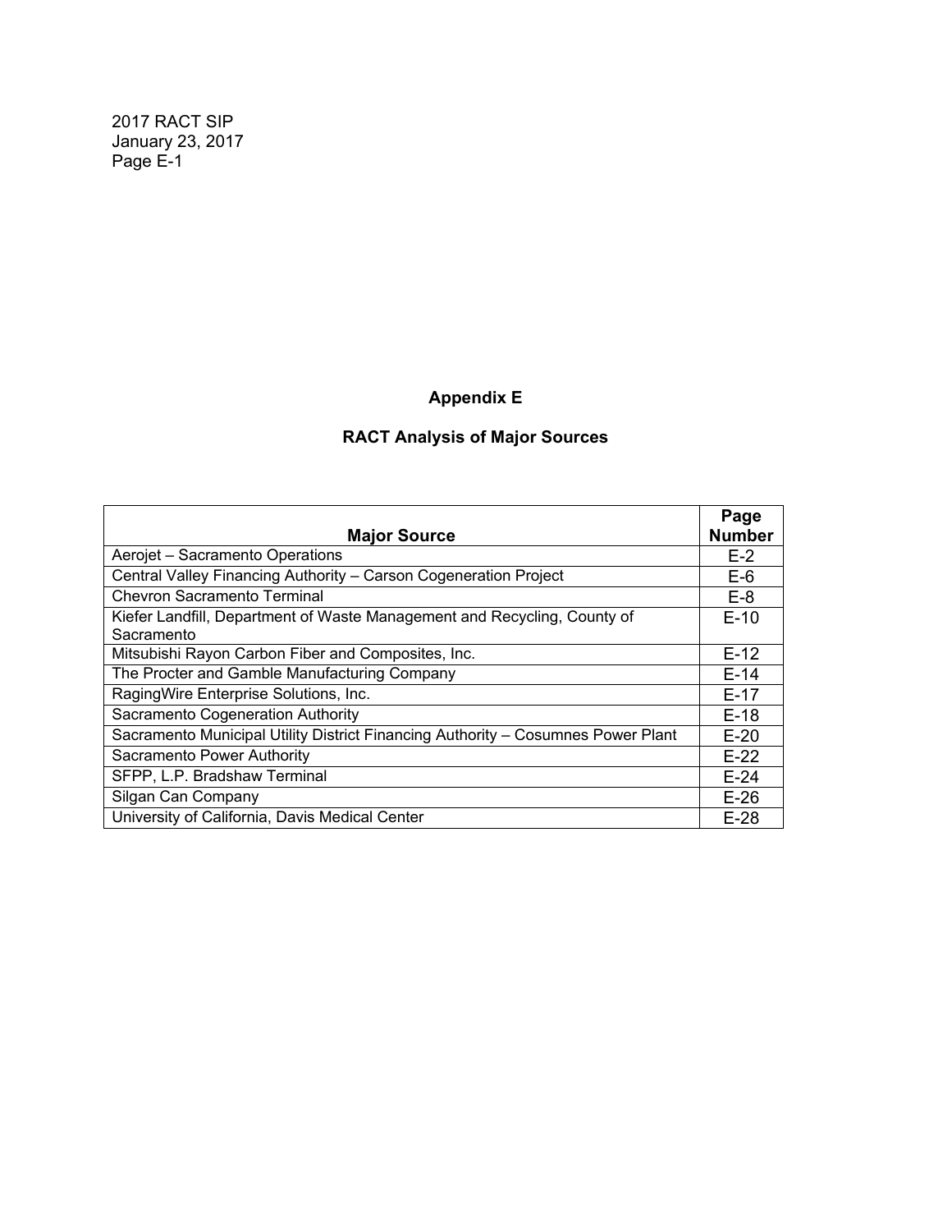# Appendix E

## RACT Analysis of Major Sources

| Major Source | Page Number |
|---|---|
| Aerojet – Sacramento Operations | E-2 |
| Central Valley Financing Authority – Carson Cogeneration Project | E-6 |
| Chevron Sacramento Terminal | E-8 |
| Kiefer Landfill, Department of Waste Management and Recycling, County of Sacramento | E-10 |
| Mitsubishi Rayon Carbon Fiber and Composites, Inc. | E-12 |
| The Procter and Gamble Manufacturing Company | E-14 |
| RagingWire Enterprise Solutions, Inc. | E-17 |
| Sacramento Cogeneration Authority | E-18 |
| Sacramento Municipal Utility District Financing Authority – Cosumnes Power Plant | E-20 |
| Sacramento Power Authority | E-22 |
| SFPP, L.P. Bradshaw Terminal | E-24 |
| Silgan Can Company | E-26 |
| University of California, Davis Medical Center | E-28 |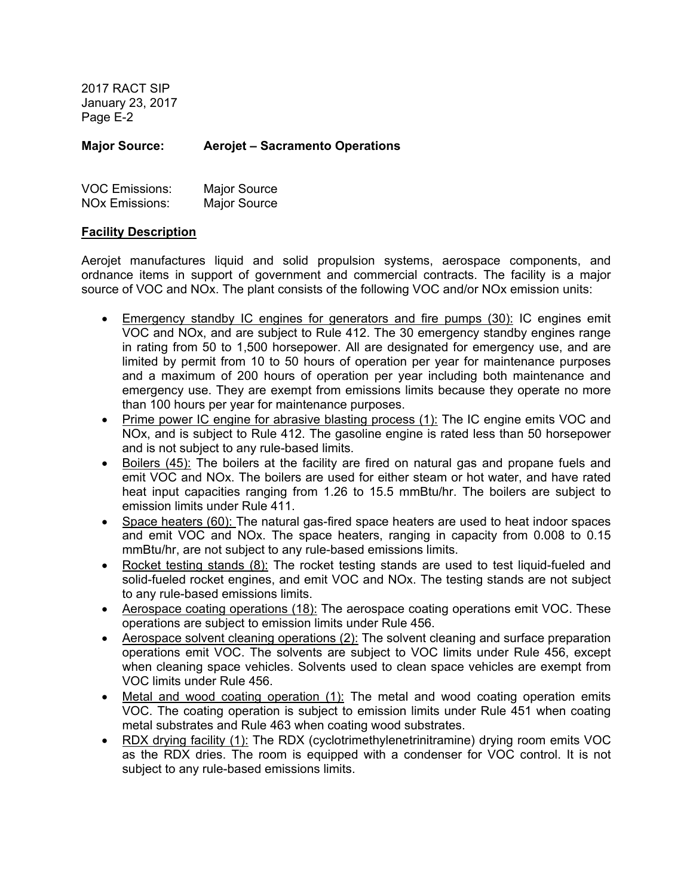**Major Source: Aerojet – Sacramento Operations**

VOC Emissions: Major Source
NOx Emissions: Major Source

**<u>Facility Description</u>**

Aerojet manufactures liquid and solid propulsion systems, aerospace components, and ordnance items in support of government and commercial contracts. The facility is a major source of VOC and NOx. The plant consists of the following VOC and/or NOx emission units:

- <u>Emergency standby IC engines for generators and fire pumps (30):</u> IC engines emit VOC and NOx, and are subject to Rule 412. The 30 emergency standby engines range in rating from 50 to 1,500 horsepower. All are designated for emergency use, and are limited by permit from 10 to 50 hours of operation per year for maintenance purposes and a maximum of 200 hours of operation per year including both maintenance and emergency use. They are exempt from emissions limits because they operate no more than 100 hours per year for maintenance purposes.
- <u>Prime power IC engine for abrasive blasting process (1):</u> The IC engine emits VOC and NOx, and is subject to Rule 412. The gasoline engine is rated less than 50 horsepower and is not subject to any rule-based limits.
- <u>Boilers (45):</u> The boilers at the facility are fired on natural gas and propane fuels and emit VOC and NOx. The boilers are used for either steam or hot water, and have rated heat input capacities ranging from 1.26 to 15.5 mmBtu/hr. The boilers are subject to emission limits under Rule 411.
- <u>Space heaters (60):</u> The natural gas-fired space heaters are used to heat indoor spaces and emit VOC and NOx. The space heaters, ranging in capacity from 0.008 to 0.15 mmBtu/hr, are not subject to any rule-based emissions limits.
- <u>Rocket testing stands (8):</u> The rocket testing stands are used to test liquid-fueled and solid-fueled rocket engines, and emit VOC and NOx. The testing stands are not subject to any rule-based emissions limits.
- <u>Aerospace coating operations (18):</u> The aerospace coating operations emit VOC. These operations are subject to emission limits under Rule 456.
- <u>Aerospace solvent cleaning operations (2):</u> The solvent cleaning and surface preparation operations emit VOC. The solvents are subject to VOC limits under Rule 456, except when cleaning space vehicles. Solvents used to clean space vehicles are exempt from VOC limits under Rule 456.
- <u>Metal and wood coating operation (1):</u> The metal and wood coating operation emits VOC. The coating operation is subject to emission limits under Rule 451 when coating metal substrates and Rule 463 when coating wood substrates.
- <u>RDX drying facility (1):</u> The RDX (cyclotrimethylenetrinitramine) drying room emits VOC as the RDX dries. The room is equipped with a condenser for VOC control. It is not subject to any rule-based emissions limits.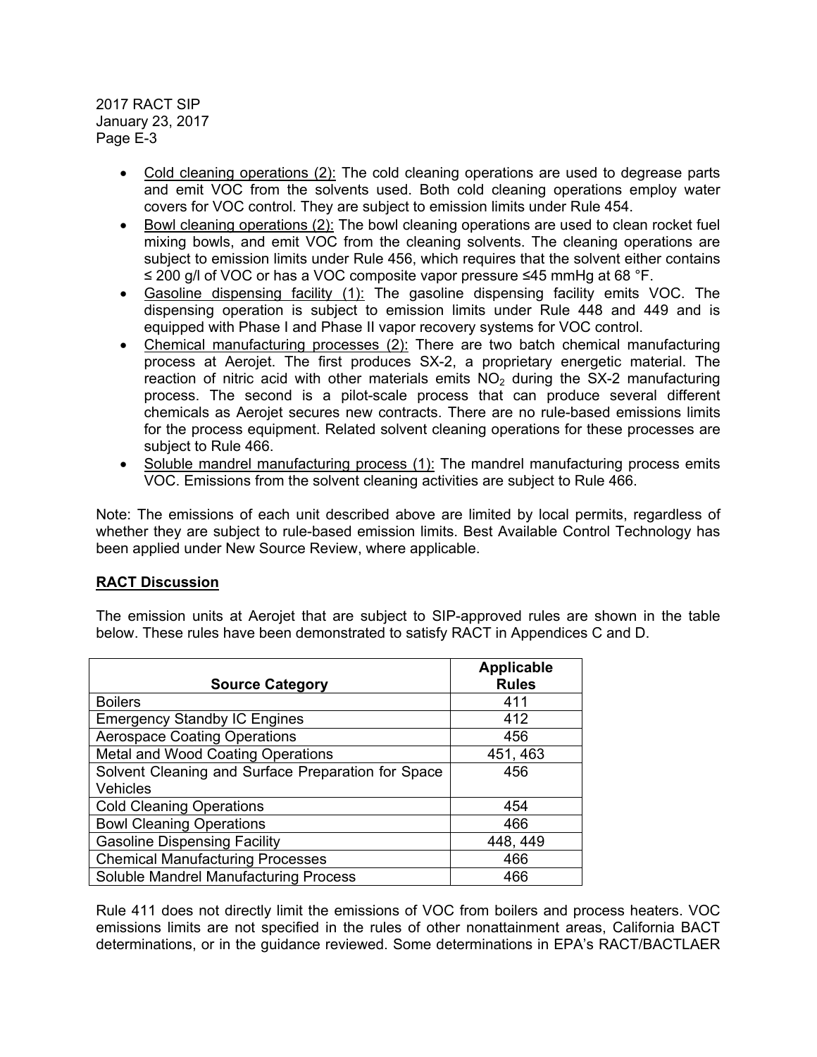- Cold cleaning operations (2): The cold cleaning operations are used to degrease parts and emit VOC from the solvents used. Both cold cleaning operations employ water covers for VOC control. They are subject to emission limits under Rule 454.
- Bowl cleaning operations (2): The bowl cleaning operations are used to clean rocket fuel mixing bowls, and emit VOC from the cleaning solvents. The cleaning operations are subject to emission limits under Rule 456, which requires that the solvent either contains ≤ 200 g/l of VOC or has a VOC composite vapor pressure ≤45 mmHg at 68 °F.
- Gasoline dispensing facility (1): The gasoline dispensing facility emits VOC. The dispensing operation is subject to emission limits under Rule 448 and 449 and is equipped with Phase I and Phase II vapor recovery systems for VOC control.
- Chemical manufacturing processes (2): There are two batch chemical manufacturing process at Aerojet. The first produces SX-2, a proprietary energetic material. The reaction of nitric acid with other materials emits $NO_2$ during the SX-2 manufacturing process. The second is a pilot-scale process that can produce several different chemicals as Aerojet secures new contracts. There are no rule-based emissions limits for the process equipment. Related solvent cleaning operations for these processes are subject to Rule 466.
- Soluble mandrel manufacturing process (1): The mandrel manufacturing process emits VOC. Emissions from the solvent cleaning activities are subject to Rule 466.

Note: The emissions of each unit described above are limited by local permits, regardless of whether they are subject to rule-based emission limits. Best Available Control Technology has been applied under New Source Review, where applicable.

**RACT Discussion**

The emission units at Aerojet that are subject to SIP-approved rules are shown in the table below. These rules have been demonstrated to satisfy RACT in Appendices C and D.

| Source Category | Applicable Rules |
|---|---|
| Boilers | 411 |
| Emergency Standby IC Engines | 412 |
| Aerospace Coating Operations | 456 |
| Metal and Wood Coating Operations | 451, 463 |
| Solvent Cleaning and Surface Preparation for Space Vehicles | 456 |
| Cold Cleaning Operations | 454 |
| Bowl Cleaning Operations | 466 |
| Gasoline Dispensing Facility | 448, 449 |
| Chemical Manufacturing Processes | 466 |
| Soluble Mandrel Manufacturing Process | 466 |

Rule 411 does not directly limit the emissions of VOC from boilers and process heaters. VOC emissions limits are not specified in the rules of other nonattainment areas, California BACT determinations, or in the guidance reviewed. Some determinations in EPA's RACT/BACTLAER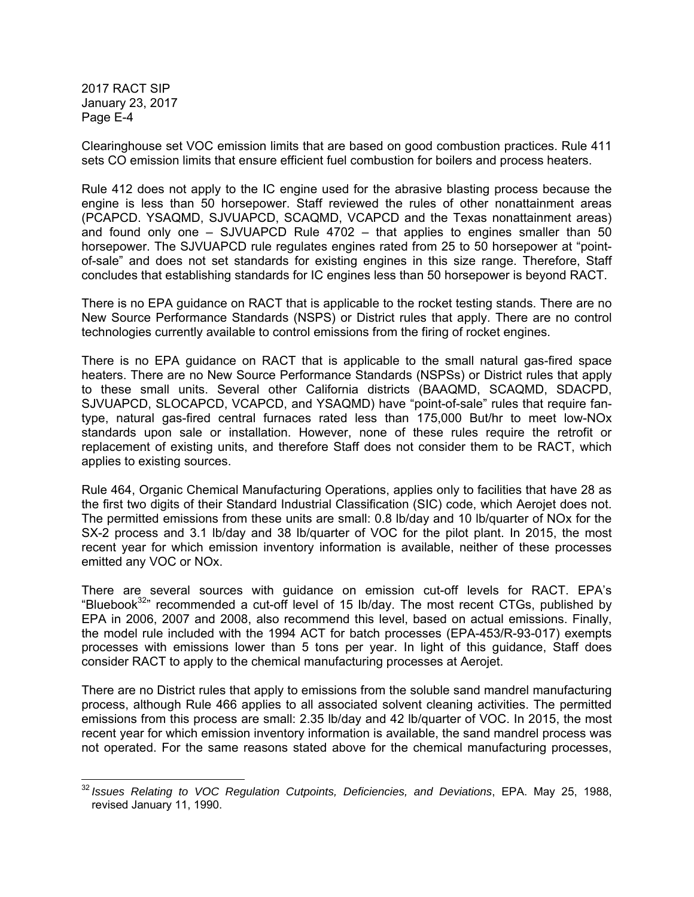Clearinghouse set VOC emission limits that are based on good combustion practices. Rule 411 sets CO emission limits that ensure efficient fuel combustion for boilers and process heaters.

Rule 412 does not apply to the IC engine used for the abrasive blasting process because the engine is less than 50 horsepower. Staff reviewed the rules of other nonattainment areas (PCAPCD. YSAQMD, SJVUAPCD, SCAQMD, VCAPCD and the Texas nonattainment areas) and found only one – SJVUAPCD Rule 4702 – that applies to engines smaller than 50 horsepower. The SJVUAPCD rule regulates engines rated from 25 to 50 horsepower at "point-of-sale" and does not set standards for existing engines in this size range. Therefore, Staff concludes that establishing standards for IC engines less than 50 horsepower is beyond RACT.

There is no EPA guidance on RACT that is applicable to the rocket testing stands. There are no New Source Performance Standards (NSPS) or District rules that apply. There are no control technologies currently available to control emissions from the firing of rocket engines.

There is no EPA guidance on RACT that is applicable to the small natural gas-fired space heaters. There are no New Source Performance Standards (NSPSs) or District rules that apply to these small units. Several other California districts (BAAQMD, SCAQMD, SDACPD, SJVUAPCD, SLOCAPCD, VCAPCD, and YSAQMD) have "point-of-sale" rules that require fan-type, natural gas-fired central furnaces rated less than 175,000 But/hr to meet low-NOx standards upon sale or installation. However, none of these rules require the retrofit or replacement of existing units, and therefore Staff does not consider them to be RACT, which applies to existing sources.

Rule 464, Organic Chemical Manufacturing Operations, applies only to facilities that have 28 as the first two digits of their Standard Industrial Classification (SIC) code, which Aerojet does not. The permitted emissions from these units are small: 0.8 lb/day and 10 lb/quarter of NOx for the SX-2 process and 3.1 lb/day and 38 lb/quarter of VOC for the pilot plant. In 2015, the most recent year for which emission inventory information is available, neither of these processes emitted any VOC or NOx.

There are several sources with guidance on emission cut-off levels for RACT. EPA's "Bluebook[32]" recommended a cut-off level of 15 lb/day. The most recent CTGs, published by EPA in 2006, 2007 and 2008, also recommend this level, based on actual emissions. Finally, the model rule included with the 1994 ACT for batch processes (EPA-453/R-93-017) exempts processes with emissions lower than 5 tons per year. In light of this guidance, Staff does consider RACT to apply to the chemical manufacturing processes at Aerojet.

There are no District rules that apply to emissions from the soluble sand mandrel manufacturing process, although Rule 466 applies to all associated solvent cleaning activities. The permitted emissions from this process are small: 2.35 lb/day and 42 lb/quarter of VOC. In 2015, the most recent year for which emission inventory information is available, the sand mandrel process was not operated. For the same reasons stated above for the chemical manufacturing processes,

---

[32] *Issues Relating to VOC Regulation Cutpoints, Deficiencies, and Deviations*, EPA. May 25, 1988, revised January 11, 1990.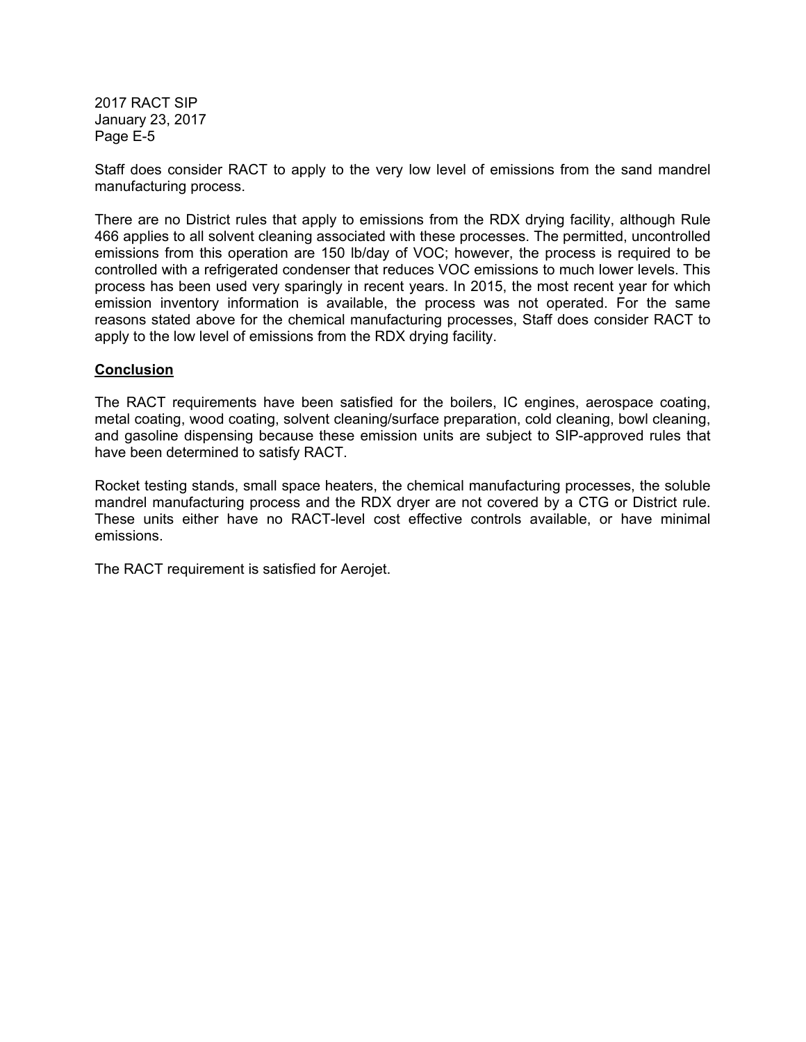Staff does consider RACT to apply to the very low level of emissions from the sand mandrel manufacturing process.

There are no District rules that apply to emissions from the RDX drying facility, although Rule 466 applies to all solvent cleaning associated with these processes. The permitted, uncontrolled emissions from this operation are 150 lb/day of VOC; however, the process is required to be controlled with a refrigerated condenser that reduces VOC emissions to much lower levels. This process has been used very sparingly in recent years. In 2015, the most recent year for which emission inventory information is available, the process was not operated. For the same reasons stated above for the chemical manufacturing processes, Staff does consider RACT to apply to the low level of emissions from the RDX drying facility.

**Conclusion**

The RACT requirements have been satisfied for the boilers, IC engines, aerospace coating, metal coating, wood coating, solvent cleaning/surface preparation, cold cleaning, bowl cleaning, and gasoline dispensing because these emission units are subject to SIP-approved rules that have been determined to satisfy RACT.

Rocket testing stands, small space heaters, the chemical manufacturing processes, the soluble mandrel manufacturing process and the RDX dryer are not covered by a CTG or District rule. These units either have no RACT-level cost effective controls available, or have minimal emissions.

The RACT requirement is satisfied for Aerojet.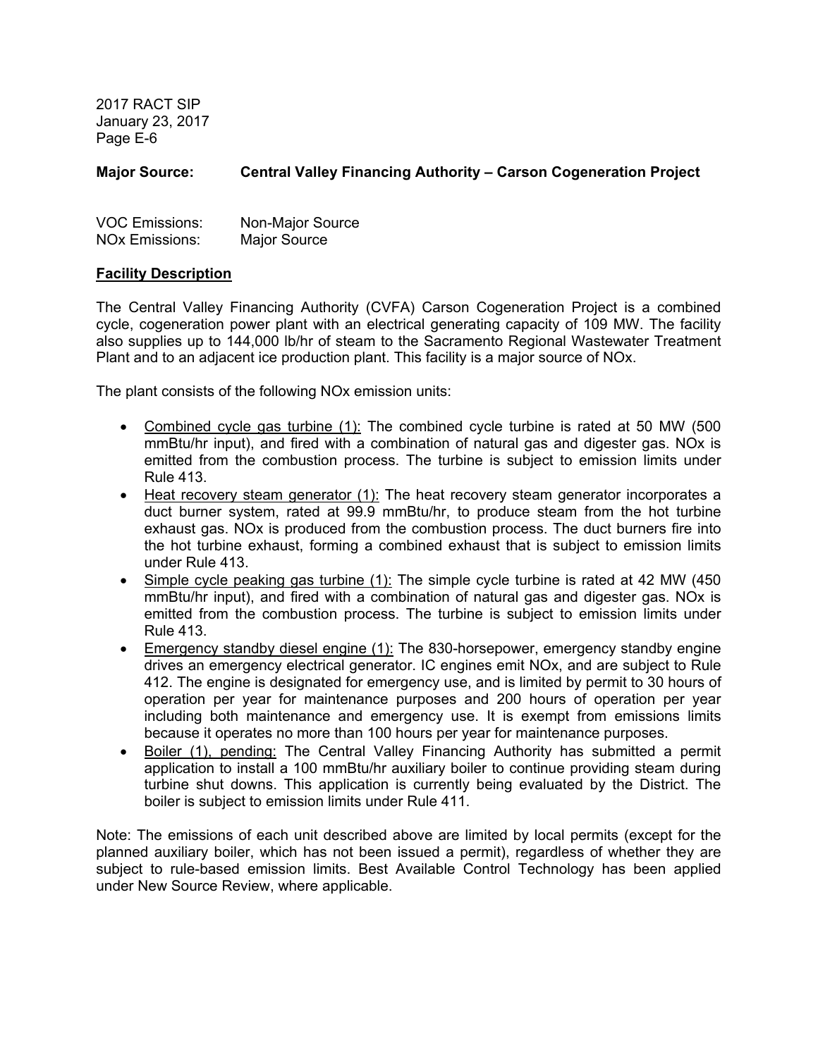**Major Source: Central Valley Financing Authority – Carson Cogeneration Project**

VOC Emissions: Non-Major Source
NOx Emissions: Major Source

**Facility Description**

The Central Valley Financing Authority (CVFA) Carson Cogeneration Project is a combined cycle, cogeneration power plant with an electrical generating capacity of 109 MW. The facility also supplies up to 144,000 lb/hr of steam to the Sacramento Regional Wastewater Treatment Plant and to an adjacent ice production plant. This facility is a major source of NOx.

The plant consists of the following NOx emission units:

- Combined cycle gas turbine (1): The combined cycle turbine is rated at 50 MW (500 mmBtu/hr input), and fired with a combination of natural gas and digester gas. NOx is emitted from the combustion process. The turbine is subject to emission limits under Rule 413.
- Heat recovery steam generator (1): The heat recovery steam generator incorporates a duct burner system, rated at 99.9 mmBtu/hr, to produce steam from the hot turbine exhaust gas. NOx is produced from the combustion process. The duct burners fire into the hot turbine exhaust, forming a combined exhaust that is subject to emission limits under Rule 413.
- Simple cycle peaking gas turbine (1): The simple cycle turbine is rated at 42 MW (450 mmBtu/hr input), and fired with a combination of natural gas and digester gas. NOx is emitted from the combustion process. The turbine is subject to emission limits under Rule 413.
- Emergency standby diesel engine (1): The 830-horsepower, emergency standby engine drives an emergency electrical generator. IC engines emit NOx, and are subject to Rule 412. The engine is designated for emergency use, and is limited by permit to 30 hours of operation per year for maintenance purposes and 200 hours of operation per year including both maintenance and emergency use. It is exempt from emissions limits because it operates no more than 100 hours per year for maintenance purposes.
- Boiler (1), pending: The Central Valley Financing Authority has submitted a permit application to install a 100 mmBtu/hr auxiliary boiler to continue providing steam during turbine shut downs. This application is currently being evaluated by the District. The boiler is subject to emission limits under Rule 411.

Note: The emissions of each unit described above are limited by local permits (except for the planned auxiliary boiler, which has not been issued a permit), regardless of whether they are subject to rule-based emission limits. Best Available Control Technology has been applied under New Source Review, where applicable.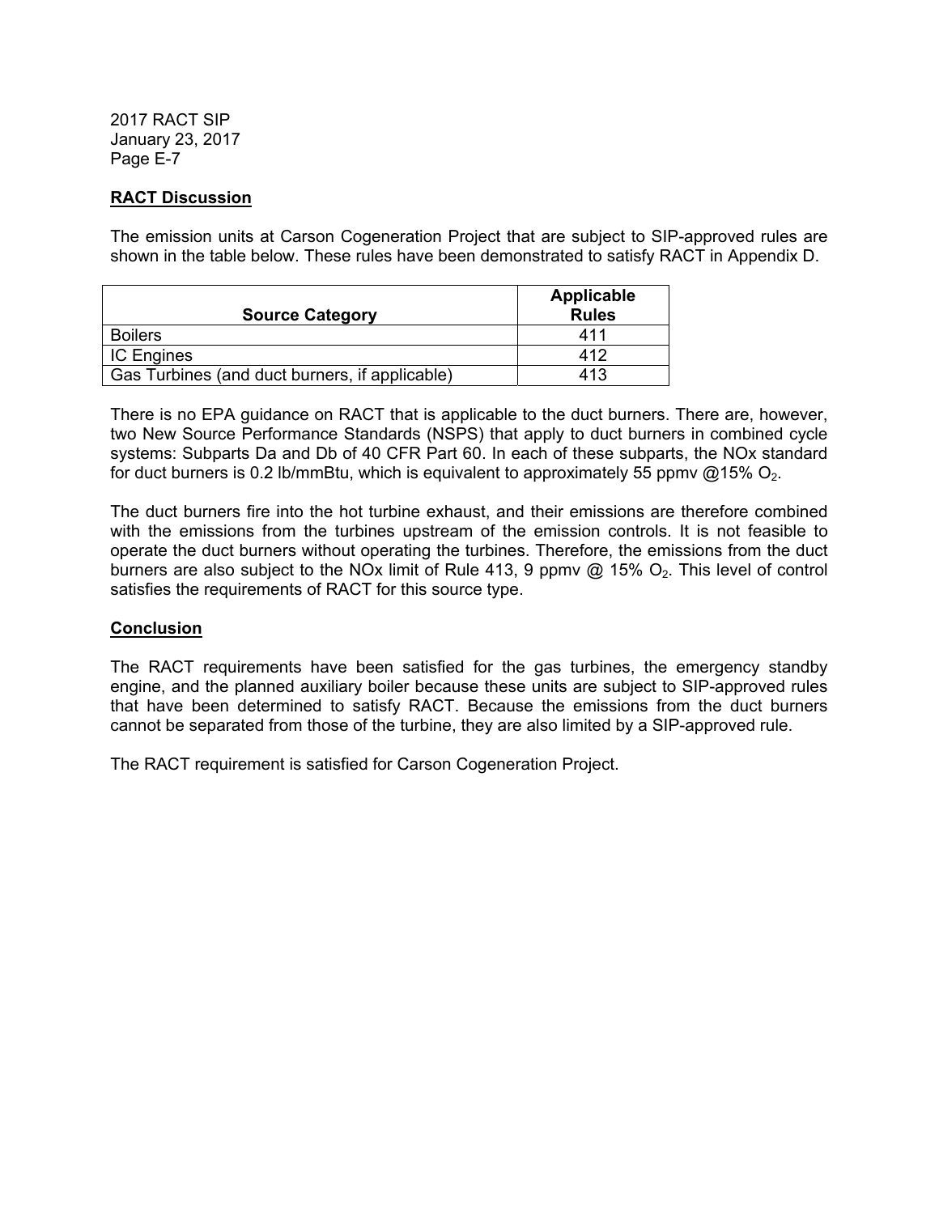**RACT Discussion**

The emission units at Carson Cogeneration Project that are subject to SIP-approved rules are shown in the table below. These rules have been demonstrated to satisfy RACT in Appendix D.

| Source Category | Applicable Rules |
|---|---|
| Boilers | 411 |
| IC Engines | 412 |
| Gas Turbines (and duct burners, if applicable) | 413 |

There is no EPA guidance on RACT that is applicable to the duct burners. There are, however, two New Source Performance Standards (NSPS) that apply to duct burners in combined cycle systems: Subparts Da and Db of 40 CFR Part 60. In each of these subparts, the NOx standard for duct burners is 0.2 lb/mmBtu, which is equivalent to approximately 55 ppmv @15% $O_2$.

The duct burners fire into the hot turbine exhaust, and their emissions are therefore combined with the emissions from the turbines upstream of the emission controls. It is not feasible to operate the duct burners without operating the turbines. Therefore, the emissions from the duct burners are also subject to the NOx limit of Rule 413, 9 ppmv @ 15% $O_2$. This level of control satisfies the requirements of RACT for this source type.

**Conclusion**

The RACT requirements have been satisfied for the gas turbines, the emergency standby engine, and the planned auxiliary boiler because these units are subject to SIP-approved rules that have been determined to satisfy RACT. Because the emissions from the duct burners cannot be separated from those of the turbine, they are also limited by a SIP-approved rule.

The RACT requirement is satisfied for Carson Cogeneration Project.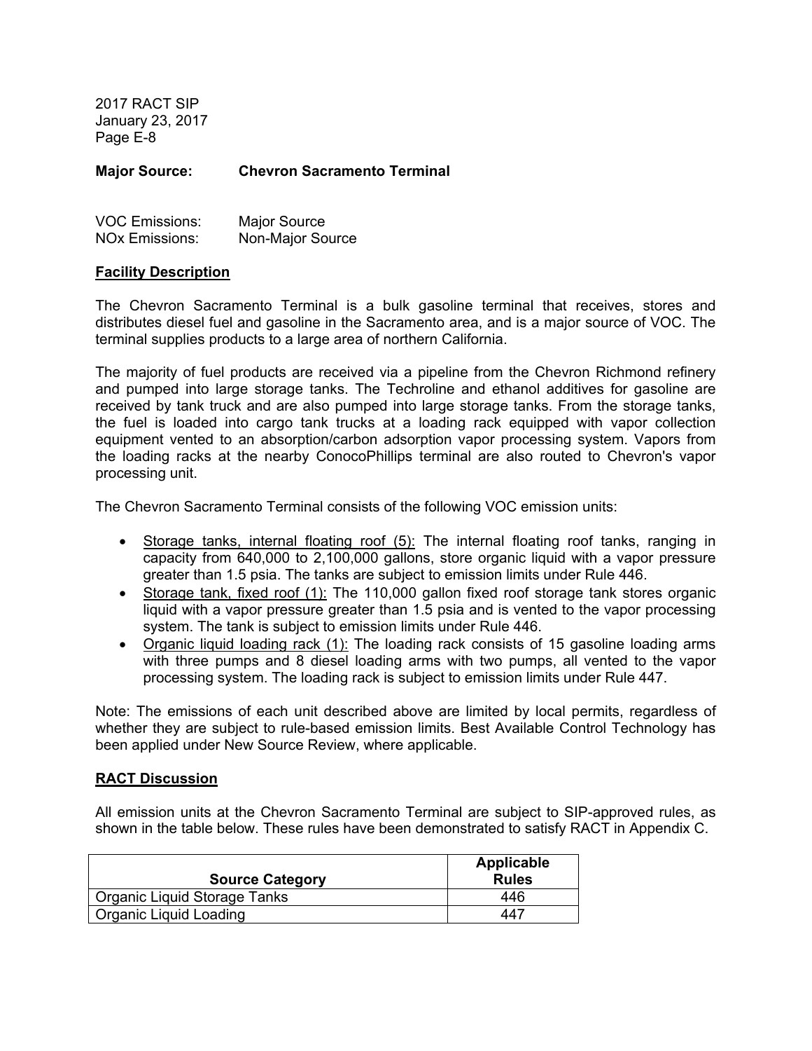**Major Source: Chevron Sacramento Terminal**

VOC Emissions: Major Source
NOx Emissions: Non-Major Source

**<u>Facility Description</u>**

The Chevron Sacramento Terminal is a bulk gasoline terminal that receives, stores and distributes diesel fuel and gasoline in the Sacramento area, and is a major source of VOC. The terminal supplies products to a large area of northern California.

The majority of fuel products are received via a pipeline from the Chevron Richmond refinery and pumped into large storage tanks. The Techroline and ethanol additives for gasoline are received by tank truck and are also pumped into large storage tanks. From the storage tanks, the fuel is loaded into cargo tank trucks at a loading rack equipped with vapor collection equipment vented to an absorption/carbon adsorption vapor processing system. Vapors from the loading racks at the nearby ConocoPhillips terminal are also routed to Chevron's vapor processing unit.

The Chevron Sacramento Terminal consists of the following VOC emission units:

- <u>Storage tanks, internal floating roof (5):</u> The internal floating roof tanks, ranging in capacity from 640,000 to 2,100,000 gallons, store organic liquid with a vapor pressure greater than 1.5 psia. The tanks are subject to emission limits under Rule 446.
- <u>Storage tank, fixed roof (1):</u> The 110,000 gallon fixed roof storage tank stores organic liquid with a vapor pressure greater than 1.5 psia and is vented to the vapor processing system. The tank is subject to emission limits under Rule 446.
- <u>Organic liquid loading rack (1):</u> The loading rack consists of 15 gasoline loading arms with three pumps and 8 diesel loading arms with two pumps, all vented to the vapor processing system. The loading rack is subject to emission limits under Rule 447.

Note: The emissions of each unit described above are limited by local permits, regardless of whether they are subject to rule-based emission limits. Best Available Control Technology has been applied under New Source Review, where applicable.

**<u>RACT Discussion</u>**

All emission units at the Chevron Sacramento Terminal are subject to SIP-approved rules, as shown in the table below. These rules have been demonstrated to satisfy RACT in Appendix C.

| Source Category | Applicable Rules |
|---|---|
| Organic Liquid Storage Tanks | 446 |
| Organic Liquid Loading | 447 |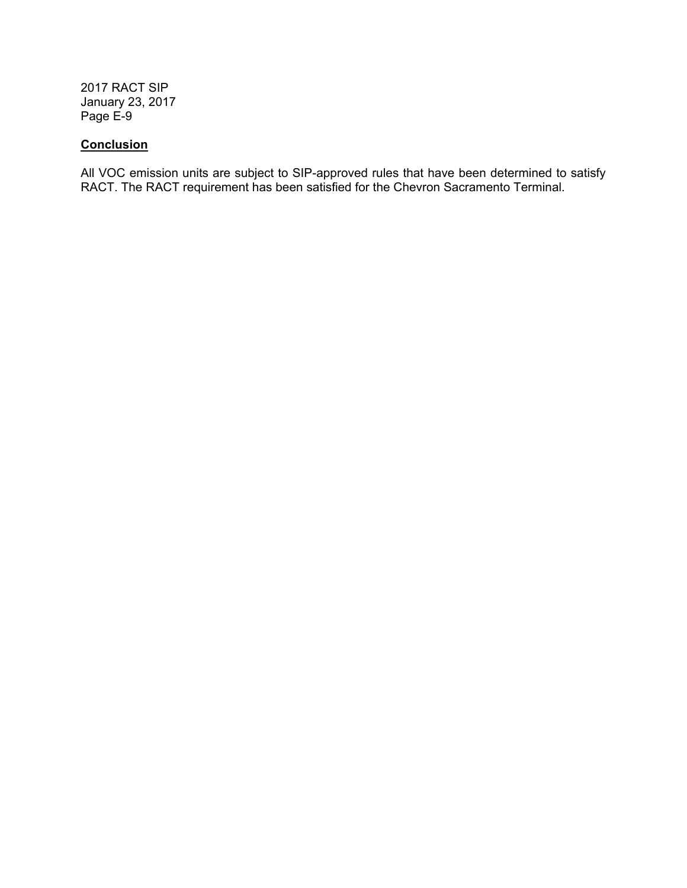**Conclusion**

All VOC emission units are subject to SIP-approved rules that have been determined to satisfy RACT. The RACT requirement has been satisfied for the Chevron Sacramento Terminal.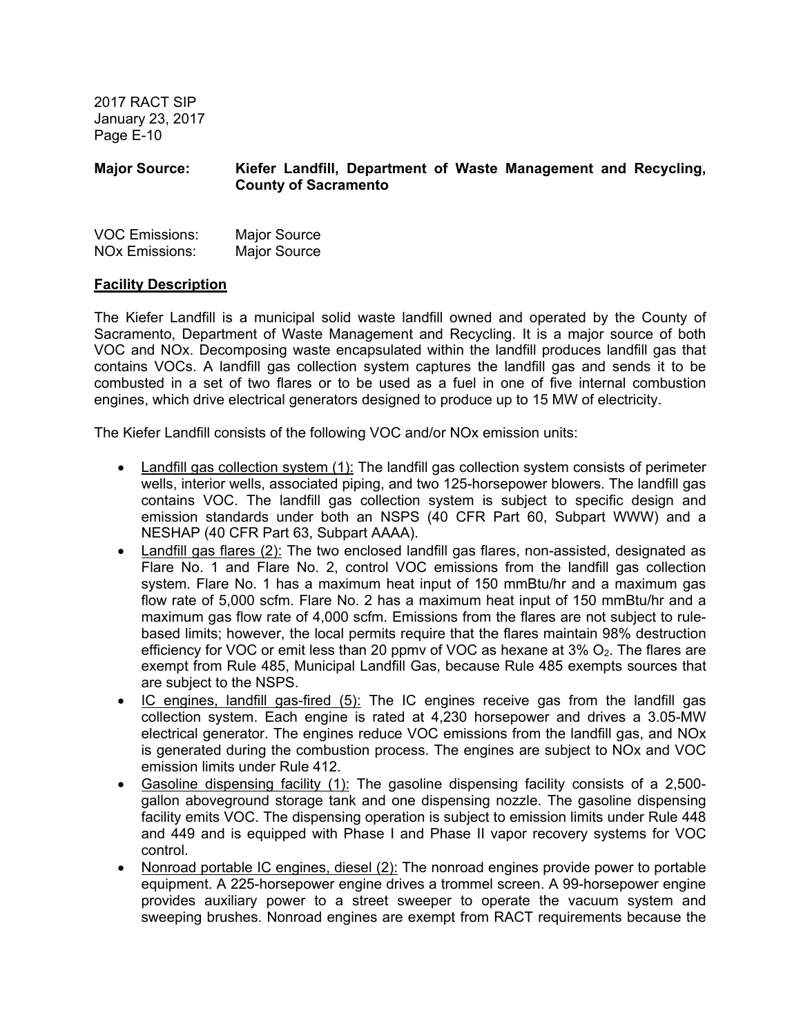**Major Source:** **Kiefer Landfill, Department of Waste Management and Recycling, County of Sacramento**

VOC Emissions: Major Source
NOx Emissions: Major Source

**Facility Description**

The Kiefer Landfill is a municipal solid waste landfill owned and operated by the County of Sacramento, Department of Waste Management and Recycling. It is a major source of both VOC and NOx. Decomposing waste encapsulated within the landfill produces landfill gas that contains VOCs. A landfill gas collection system captures the landfill gas and sends it to be combusted in a set of two flares or to be used as a fuel in one of five internal combustion engines, which drive electrical generators designed to produce up to 15 MW of electricity.

The Kiefer Landfill consists of the following VOC and/or NOx emission units:

- Landfill gas collection system (1): The landfill gas collection system consists of perimeter wells, interior wells, associated piping, and two 125-horsepower blowers. The landfill gas contains VOC. The landfill gas collection system is subject to specific design and emission standards under both an NSPS (40 CFR Part 60, Subpart WWW) and a NESHAP (40 CFR Part 63, Subpart AAAA).
- Landfill gas flares (2): The two enclosed landfill gas flares, non-assisted, designated as Flare No. 1 and Flare No. 2, control VOC emissions from the landfill gas collection system. Flare No. 1 has a maximum heat input of 150 mmBtu/hr and a maximum gas flow rate of 5,000 scfm. Flare No. 2 has a maximum heat input of 150 mmBtu/hr and a maximum gas flow rate of 4,000 scfm. Emissions from the flares are not subject to rule-based limits; however, the local permits require that the flares maintain 98% destruction efficiency for VOC or emit less than 20 ppmv of VOC as hexane at 3% $O_2$. The flares are exempt from Rule 485, Municipal Landfill Gas, because Rule 485 exempts sources that are subject to the NSPS.
- IC engines, landfill gas-fired (5): The IC engines receive gas from the landfill gas collection system. Each engine is rated at 4,230 horsepower and drives a 3.05-MW electrical generator. The engines reduce VOC emissions from the landfill gas, and NOx is generated during the combustion process. The engines are subject to NOx and VOC emission limits under Rule 412.
- Gasoline dispensing facility (1): The gasoline dispensing facility consists of a 2,500-gallon aboveground storage tank and one dispensing nozzle. The gasoline dispensing facility emits VOC. The dispensing operation is subject to emission limits under Rule 448 and 449 and is equipped with Phase I and Phase II vapor recovery systems for VOC control.
- Nonroad portable IC engines, diesel (2): The nonroad engines provide power to portable equipment. A 225-horsepower engine drives a trommel screen. A 99-horsepower engine provides auxiliary power to a street sweeper to operate the vacuum system and sweeping brushes. Nonroad engines are exempt from RACT requirements because the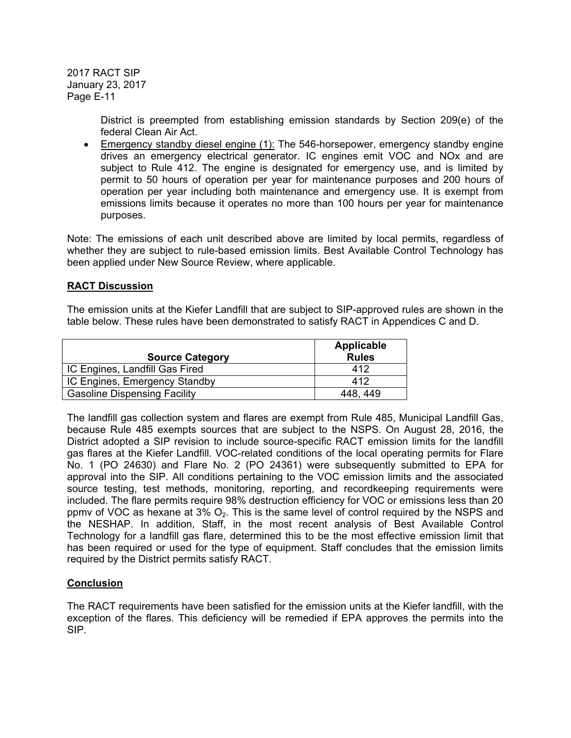District is preempted from establishing emission standards by Section 209(e) of the federal Clean Air Act.

- Emergency standby diesel engine (1): The 546-horsepower, emergency standby engine drives an emergency electrical generator. IC engines emit VOC and NOx and are subject to Rule 412. The engine is designated for emergency use, and is limited by permit to 50 hours of operation per year for maintenance purposes and 200 hours of operation per year including both maintenance and emergency use. It is exempt from emissions limits because it operates no more than 100 hours per year for maintenance purposes.

Note: The emissions of each unit described above are limited by local permits, regardless of whether they are subject to rule-based emission limits. Best Available Control Technology has been applied under New Source Review, where applicable.

## RACT Discussion

The emission units at the Kiefer Landfill that are subject to SIP-approved rules are shown in the table below. These rules have been demonstrated to satisfy RACT in Appendices C and D.

| Source Category | Applicable Rules |
|---|---|
| IC Engines, Landfill Gas Fired | 412 |
| IC Engines, Emergency Standby | 412 |
| Gasoline Dispensing Facility | 448, 449 |

The landfill gas collection system and flares are exempt from Rule 485, Municipal Landfill Gas, because Rule 485 exempts sources that are subject to the NSPS. On August 28, 2016, the District adopted a SIP revision to include source-specific RACT emission limits for the landfill gas flares at the Kiefer Landfill. VOC-related conditions of the local operating permits for Flare No. 1 (PO 24630) and Flare No. 2 (PO 24361) were subsequently submitted to EPA for approval into the SIP. All conditions pertaining to the VOC emission limits and the associated source testing, test methods, monitoring, reporting, and recordkeeping requirements were included. The flare permits require 98% destruction efficiency for VOC or emissions less than 20 ppmv of VOC as hexane at 3% $O_2$. This is the same level of control required by the NSPS and the NESHAP. In addition, Staff, in the most recent analysis of Best Available Control Technology for a landfill gas flare, determined this to be the most effective emission limit that has been required or used for the type of equipment. Staff concludes that the emission limits required by the District permits satisfy RACT.

## Conclusion

The RACT requirements have been satisfied for the emission units at the Kiefer landfill, with the exception of the flares. This deficiency will be remedied if EPA approves the permits into the SIP.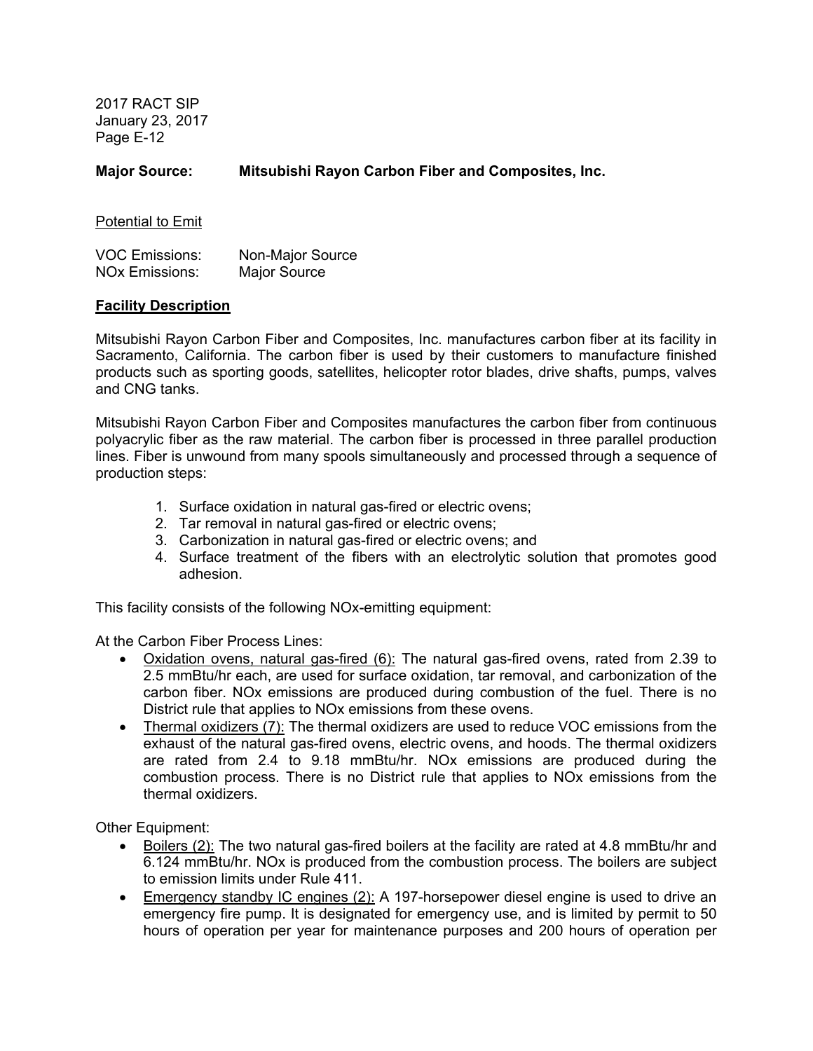**Major Source: Mitsubishi Rayon Carbon Fiber and Composites, Inc.**

<u>Potential to Emit</u>

VOC Emissions: Non-Major Source
NOx Emissions: Major Source

**<u>Facility Description</u>**

Mitsubishi Rayon Carbon Fiber and Composites, Inc. manufactures carbon fiber at its facility in Sacramento, California. The carbon fiber is used by their customers to manufacture finished products such as sporting goods, satellites, helicopter rotor blades, drive shafts, pumps, valves and CNG tanks.

Mitsubishi Rayon Carbon Fiber and Composites manufactures the carbon fiber from continuous polyacrylic fiber as the raw material. The carbon fiber is processed in three parallel production lines. Fiber is unwound from many spools simultaneously and processed through a sequence of production steps:

1. Surface oxidation in natural gas-fired or electric ovens;
2. Tar removal in natural gas-fired or electric ovens;
3. Carbonization in natural gas-fired or electric ovens; and
4. Surface treatment of the fibers with an electrolytic solution that promotes good adhesion.

This facility consists of the following NOx-emitting equipment:

At the Carbon Fiber Process Lines:

- <u>Oxidation ovens, natural gas-fired (6):</u> The natural gas-fired ovens, rated from 2.39 to 2.5 mmBtu/hr each, are used for surface oxidation, tar removal, and carbonization of the carbon fiber. NOx emissions are produced during combustion of the fuel. There is no District rule that applies to NOx emissions from these ovens.
- <u>Thermal oxidizers (7):</u> The thermal oxidizers are used to reduce VOC emissions from the exhaust of the natural gas-fired ovens, electric ovens, and hoods. The thermal oxidizers are rated from 2.4 to 9.18 mmBtu/hr. NOx emissions are produced during the combustion process. There is no District rule that applies to NOx emissions from the thermal oxidizers.

Other Equipment:

- <u>Boilers (2):</u> The two natural gas-fired boilers at the facility are rated at 4.8 mmBtu/hr and 6.124 mmBtu/hr. NOx is produced from the combustion process. The boilers are subject to emission limits under Rule 411.
- <u>Emergency standby IC engines (2):</u> A 197-horsepower diesel engine is used to drive an emergency fire pump. It is designated for emergency use, and is limited by permit to 50 hours of operation per year for maintenance purposes and 200 hours of operation per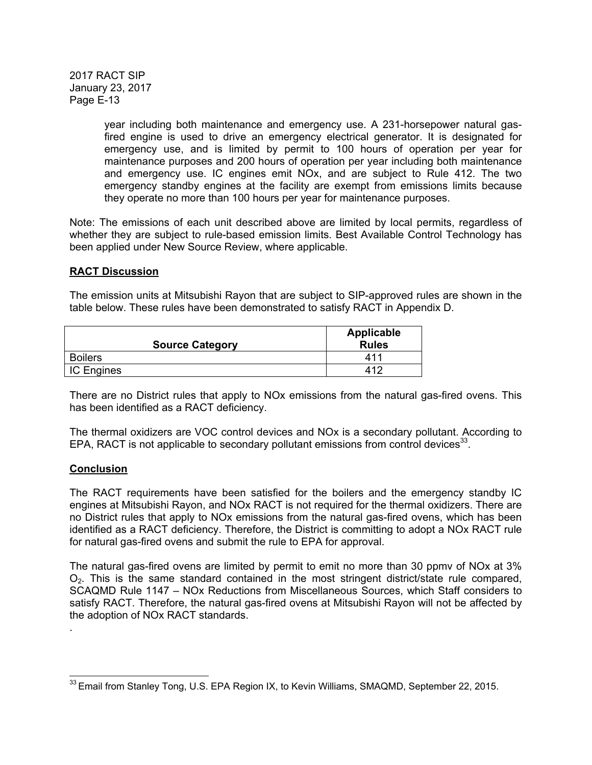year including both maintenance and emergency use. A 231-horsepower natural gas-fired engine is used to drive an emergency electrical generator. It is designated for emergency use, and is limited by permit to 100 hours of operation per year for maintenance purposes and 200 hours of operation per year including both maintenance and emergency use. IC engines emit NOx, and are subject to Rule 412. The two emergency standby engines at the facility are exempt from emissions limits because they operate no more than 100 hours per year for maintenance purposes.

Note: The emissions of each unit described above are limited by local permits, regardless of whether they are subject to rule-based emission limits. Best Available Control Technology has been applied under New Source Review, where applicable.

**RACT Discussion**

The emission units at Mitsubishi Rayon that are subject to SIP-approved rules are shown in the table below. These rules have been demonstrated to satisfy RACT in Appendix D.

| Source Category | Applicable Rules |
|---|---|
| Boilers | 411 |
| IC Engines | 412 |

There are no District rules that apply to NOx emissions from the natural gas-fired ovens. This has been identified as a RACT deficiency.

The thermal oxidizers are VOC control devices and NOx is a secondary pollutant. According to EPA, RACT is not applicable to secondary pollutant emissions from control devices[33].

**Conclusion**

The RACT requirements have been satisfied for the boilers and the emergency standby IC engines at Mitsubishi Rayon, and NOx RACT is not required for the thermal oxidizers. There are no District rules that apply to NOx emissions from the natural gas-fired ovens, which has been identified as a RACT deficiency. Therefore, the District is committing to adopt a NOx RACT rule for natural gas-fired ovens and submit the rule to EPA for approval.

The natural gas-fired ovens are limited by permit to emit no more than 30 ppmv of NOx at 3% $O_2$. This is the same standard contained in the most stringent district/state rule compared, SCAQMD Rule 1147 – NOx Reductions from Miscellaneous Sources, which Staff considers to satisfy RACT. Therefore, the natural gas-fired ovens at Mitsubishi Rayon will not be affected by the adoption of NOx RACT standards.

.

[33] Email from Stanley Tong, U.S. EPA Region IX, to Kevin Williams, SMAQMD, September 22, 2015.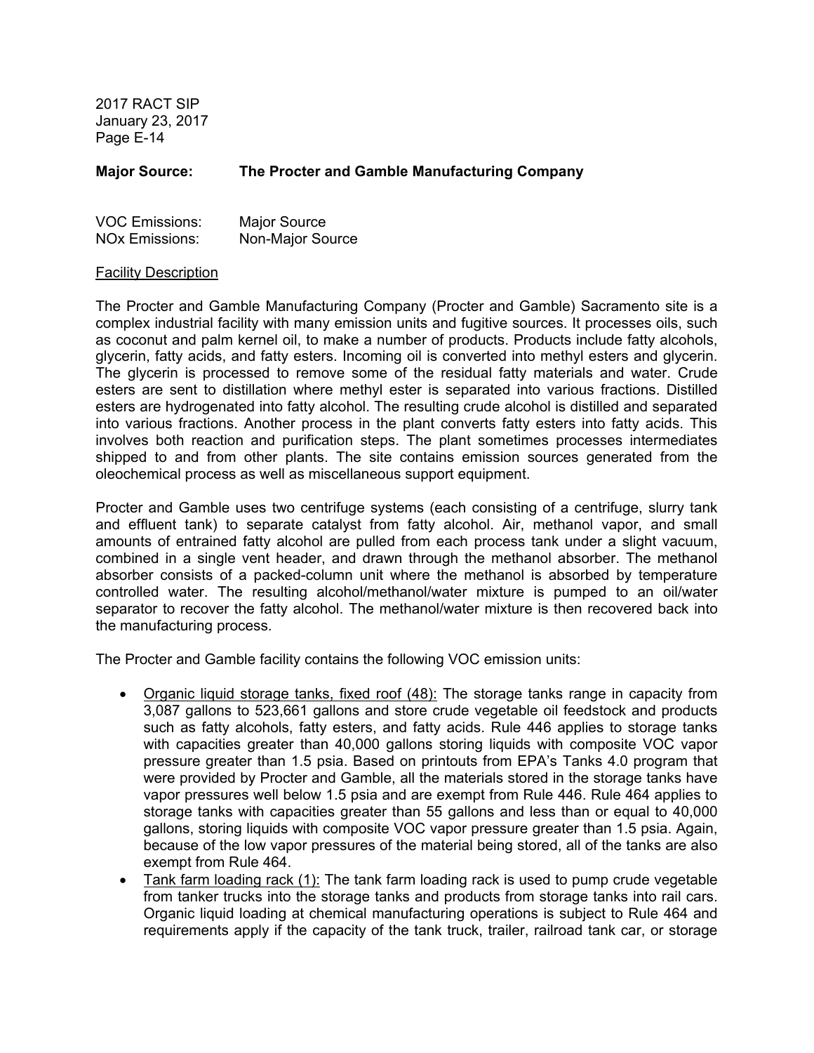**Major Source: The Procter and Gamble Manufacturing Company**

VOC Emissions: Major Source
NOx Emissions: Non-Major Source

<u>Facility Description</u>

The Procter and Gamble Manufacturing Company (Procter and Gamble) Sacramento site is a complex industrial facility with many emission units and fugitive sources. It processes oils, such as coconut and palm kernel oil, to make a number of products. Products include fatty alcohols, glycerin, fatty acids, and fatty esters. Incoming oil is converted into methyl esters and glycerin. The glycerin is processed to remove some of the residual fatty materials and water. Crude esters are sent to distillation where methyl ester is separated into various fractions. Distilled esters are hydrogenated into fatty alcohol. The resulting crude alcohol is distilled and separated into various fractions. Another process in the plant converts fatty esters into fatty acids. This involves both reaction and purification steps. The plant sometimes processes intermediates shipped to and from other plants. The site contains emission sources generated from the oleochemical process as well as miscellaneous support equipment.

Procter and Gamble uses two centrifuge systems (each consisting of a centrifuge, slurry tank and effluent tank) to separate catalyst from fatty alcohol. Air, methanol vapor, and small amounts of entrained fatty alcohol are pulled from each process tank under a slight vacuum, combined in a single vent header, and drawn through the methanol absorber. The methanol absorber consists of a packed-column unit where the methanol is absorbed by temperature controlled water. The resulting alcohol/methanol/water mixture is pumped to an oil/water separator to recover the fatty alcohol. The methanol/water mixture is then recovered back into the manufacturing process.

The Procter and Gamble facility contains the following VOC emission units:

- <u>Organic liquid storage tanks, fixed roof (48):</u> The storage tanks range in capacity from 3,087 gallons to 523,661 gallons and store crude vegetable oil feedstock and products such as fatty alcohols, fatty esters, and fatty acids. Rule 446 applies to storage tanks with capacities greater than 40,000 gallons storing liquids with composite VOC vapor pressure greater than 1.5 psia. Based on printouts from EPA's Tanks 4.0 program that were provided by Procter and Gamble, all the materials stored in the storage tanks have vapor pressures well below 1.5 psia and are exempt from Rule 446. Rule 464 applies to storage tanks with capacities greater than 55 gallons and less than or equal to 40,000 gallons, storing liquids with composite VOC vapor pressure greater than 1.5 psia. Again, because of the low vapor pressures of the material being stored, all of the tanks are also exempt from Rule 464.
- <u>Tank farm loading rack (1):</u> The tank farm loading rack is used to pump crude vegetable from tanker trucks into the storage tanks and products from storage tanks into rail cars. Organic liquid loading at chemical manufacturing operations is subject to Rule 464 and requirements apply if the capacity of the tank truck, trailer, railroad tank car, or storage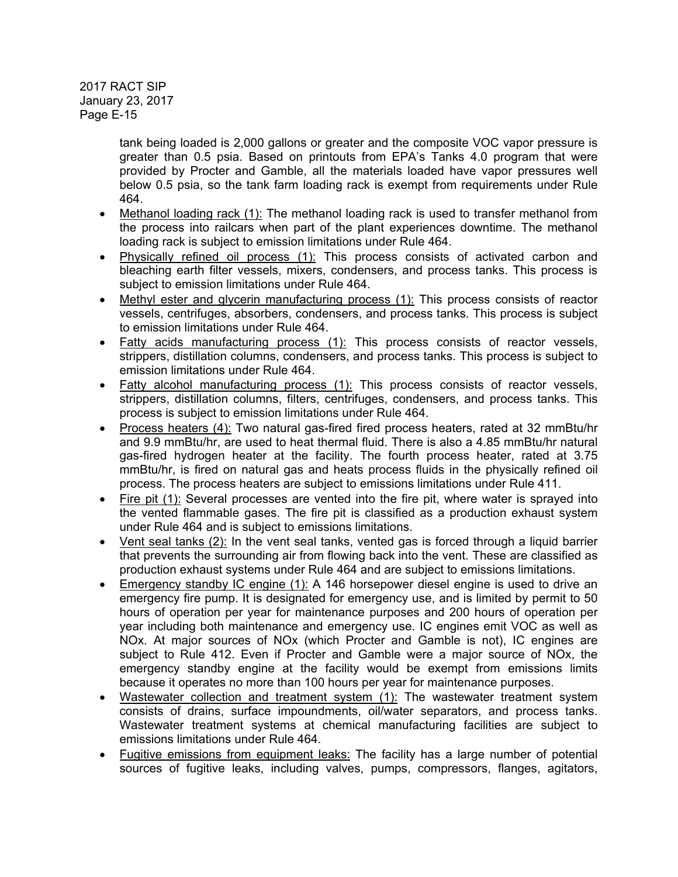tank being loaded is 2,000 gallons or greater and the composite VOC vapor pressure is greater than 0.5 psia. Based on printouts from EPA's Tanks 4.0 program that were provided by Procter and Gamble, all the materials loaded have vapor pressures well below 0.5 psia, so the tank farm loading rack is exempt from requirements under Rule 464.

- Methanol loading rack (1): The methanol loading rack is used to transfer methanol from the process into railcars when part of the plant experiences downtime. The methanol loading rack is subject to emission limitations under Rule 464.
- Physically refined oil process (1): This process consists of activated carbon and bleaching earth filter vessels, mixers, condensers, and process tanks. This process is subject to emission limitations under Rule 464.
- Methyl ester and glycerin manufacturing process (1): This process consists of reactor vessels, centrifuges, absorbers, condensers, and process tanks. This process is subject to emission limitations under Rule 464.
- Fatty acids manufacturing process (1): This process consists of reactor vessels, strippers, distillation columns, condensers, and process tanks. This process is subject to emission limitations under Rule 464.
- Fatty alcohol manufacturing process (1): This process consists of reactor vessels, strippers, distillation columns, filters, centrifuges, condensers, and process tanks. This process is subject to emission limitations under Rule 464.
- Process heaters (4): Two natural gas-fired fired process heaters, rated at 32 mmBtu/hr and 9.9 mmBtu/hr, are used to heat thermal fluid. There is also a 4.85 mmBtu/hr natural gas-fired hydrogen heater at the facility. The fourth process heater, rated at 3.75 mmBtu/hr, is fired on natural gas and heats process fluids in the physically refined oil process. The process heaters are subject to emissions limitations under Rule 411.
- Fire pit (1): Several processes are vented into the fire pit, where water is sprayed into the vented flammable gases. The fire pit is classified as a production exhaust system under Rule 464 and is subject to emissions limitations.
- Vent seal tanks (2): In the vent seal tanks, vented gas is forced through a liquid barrier that prevents the surrounding air from flowing back into the vent. These are classified as production exhaust systems under Rule 464 and are subject to emissions limitations.
- Emergency standby IC engine (1): A 146 horsepower diesel engine is used to drive an emergency fire pump. It is designated for emergency use, and is limited by permit to 50 hours of operation per year for maintenance purposes and 200 hours of operation per year including both maintenance and emergency use. IC engines emit VOC as well as NOx. At major sources of NOx (which Procter and Gamble is not), IC engines are subject to Rule 412. Even if Procter and Gamble were a major source of NOx, the emergency standby engine at the facility would be exempt from emissions limits because it operates no more than 100 hours per year for maintenance purposes.
- Wastewater collection and treatment system (1): The wastewater treatment system consists of drains, surface impoundments, oil/water separators, and process tanks. Wastewater treatment systems at chemical manufacturing facilities are subject to emissions limitations under Rule 464.
- Fugitive emissions from equipment leaks: The facility has a large number of potential sources of fugitive leaks, including valves, pumps, compressors, flanges, agitators,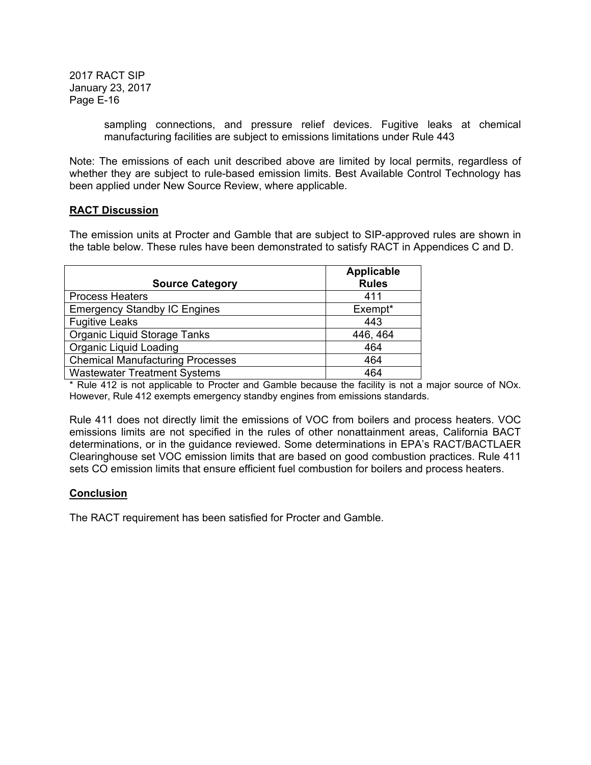sampling connections, and pressure relief devices. Fugitive leaks at chemical manufacturing facilities are subject to emissions limitations under Rule 443

Note: The emissions of each unit described above are limited by local permits, regardless of whether they are subject to rule-based emission limits. Best Available Control Technology has been applied under New Source Review, where applicable.

**RACT Discussion**

The emission units at Procter and Gamble that are subject to SIP-approved rules are shown in the table below. These rules have been demonstrated to satisfy RACT in Appendices C and D.

| Source Category | Applicable Rules |
|---|---|
| Process Heaters | 411 |
| Emergency Standby IC Engines | Exempt* |
| Fugitive Leaks | 443 |
| Organic Liquid Storage Tanks | 446, 464 |
| Organic Liquid Loading | 464 |
| Chemical Manufacturing Processes | 464 |
| Wastewater Treatment Systems | 464 |

* Rule 412 is not applicable to Procter and Gamble because the facility is not a major source of NOx. However, Rule 412 exempts emergency standby engines from emissions standards.

Rule 411 does not directly limit the emissions of VOC from boilers and process heaters. VOC emissions limits are not specified in the rules of other nonattainment areas, California BACT determinations, or in the guidance reviewed. Some determinations in EPA's RACT/BACTLAER Clearinghouse set VOC emission limits that are based on good combustion practices. Rule 411 sets CO emission limits that ensure efficient fuel combustion for boilers and process heaters.

**Conclusion**

The RACT requirement has been satisfied for Procter and Gamble.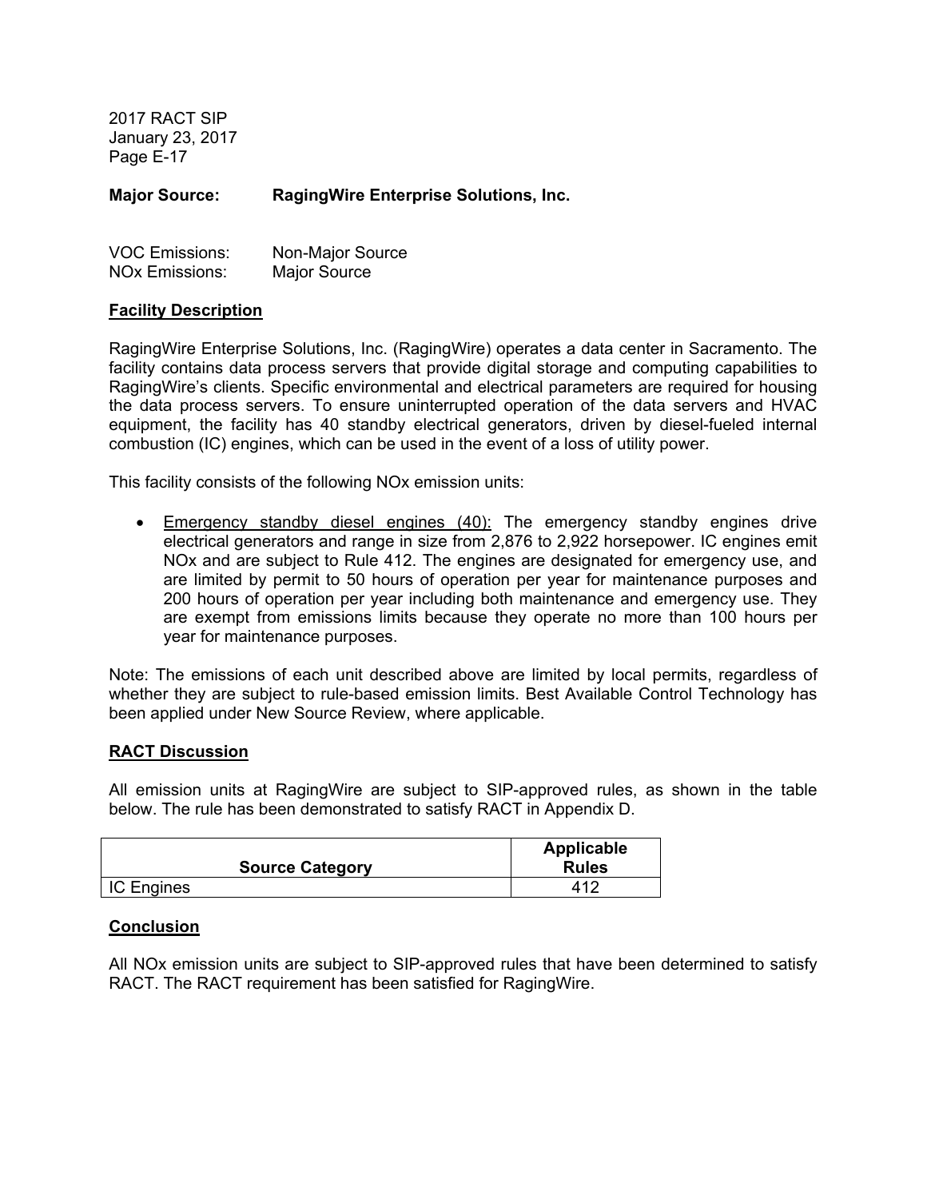**Major Source: RagingWire Enterprise Solutions, Inc.**

VOC Emissions: Non-Major Source
NOx Emissions: Major Source

**Facility Description**

RagingWire Enterprise Solutions, Inc. (RagingWire) operates a data center in Sacramento. The facility contains data process servers that provide digital storage and computing capabilities to RagingWire's clients. Specific environmental and electrical parameters are required for housing the data process servers. To ensure uninterrupted operation of the data servers and HVAC equipment, the facility has 40 standby electrical generators, driven by diesel-fueled internal combustion (IC) engines, which can be used in the event of a loss of utility power.

This facility consists of the following NOx emission units:

- Emergency standby diesel engines (40): The emergency standby engines drive electrical generators and range in size from 2,876 to 2,922 horsepower. IC engines emit NOx and are subject to Rule 412. The engines are designated for emergency use, and are limited by permit to 50 hours of operation per year for maintenance purposes and 200 hours of operation per year including both maintenance and emergency use. They are exempt from emissions limits because they operate no more than 100 hours per year for maintenance purposes.

Note: The emissions of each unit described above are limited by local permits, regardless of whether they are subject to rule-based emission limits. Best Available Control Technology has been applied under New Source Review, where applicable.

**RACT Discussion**

All emission units at RagingWire are subject to SIP-approved rules, as shown in the table below. The rule has been demonstrated to satisfy RACT in Appendix D.

| Source Category | Applicable Rules |
|---|---|
| IC Engines | 412 |

**Conclusion**

All NOx emission units are subject to SIP-approved rules that have been determined to satisfy RACT. The RACT requirement has been satisfied for RagingWire.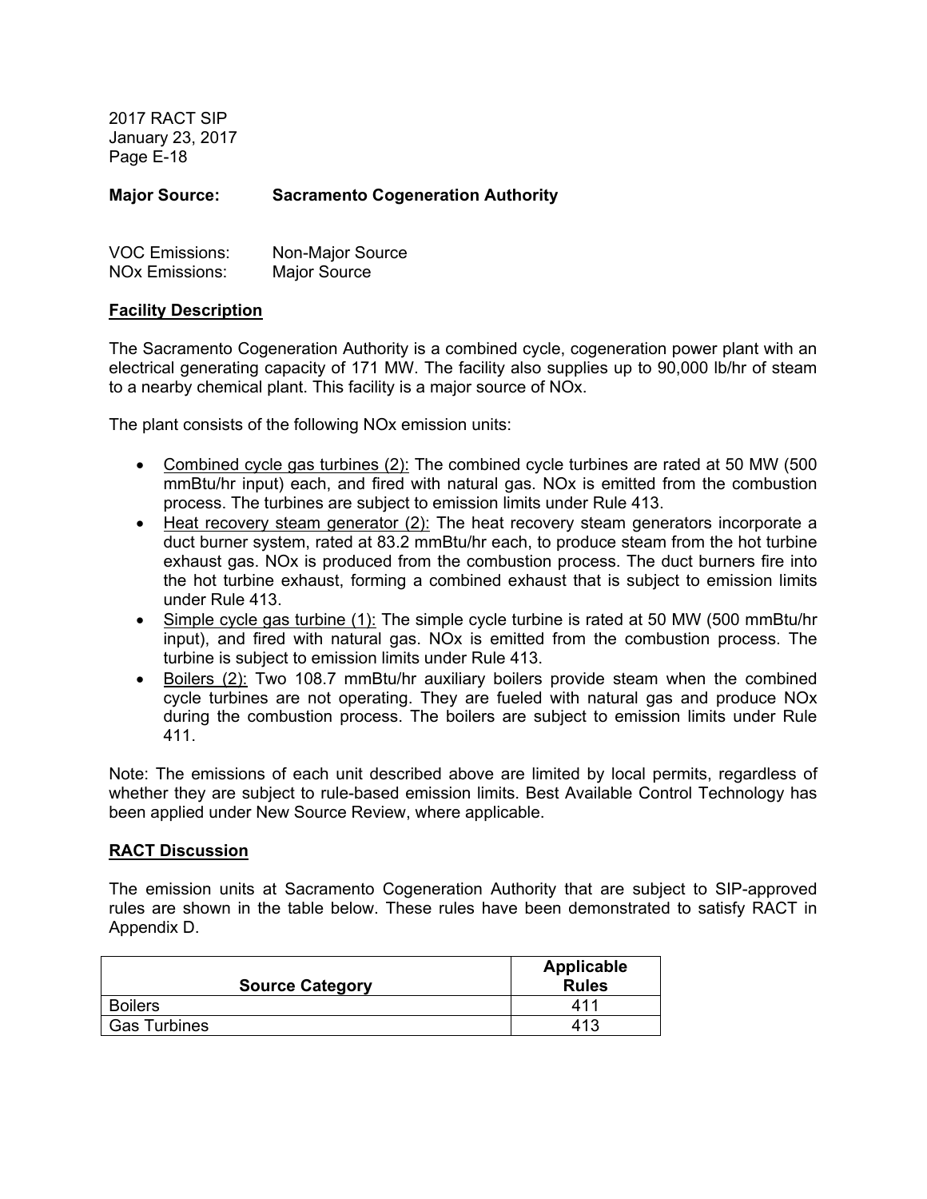**Major Source: Sacramento Cogeneration Authority**

VOC Emissions: Non-Major Source
NOx Emissions: Major Source

**<u>Facility Description</u>**

The Sacramento Cogeneration Authority is a combined cycle, cogeneration power plant with an electrical generating capacity of 171 MW. The facility also supplies up to 90,000 lb/hr of steam to a nearby chemical plant. This facility is a major source of NOx.

The plant consists of the following NOx emission units:

- <u>Combined cycle gas turbines (2):</u> The combined cycle turbines are rated at 50 MW (500 mmBtu/hr input) each, and fired with natural gas. NOx is emitted from the combustion process. The turbines are subject to emission limits under Rule 413.
- <u>Heat recovery steam generator (2):</u> The heat recovery steam generators incorporate a duct burner system, rated at 83.2 mmBtu/hr each, to produce steam from the hot turbine exhaust gas. NOx is produced from the combustion process. The duct burners fire into the hot turbine exhaust, forming a combined exhaust that is subject to emission limits under Rule 413.
- <u>Simple cycle gas turbine (1):</u> The simple cycle turbine is rated at 50 MW (500 mmBtu/hr input), and fired with natural gas. NOx is emitted from the combustion process. The turbine is subject to emission limits under Rule 413.
- <u>Boilers (2):</u> Two 108.7 mmBtu/hr auxiliary boilers provide steam when the combined cycle turbines are not operating. They are fueled with natural gas and produce NOx during the combustion process. The boilers are subject to emission limits under Rule 411.

Note: The emissions of each unit described above are limited by local permits, regardless of whether they are subject to rule-based emission limits. Best Available Control Technology has been applied under New Source Review, where applicable.

**<u>RACT Discussion</u>**

The emission units at Sacramento Cogeneration Authority that are subject to SIP-approved rules are shown in the table below. These rules have been demonstrated to satisfy RACT in Appendix D.

| Source Category | Applicable Rules |
|---|---|
| Boilers | 411 |
| Gas Turbines | 413 |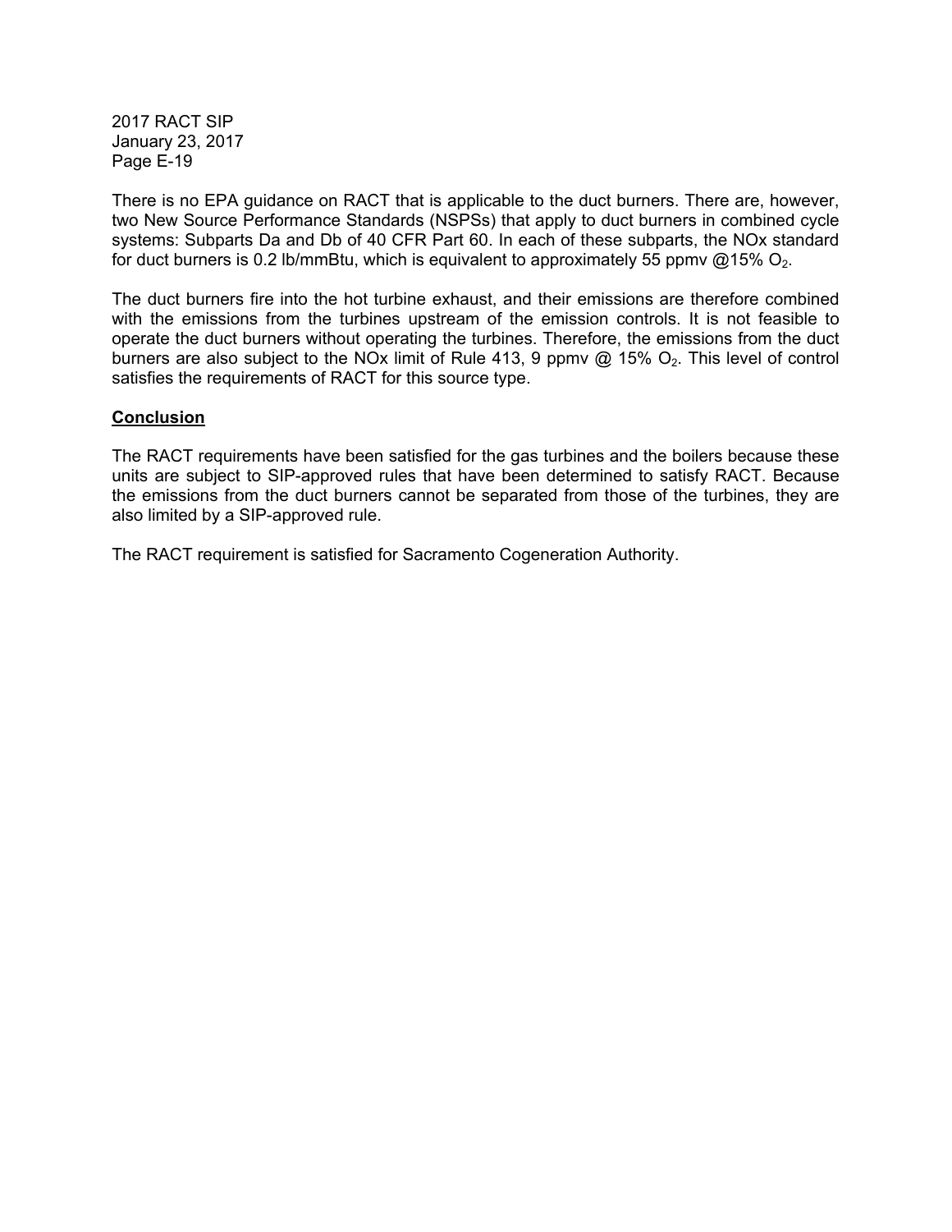There is no EPA guidance on RACT that is applicable to the duct burners. There are, however, two New Source Performance Standards (NSPSs) that apply to duct burners in combined cycle systems: Subparts Da and Db of 40 CFR Part 60. In each of these subparts, the NOx standard for duct burners is 0.2 lb/mmBtu, which is equivalent to approximately 55 ppmv @15% $O_2$.

The duct burners fire into the hot turbine exhaust, and their emissions are therefore combined with the emissions from the turbines upstream of the emission controls. It is not feasible to operate the duct burners without operating the turbines. Therefore, the emissions from the duct burners are also subject to the NOx limit of Rule 413, 9 ppmv @ 15% $O_2$. This level of control satisfies the requirements of RACT for this source type.

**Conclusion**

The RACT requirements have been satisfied for the gas turbines and the boilers because these units are subject to SIP-approved rules that have been determined to satisfy RACT. Because the emissions from the duct burners cannot be separated from those of the turbines, they are also limited by a SIP-approved rule.

The RACT requirement is satisfied for Sacramento Cogeneration Authority.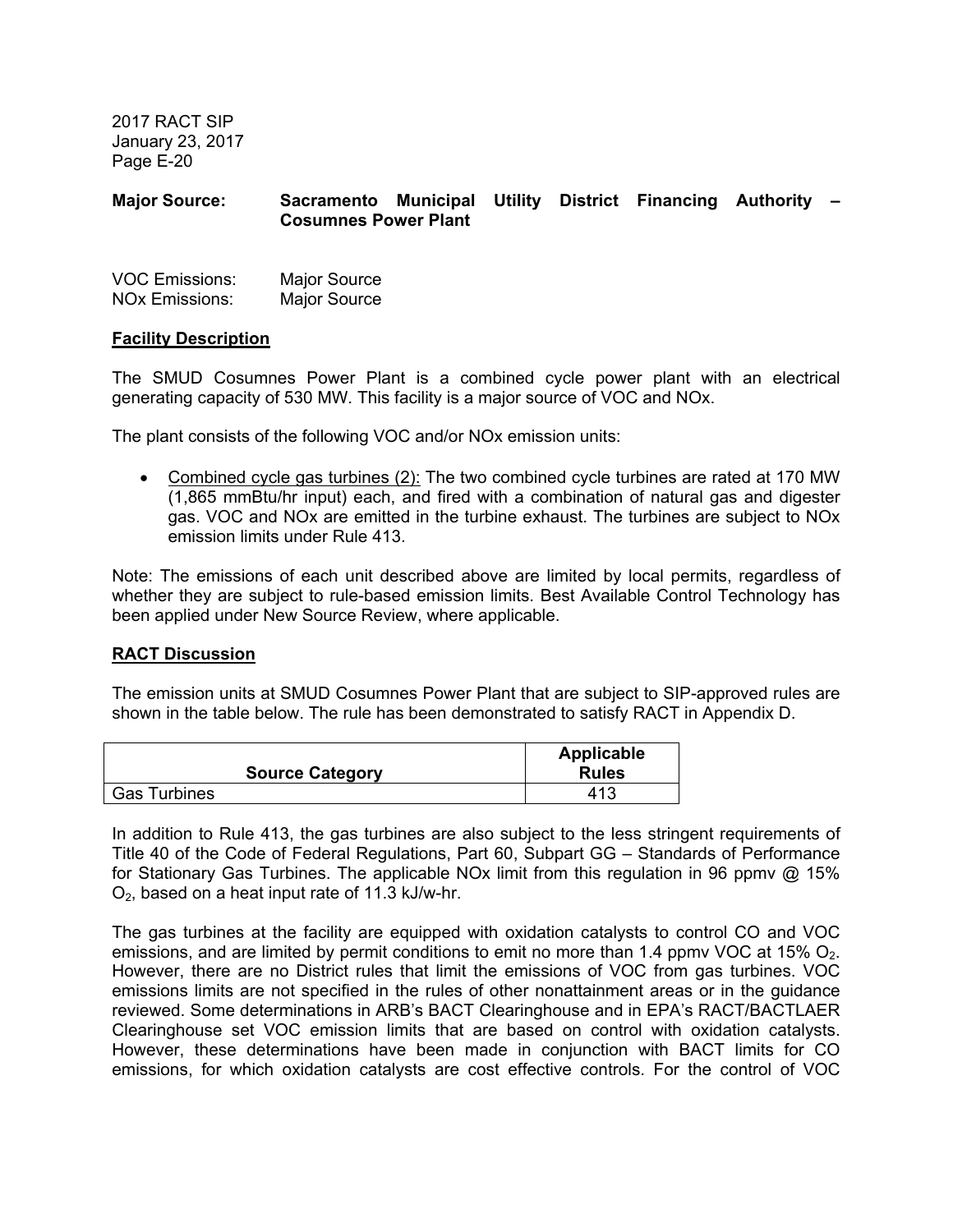**Major Source:** **Sacramento Municipal Utility District Financing Authority – Cosumnes Power Plant**

VOC Emissions: Major Source
NOx Emissions: Major Source

**Facility Description**

The SMUD Cosumnes Power Plant is a combined cycle power plant with an electrical generating capacity of 530 MW. This facility is a major source of VOC and NOx.

The plant consists of the following VOC and/or NOx emission units:

- Combined cycle gas turbines (2): The two combined cycle turbines are rated at 170 MW (1,865 mmBtu/hr input) each, and fired with a combination of natural gas and digester gas. VOC and NOx are emitted in the turbine exhaust. The turbines are subject to NOx emission limits under Rule 413.

Note: The emissions of each unit described above are limited by local permits, regardless of whether they are subject to rule-based emission limits. Best Available Control Technology has been applied under New Source Review, where applicable.

**RACT Discussion**

The emission units at SMUD Cosumnes Power Plant that are subject to SIP-approved rules are shown in the table below. The rule has been demonstrated to satisfy RACT in Appendix D.

| Source Category | Applicable Rules |
| --- | --- |
| Gas Turbines | 413 |

In addition to Rule 413, the gas turbines are also subject to the less stringent requirements of Title 40 of the Code of Federal Regulations, Part 60, Subpart GG – Standards of Performance for Stationary Gas Turbines. The applicable NOx limit from this regulation in 96 ppmv @ 15% $O_2$, based on a heat input rate of 11.3 kJ/w-hr.

The gas turbines at the facility are equipped with oxidation catalysts to control CO and VOC emissions, and are limited by permit conditions to emit no more than 1.4 ppmv VOC at 15% $O_2$. However, there are no District rules that limit the emissions of VOC from gas turbines. VOC emissions limits are not specified in the rules of other nonattainment areas or in the guidance reviewed. Some determinations in ARB's BACT Clearinghouse and in EPA's RACT/BACTLAER Clearinghouse set VOC emission limits that are based on control with oxidation catalysts. However, these determinations have been made in conjunction with BACT limits for CO emissions, for which oxidation catalysts are cost effective controls. For the control of VOC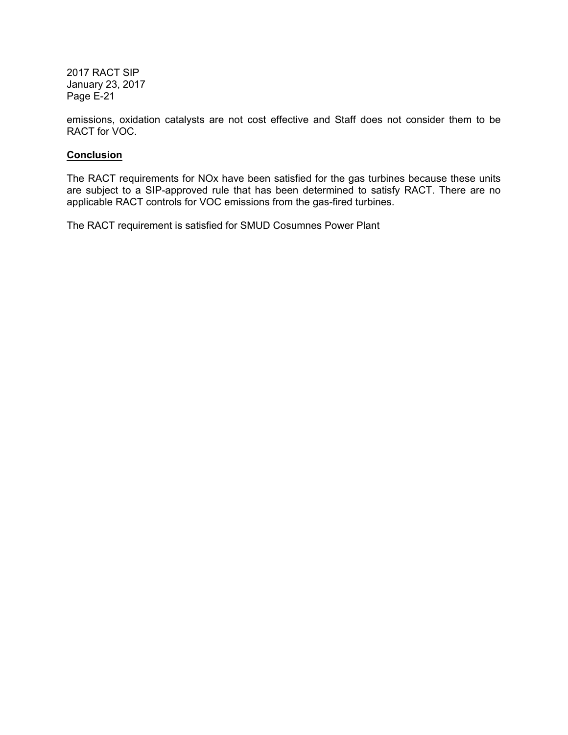emissions, oxidation catalysts are not cost effective and Staff does not consider them to be RACT for VOC.

**Conclusion**

The RACT requirements for NOx have been satisfied for the gas turbines because these units are subject to a SIP-approved rule that has been determined to satisfy RACT. There are no applicable RACT controls for VOC emissions from the gas-fired turbines.

The RACT requirement is satisfied for SMUD Cosumnes Power Plant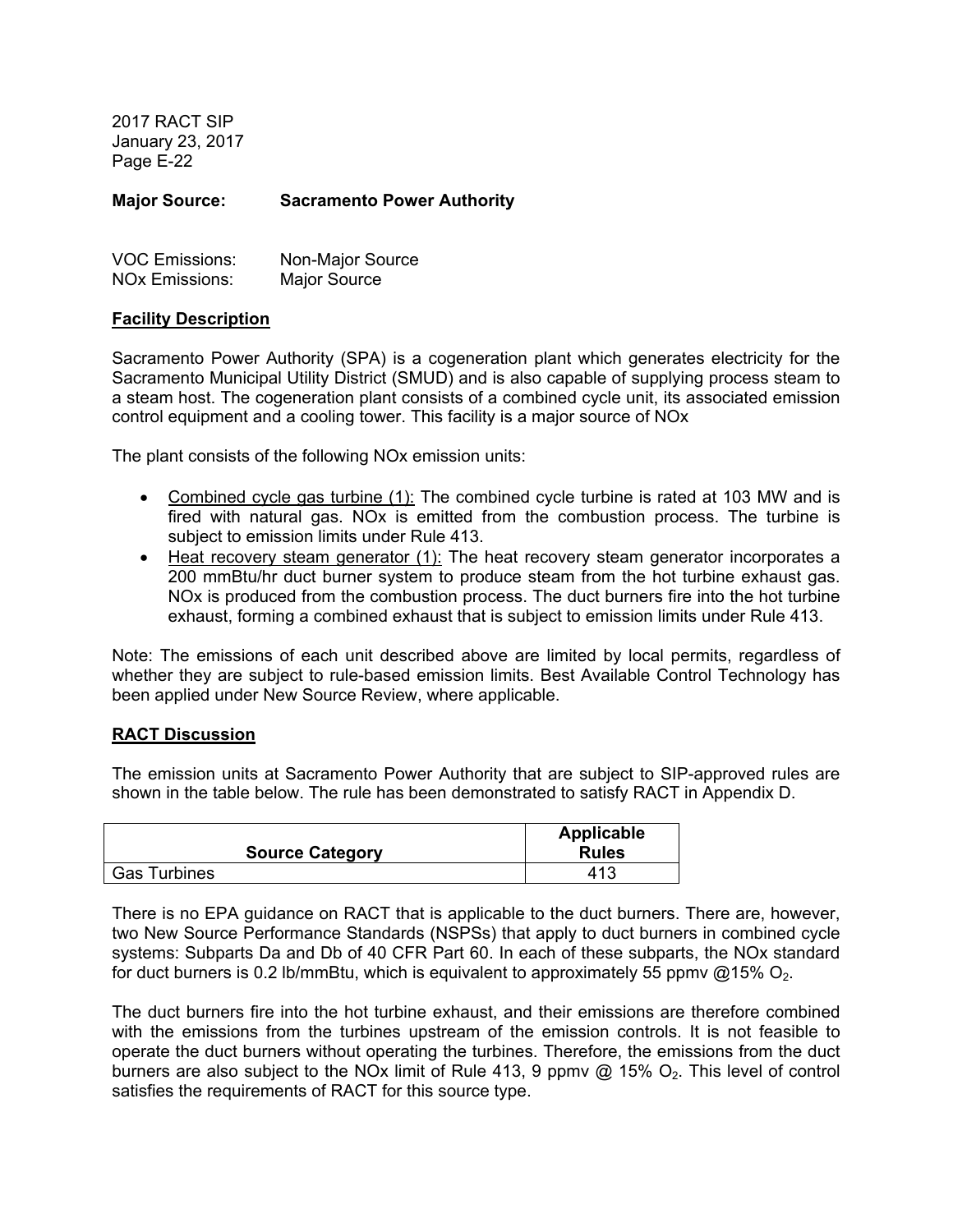**Major Source: Sacramento Power Authority**

VOC Emissions: Non-Major Source
NOx Emissions: Major Source

**Facility Description**

Sacramento Power Authority (SPA) is a cogeneration plant which generates electricity for the Sacramento Municipal Utility District (SMUD) and is also capable of supplying process steam to a steam host. The cogeneration plant consists of a combined cycle unit, its associated emission control equipment and a cooling tower. This facility is a major source of NOx

The plant consists of the following NOx emission units:

- Combined cycle gas turbine (1): The combined cycle turbine is rated at 103 MW and is fired with natural gas. NOx is emitted from the combustion process. The turbine is subject to emission limits under Rule 413.
- Heat recovery steam generator (1): The heat recovery steam generator incorporates a 200 mmBtu/hr duct burner system to produce steam from the hot turbine exhaust gas. NOx is produced from the combustion process. The duct burners fire into the hot turbine exhaust, forming a combined exhaust that is subject to emission limits under Rule 413.

Note: The emissions of each unit described above are limited by local permits, regardless of whether they are subject to rule-based emission limits. Best Available Control Technology has been applied under New Source Review, where applicable.

**RACT Discussion**

The emission units at Sacramento Power Authority that are subject to SIP-approved rules are shown in the table below. The rule has been demonstrated to satisfy RACT in Appendix D.

| Source Category | Applicable Rules |
|---|---|
| Gas Turbines | 413 |

There is no EPA guidance on RACT that is applicable to the duct burners. There are, however, two New Source Performance Standards (NSPSs) that apply to duct burners in combined cycle systems: Subparts Da and Db of 40 CFR Part 60. In each of these subparts, the NOx standard for duct burners is 0.2 lb/mmBtu, which is equivalent to approximately 55 ppmv @15% $O_2$.

The duct burners fire into the hot turbine exhaust, and their emissions are therefore combined with the emissions from the turbines upstream of the emission controls. It is not feasible to operate the duct burners without operating the turbines. Therefore, the emissions from the duct burners are also subject to the NOx limit of Rule 413, 9 ppmv @ 15% $O_2$. This level of control satisfies the requirements of RACT for this source type.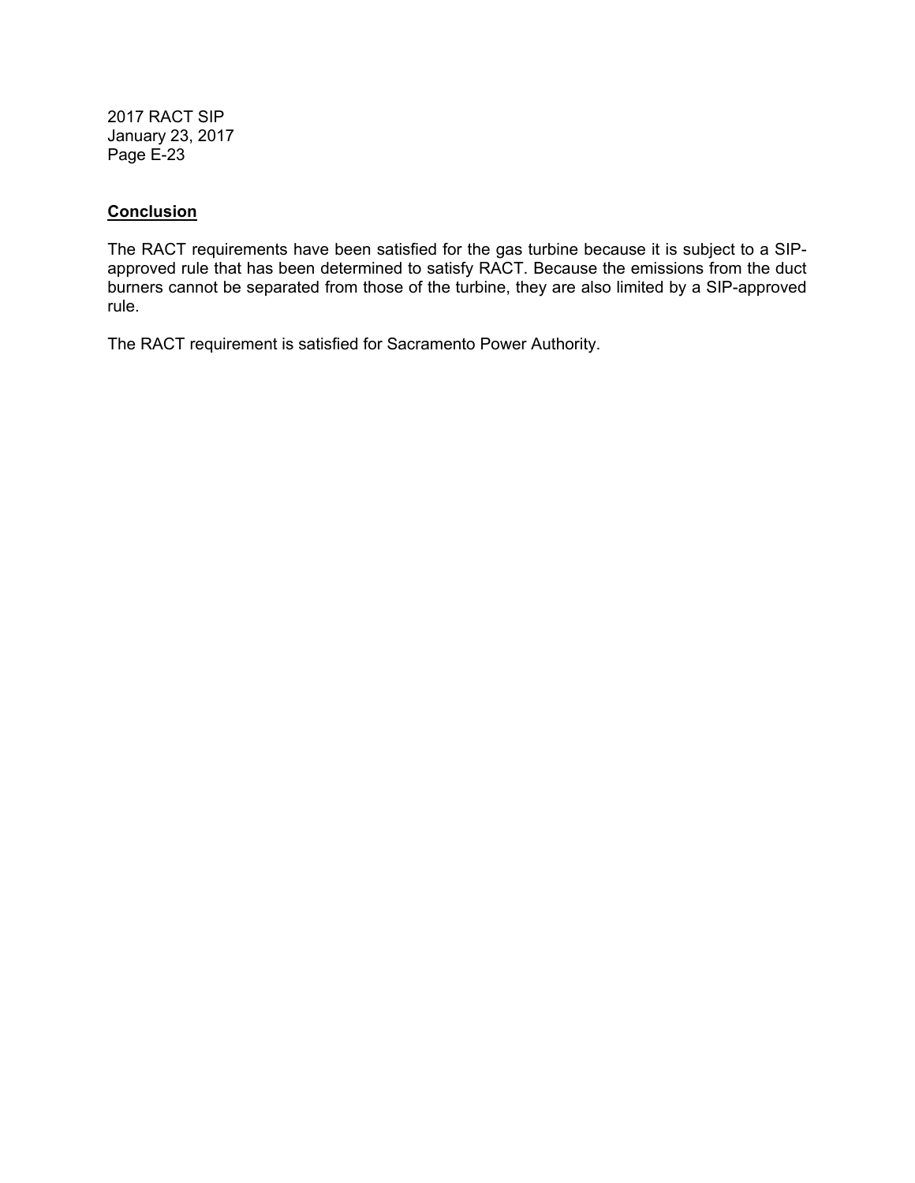**Conclusion**

The RACT requirements have been satisfied for the gas turbine because it is subject to a SIP-approved rule that has been determined to satisfy RACT. Because the emissions from the duct burners cannot be separated from those of the turbine, they are also limited by a SIP-approved rule.

The RACT requirement is satisfied for Sacramento Power Authority.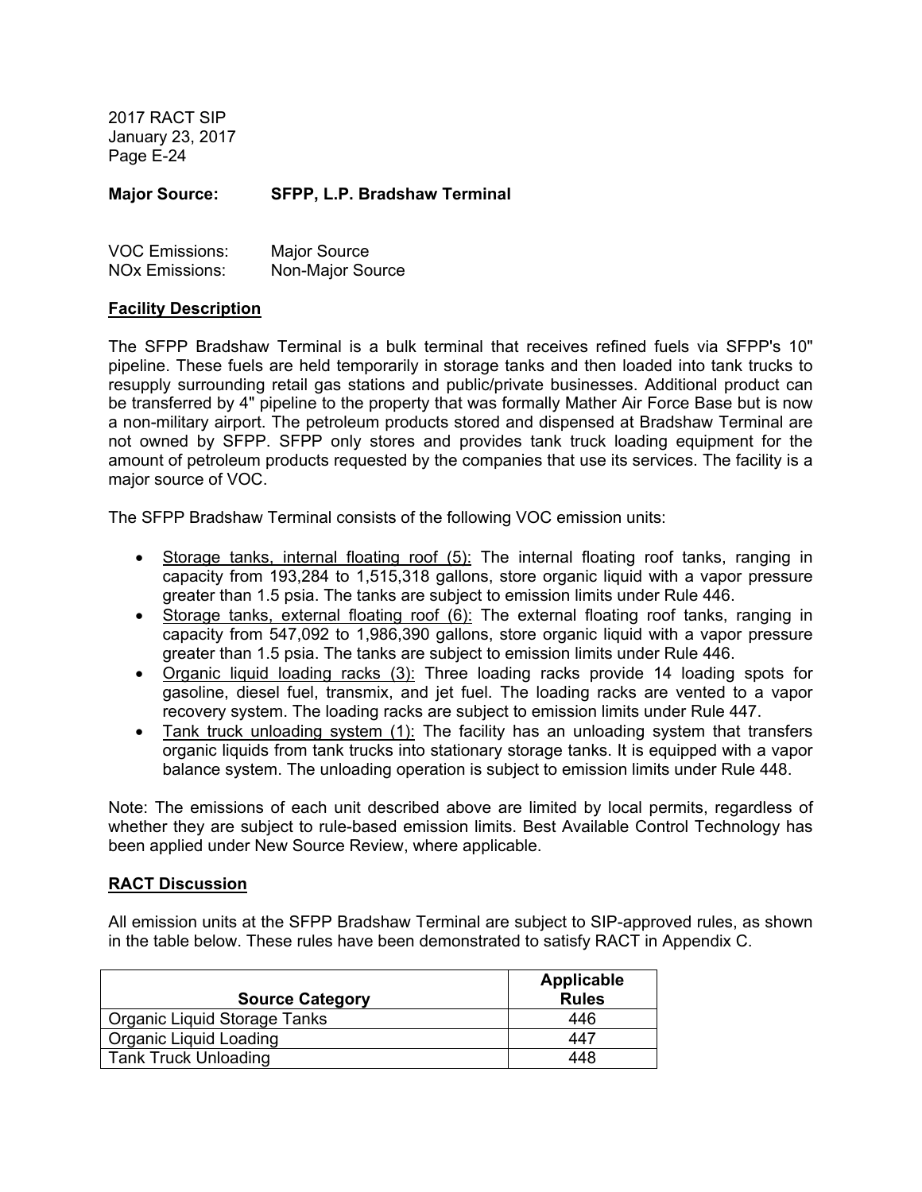**Major Source: SFPP, L.P. Bradshaw Terminal**

VOC Emissions: Major Source
NOx Emissions: Non-Major Source

**Facility Description**

The SFPP Bradshaw Terminal is a bulk terminal that receives refined fuels via SFPP's 10" pipeline. These fuels are held temporarily in storage tanks and then loaded into tank trucks to resupply surrounding retail gas stations and public/private businesses. Additional product can be transferred by 4" pipeline to the property that was formally Mather Air Force Base but is now a non-military airport. The petroleum products stored and dispensed at Bradshaw Terminal are not owned by SFPP. SFPP only stores and provides tank truck loading equipment for the amount of petroleum products requested by the companies that use its services. The facility is a major source of VOC.

The SFPP Bradshaw Terminal consists of the following VOC emission units:

- Storage tanks, internal floating roof (5): The internal floating roof tanks, ranging in capacity from 193,284 to 1,515,318 gallons, store organic liquid with a vapor pressure greater than 1.5 psia. The tanks are subject to emission limits under Rule 446.
- Storage tanks, external floating roof (6): The external floating roof tanks, ranging in capacity from 547,092 to 1,986,390 gallons, store organic liquid with a vapor pressure greater than 1.5 psia. The tanks are subject to emission limits under Rule 446.
- Organic liquid loading racks (3): Three loading racks provide 14 loading spots for gasoline, diesel fuel, transmix, and jet fuel. The loading racks are vented to a vapor recovery system. The loading racks are subject to emission limits under Rule 447.
- Tank truck unloading system (1): The facility has an unloading system that transfers organic liquids from tank trucks into stationary storage tanks. It is equipped with a vapor balance system. The unloading operation is subject to emission limits under Rule 448.

Note: The emissions of each unit described above are limited by local permits, regardless of whether they are subject to rule-based emission limits. Best Available Control Technology has been applied under New Source Review, where applicable.

**RACT Discussion**

All emission units at the SFPP Bradshaw Terminal are subject to SIP-approved rules, as shown in the table below. These rules have been demonstrated to satisfy RACT in Appendix C.

| Source Category | Applicable Rules |
|---|---|
| Organic Liquid Storage Tanks | 446 |
| Organic Liquid Loading | 447 |
| Tank Truck Unloading | 448 |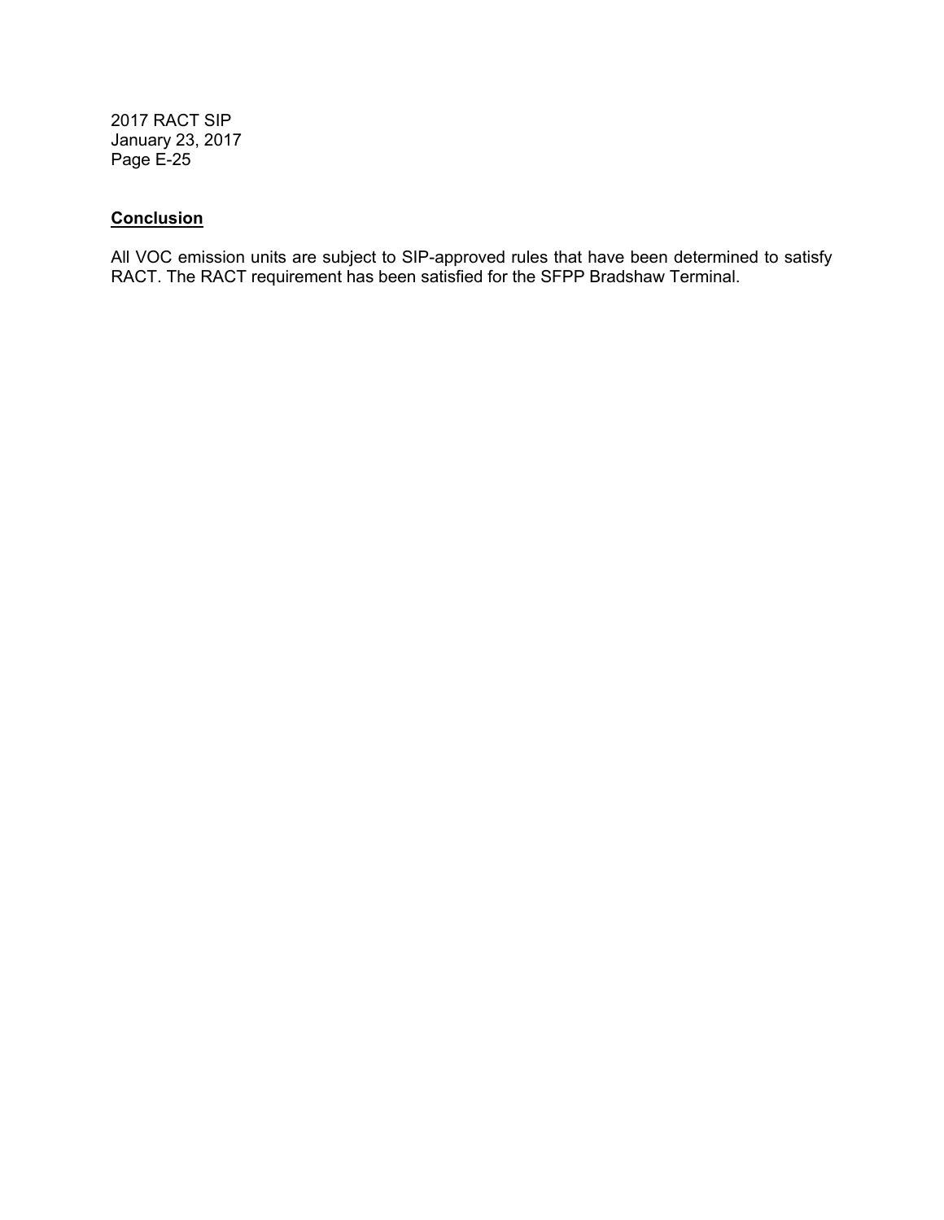**Conclusion**

All VOC emission units are subject to SIP-approved rules that have been determined to satisfy RACT. The RACT requirement has been satisfied for the SFPP Bradshaw Terminal.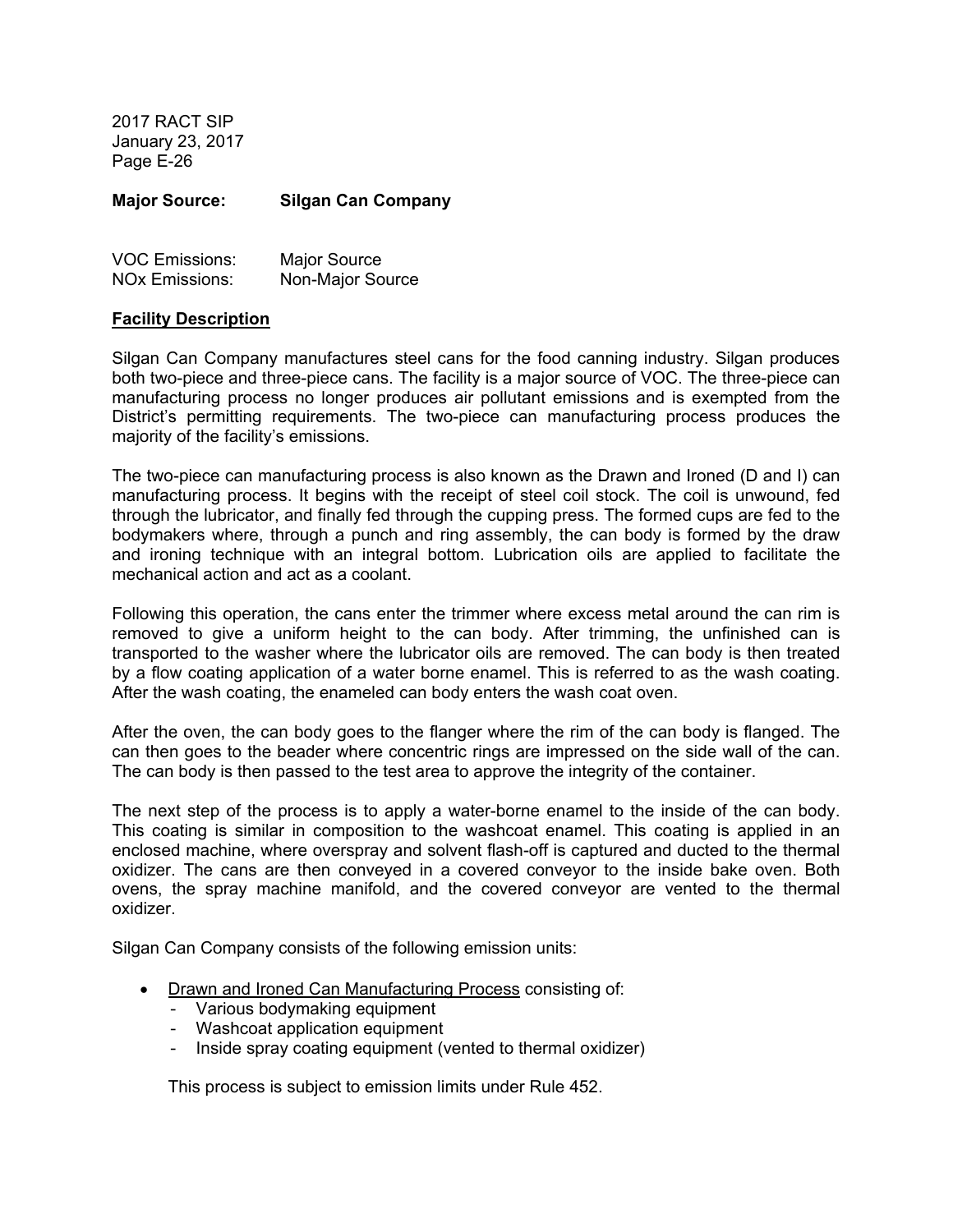**Major Source: Silgan Can Company**

VOC Emissions: Major Source
NOx Emissions: Non-Major Source

**Facility Description**

Silgan Can Company manufactures steel cans for the food canning industry. Silgan produces both two-piece and three-piece cans. The facility is a major source of VOC. The three-piece can manufacturing process no longer produces air pollutant emissions and is exempted from the District's permitting requirements. The two-piece can manufacturing process produces the majority of the facility's emissions.

The two-piece can manufacturing process is also known as the Drawn and Ironed (D and I) can manufacturing process. It begins with the receipt of steel coil stock. The coil is unwound, fed through the lubricator, and finally fed through the cupping press. The formed cups are fed to the bodymakers where, through a punch and ring assembly, the can body is formed by the draw and ironing technique with an integral bottom. Lubrication oils are applied to facilitate the mechanical action and act as a coolant.

Following this operation, the cans enter the trimmer where excess metal around the can rim is removed to give a uniform height to the can body. After trimming, the unfinished can is transported to the washer where the lubricator oils are removed. The can body is then treated by a flow coating application of a water borne enamel. This is referred to as the wash coating. After the wash coating, the enameled can body enters the wash coat oven.

After the oven, the can body goes to the flanger where the rim of the can body is flanged. The can then goes to the beader where concentric rings are impressed on the side wall of the can. The can body is then passed to the test area to approve the integrity of the container.

The next step of the process is to apply a water-borne enamel to the inside of the can body. This coating is similar in composition to the washcoat enamel. This coating is applied in an enclosed machine, where overspray and solvent flash-off is captured and ducted to the thermal oxidizer. The cans are then conveyed in a covered conveyor to the inside bake oven. Both ovens, the spray machine manifold, and the covered conveyor are vented to the thermal oxidizer.

Silgan Can Company consists of the following emission units:

- Drawn and Ironed Can Manufacturing Process consisting of:
  - Various bodymaking equipment
  - Washcoat application equipment
  - Inside spray coating equipment (vented to thermal oxidizer)

  This process is subject to emission limits under Rule 452.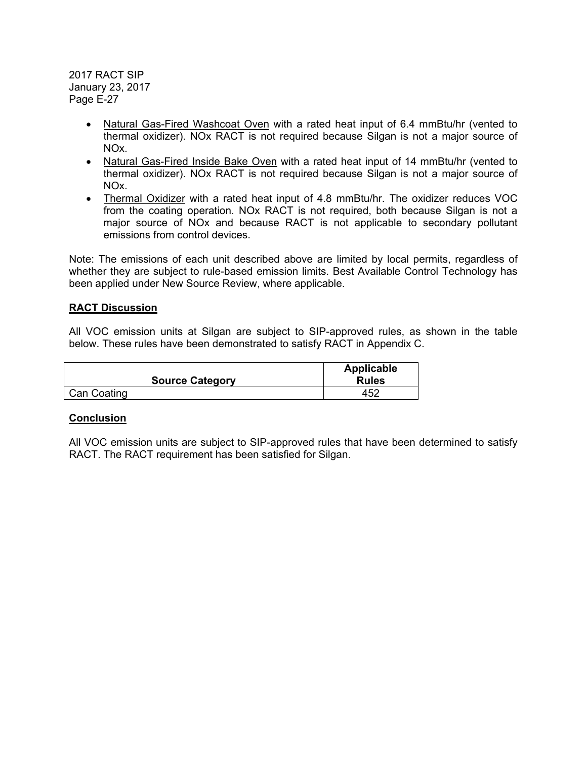- Natural Gas-Fired Washcoat Oven with a rated heat input of 6.4 mmBtu/hr (vented to thermal oxidizer). NOx RACT is not required because Silgan is not a major source of NOx.
- Natural Gas-Fired Inside Bake Oven with a rated heat input of 14 mmBtu/hr (vented to thermal oxidizer). NOx RACT is not required because Silgan is not a major source of NOx.
- Thermal Oxidizer with a rated heat input of 4.8 mmBtu/hr. The oxidizer reduces VOC from the coating operation. NOx RACT is not required, both because Silgan is not a major source of NOx and because RACT is not applicable to secondary pollutant emissions from control devices.

Note: The emissions of each unit described above are limited by local permits, regardless of whether they are subject to rule-based emission limits. Best Available Control Technology has been applied under New Source Review, where applicable.

**RACT Discussion**

All VOC emission units at Silgan are subject to SIP-approved rules, as shown in the table below. These rules have been demonstrated to satisfy RACT in Appendix C.

| Source Category | Applicable Rules |
|---|---|
| Can Coating | 452 |

**Conclusion**

All VOC emission units are subject to SIP-approved rules that have been determined to satisfy RACT. The RACT requirement has been satisfied for Silgan.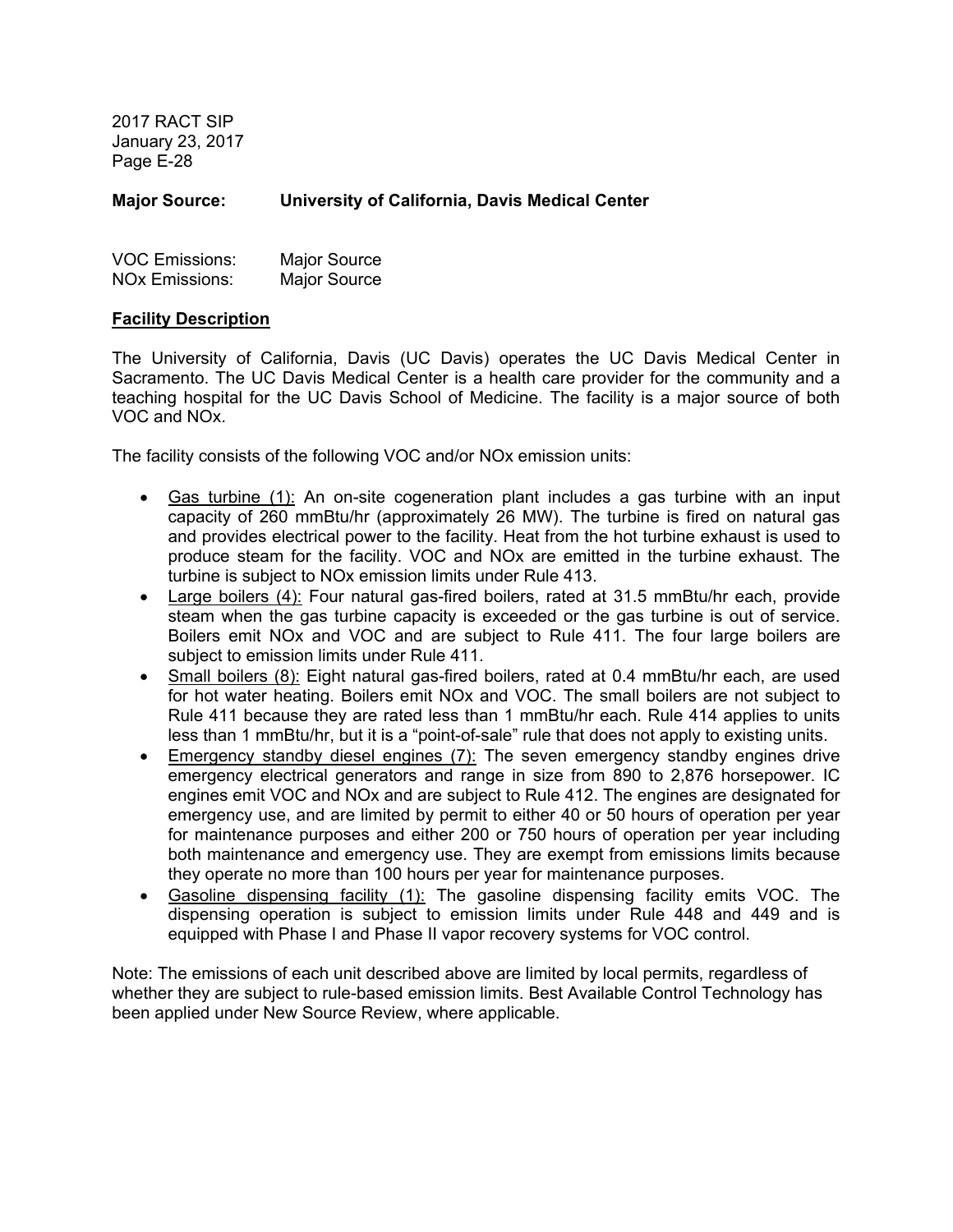**Major Source: University of California, Davis Medical Center**

VOC Emissions: Major Source
NOx Emissions: Major Source

**Facility Description**

The University of California, Davis (UC Davis) operates the UC Davis Medical Center in Sacramento. The UC Davis Medical Center is a health care provider for the community and a teaching hospital for the UC Davis School of Medicine. The facility is a major source of both VOC and NOx.

The facility consists of the following VOC and/or NOx emission units:

- Gas turbine (1): An on-site cogeneration plant includes a gas turbine with an input capacity of 260 mmBtu/hr (approximately 26 MW). The turbine is fired on natural gas and provides electrical power to the facility. Heat from the hot turbine exhaust is used to produce steam for the facility. VOC and NOx are emitted in the turbine exhaust. The turbine is subject to NOx emission limits under Rule 413.
- Large boilers (4): Four natural gas-fired boilers, rated at 31.5 mmBtu/hr each, provide steam when the gas turbine capacity is exceeded or the gas turbine is out of service. Boilers emit NOx and VOC and are subject to Rule 411. The four large boilers are subject to emission limits under Rule 411.
- Small boilers (8): Eight natural gas-fired boilers, rated at 0.4 mmBtu/hr each, are used for hot water heating. Boilers emit NOx and VOC. The small boilers are not subject to Rule 411 because they are rated less than 1 mmBtu/hr each. Rule 414 applies to units less than 1 mmBtu/hr, but it is a "point-of-sale" rule that does not apply to existing units.
- Emergency standby diesel engines (7): The seven emergency standby engines drive emergency electrical generators and range in size from 890 to 2,876 horsepower. IC engines emit VOC and NOx and are subject to Rule 412. The engines are designated for emergency use, and are limited by permit to either 40 or 50 hours of operation per year for maintenance purposes and either 200 or 750 hours of operation per year including both maintenance and emergency use. They are exempt from emissions limits because they operate no more than 100 hours per year for maintenance purposes.
- Gasoline dispensing facility (1): The gasoline dispensing facility emits VOC. The dispensing operation is subject to emission limits under Rule 448 and 449 and is equipped with Phase I and Phase II vapor recovery systems for VOC control.

Note: The emissions of each unit described above are limited by local permits, regardless of whether they are subject to rule-based emission limits. Best Available Control Technology has been applied under New Source Review, where applicable.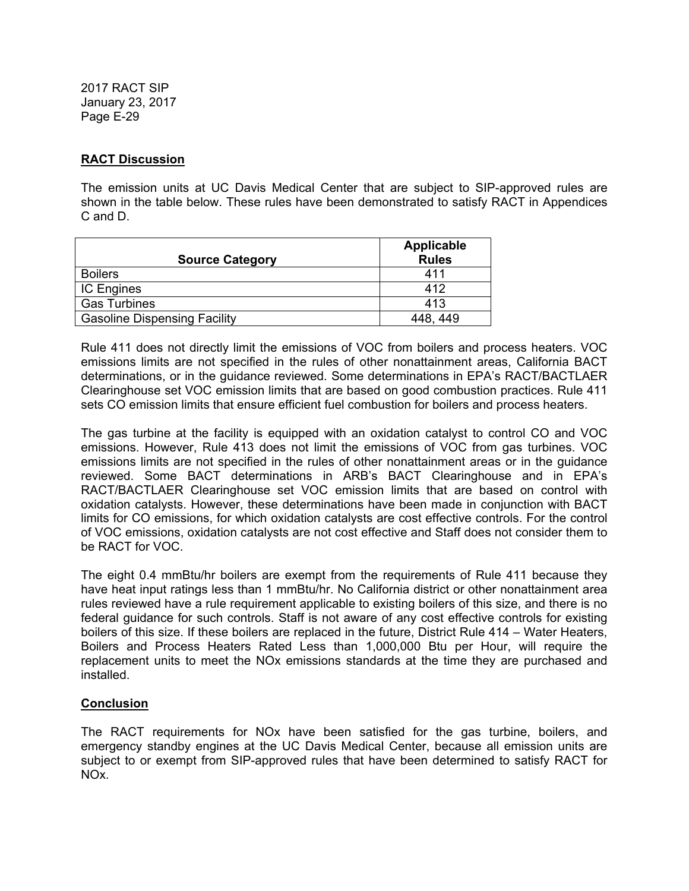**RACT Discussion**

The emission units at UC Davis Medical Center that are subject to SIP-approved rules are shown in the table below. These rules have been demonstrated to satisfy RACT in Appendices C and D.

| Source Category | Applicable Rules |
|---|---|
| Boilers | 411 |
| IC Engines | 412 |
| Gas Turbines | 413 |
| Gasoline Dispensing Facility | 448, 449 |

Rule 411 does not directly limit the emissions of VOC from boilers and process heaters. VOC emissions limits are not specified in the rules of other nonattainment areas, California BACT determinations, or in the guidance reviewed. Some determinations in EPA's RACT/BACTLAER Clearinghouse set VOC emission limits that are based on good combustion practices. Rule 411 sets CO emission limits that ensure efficient fuel combustion for boilers and process heaters.

The gas turbine at the facility is equipped with an oxidation catalyst to control CO and VOC emissions. However, Rule 413 does not limit the emissions of VOC from gas turbines. VOC emissions limits are not specified in the rules of other nonattainment areas or in the guidance reviewed. Some BACT determinations in ARB's BACT Clearinghouse and in EPA's RACT/BACTLAER Clearinghouse set VOC emission limits that are based on control with oxidation catalysts. However, these determinations have been made in conjunction with BACT limits for CO emissions, for which oxidation catalysts are cost effective controls. For the control of VOC emissions, oxidation catalysts are not cost effective and Staff does not consider them to be RACT for VOC.

The eight 0.4 mmBtu/hr boilers are exempt from the requirements of Rule 411 because they have heat input ratings less than 1 mmBtu/hr. No California district or other nonattainment area rules reviewed have a rule requirement applicable to existing boilers of this size, and there is no federal guidance for such controls. Staff is not aware of any cost effective controls for existing boilers of this size. If these boilers are replaced in the future, District Rule 414 – Water Heaters, Boilers and Process Heaters Rated Less than 1,000,000 Btu per Hour, will require the replacement units to meet the NOx emissions standards at the time they are purchased and installed.

**Conclusion**

The RACT requirements for NOx have been satisfied for the gas turbine, boilers, and emergency standby engines at the UC Davis Medical Center, because all emission units are subject to or exempt from SIP-approved rules that have been determined to satisfy RACT for NOx.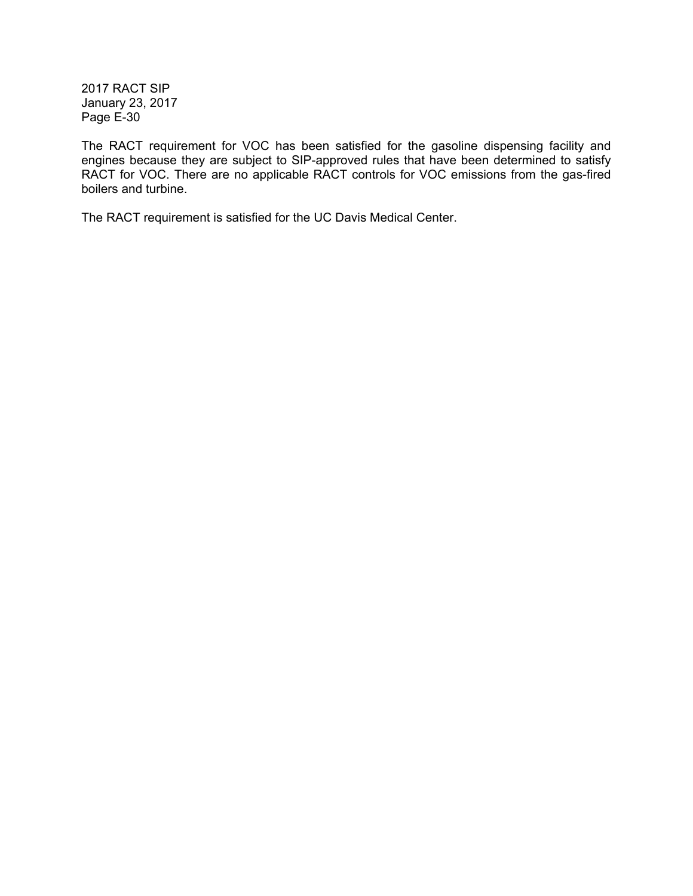The RACT requirement for VOC has been satisfied for the gasoline dispensing facility and engines because they are subject to SIP-approved rules that have been determined to satisfy RACT for VOC. There are no applicable RACT controls for VOC emissions from the gas-fired boilers and turbine.

The RACT requirement is satisfied for the UC Davis Medical Center.